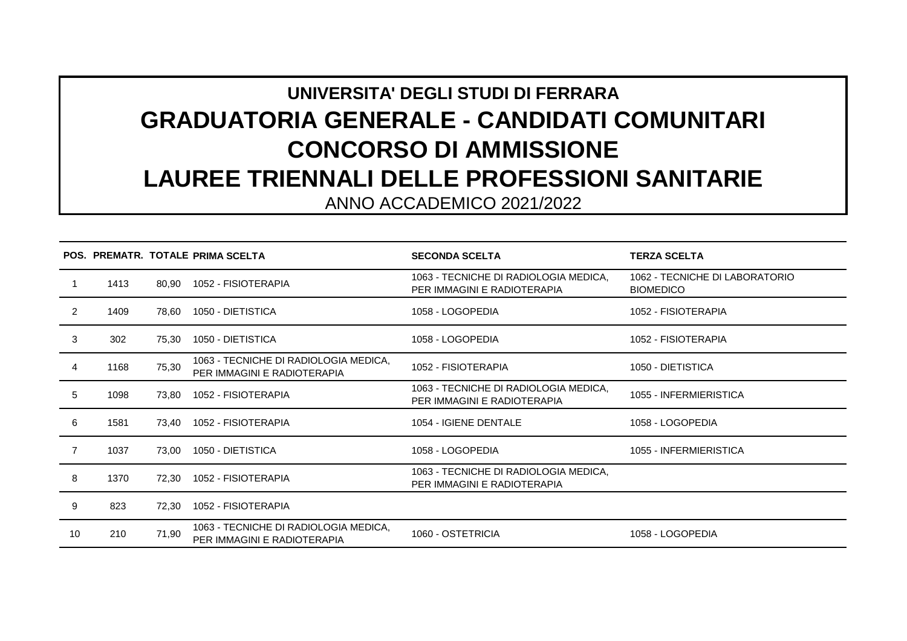# UNIVERSITA' DEGLI STUDI DI FERRARA

# GRADUATORIA GENERALE - CANDIDATI COMUNITARI

# CONCORSO DI AMMISSIONE

# LAUREE TRIENNALI DELLE PROFESSIONI SANITARIE

ANNO ACCADEMICO 2021/2022

| POS. | PREMATR. | TOTALE | PRIMA SCELTA | SECONDA SCELTA | TERZA SCELTA |
|---|---|---|---|---|---|
| 1 | 1413 | 80,90 | 1052 - FISIOTERAPIA | 1063 - TECNICHE DI RADIOLOGIA MEDICA, PER IMMAGINI E RADIOTERAPIA | 1062 - TECNICHE DI LABORATORIO BIOMEDICO |
| 2 | 1409 | 78,60 | 1050 - DIETISTICA | 1058 - LOGOPEDIA | 1052 - FISIOTERAPIA |
| 3 | 302 | 75,30 | 1050 - DIETISTICA | 1058 - LOGOPEDIA | 1052 - FISIOTERAPIA |
| 4 | 1168 | 75,30 | 1063 - TECNICHE DI RADIOLOGIA MEDICA, PER IMMAGINI E RADIOTERAPIA | 1052 - FISIOTERAPIA | 1050 - DIETISTICA |
| 5 | 1098 | 73,80 | 1052 - FISIOTERAPIA | 1063 - TECNICHE DI RADIOLOGIA MEDICA, PER IMMAGINI E RADIOTERAPIA | 1055 - INFERMIERISTICA |
| 6 | 1581 | 73,40 | 1052 - FISIOTERAPIA | 1054 - IGIENE DENTALE | 1058 - LOGOPEDIA |
| 7 | 1037 | 73,00 | 1050 - DIETISTICA | 1058 - LOGOPEDIA | 1055 - INFERMIERISTICA |
| 8 | 1370 | 72,30 | 1052 - FISIOTERAPIA | 1063 - TECNICHE DI RADIOLOGIA MEDICA, PER IMMAGINI E RADIOTERAPIA | |
| 9 | 823 | 72,30 | 1052 - FISIOTERAPIA | | |
| 10 | 210 | 71,90 | 1063 - TECNICHE DI RADIOLOGIA MEDICA, PER IMMAGINI E RADIOTERAPIA | 1060 - OSTETRICIA | 1058 - LOGOPEDIA |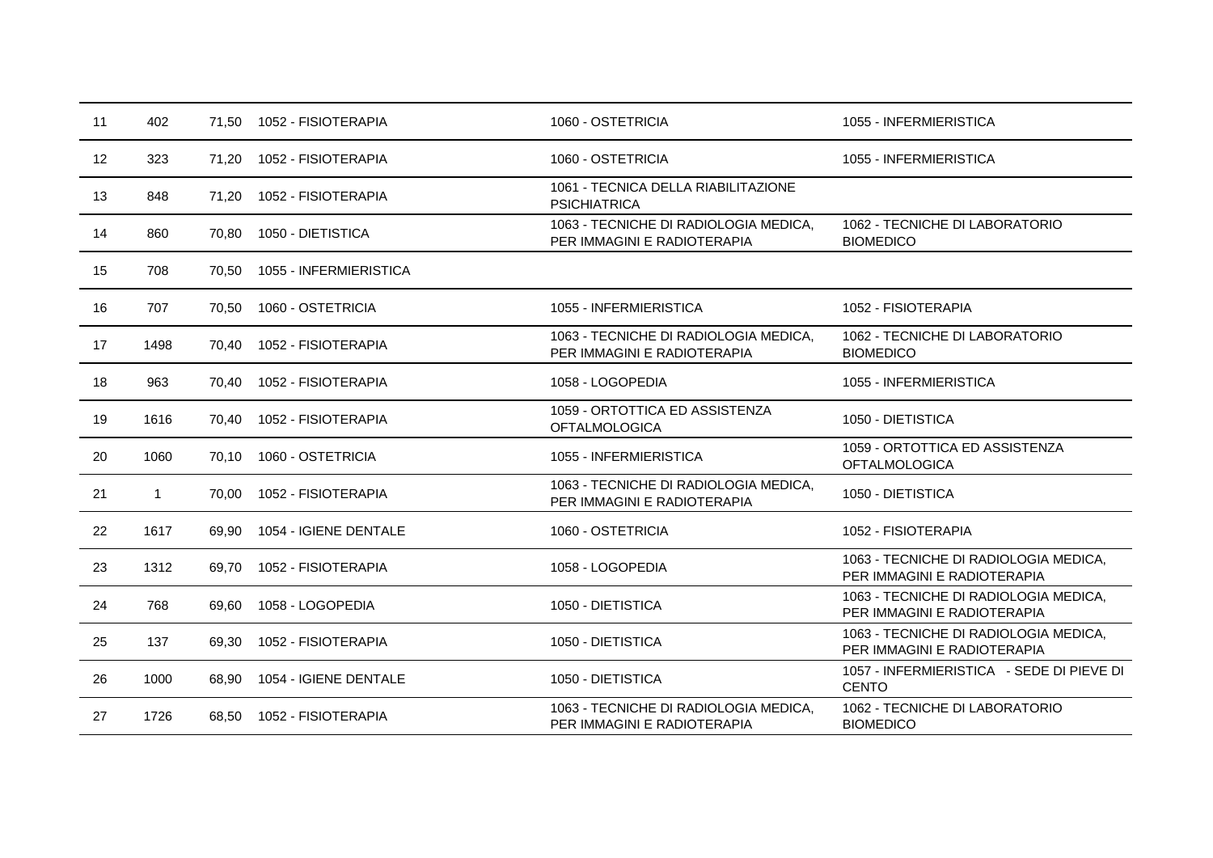|  |  |  |  |  |  |
|---|---|---|---|---|---|
| 11 | 402 | 71,50 | 1052 - FISIOTERAPIA | 1060 - OSTETRICIA | 1055 - INFERMIERISTICA |
| 12 | 323 | 71,20 | 1052 - FISIOTERAPIA | 1060 - OSTETRICIA | 1055 - INFERMIERISTICA |
| 13 | 848 | 71,20 | 1052 - FISIOTERAPIA | 1061 - TECNICA DELLA RIABILITAZIONE PSICHIATRICA | |
| 14 | 860 | 70,80 | 1050 - DIETISTICA | 1063 - TECNICHE DI RADIOLOGIA MEDICA, PER IMMAGINI E RADIOTERAPIA | 1062 - TECNICHE DI LABORATORIO BIOMEDICO |
| 15 | 708 | 70,50 | 1055 - INFERMIERISTICA | | |
| 16 | 707 | 70,50 | 1060 - OSTETRICIA | 1055 - INFERMIERISTICA | 1052 - FISIOTERAPIA |
| 17 | 1498 | 70,40 | 1052 - FISIOTERAPIA | 1063 - TECNICHE DI RADIOLOGIA MEDICA, PER IMMAGINI E RADIOTERAPIA | 1062 - TECNICHE DI LABORATORIO BIOMEDICO |
| 18 | 963 | 70,40 | 1052 - FISIOTERAPIA | 1058 - LOGOPEDIA | 1055 - INFERMIERISTICA |
| 19 | 1616 | 70,40 | 1052 - FISIOTERAPIA | 1059 - ORTOTTICA ED ASSISTENZA OFTALMOLOGICA | 1050 - DIETISTICA |
| 20 | 1060 | 70,10 | 1060 - OSTETRICIA | 1055 - INFERMIERISTICA | 1059 - ORTOTTICA ED ASSISTENZA OFTALMOLOGICA |
| 21 | 1 | 70,00 | 1052 - FISIOTERAPIA | 1063 - TECNICHE DI RADIOLOGIA MEDICA, PER IMMAGINI E RADIOTERAPIA | 1050 - DIETISTICA |
| 22 | 1617 | 69,90 | 1054 - IGIENE DENTALE | 1060 - OSTETRICIA | 1052 - FISIOTERAPIA |
| 23 | 1312 | 69,70 | 1052 - FISIOTERAPIA | 1058 - LOGOPEDIA | 1063 - TECNICHE DI RADIOLOGIA MEDICA, PER IMMAGINI E RADIOTERAPIA |
| 24 | 768 | 69,60 | 1058 - LOGOPEDIA | 1050 - DIETISTICA | 1063 - TECNICHE DI RADIOLOGIA MEDICA, PER IMMAGINI E RADIOTERAPIA |
| 25 | 137 | 69,30 | 1052 - FISIOTERAPIA | 1050 - DIETISTICA | 1063 - TECNICHE DI RADIOLOGIA MEDICA, PER IMMAGINI E RADIOTERAPIA |
| 26 | 1000 | 68,90 | 1054 - IGIENE DENTALE | 1050 - DIETISTICA | 1057 - INFERMIERISTICA - SEDE DI PIEVE DI CENTO |
| 27 | 1726 | 68,50 | 1052 - FISIOTERAPIA | 1063 - TECNICHE DI RADIOLOGIA MEDICA, PER IMMAGINI E RADIOTERAPIA | 1062 - TECNICHE DI LABORATORIO BIOMEDICO |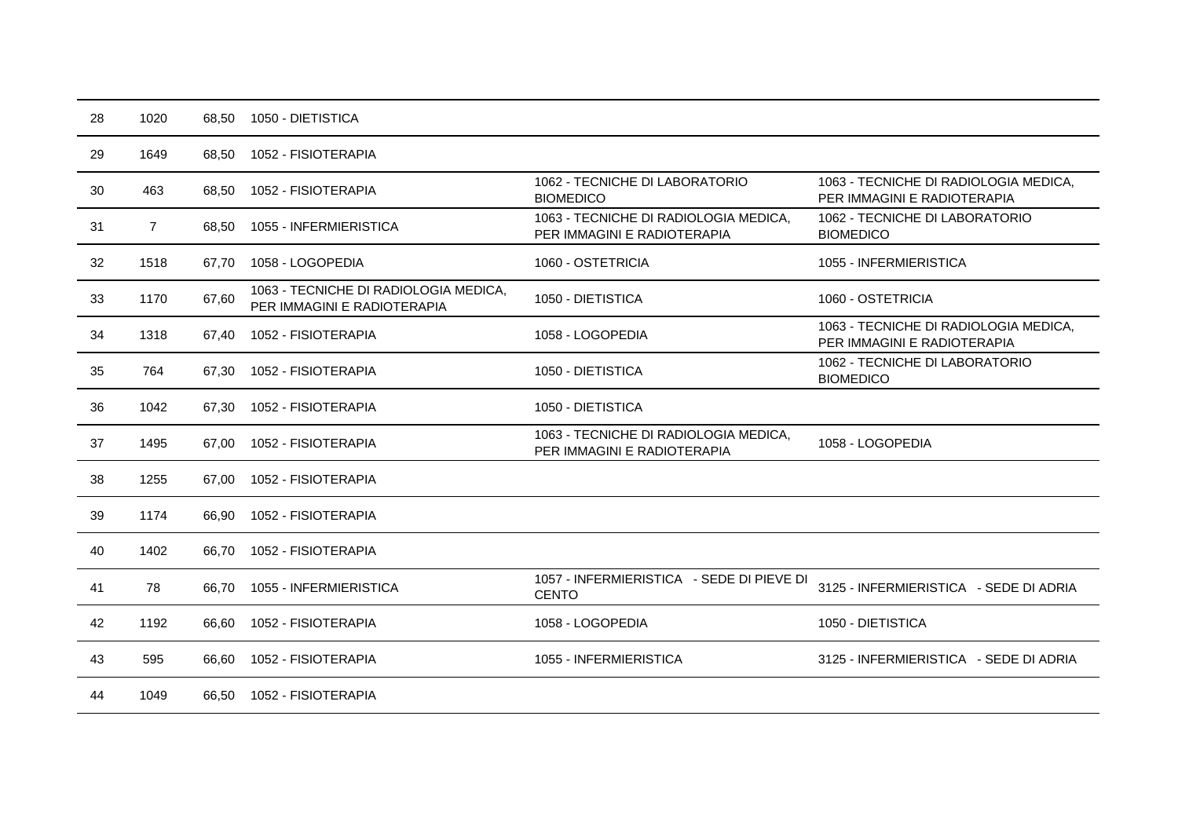| | | | | | |
|---|---|---|---|---|---|
| 28 | 1020 | 68,50 | 1050 - DIETISTICA | | |
| 29 | 1649 | 68,50 | 1052 - FISIOTERAPIA | | |
| 30 | 463 | 68,50 | 1052 - FISIOTERAPIA | 1062 - TECNICHE DI LABORATORIO BIOMEDICO | 1063 - TECNICHE DI RADIOLOGIA MEDICA, PER IMMAGINI E RADIOTERAPIA |
| 31 | 7 | 68,50 | 1055 - INFERMIERISTICA | 1063 - TECNICHE DI RADIOLOGIA MEDICA, PER IMMAGINI E RADIOTERAPIA | 1062 - TECNICHE DI LABORATORIO BIOMEDICO |
| 32 | 1518 | 67,70 | 1058 - LOGOPEDIA | 1060 - OSTETRICIA | 1055 - INFERMIERISTICA |
| 33 | 1170 | 67,60 | 1063 - TECNICHE DI RADIOLOGIA MEDICA, PER IMMAGINI E RADIOTERAPIA | 1050 - DIETISTICA | 1060 - OSTETRICIA |
| 34 | 1318 | 67,40 | 1052 - FISIOTERAPIA | 1058 - LOGOPEDIA | 1063 - TECNICHE DI RADIOLOGIA MEDICA, PER IMMAGINI E RADIOTERAPIA |
| 35 | 764 | 67,30 | 1052 - FISIOTERAPIA | 1050 - DIETISTICA | 1062 - TECNICHE DI LABORATORIO BIOMEDICO |
| 36 | 1042 | 67,30 | 1052 - FISIOTERAPIA | 1050 - DIETISTICA | |
| 37 | 1495 | 67,00 | 1052 - FISIOTERAPIA | 1063 - TECNICHE DI RADIOLOGIA MEDICA, PER IMMAGINI E RADIOTERAPIA | 1058 - LOGOPEDIA |
| 38 | 1255 | 67,00 | 1052 - FISIOTERAPIA | | |
| 39 | 1174 | 66,90 | 1052 - FISIOTERAPIA | | |
| 40 | 1402 | 66,70 | 1052 - FISIOTERAPIA | | |
| 41 | 78 | 66,70 | 1055 - INFERMIERISTICA | 1057 - INFERMIERISTICA - SEDE DI PIEVE DI CENTO | 3125 - INFERMIERISTICA - SEDE DI ADRIA |
| 42 | 1192 | 66,60 | 1052 - FISIOTERAPIA | 1058 - LOGOPEDIA | 1050 - DIETISTICA |
| 43 | 595 | 66,60 | 1052 - FISIOTERAPIA | 1055 - INFERMIERISTICA | 3125 - INFERMIERISTICA - SEDE DI ADRIA |
| 44 | 1049 | 66,50 | 1052 - FISIOTERAPIA | | |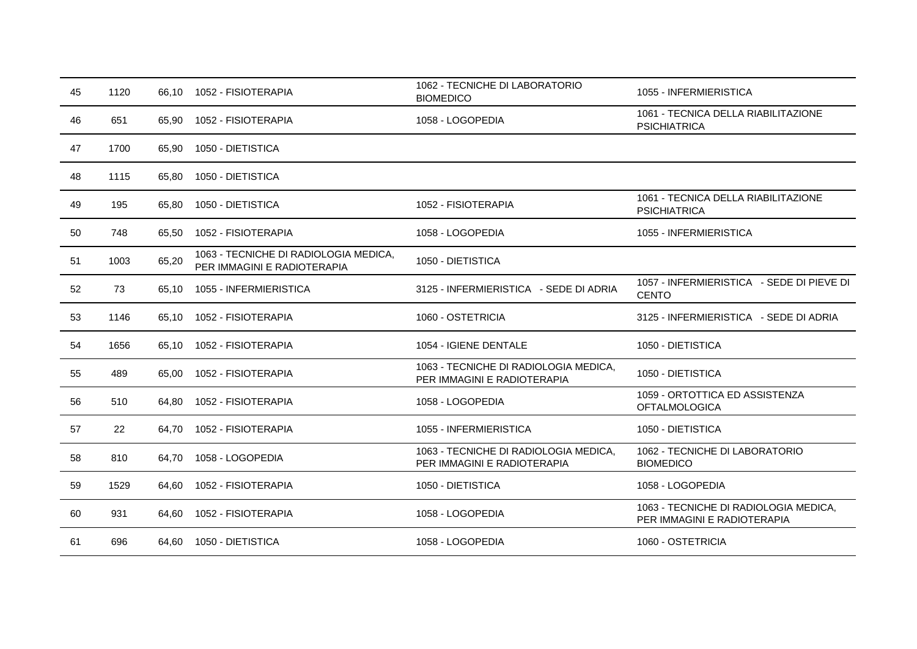| | | | | | |
|---|---|---|---|---|---|
| 45 | 1120 | 66,10 | 1052 - FISIOTERAPIA | 1062 - TECNICHE DI LABORATORIO BIOMEDICO | 1055 - INFERMIERISTICA |
| 46 | 651 | 65,90 | 1052 - FISIOTERAPIA | 1058 - LOGOPEDIA | 1061 - TECNICA DELLA RIABILITAZIONE PSICHIATRICA |
| 47 | 1700 | 65,90 | 1050 - DIETISTICA | | |
| 48 | 1115 | 65,80 | 1050 - DIETISTICA | | |
| 49 | 195 | 65,80 | 1050 - DIETISTICA | 1052 - FISIOTERAPIA | 1061 - TECNICA DELLA RIABILITAZIONE PSICHIATRICA |
| 50 | 748 | 65,50 | 1052 - FISIOTERAPIA | 1058 - LOGOPEDIA | 1055 - INFERMIERISTICA |
| 51 | 1003 | 65,20 | 1063 - TECNICHE DI RADIOLOGIA MEDICA, PER IMMAGINI E RADIOTERAPIA | 1050 - DIETISTICA | |
| 52 | 73 | 65,10 | 1055 - INFERMIERISTICA | 3125 - INFERMIERISTICA - SEDE DI ADRIA | 1057 - INFERMIERISTICA - SEDE DI PIEVE DI CENTO |
| 53 | 1146 | 65,10 | 1052 - FISIOTERAPIA | 1060 - OSTETRICIA | 3125 - INFERMIERISTICA - SEDE DI ADRIA |
| 54 | 1656 | 65,10 | 1052 - FISIOTERAPIA | 1054 - IGIENE DENTALE | 1050 - DIETISTICA |
| 55 | 489 | 65,00 | 1052 - FISIOTERAPIA | 1063 - TECNICHE DI RADIOLOGIA MEDICA, PER IMMAGINI E RADIOTERAPIA | 1050 - DIETISTICA |
| 56 | 510 | 64,80 | 1052 - FISIOTERAPIA | 1058 - LOGOPEDIA | 1059 - ORTOTTICA ED ASSISTENZA OFTALMOLOGICA |
| 57 | 22 | 64,70 | 1052 - FISIOTERAPIA | 1055 - INFERMIERISTICA | 1050 - DIETISTICA |
| 58 | 810 | 64,70 | 1058 - LOGOPEDIA | 1063 - TECNICHE DI RADIOLOGIA MEDICA, PER IMMAGINI E RADIOTERAPIA | 1062 - TECNICHE DI LABORATORIO BIOMEDICO |
| 59 | 1529 | 64,60 | 1052 - FISIOTERAPIA | 1050 - DIETISTICA | 1058 - LOGOPEDIA |
| 60 | 931 | 64,60 | 1052 - FISIOTERAPIA | 1058 - LOGOPEDIA | 1063 - TECNICHE DI RADIOLOGIA MEDICA, PER IMMAGINI E RADIOTERAPIA |
| 61 | 696 | 64,60 | 1050 - DIETISTICA | 1058 - LOGOPEDIA | 1060 - OSTETRICIA |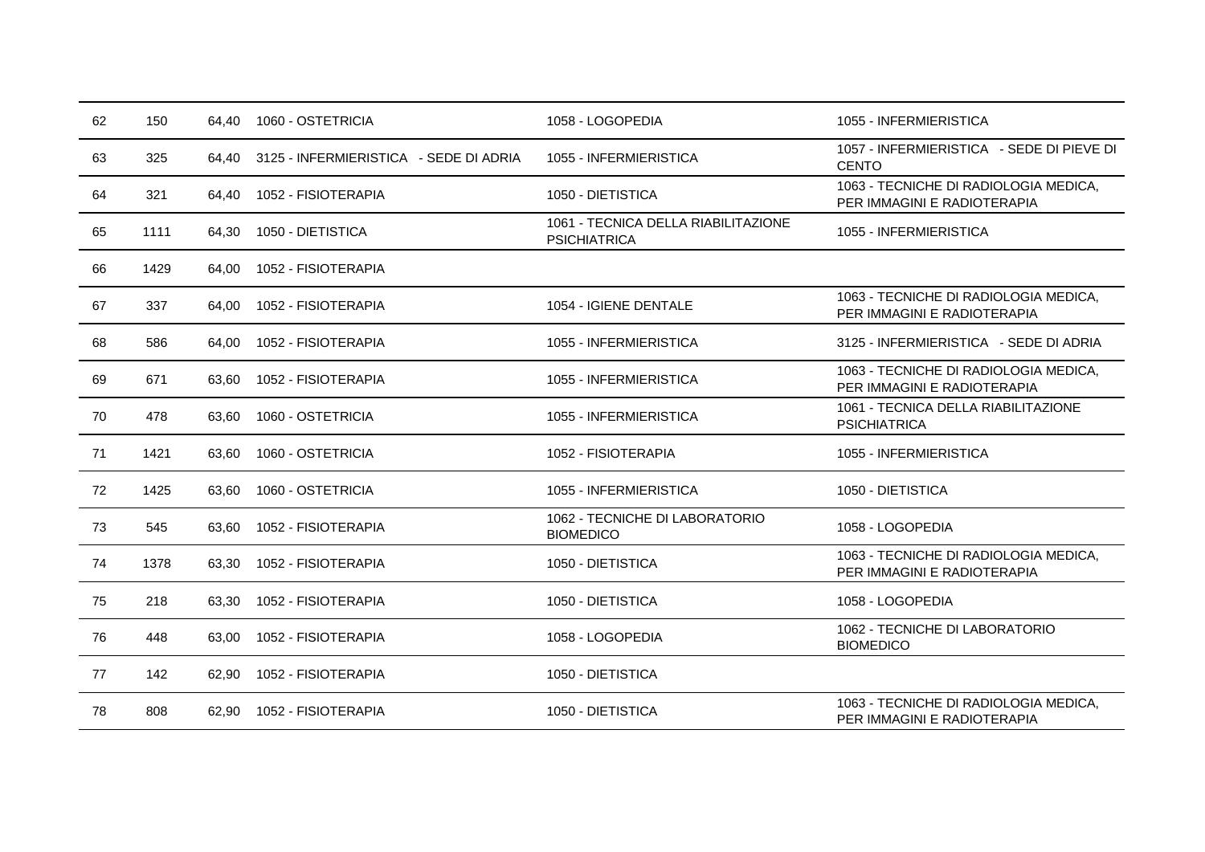| | | | | | |
|---|---|---|---|---|---|
| 62 | 150 | 64,40 | 1060 - OSTETRICIA | 1058 - LOGOPEDIA | 1055 - INFERMIERISTICA |
| 63 | 325 | 64,40 | 3125 - INFERMIERISTICA - SEDE DI ADRIA | 1055 - INFERMIERISTICA | 1057 - INFERMIERISTICA - SEDE DI PIEVE DI CENTO |
| 64 | 321 | 64,40 | 1052 - FISIOTERAPIA | 1050 - DIETISTICA | 1063 - TECNICHE DI RADIOLOGIA MEDICA, PER IMMAGINI E RADIOTERAPIA |
| 65 | 1111 | 64,30 | 1050 - DIETISTICA | 1061 - TECNICA DELLA RIABILITAZIONE PSICHIATRICA | 1055 - INFERMIERISTICA |
| 66 | 1429 | 64,00 | 1052 - FISIOTERAPIA | | |
| 67 | 337 | 64,00 | 1052 - FISIOTERAPIA | 1054 - IGIENE DENTALE | 1063 - TECNICHE DI RADIOLOGIA MEDICA, PER IMMAGINI E RADIOTERAPIA |
| 68 | 586 | 64,00 | 1052 - FISIOTERAPIA | 1055 - INFERMIERISTICA | 3125 - INFERMIERISTICA - SEDE DI ADRIA |
| 69 | 671 | 63,60 | 1052 - FISIOTERAPIA | 1055 - INFERMIERISTICA | 1063 - TECNICHE DI RADIOLOGIA MEDICA, PER IMMAGINI E RADIOTERAPIA |
| 70 | 478 | 63,60 | 1060 - OSTETRICIA | 1055 - INFERMIERISTICA | 1061 - TECNICA DELLA RIABILITAZIONE PSICHIATRICA |
| 71 | 1421 | 63,60 | 1060 - OSTETRICIA | 1052 - FISIOTERAPIA | 1055 - INFERMIERISTICA |
| 72 | 1425 | 63,60 | 1060 - OSTETRICIA | 1055 - INFERMIERISTICA | 1050 - DIETISTICA |
| 73 | 545 | 63,60 | 1052 - FISIOTERAPIA | 1062 - TECNICHE DI LABORATORIO BIOMEDICO | 1058 - LOGOPEDIA |
| 74 | 1378 | 63,30 | 1052 - FISIOTERAPIA | 1050 - DIETISTICA | 1063 - TECNICHE DI RADIOLOGIA MEDICA, PER IMMAGINI E RADIOTERAPIA |
| 75 | 218 | 63,30 | 1052 - FISIOTERAPIA | 1050 - DIETISTICA | 1058 - LOGOPEDIA |
| 76 | 448 | 63,00 | 1052 - FISIOTERAPIA | 1058 - LOGOPEDIA | 1062 - TECNICHE DI LABORATORIO BIOMEDICO |
| 77 | 142 | 62,90 | 1052 - FISIOTERAPIA | 1050 - DIETISTICA | |
| 78 | 808 | 62,90 | 1052 - FISIOTERAPIA | 1050 - DIETISTICA | 1063 - TECNICHE DI RADIOLOGIA MEDICA, PER IMMAGINI E RADIOTERAPIA |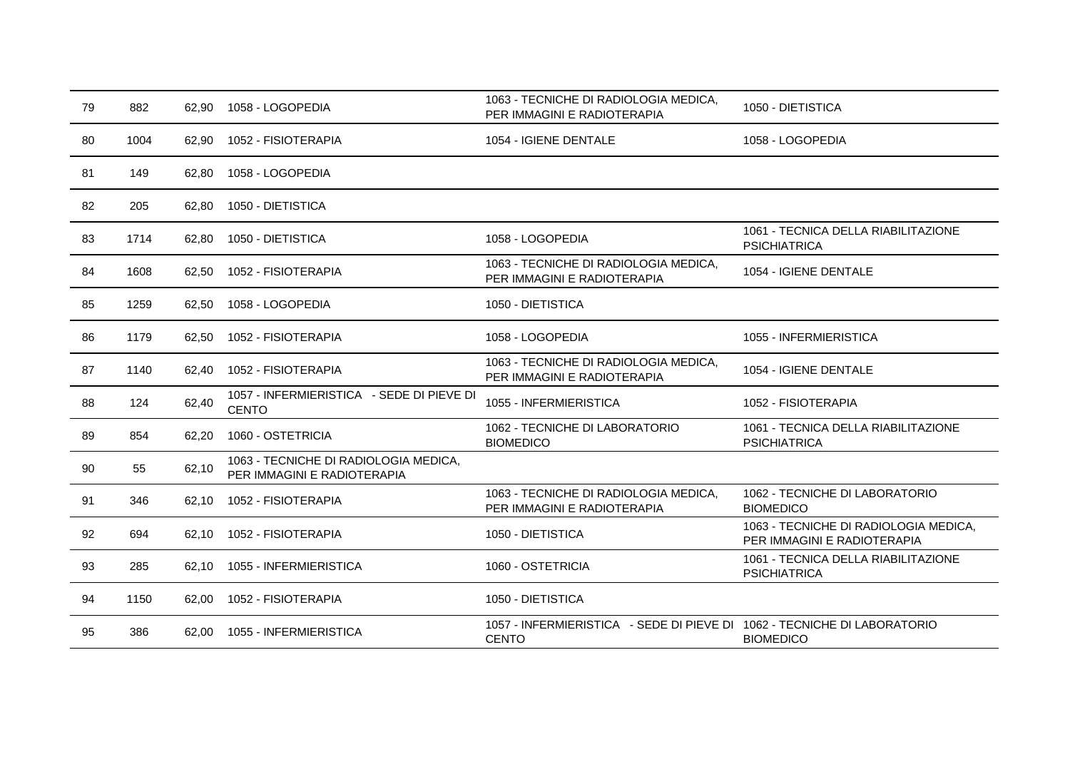| | | | | | |
|---|---|---|---|---|---|
| 79 | 882 | 62,90 | 1058 - LOGOPEDIA | 1063 - TECNICHE DI RADIOLOGIA MEDICA, PER IMMAGINI E RADIOTERAPIA | 1050 - DIETISTICA |
| 80 | 1004 | 62,90 | 1052 - FISIOTERAPIA | 1054 - IGIENE DENTALE | 1058 - LOGOPEDIA |
| 81 | 149 | 62,80 | 1058 - LOGOPEDIA | | |
| 82 | 205 | 62,80 | 1050 - DIETISTICA | | |
| 83 | 1714 | 62,80 | 1050 - DIETISTICA | 1058 - LOGOPEDIA | 1061 - TECNICA DELLA RIABILITAZIONE PSICHIATRICA |
| 84 | 1608 | 62,50 | 1052 - FISIOTERAPIA | 1063 - TECNICHE DI RADIOLOGIA MEDICA, PER IMMAGINI E RADIOTERAPIA | 1054 - IGIENE DENTALE |
| 85 | 1259 | 62,50 | 1058 - LOGOPEDIA | 1050 - DIETISTICA | |
| 86 | 1179 | 62,50 | 1052 - FISIOTERAPIA | 1058 - LOGOPEDIA | 1055 - INFERMIERISTICA |
| 87 | 1140 | 62,40 | 1052 - FISIOTERAPIA | 1063 - TECNICHE DI RADIOLOGIA MEDICA, PER IMMAGINI E RADIOTERAPIA | 1054 - IGIENE DENTALE |
| 88 | 124 | 62,40 | 1057 - INFERMIERISTICA - SEDE DI PIEVE DI CENTO | 1055 - INFERMIERISTICA | 1052 - FISIOTERAPIA |
| 89 | 854 | 62,20 | 1060 - OSTETRICIA | 1062 - TECNICHE DI LABORATORIO BIOMEDICO | 1061 - TECNICA DELLA RIABILITAZIONE PSICHIATRICA |
| 90 | 55 | 62,10 | 1063 - TECNICHE DI RADIOLOGIA MEDICA, PER IMMAGINI E RADIOTERAPIA | | |
| 91 | 346 | 62,10 | 1052 - FISIOTERAPIA | 1063 - TECNICHE DI RADIOLOGIA MEDICA, PER IMMAGINI E RADIOTERAPIA | 1062 - TECNICHE DI LABORATORIO BIOMEDICO |
| 92 | 694 | 62,10 | 1052 - FISIOTERAPIA | 1050 - DIETISTICA | 1063 - TECNICHE DI RADIOLOGIA MEDICA, PER IMMAGINI E RADIOTERAPIA |
| 93 | 285 | 62,10 | 1055 - INFERMIERISTICA | 1060 - OSTETRICIA | 1061 - TECNICA DELLA RIABILITAZIONE PSICHIATRICA |
| 94 | 1150 | 62,00 | 1052 - FISIOTERAPIA | 1050 - DIETISTICA | |
| 95 | 386 | 62,00 | 1055 - INFERMIERISTICA | 1057 - INFERMIERISTICA - SEDE DI PIEVE DI CENTO | 1062 - TECNICHE DI LABORATORIO BIOMEDICO |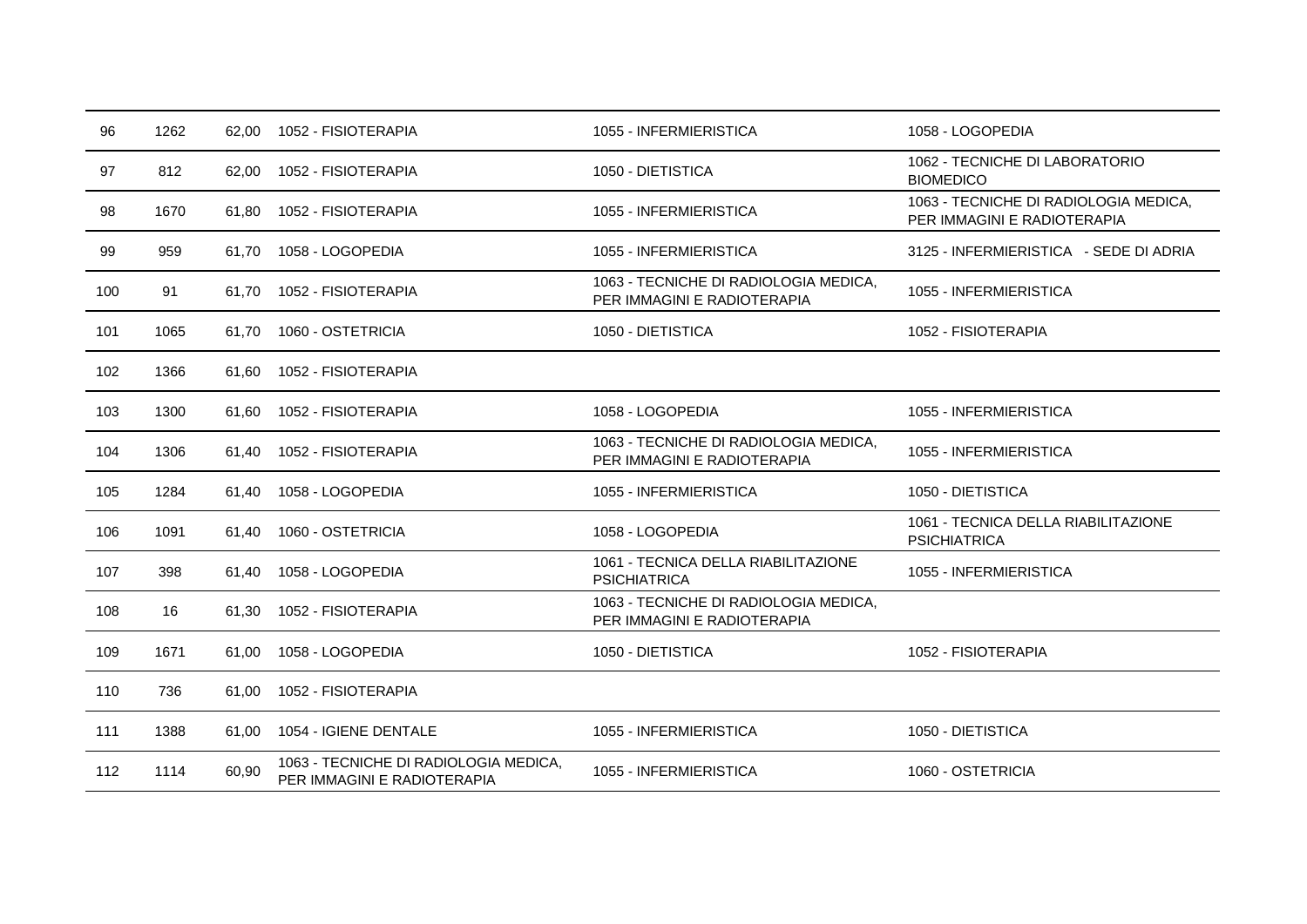| | | | | | |
|---|---|---|---|---|---|
| 96 | 1262 | 62,00 | 1052 - FISIOTERAPIA | 1055 - INFERMIERISTICA | 1058 - LOGOPEDIA |
| 97 | 812 | 62,00 | 1052 - FISIOTERAPIA | 1050 - DIETISTICA | 1062 - TECNICHE DI LABORATORIO BIOMEDICO |
| 98 | 1670 | 61,80 | 1052 - FISIOTERAPIA | 1055 - INFERMIERISTICA | 1063 - TECNICHE DI RADIOLOGIA MEDICA, PER IMMAGINI E RADIOTERAPIA |
| 99 | 959 | 61,70 | 1058 - LOGOPEDIA | 1055 - INFERMIERISTICA | 3125 - INFERMIERISTICA - SEDE DI ADRIA |
| 100 | 91 | 61,70 | 1052 - FISIOTERAPIA | 1063 - TECNICHE DI RADIOLOGIA MEDICA, PER IMMAGINI E RADIOTERAPIA | 1055 - INFERMIERISTICA |
| 101 | 1065 | 61,70 | 1060 - OSTETRICIA | 1050 - DIETISTICA | 1052 - FISIOTERAPIA |
| 102 | 1366 | 61,60 | 1052 - FISIOTERAPIA | | |
| 103 | 1300 | 61,60 | 1052 - FISIOTERAPIA | 1058 - LOGOPEDIA | 1055 - INFERMIERISTICA |
| 104 | 1306 | 61,40 | 1052 - FISIOTERAPIA | 1063 - TECNICHE DI RADIOLOGIA MEDICA, PER IMMAGINI E RADIOTERAPIA | 1055 - INFERMIERISTICA |
| 105 | 1284 | 61,40 | 1058 - LOGOPEDIA | 1055 - INFERMIERISTICA | 1050 - DIETISTICA |
| 106 | 1091 | 61,40 | 1060 - OSTETRICIA | 1058 - LOGOPEDIA | 1061 - TECNICA DELLA RIABILITAZIONE PSICHIATRICA |
| 107 | 398 | 61,40 | 1058 - LOGOPEDIA | 1061 - TECNICA DELLA RIABILITAZIONE PSICHIATRICA | 1055 - INFERMIERISTICA |
| 108 | 16 | 61,30 | 1052 - FISIOTERAPIA | 1063 - TECNICHE DI RADIOLOGIA MEDICA, PER IMMAGINI E RADIOTERAPIA | |
| 109 | 1671 | 61,00 | 1058 - LOGOPEDIA | 1050 - DIETISTICA | 1052 - FISIOTERAPIA |
| 110 | 736 | 61,00 | 1052 - FISIOTERAPIA | | |
| 111 | 1388 | 61,00 | 1054 - IGIENE DENTALE | 1055 - INFERMIERISTICA | 1050 - DIETISTICA |
| 112 | 1114 | 60,90 | 1063 - TECNICHE DI RADIOLOGIA MEDICA, PER IMMAGINI E RADIOTERAPIA | 1055 - INFERMIERISTICA | 1060 - OSTETRICIA |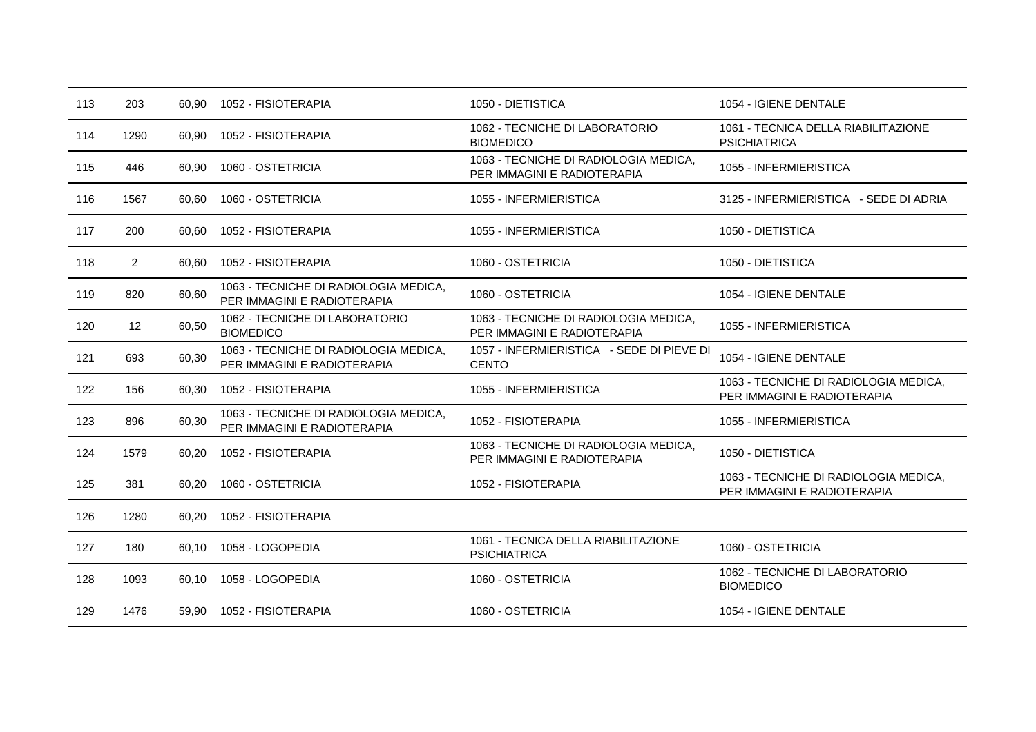| | | | | | |
|---|---|---|---|---|---|
| 113 | 203 | 60,90 | 1052 - FISIOTERAPIA | 1050 - DIETISTICA | 1054 - IGIENE DENTALE |
| 114 | 1290 | 60,90 | 1052 - FISIOTERAPIA | 1062 - TECNICHE DI LABORATORIO BIOMEDICO | 1061 - TECNICA DELLA RIABILITAZIONE PSICHIATRICA |
| 115 | 446 | 60,90 | 1060 - OSTETRICIA | 1063 - TECNICHE DI RADIOLOGIA MEDICA, PER IMMAGINI E RADIOTERAPIA | 1055 - INFERMIERISTICA |
| 116 | 1567 | 60,60 | 1060 - OSTETRICIA | 1055 - INFERMIERISTICA | 3125 - INFERMIERISTICA - SEDE DI ADRIA |
| 117 | 200 | 60,60 | 1052 - FISIOTERAPIA | 1055 - INFERMIERISTICA | 1050 - DIETISTICA |
| 118 | 2 | 60,60 | 1052 - FISIOTERAPIA | 1060 - OSTETRICIA | 1050 - DIETISTICA |
| 119 | 820 | 60,60 | 1063 - TECNICHE DI RADIOLOGIA MEDICA, PER IMMAGINI E RADIOTERAPIA | 1060 - OSTETRICIA | 1054 - IGIENE DENTALE |
| 120 | 12 | 60,50 | 1062 - TECNICHE DI LABORATORIO BIOMEDICO | 1063 - TECNICHE DI RADIOLOGIA MEDICA, PER IMMAGINI E RADIOTERAPIA | 1055 - INFERMIERISTICA |
| 121 | 693 | 60,30 | 1063 - TECNICHE DI RADIOLOGIA MEDICA, PER IMMAGINI E RADIOTERAPIA | 1057 - INFERMIERISTICA - SEDE DI PIEVE DI CENTO | 1054 - IGIENE DENTALE |
| 122 | 156 | 60,30 | 1052 - FISIOTERAPIA | 1055 - INFERMIERISTICA | 1063 - TECNICHE DI RADIOLOGIA MEDICA, PER IMMAGINI E RADIOTERAPIA |
| 123 | 896 | 60,30 | 1063 - TECNICHE DI RADIOLOGIA MEDICA, PER IMMAGINI E RADIOTERAPIA | 1052 - FISIOTERAPIA | 1055 - INFERMIERISTICA |
| 124 | 1579 | 60,20 | 1052 - FISIOTERAPIA | 1063 - TECNICHE DI RADIOLOGIA MEDICA, PER IMMAGINI E RADIOTERAPIA | 1050 - DIETISTICA |
| 125 | 381 | 60,20 | 1060 - OSTETRICIA | 1052 - FISIOTERAPIA | 1063 - TECNICHE DI RADIOLOGIA MEDICA, PER IMMAGINI E RADIOTERAPIA |
| 126 | 1280 | 60,20 | 1052 - FISIOTERAPIA | | |
| 127 | 180 | 60,10 | 1058 - LOGOPEDIA | 1061 - TECNICA DELLA RIABILITAZIONE PSICHIATRICA | 1060 - OSTETRICIA |
| 128 | 1093 | 60,10 | 1058 - LOGOPEDIA | 1060 - OSTETRICIA | 1062 - TECNICHE DI LABORATORIO BIOMEDICO |
| 129 | 1476 | 59,90 | 1052 - FISIOTERAPIA | 1060 - OSTETRICIA | 1054 - IGIENE DENTALE |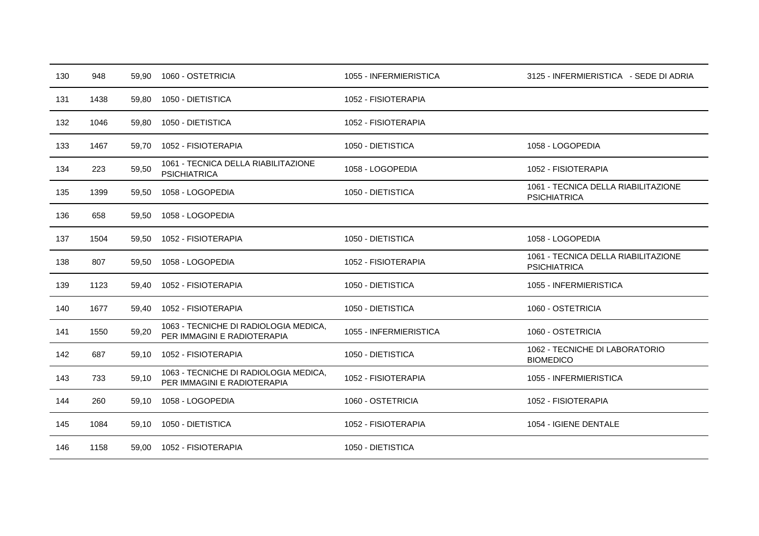| | | | | | |
|---|---|---|---|---|---|
| 130 | 948 | 59,90 | 1060 - OSTETRICIA | 1055 - INFERMIERISTICA | 3125 - INFERMIERISTICA - SEDE DI ADRIA |
| 131 | 1438 | 59,80 | 1050 - DIETISTICA | 1052 - FISIOTERAPIA | |
| 132 | 1046 | 59,80 | 1050 - DIETISTICA | 1052 - FISIOTERAPIA | |
| 133 | 1467 | 59,70 | 1052 - FISIOTERAPIA | 1050 - DIETISTICA | 1058 - LOGOPEDIA |
| 134 | 223 | 59,50 | 1061 - TECNICA DELLA RIABILITAZIONE PSICHIATRICA | 1058 - LOGOPEDIA | 1052 - FISIOTERAPIA |
| 135 | 1399 | 59,50 | 1058 - LOGOPEDIA | 1050 - DIETISTICA | 1061 - TECNICA DELLA RIABILITAZIONE PSICHIATRICA |
| 136 | 658 | 59,50 | 1058 - LOGOPEDIA | | |
| 137 | 1504 | 59,50 | 1052 - FISIOTERAPIA | 1050 - DIETISTICA | 1058 - LOGOPEDIA |
| 138 | 807 | 59,50 | 1058 - LOGOPEDIA | 1052 - FISIOTERAPIA | 1061 - TECNICA DELLA RIABILITAZIONE PSICHIATRICA |
| 139 | 1123 | 59,40 | 1052 - FISIOTERAPIA | 1050 - DIETISTICA | 1055 - INFERMIERISTICA |
| 140 | 1677 | 59,40 | 1052 - FISIOTERAPIA | 1050 - DIETISTICA | 1060 - OSTETRICIA |
| 141 | 1550 | 59,20 | 1063 - TECNICHE DI RADIOLOGIA MEDICA, PER IMMAGINI E RADIOTERAPIA | 1055 - INFERMIERISTICA | 1060 - OSTETRICIA |
| 142 | 687 | 59,10 | 1052 - FISIOTERAPIA | 1050 - DIETISTICA | 1062 - TECNICHE DI LABORATORIO BIOMEDICO |
| 143 | 733 | 59,10 | 1063 - TECNICHE DI RADIOLOGIA MEDICA, PER IMMAGINI E RADIOTERAPIA | 1052 - FISIOTERAPIA | 1055 - INFERMIERISTICA |
| 144 | 260 | 59,10 | 1058 - LOGOPEDIA | 1060 - OSTETRICIA | 1052 - FISIOTERAPIA |
| 145 | 1084 | 59,10 | 1050 - DIETISTICA | 1052 - FISIOTERAPIA | 1054 - IGIENE DENTALE |
| 146 | 1158 | 59,00 | 1052 - FISIOTERAPIA | 1050 - DIETISTICA | |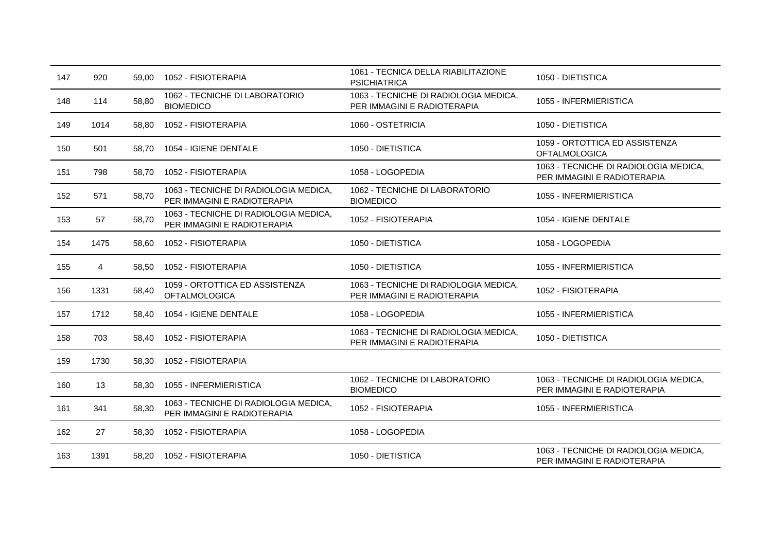| | | | | | |
|---|---|---|---|---|---|
| 147 | 920 | 59,00 | 1052 - FISIOTERAPIA | 1061 - TECNICA DELLA RIABILITAZIONE PSICHIATRICA | 1050 - DIETISTICA |
| 148 | 114 | 58,80 | 1062 - TECNICHE DI LABORATORIO BIOMEDICO | 1063 - TECNICHE DI RADIOLOGIA MEDICA, PER IMMAGINI E RADIOTERAPIA | 1055 - INFERMIERISTICA |
| 149 | 1014 | 58,80 | 1052 - FISIOTERAPIA | 1060 - OSTETRICIA | 1050 - DIETISTICA |
| 150 | 501 | 58,70 | 1054 - IGIENE DENTALE | 1050 - DIETISTICA | 1059 - ORTOTTICA ED ASSISTENZA OFTALMOLOGICA |
| 151 | 798 | 58,70 | 1052 - FISIOTERAPIA | 1058 - LOGOPEDIA | 1063 - TECNICHE DI RADIOLOGIA MEDICA, PER IMMAGINI E RADIOTERAPIA |
| 152 | 571 | 58,70 | 1063 - TECNICHE DI RADIOLOGIA MEDICA, PER IMMAGINI E RADIOTERAPIA | 1062 - TECNICHE DI LABORATORIO BIOMEDICO | 1055 - INFERMIERISTICA |
| 153 | 57 | 58,70 | 1063 - TECNICHE DI RADIOLOGIA MEDICA, PER IMMAGINI E RADIOTERAPIA | 1052 - FISIOTERAPIA | 1054 - IGIENE DENTALE |
| 154 | 1475 | 58,60 | 1052 - FISIOTERAPIA | 1050 - DIETISTICA | 1058 - LOGOPEDIA |
| 155 | 4 | 58,50 | 1052 - FISIOTERAPIA | 1050 - DIETISTICA | 1055 - INFERMIERISTICA |
| 156 | 1331 | 58,40 | 1059 - ORTOTTICA ED ASSISTENZA OFTALMOLOGICA | 1063 - TECNICHE DI RADIOLOGIA MEDICA, PER IMMAGINI E RADIOTERAPIA | 1052 - FISIOTERAPIA |
| 157 | 1712 | 58,40 | 1054 - IGIENE DENTALE | 1058 - LOGOPEDIA | 1055 - INFERMIERISTICA |
| 158 | 703 | 58,40 | 1052 - FISIOTERAPIA | 1063 - TECNICHE DI RADIOLOGIA MEDICA, PER IMMAGINI E RADIOTERAPIA | 1050 - DIETISTICA |
| 159 | 1730 | 58,30 | 1052 - FISIOTERAPIA | | |
| 160 | 13 | 58,30 | 1055 - INFERMIERISTICA | 1062 - TECNICHE DI LABORATORIO BIOMEDICO | 1063 - TECNICHE DI RADIOLOGIA MEDICA, PER IMMAGINI E RADIOTERAPIA |
| 161 | 341 | 58,30 | 1063 - TECNICHE DI RADIOLOGIA MEDICA, PER IMMAGINI E RADIOTERAPIA | 1052 - FISIOTERAPIA | 1055 - INFERMIERISTICA |
| 162 | 27 | 58,30 | 1052 - FISIOTERAPIA | 1058 - LOGOPEDIA | |
| 163 | 1391 | 58,20 | 1052 - FISIOTERAPIA | 1050 - DIETISTICA | 1063 - TECNICHE DI RADIOLOGIA MEDICA, PER IMMAGINI E RADIOTERAPIA |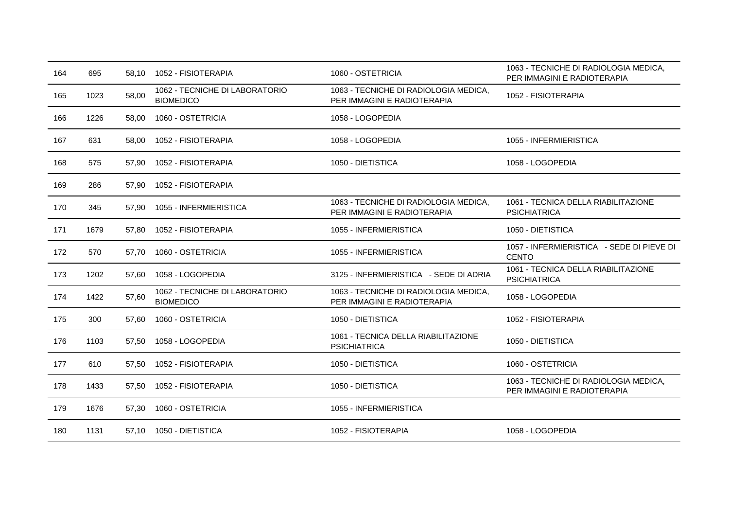| | | | | | |
|---|---|---|---|---|---|
| 164 | 695 | 58,10 | 1052 - FISIOTERAPIA | 1060 - OSTETRICIA | 1063 - TECNICHE DI RADIOLOGIA MEDICA, PER IMMAGINI E RADIOTERAPIA |
| 165 | 1023 | 58,00 | 1062 - TECNICHE DI LABORATORIO BIOMEDICO | 1063 - TECNICHE DI RADIOLOGIA MEDICA, PER IMMAGINI E RADIOTERAPIA | 1052 - FISIOTERAPIA |
| 166 | 1226 | 58,00 | 1060 - OSTETRICIA | 1058 - LOGOPEDIA | |
| 167 | 631 | 58,00 | 1052 - FISIOTERAPIA | 1058 - LOGOPEDIA | 1055 - INFERMIERISTICA |
| 168 | 575 | 57,90 | 1052 - FISIOTERAPIA | 1050 - DIETISTICA | 1058 - LOGOPEDIA |
| 169 | 286 | 57,90 | 1052 - FISIOTERAPIA | | |
| 170 | 345 | 57,90 | 1055 - INFERMIERISTICA | 1063 - TECNICHE DI RADIOLOGIA MEDICA, PER IMMAGINI E RADIOTERAPIA | 1061 - TECNICA DELLA RIABILITAZIONE PSICHIATRICA |
| 171 | 1679 | 57,80 | 1052 - FISIOTERAPIA | 1055 - INFERMIERISTICA | 1050 - DIETISTICA |
| 172 | 570 | 57,70 | 1060 - OSTETRICIA | 1055 - INFERMIERISTICA | 1057 - INFERMIERISTICA - SEDE DI PIEVE DI CENTO |
| 173 | 1202 | 57,60 | 1058 - LOGOPEDIA | 3125 - INFERMIERISTICA - SEDE DI ADRIA | 1061 - TECNICA DELLA RIABILITAZIONE PSICHIATRICA |
| 174 | 1422 | 57,60 | 1062 - TECNICHE DI LABORATORIO BIOMEDICO | 1063 - TECNICHE DI RADIOLOGIA MEDICA, PER IMMAGINI E RADIOTERAPIA | 1058 - LOGOPEDIA |
| 175 | 300 | 57,60 | 1060 - OSTETRICIA | 1050 - DIETISTICA | 1052 - FISIOTERAPIA |
| 176 | 1103 | 57,50 | 1058 - LOGOPEDIA | 1061 - TECNICA DELLA RIABILITAZIONE PSICHIATRICA | 1050 - DIETISTICA |
| 177 | 610 | 57,50 | 1052 - FISIOTERAPIA | 1050 - DIETISTICA | 1060 - OSTETRICIA |
| 178 | 1433 | 57,50 | 1052 - FISIOTERAPIA | 1050 - DIETISTICA | 1063 - TECNICHE DI RADIOLOGIA MEDICA, PER IMMAGINI E RADIOTERAPIA |
| 179 | 1676 | 57,30 | 1060 - OSTETRICIA | 1055 - INFERMIERISTICA | |
| 180 | 1131 | 57,10 | 1050 - DIETISTICA | 1052 - FISIOTERAPIA | 1058 - LOGOPEDIA |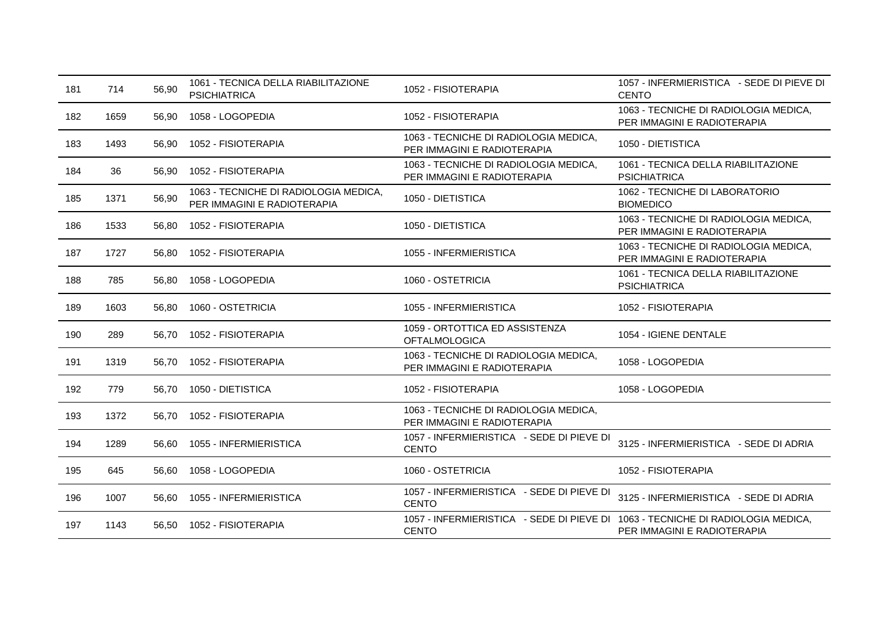| | | | | | |
|---|---|---|---|---|---|
| 181 | 714 | 56,90 | 1061 - TECNICA DELLA RIABILITAZIONE PSICHIATRICA | 1052 - FISIOTERAPIA | 1057 - INFERMIERISTICA - SEDE DI PIEVE DI CENTO |
| 182 | 1659 | 56,90 | 1058 - LOGOPEDIA | 1052 - FISIOTERAPIA | 1063 - TECNICHE DI RADIOLOGIA MEDICA, PER IMMAGINI E RADIOTERAPIA |
| 183 | 1493 | 56,90 | 1052 - FISIOTERAPIA | 1063 - TECNICHE DI RADIOLOGIA MEDICA, PER IMMAGINI E RADIOTERAPIA | 1050 - DIETISTICA |
| 184 | 36 | 56,90 | 1052 - FISIOTERAPIA | 1063 - TECNICHE DI RADIOLOGIA MEDICA, PER IMMAGINI E RADIOTERAPIA | 1061 - TECNICA DELLA RIABILITAZIONE PSICHIATRICA |
| 185 | 1371 | 56,90 | 1063 - TECNICHE DI RADIOLOGIA MEDICA, PER IMMAGINI E RADIOTERAPIA | 1050 - DIETISTICA | 1062 - TECNICHE DI LABORATORIO BIOMEDICO |
| 186 | 1533 | 56,80 | 1052 - FISIOTERAPIA | 1050 - DIETISTICA | 1063 - TECNICHE DI RADIOLOGIA MEDICA, PER IMMAGINI E RADIOTERAPIA |
| 187 | 1727 | 56,80 | 1052 - FISIOTERAPIA | 1055 - INFERMIERISTICA | 1063 - TECNICHE DI RADIOLOGIA MEDICA, PER IMMAGINI E RADIOTERAPIA |
| 188 | 785 | 56,80 | 1058 - LOGOPEDIA | 1060 - OSTETRICIA | 1061 - TECNICA DELLA RIABILITAZIONE PSICHIATRICA |
| 189 | 1603 | 56,80 | 1060 - OSTETRICIA | 1055 - INFERMIERISTICA | 1052 - FISIOTERAPIA |
| 190 | 289 | 56,70 | 1052 - FISIOTERAPIA | 1059 - ORTOTTICA ED ASSISTENZA OFTALMOLOGICA | 1054 - IGIENE DENTALE |
| 191 | 1319 | 56,70 | 1052 - FISIOTERAPIA | 1063 - TECNICHE DI RADIOLOGIA MEDICA, PER IMMAGINI E RADIOTERAPIA | 1058 - LOGOPEDIA |
| 192 | 779 | 56,70 | 1050 - DIETISTICA | 1052 - FISIOTERAPIA | 1058 - LOGOPEDIA |
| 193 | 1372 | 56,70 | 1052 - FISIOTERAPIA | 1063 - TECNICHE DI RADIOLOGIA MEDICA, PER IMMAGINI E RADIOTERAPIA | |
| 194 | 1289 | 56,60 | 1055 - INFERMIERISTICA | 1057 - INFERMIERISTICA - SEDE DI PIEVE DI CENTO | 3125 - INFERMIERISTICA - SEDE DI ADRIA |
| 195 | 645 | 56,60 | 1058 - LOGOPEDIA | 1060 - OSTETRICIA | 1052 - FISIOTERAPIA |
| 196 | 1007 | 56,60 | 1055 - INFERMIERISTICA | 1057 - INFERMIERISTICA - SEDE DI PIEVE DI CENTO | 3125 - INFERMIERISTICA - SEDE DI ADRIA |
| 197 | 1143 | 56,50 | 1052 - FISIOTERAPIA | 1057 - INFERMIERISTICA - SEDE DI PIEVE DI CENTO | 1063 - TECNICHE DI RADIOLOGIA MEDICA, PER IMMAGINI E RADIOTERAPIA |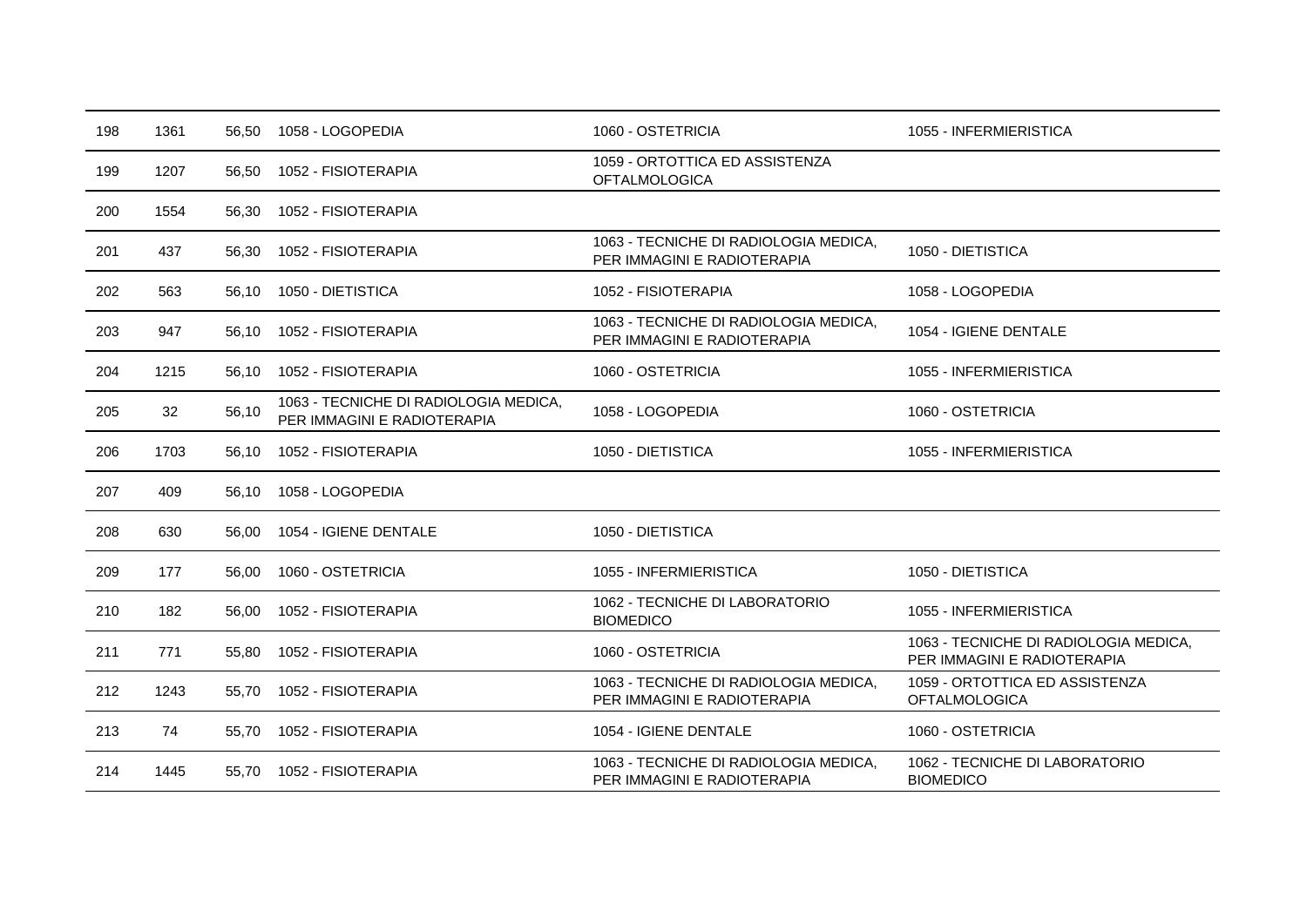| | | | | | |
|---|---|---|---|---|---|
| 198 | 1361 | 56,50 | 1058 - LOGOPEDIA | 1060 - OSTETRICIA | 1055 - INFERMIERISTICA |
| 199 | 1207 | 56,50 | 1052 - FISIOTERAPIA | 1059 - ORTOTTICA ED ASSISTENZA OFTALMOLOGICA | |
| 200 | 1554 | 56,30 | 1052 - FISIOTERAPIA | | |
| 201 | 437 | 56,30 | 1052 - FISIOTERAPIA | 1063 - TECNICHE DI RADIOLOGIA MEDICA, PER IMMAGINI E RADIOTERAPIA | 1050 - DIETISTICA |
| 202 | 563 | 56,10 | 1050 - DIETISTICA | 1052 - FISIOTERAPIA | 1058 - LOGOPEDIA |
| 203 | 947 | 56,10 | 1052 - FISIOTERAPIA | 1063 - TECNICHE DI RADIOLOGIA MEDICA, PER IMMAGINI E RADIOTERAPIA | 1054 - IGIENE DENTALE |
| 204 | 1215 | 56,10 | 1052 - FISIOTERAPIA | 1060 - OSTETRICIA | 1055 - INFERMIERISTICA |
| 205 | 32 | 56,10 | 1063 - TECNICHE DI RADIOLOGIA MEDICA, PER IMMAGINI E RADIOTERAPIA | 1058 - LOGOPEDIA | 1060 - OSTETRICIA |
| 206 | 1703 | 56,10 | 1052 - FISIOTERAPIA | 1050 - DIETISTICA | 1055 - INFERMIERISTICA |
| 207 | 409 | 56,10 | 1058 - LOGOPEDIA | | |
| 208 | 630 | 56,00 | 1054 - IGIENE DENTALE | 1050 - DIETISTICA | |
| 209 | 177 | 56,00 | 1060 - OSTETRICIA | 1055 - INFERMIERISTICA | 1050 - DIETISTICA |
| 210 | 182 | 56,00 | 1052 - FISIOTERAPIA | 1062 - TECNICHE DI LABORATORIO BIOMEDICO | 1055 - INFERMIERISTICA |
| 211 | 771 | 55,80 | 1052 - FISIOTERAPIA | 1060 - OSTETRICIA | 1063 - TECNICHE DI RADIOLOGIA MEDICA, PER IMMAGINI E RADIOTERAPIA |
| 212 | 1243 | 55,70 | 1052 - FISIOTERAPIA | 1063 - TECNICHE DI RADIOLOGIA MEDICA, PER IMMAGINI E RADIOTERAPIA | 1059 - ORTOTTICA ED ASSISTENZA OFTALMOLOGICA |
| 213 | 74 | 55,70 | 1052 - FISIOTERAPIA | 1054 - IGIENE DENTALE | 1060 - OSTETRICIA |
| 214 | 1445 | 55,70 | 1052 - FISIOTERAPIA | 1063 - TECNICHE DI RADIOLOGIA MEDICA, PER IMMAGINI E RADIOTERAPIA | 1062 - TECNICHE DI LABORATORIO BIOMEDICO |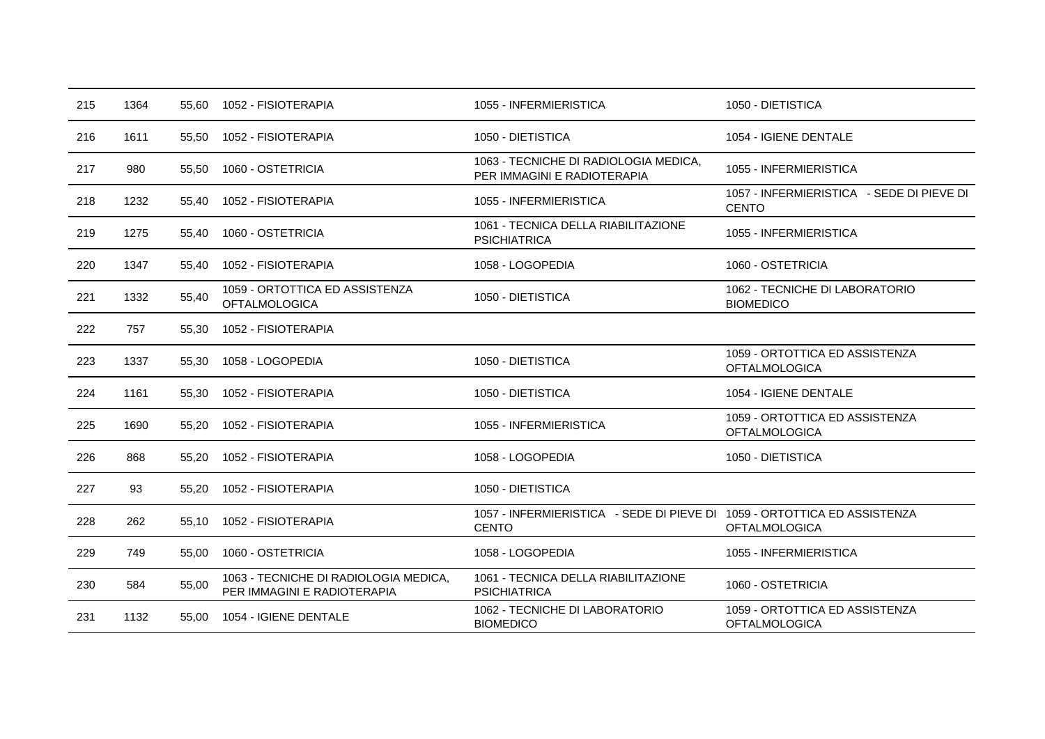| | | | | | |
|---|---|---|---|---|---|
| 215 | 1364 | 55,60 | 1052 - FISIOTERAPIA | 1055 - INFERMIERISTICA | 1050 - DIETISTICA |
| 216 | 1611 | 55,50 | 1052 - FISIOTERAPIA | 1050 - DIETISTICA | 1054 - IGIENE DENTALE |
| 217 | 980 | 55,50 | 1060 - OSTETRICIA | 1063 - TECNICHE DI RADIOLOGIA MEDICA, PER IMMAGINI E RADIOTERAPIA | 1055 - INFERMIERISTICA |
| 218 | 1232 | 55,40 | 1052 - FISIOTERAPIA | 1055 - INFERMIERISTICA | 1057 - INFERMIERISTICA - SEDE DI PIEVE DI CENTO |
| 219 | 1275 | 55,40 | 1060 - OSTETRICIA | 1061 - TECNICA DELLA RIABILITAZIONE PSICHIATRICA | 1055 - INFERMIERISTICA |
| 220 | 1347 | 55,40 | 1052 - FISIOTERAPIA | 1058 - LOGOPEDIA | 1060 - OSTETRICIA |
| 221 | 1332 | 55,40 | 1059 - ORTOTTICA ED ASSISTENZA OFTALMOLOGICA | 1050 - DIETISTICA | 1062 - TECNICHE DI LABORATORIO BIOMEDICO |
| 222 | 757 | 55,30 | 1052 - FISIOTERAPIA | | |
| 223 | 1337 | 55,30 | 1058 - LOGOPEDIA | 1050 - DIETISTICA | 1059 - ORTOTTICA ED ASSISTENZA OFTALMOLOGICA |
| 224 | 1161 | 55,30 | 1052 - FISIOTERAPIA | 1050 - DIETISTICA | 1054 - IGIENE DENTALE |
| 225 | 1690 | 55,20 | 1052 - FISIOTERAPIA | 1055 - INFERMIERISTICA | 1059 - ORTOTTICA ED ASSISTENZA OFTALMOLOGICA |
| 226 | 868 | 55,20 | 1052 - FISIOTERAPIA | 1058 - LOGOPEDIA | 1050 - DIETISTICA |
| 227 | 93 | 55,20 | 1052 - FISIOTERAPIA | 1050 - DIETISTICA | |
| 228 | 262 | 55,10 | 1052 - FISIOTERAPIA | 1057 - INFERMIERISTICA - SEDE DI PIEVE DI CENTO | 1059 - ORTOTTICA ED ASSISTENZA OFTALMOLOGICA |
| 229 | 749 | 55,00 | 1060 - OSTETRICIA | 1058 - LOGOPEDIA | 1055 - INFERMIERISTICA |
| 230 | 584 | 55,00 | 1063 - TECNICHE DI RADIOLOGIA MEDICA, PER IMMAGINI E RADIOTERAPIA | 1061 - TECNICA DELLA RIABILITAZIONE PSICHIATRICA | 1060 - OSTETRICIA |
| 231 | 1132 | 55,00 | 1054 - IGIENE DENTALE | 1062 - TECNICHE DI LABORATORIO BIOMEDICO | 1059 - ORTOTTICA ED ASSISTENZA OFTALMOLOGICA |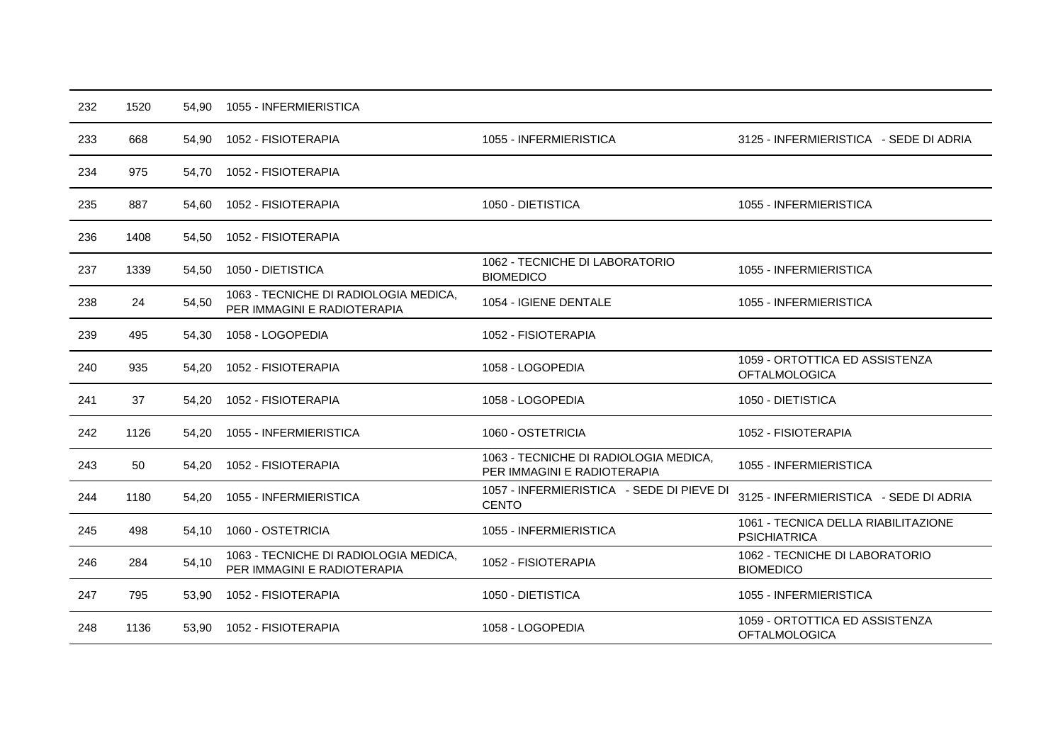| 232 | 1520 | 54,90 | 1055 - INFERMIERISTICA | | |
|---|---|---|---|---|---|
| 233 | 668 | 54,90 | 1052 - FISIOTERAPIA | 1055 - INFERMIERISTICA | 3125 - INFERMIERISTICA - SEDE DI ADRIA |
| 234 | 975 | 54,70 | 1052 - FISIOTERAPIA | | |
| 235 | 887 | 54,60 | 1052 - FISIOTERAPIA | 1050 - DIETISTICA | 1055 - INFERMIERISTICA |
| 236 | 1408 | 54,50 | 1052 - FISIOTERAPIA | | |
| 237 | 1339 | 54,50 | 1050 - DIETISTICA | 1062 - TECNICHE DI LABORATORIO BIOMEDICO | 1055 - INFERMIERISTICA |
| 238 | 24 | 54,50 | 1063 - TECNICHE DI RADIOLOGIA MEDICA, PER IMMAGINI E RADIOTERAPIA | 1054 - IGIENE DENTALE | 1055 - INFERMIERISTICA |
| 239 | 495 | 54,30 | 1058 - LOGOPEDIA | 1052 - FISIOTERAPIA | |
| 240 | 935 | 54,20 | 1052 - FISIOTERAPIA | 1058 - LOGOPEDIA | 1059 - ORTOTTICA ED ASSISTENZA OFTALMOLOGICA |
| 241 | 37 | 54,20 | 1052 - FISIOTERAPIA | 1058 - LOGOPEDIA | 1050 - DIETISTICA |
| 242 | 1126 | 54,20 | 1055 - INFERMIERISTICA | 1060 - OSTETRICIA | 1052 - FISIOTERAPIA |
| 243 | 50 | 54,20 | 1052 - FISIOTERAPIA | 1063 - TECNICHE DI RADIOLOGIA MEDICA, PER IMMAGINI E RADIOTERAPIA | 1055 - INFERMIERISTICA |
| 244 | 1180 | 54,20 | 1055 - INFERMIERISTICA | 1057 - INFERMIERISTICA - SEDE DI PIEVE DI CENTO | 3125 - INFERMIERISTICA - SEDE DI ADRIA |
| 245 | 498 | 54,10 | 1060 - OSTETRICIA | 1055 - INFERMIERISTICA | 1061 - TECNICA DELLA RIABILITAZIONE PSICHIATRICA |
| 246 | 284 | 54,10 | 1063 - TECNICHE DI RADIOLOGIA MEDICA, PER IMMAGINI E RADIOTERAPIA | 1052 - FISIOTERAPIA | 1062 - TECNICHE DI LABORATORIO BIOMEDICO |
| 247 | 795 | 53,90 | 1052 - FISIOTERAPIA | 1050 - DIETISTICA | 1055 - INFERMIERISTICA |
| 248 | 1136 | 53,90 | 1052 - FISIOTERAPIA | 1058 - LOGOPEDIA | 1059 - ORTOTTICA ED ASSISTENZA OFTALMOLOGICA |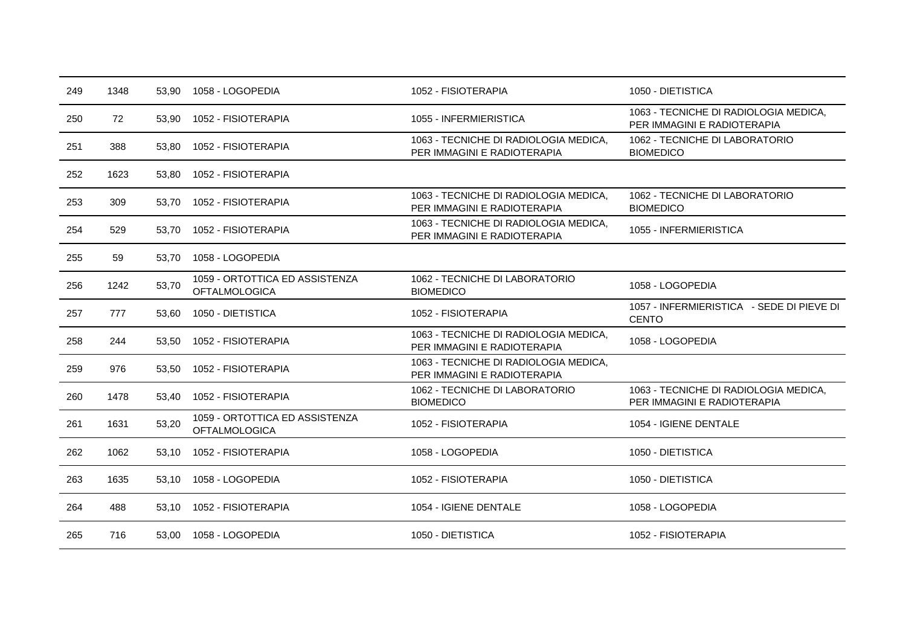| | | | | | |
|---|---|---|---|---|---|
| 249 | 1348 | 53,90 | 1058 - LOGOPEDIA | 1052 - FISIOTERAPIA | 1050 - DIETISTICA |
| 250 | 72 | 53,90 | 1052 - FISIOTERAPIA | 1055 - INFERMIERISTICA | 1063 - TECNICHE DI RADIOLOGIA MEDICA, PER IMMAGINI E RADIOTERAPIA |
| 251 | 388 | 53,80 | 1052 - FISIOTERAPIA | 1063 - TECNICHE DI RADIOLOGIA MEDICA, PER IMMAGINI E RADIOTERAPIA | 1062 - TECNICHE DI LABORATORIO BIOMEDICO |
| 252 | 1623 | 53,80 | 1052 - FISIOTERAPIA | | |
| 253 | 309 | 53,70 | 1052 - FISIOTERAPIA | 1063 - TECNICHE DI RADIOLOGIA MEDICA, PER IMMAGINI E RADIOTERAPIA | 1062 - TECNICHE DI LABORATORIO BIOMEDICO |
| 254 | 529 | 53,70 | 1052 - FISIOTERAPIA | 1063 - TECNICHE DI RADIOLOGIA MEDICA, PER IMMAGINI E RADIOTERAPIA | 1055 - INFERMIERISTICA |
| 255 | 59 | 53,70 | 1058 - LOGOPEDIA | | |
| 256 | 1242 | 53,70 | 1059 - ORTOTTICA ED ASSISTENZA OFTALMOLOGICA | 1062 - TECNICHE DI LABORATORIO BIOMEDICO | 1058 - LOGOPEDIA |
| 257 | 777 | 53,60 | 1050 - DIETISTICA | 1052 - FISIOTERAPIA | 1057 - INFERMIERISTICA - SEDE DI PIEVE DI CENTO |
| 258 | 244 | 53,50 | 1052 - FISIOTERAPIA | 1063 - TECNICHE DI RADIOLOGIA MEDICA, PER IMMAGINI E RADIOTERAPIA | 1058 - LOGOPEDIA |
| 259 | 976 | 53,50 | 1052 - FISIOTERAPIA | 1063 - TECNICHE DI RADIOLOGIA MEDICA, PER IMMAGINI E RADIOTERAPIA | |
| 260 | 1478 | 53,40 | 1052 - FISIOTERAPIA | 1062 - TECNICHE DI LABORATORIO BIOMEDICO | 1063 - TECNICHE DI RADIOLOGIA MEDICA, PER IMMAGINI E RADIOTERAPIA |
| 261 | 1631 | 53,20 | 1059 - ORTOTTICA ED ASSISTENZA OFTALMOLOGICA | 1052 - FISIOTERAPIA | 1054 - IGIENE DENTALE |
| 262 | 1062 | 53,10 | 1052 - FISIOTERAPIA | 1058 - LOGOPEDIA | 1050 - DIETISTICA |
| 263 | 1635 | 53,10 | 1058 - LOGOPEDIA | 1052 - FISIOTERAPIA | 1050 - DIETISTICA |
| 264 | 488 | 53,10 | 1052 - FISIOTERAPIA | 1054 - IGIENE DENTALE | 1058 - LOGOPEDIA |
| 265 | 716 | 53,00 | 1058 - LOGOPEDIA | 1050 - DIETISTICA | 1052 - FISIOTERAPIA |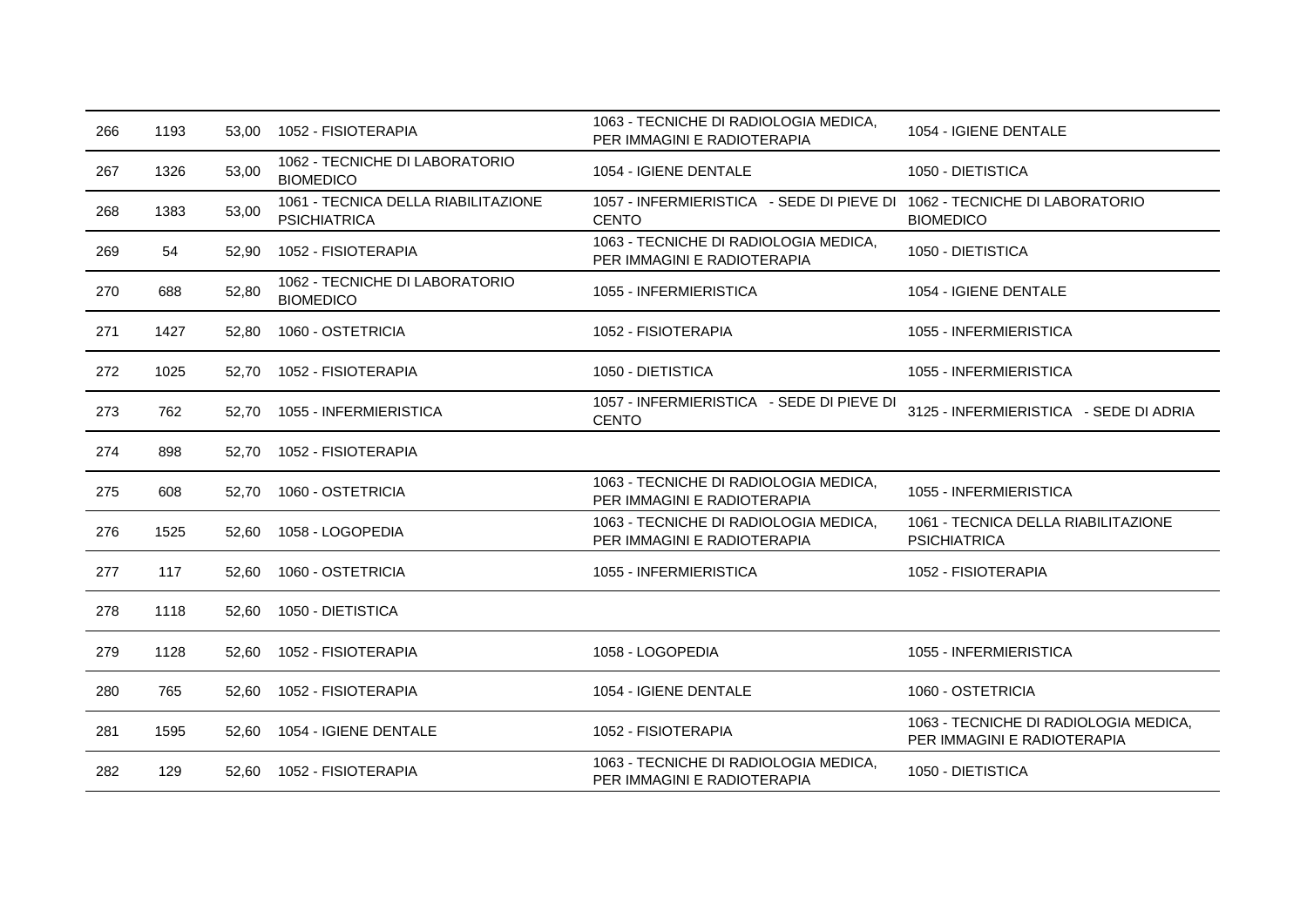| | | | | | |
|---|---|---|---|---|---|
| 266 | 1193 | 53,00 | 1052 - FISIOTERAPIA | 1063 - TECNICHE DI RADIOLOGIA MEDICA, PER IMMAGINI E RADIOTERAPIA | 1054 - IGIENE DENTALE |
| 267 | 1326 | 53,00 | 1062 - TECNICHE DI LABORATORIO BIOMEDICO | 1054 - IGIENE DENTALE | 1050 - DIETISTICA |
| 268 | 1383 | 53,00 | 1061 - TECNICA DELLA RIABILITAZIONE PSICHIATRICA | 1057 - INFERMIERISTICA - SEDE DI PIEVE DI CENTO | 1062 - TECNICHE DI LABORATORIO BIOMEDICO |
| 269 | 54 | 52,90 | 1052 - FISIOTERAPIA | 1063 - TECNICHE DI RADIOLOGIA MEDICA, PER IMMAGINI E RADIOTERAPIA | 1050 - DIETISTICA |
| 270 | 688 | 52,80 | 1062 - TECNICHE DI LABORATORIO BIOMEDICO | 1055 - INFERMIERISTICA | 1054 - IGIENE DENTALE |
| 271 | 1427 | 52,80 | 1060 - OSTETRICIA | 1052 - FISIOTERAPIA | 1055 - INFERMIERISTICA |
| 272 | 1025 | 52,70 | 1052 - FISIOTERAPIA | 1050 - DIETISTICA | 1055 - INFERMIERISTICA |
| 273 | 762 | 52,70 | 1055 - INFERMIERISTICA | 1057 - INFERMIERISTICA - SEDE DI PIEVE DI CENTO | 3125 - INFERMIERISTICA - SEDE DI ADRIA |
| 274 | 898 | 52,70 | 1052 - FISIOTERAPIA | | |
| 275 | 608 | 52,70 | 1060 - OSTETRICIA | 1063 - TECNICHE DI RADIOLOGIA MEDICA, PER IMMAGINI E RADIOTERAPIA | 1055 - INFERMIERISTICA |
| 276 | 1525 | 52,60 | 1058 - LOGOPEDIA | 1063 - TECNICHE DI RADIOLOGIA MEDICA, PER IMMAGINI E RADIOTERAPIA | 1061 - TECNICA DELLA RIABILITAZIONE PSICHIATRICA |
| 277 | 117 | 52,60 | 1060 - OSTETRICIA | 1055 - INFERMIERISTICA | 1052 - FISIOTERAPIA |
| 278 | 1118 | 52,60 | 1050 - DIETISTICA | | |
| 279 | 1128 | 52,60 | 1052 - FISIOTERAPIA | 1058 - LOGOPEDIA | 1055 - INFERMIERISTICA |
| 280 | 765 | 52,60 | 1052 - FISIOTERAPIA | 1054 - IGIENE DENTALE | 1060 - OSTETRICIA |
| 281 | 1595 | 52,60 | 1054 - IGIENE DENTALE | 1052 - FISIOTERAPIA | 1063 - TECNICHE DI RADIOLOGIA MEDICA, PER IMMAGINI E RADIOTERAPIA |
| 282 | 129 | 52,60 | 1052 - FISIOTERAPIA | 1063 - TECNICHE DI RADIOLOGIA MEDICA, PER IMMAGINI E RADIOTERAPIA | 1050 - DIETISTICA |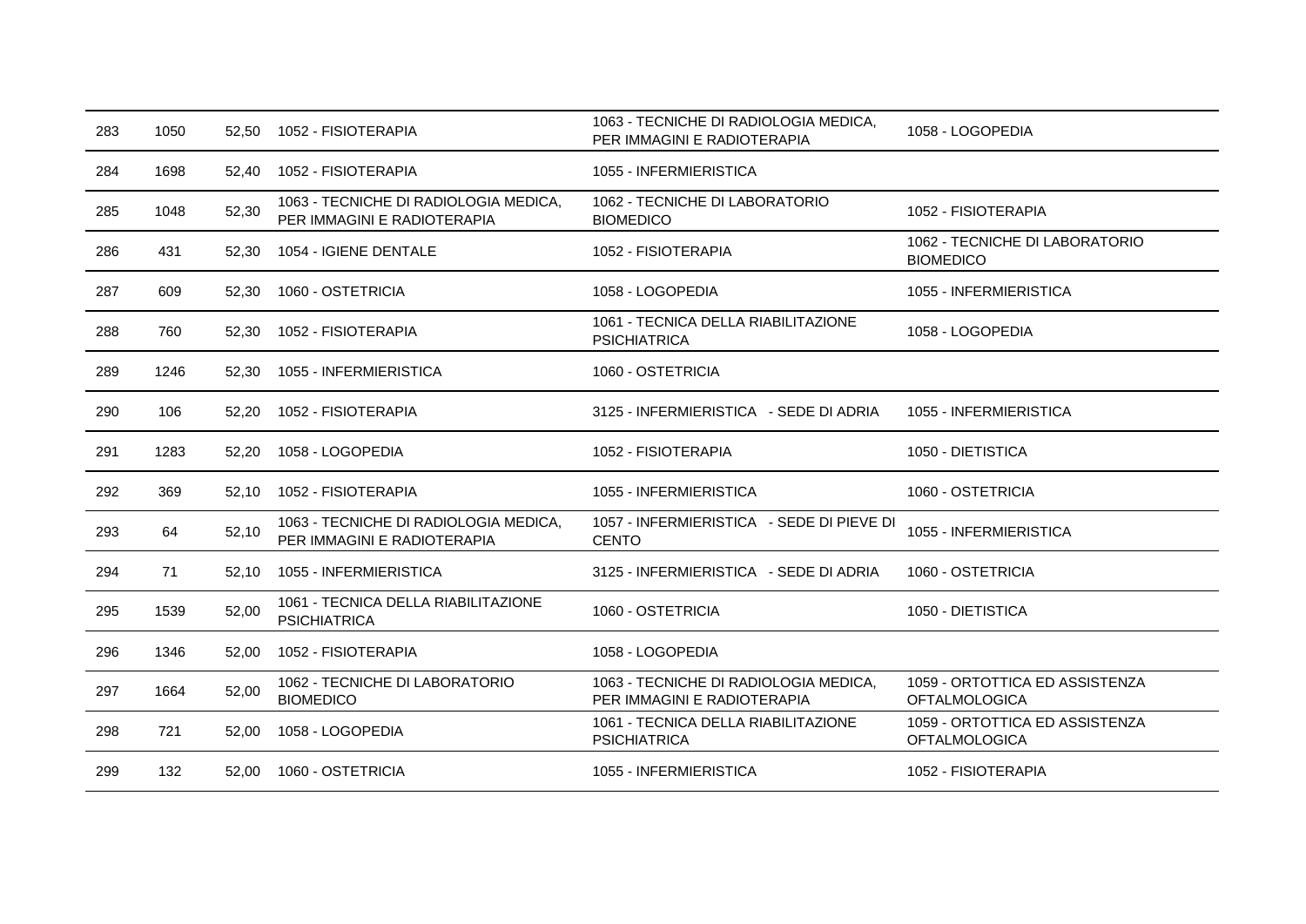| | | | | | |
|---|---|---|---|---|---|
| 283 | 1050 | 52,50 | 1052 - FISIOTERAPIA | 1063 - TECNICHE DI RADIOLOGIA MEDICA, PER IMMAGINI E RADIOTERAPIA | 1058 - LOGOPEDIA |
| 284 | 1698 | 52,40 | 1052 - FISIOTERAPIA | 1055 - INFERMIERISTICA | |
| 285 | 1048 | 52,30 | 1063 - TECNICHE DI RADIOLOGIA MEDICA, PER IMMAGINI E RADIOTERAPIA | 1062 - TECNICHE DI LABORATORIO BIOMEDICO | 1052 - FISIOTERAPIA |
| 286 | 431 | 52,30 | 1054 - IGIENE DENTALE | 1052 - FISIOTERAPIA | 1062 - TECNICHE DI LABORATORIO BIOMEDICO |
| 287 | 609 | 52,30 | 1060 - OSTETRICIA | 1058 - LOGOPEDIA | 1055 - INFERMIERISTICA |
| 288 | 760 | 52,30 | 1052 - FISIOTERAPIA | 1061 - TECNICA DELLA RIABILITAZIONE PSICHIATRICA | 1058 - LOGOPEDIA |
| 289 | 1246 | 52,30 | 1055 - INFERMIERISTICA | 1060 - OSTETRICIA | |
| 290 | 106 | 52,20 | 1052 - FISIOTERAPIA | 3125 - INFERMIERISTICA - SEDE DI ADRIA | 1055 - INFERMIERISTICA |
| 291 | 1283 | 52,20 | 1058 - LOGOPEDIA | 1052 - FISIOTERAPIA | 1050 - DIETISTICA |
| 292 | 369 | 52,10 | 1052 - FISIOTERAPIA | 1055 - INFERMIERISTICA | 1060 - OSTETRICIA |
| 293 | 64 | 52,10 | 1063 - TECNICHE DI RADIOLOGIA MEDICA, PER IMMAGINI E RADIOTERAPIA | 1057 - INFERMIERISTICA - SEDE DI PIEVE DI CENTO | 1055 - INFERMIERISTICA |
| 294 | 71 | 52,10 | 1055 - INFERMIERISTICA | 3125 - INFERMIERISTICA - SEDE DI ADRIA | 1060 - OSTETRICIA |
| 295 | 1539 | 52,00 | 1061 - TECNICA DELLA RIABILITAZIONE PSICHIATRICA | 1060 - OSTETRICIA | 1050 - DIETISTICA |
| 296 | 1346 | 52,00 | 1052 - FISIOTERAPIA | 1058 - LOGOPEDIA | |
| 297 | 1664 | 52,00 | 1062 - TECNICHE DI LABORATORIO BIOMEDICO | 1063 - TECNICHE DI RADIOLOGIA MEDICA, PER IMMAGINI E RADIOTERAPIA | 1059 - ORTOTTICA ED ASSISTENZA OFTALMOLOGICA |
| 298 | 721 | 52,00 | 1058 - LOGOPEDIA | 1061 - TECNICA DELLA RIABILITAZIONE PSICHIATRICA | 1059 - ORTOTTICA ED ASSISTENZA OFTALMOLOGICA |
| 299 | 132 | 52,00 | 1060 - OSTETRICIA | 1055 - INFERMIERISTICA | 1052 - FISIOTERAPIA |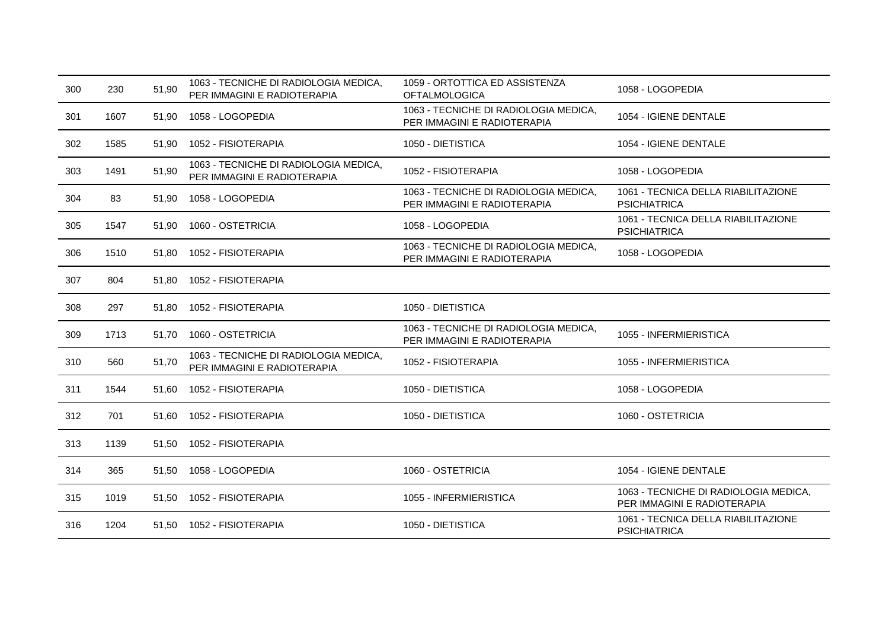| | | | | | |
|---|---|---|---|---|---|
| 300 | 230 | 51,90 | 1063 - TECNICHE DI RADIOLOGIA MEDICA, PER IMMAGINI E RADIOTERAPIA | 1059 - ORTOTTICA ED ASSISTENZA OFTALMOLOGICA | 1058 - LOGOPEDIA |
| 301 | 1607 | 51,90 | 1058 - LOGOPEDIA | 1063 - TECNICHE DI RADIOLOGIA MEDICA, PER IMMAGINI E RADIOTERAPIA | 1054 - IGIENE DENTALE |
| 302 | 1585 | 51,90 | 1052 - FISIOTERAPIA | 1050 - DIETISTICA | 1054 - IGIENE DENTALE |
| 303 | 1491 | 51,90 | 1063 - TECNICHE DI RADIOLOGIA MEDICA, PER IMMAGINI E RADIOTERAPIA | 1052 - FISIOTERAPIA | 1058 - LOGOPEDIA |
| 304 | 83 | 51,90 | 1058 - LOGOPEDIA | 1063 - TECNICHE DI RADIOLOGIA MEDICA, PER IMMAGINI E RADIOTERAPIA | 1061 - TECNICA DELLA RIABILITAZIONE PSICHIATRICA |
| 305 | 1547 | 51,90 | 1060 - OSTETRICIA | 1058 - LOGOPEDIA | 1061 - TECNICA DELLA RIABILITAZIONE PSICHIATRICA |
| 306 | 1510 | 51,80 | 1052 - FISIOTERAPIA | 1063 - TECNICHE DI RADIOLOGIA MEDICA, PER IMMAGINI E RADIOTERAPIA | 1058 - LOGOPEDIA |
| 307 | 804 | 51,80 | 1052 - FISIOTERAPIA | | |
| 308 | 297 | 51,80 | 1052 - FISIOTERAPIA | 1050 - DIETISTICA | |
| 309 | 1713 | 51,70 | 1060 - OSTETRICIA | 1063 - TECNICHE DI RADIOLOGIA MEDICA, PER IMMAGINI E RADIOTERAPIA | 1055 - INFERMIERISTICA |
| 310 | 560 | 51,70 | 1063 - TECNICHE DI RADIOLOGIA MEDICA, PER IMMAGINI E RADIOTERAPIA | 1052 - FISIOTERAPIA | 1055 - INFERMIERISTICA |
| 311 | 1544 | 51,60 | 1052 - FISIOTERAPIA | 1050 - DIETISTICA | 1058 - LOGOPEDIA |
| 312 | 701 | 51,60 | 1052 - FISIOTERAPIA | 1050 - DIETISTICA | 1060 - OSTETRICIA |
| 313 | 1139 | 51,50 | 1052 - FISIOTERAPIA | | |
| 314 | 365 | 51,50 | 1058 - LOGOPEDIA | 1060 - OSTETRICIA | 1054 - IGIENE DENTALE |
| 315 | 1019 | 51,50 | 1052 - FISIOTERAPIA | 1055 - INFERMIERISTICA | 1063 - TECNICHE DI RADIOLOGIA MEDICA, PER IMMAGINI E RADIOTERAPIA |
| 316 | 1204 | 51,50 | 1052 - FISIOTERAPIA | 1050 - DIETISTICA | 1061 - TECNICA DELLA RIABILITAZIONE PSICHIATRICA |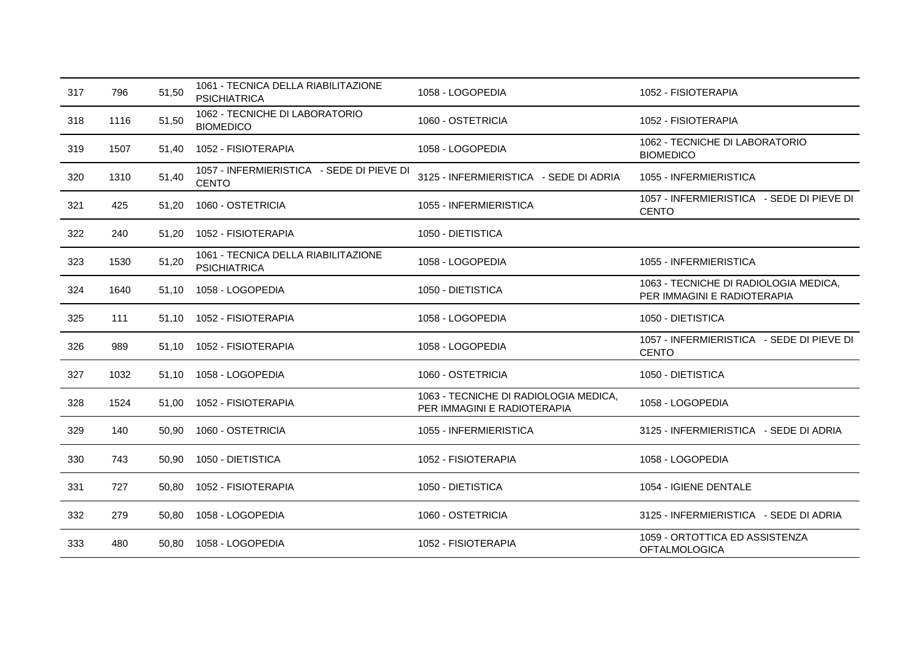| | | | | | |
|---|---|---|---|---|---|
| 317 | 796 | 51,50 | 1061 - TECNICA DELLA RIABILITAZIONE PSICHIATRICA | 1058 - LOGOPEDIA | 1052 - FISIOTERAPIA |
| 318 | 1116 | 51,50 | 1062 - TECNICHE DI LABORATORIO BIOMEDICO | 1060 - OSTETRICIA | 1052 - FISIOTERAPIA |
| 319 | 1507 | 51,40 | 1052 - FISIOTERAPIA | 1058 - LOGOPEDIA | 1062 - TECNICHE DI LABORATORIO BIOMEDICO |
| 320 | 1310 | 51,40 | 1057 - INFERMIERISTICA - SEDE DI PIEVE DI CENTO | 3125 - INFERMIERISTICA - SEDE DI ADRIA | 1055 - INFERMIERISTICA |
| 321 | 425 | 51,20 | 1060 - OSTETRICIA | 1055 - INFERMIERISTICA | 1057 - INFERMIERISTICA - SEDE DI PIEVE DI CENTO |
| 322 | 240 | 51,20 | 1052 - FISIOTERAPIA | 1050 - DIETISTICA | |
| 323 | 1530 | 51,20 | 1061 - TECNICA DELLA RIABILITAZIONE PSICHIATRICA | 1058 - LOGOPEDIA | 1055 - INFERMIERISTICA |
| 324 | 1640 | 51,10 | 1058 - LOGOPEDIA | 1050 - DIETISTICA | 1063 - TECNICHE DI RADIOLOGIA MEDICA, PER IMMAGINI E RADIOTERAPIA |
| 325 | 111 | 51,10 | 1052 - FISIOTERAPIA | 1058 - LOGOPEDIA | 1050 - DIETISTICA |
| 326 | 989 | 51,10 | 1052 - FISIOTERAPIA | 1058 - LOGOPEDIA | 1057 - INFERMIERISTICA - SEDE DI PIEVE DI CENTO |
| 327 | 1032 | 51,10 | 1058 - LOGOPEDIA | 1060 - OSTETRICIA | 1050 - DIETISTICA |
| 328 | 1524 | 51,00 | 1052 - FISIOTERAPIA | 1063 - TECNICHE DI RADIOLOGIA MEDICA, PER IMMAGINI E RADIOTERAPIA | 1058 - LOGOPEDIA |
| 329 | 140 | 50,90 | 1060 - OSTETRICIA | 1055 - INFERMIERISTICA | 3125 - INFERMIERISTICA - SEDE DI ADRIA |
| 330 | 743 | 50,90 | 1050 - DIETISTICA | 1052 - FISIOTERAPIA | 1058 - LOGOPEDIA |
| 331 | 727 | 50,80 | 1052 - FISIOTERAPIA | 1050 - DIETISTICA | 1054 - IGIENE DENTALE |
| 332 | 279 | 50,80 | 1058 - LOGOPEDIA | 1060 - OSTETRICIA | 3125 - INFERMIERISTICA - SEDE DI ADRIA |
| 333 | 480 | 50,80 | 1058 - LOGOPEDIA | 1052 - FISIOTERAPIA | 1059 - ORTOTTICA ED ASSISTENZA OFTALMOLOGICA |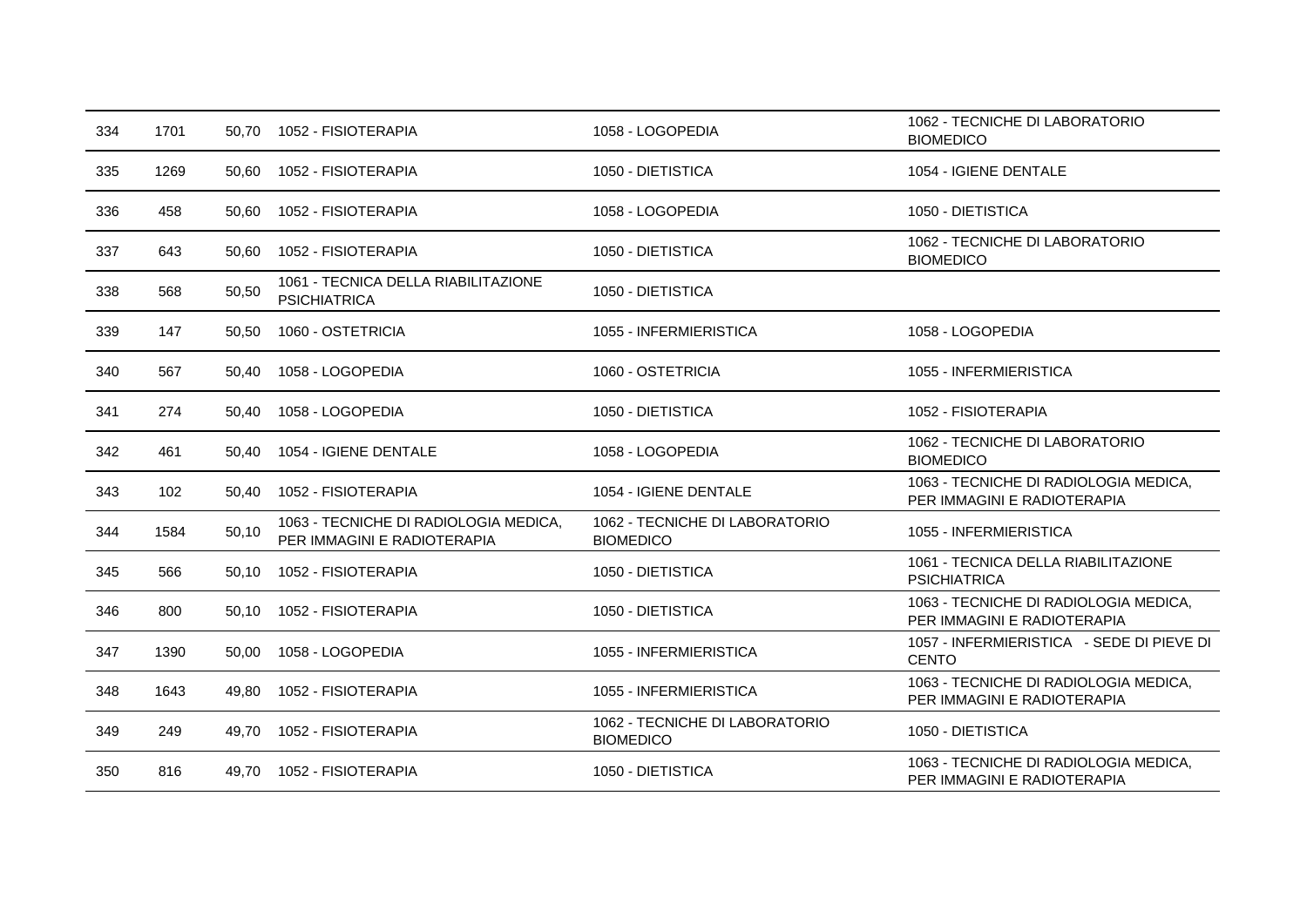| | | | | | |
|---|---|---|---|---|---|
| 334 | 1701 | 50,70 | 1052 - FISIOTERAPIA | 1058 - LOGOPEDIA | 1062 - TECNICHE DI LABORATORIO BIOMEDICO |
| 335 | 1269 | 50,60 | 1052 - FISIOTERAPIA | 1050 - DIETISTICA | 1054 - IGIENE DENTALE |
| 336 | 458 | 50,60 | 1052 - FISIOTERAPIA | 1058 - LOGOPEDIA | 1050 - DIETISTICA |
| 337 | 643 | 50,60 | 1052 - FISIOTERAPIA | 1050 - DIETISTICA | 1062 - TECNICHE DI LABORATORIO BIOMEDICO |
| 338 | 568 | 50,50 | 1061 - TECNICA DELLA RIABILITAZIONE PSICHIATRICA | 1050 - DIETISTICA | |
| 339 | 147 | 50,50 | 1060 - OSTETRICIA | 1055 - INFERMIERISTICA | 1058 - LOGOPEDIA |
| 340 | 567 | 50,40 | 1058 - LOGOPEDIA | 1060 - OSTETRICIA | 1055 - INFERMIERISTICA |
| 341 | 274 | 50,40 | 1058 - LOGOPEDIA | 1050 - DIETISTICA | 1052 - FISIOTERAPIA |
| 342 | 461 | 50,40 | 1054 - IGIENE DENTALE | 1058 - LOGOPEDIA | 1062 - TECNICHE DI LABORATORIO BIOMEDICO |
| 343 | 102 | 50,40 | 1052 - FISIOTERAPIA | 1054 - IGIENE DENTALE | 1063 - TECNICHE DI RADIOLOGIA MEDICA, PER IMMAGINI E RADIOTERAPIA |
| 344 | 1584 | 50,10 | 1063 - TECNICHE DI RADIOLOGIA MEDICA, PER IMMAGINI E RADIOTERAPIA | 1062 - TECNICHE DI LABORATORIO BIOMEDICO | 1055 - INFERMIERISTICA |
| 345 | 566 | 50,10 | 1052 - FISIOTERAPIA | 1050 - DIETISTICA | 1061 - TECNICA DELLA RIABILITAZIONE PSICHIATRICA |
| 346 | 800 | 50,10 | 1052 - FISIOTERAPIA | 1050 - DIETISTICA | 1063 - TECNICHE DI RADIOLOGIA MEDICA, PER IMMAGINI E RADIOTERAPIA |
| 347 | 1390 | 50,00 | 1058 - LOGOPEDIA | 1055 - INFERMIERISTICA | 1057 - INFERMIERISTICA - SEDE DI PIEVE DI CENTO |
| 348 | 1643 | 49,80 | 1052 - FISIOTERAPIA | 1055 - INFERMIERISTICA | 1063 - TECNICHE DI RADIOLOGIA MEDICA, PER IMMAGINI E RADIOTERAPIA |
| 349 | 249 | 49,70 | 1052 - FISIOTERAPIA | 1062 - TECNICHE DI LABORATORIO BIOMEDICO | 1050 - DIETISTICA |
| 350 | 816 | 49,70 | 1052 - FISIOTERAPIA | 1050 - DIETISTICA | 1063 - TECNICHE DI RADIOLOGIA MEDICA, PER IMMAGINI E RADIOTERAPIA |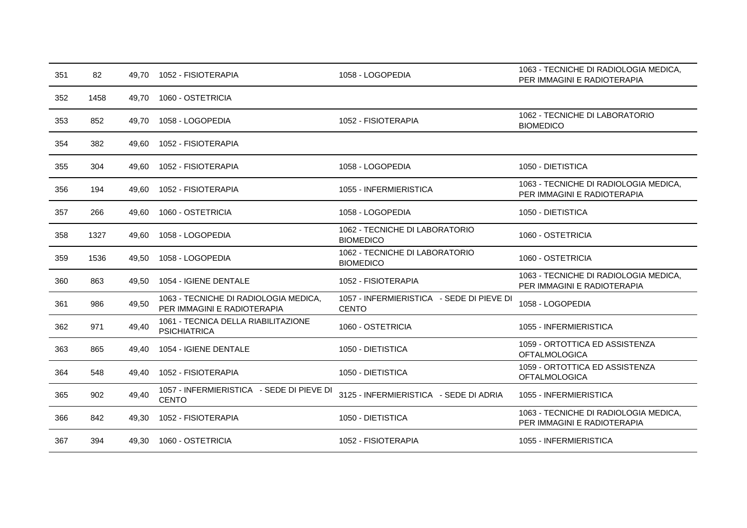| | | | | | |
|---|---|---|---|---|---|
| 351 | 82 | 49,70 | 1052 - FISIOTERAPIA | 1058 - LOGOPEDIA | 1063 - TECNICHE DI RADIOLOGIA MEDICA, PER IMMAGINI E RADIOTERAPIA |
| 352 | 1458 | 49,70 | 1060 - OSTETRICIA | | |
| 353 | 852 | 49,70 | 1058 - LOGOPEDIA | 1052 - FISIOTERAPIA | 1062 - TECNICHE DI LABORATORIO BIOMEDICO |
| 354 | 382 | 49,60 | 1052 - FISIOTERAPIA | | |
| 355 | 304 | 49,60 | 1052 - FISIOTERAPIA | 1058 - LOGOPEDIA | 1050 - DIETISTICA |
| 356 | 194 | 49,60 | 1052 - FISIOTERAPIA | 1055 - INFERMIERISTICA | 1063 - TECNICHE DI RADIOLOGIA MEDICA, PER IMMAGINI E RADIOTERAPIA |
| 357 | 266 | 49,60 | 1060 - OSTETRICIA | 1058 - LOGOPEDIA | 1050 - DIETISTICA |
| 358 | 1327 | 49,60 | 1058 - LOGOPEDIA | 1062 - TECNICHE DI LABORATORIO BIOMEDICO | 1060 - OSTETRICIA |
| 359 | 1536 | 49,50 | 1058 - LOGOPEDIA | 1062 - TECNICHE DI LABORATORIO BIOMEDICO | 1060 - OSTETRICIA |
| 360 | 863 | 49,50 | 1054 - IGIENE DENTALE | 1052 - FISIOTERAPIA | 1063 - TECNICHE DI RADIOLOGIA MEDICA, PER IMMAGINI E RADIOTERAPIA |
| 361 | 986 | 49,50 | 1063 - TECNICHE DI RADIOLOGIA MEDICA, PER IMMAGINI E RADIOTERAPIA | 1057 - INFERMIERISTICA - SEDE DI PIEVE DI CENTO | 1058 - LOGOPEDIA |
| 362 | 971 | 49,40 | 1061 - TECNICA DELLA RIABILITAZIONE PSICHIATRICA | 1060 - OSTETRICIA | 1055 - INFERMIERISTICA |
| 363 | 865 | 49,40 | 1054 - IGIENE DENTALE | 1050 - DIETISTICA | 1059 - ORTOTTICA ED ASSISTENZA OFTALMOLOGICA |
| 364 | 548 | 49,40 | 1052 - FISIOTERAPIA | 1050 - DIETISTICA | 1059 - ORTOTTICA ED ASSISTENZA OFTALMOLOGICA |
| 365 | 902 | 49,40 | 1057 - INFERMIERISTICA - SEDE DI PIEVE DI CENTO | 3125 - INFERMIERISTICA - SEDE DI ADRIA | 1055 - INFERMIERISTICA |
| 366 | 842 | 49,30 | 1052 - FISIOTERAPIA | 1050 - DIETISTICA | 1063 - TECNICHE DI RADIOLOGIA MEDICA, PER IMMAGINI E RADIOTERAPIA |
| 367 | 394 | 49,30 | 1060 - OSTETRICIA | 1052 - FISIOTERAPIA | 1055 - INFERMIERISTICA |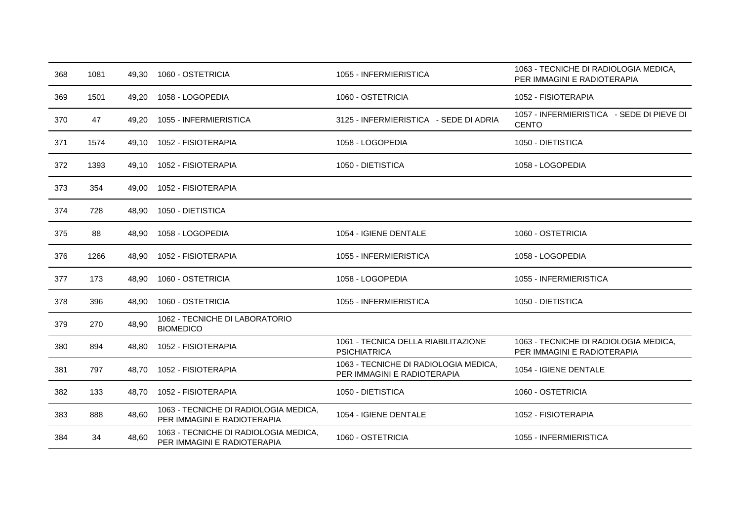| | | | | | |
|---|---|---|---|---|---|
| 368 | 1081 | 49,30 | 1060 - OSTETRICIA | 1055 - INFERMIERISTICA | 1063 - TECNICHE DI RADIOLOGIA MEDICA, PER IMMAGINI E RADIOTERAPIA |
| 369 | 1501 | 49,20 | 1058 - LOGOPEDIA | 1060 - OSTETRICIA | 1052 - FISIOTERAPIA |
| 370 | 47 | 49,20 | 1055 - INFERMIERISTICA | 3125 - INFERMIERISTICA - SEDE DI ADRIA | 1057 - INFERMIERISTICA - SEDE DI PIEVE DI CENTO |
| 371 | 1574 | 49,10 | 1052 - FISIOTERAPIA | 1058 - LOGOPEDIA | 1050 - DIETISTICA |
| 372 | 1393 | 49,10 | 1052 - FISIOTERAPIA | 1050 - DIETISTICA | 1058 - LOGOPEDIA |
| 373 | 354 | 49,00 | 1052 - FISIOTERAPIA | | |
| 374 | 728 | 48,90 | 1050 - DIETISTICA | | |
| 375 | 88 | 48,90 | 1058 - LOGOPEDIA | 1054 - IGIENE DENTALE | 1060 - OSTETRICIA |
| 376 | 1266 | 48,90 | 1052 - FISIOTERAPIA | 1055 - INFERMIERISTICA | 1058 - LOGOPEDIA |
| 377 | 173 | 48,90 | 1060 - OSTETRICIA | 1058 - LOGOPEDIA | 1055 - INFERMIERISTICA |
| 378 | 396 | 48,90 | 1060 - OSTETRICIA | 1055 - INFERMIERISTICA | 1050 - DIETISTICA |
| 379 | 270 | 48,90 | 1062 - TECNICHE DI LABORATORIO BIOMEDICO | | |
| 380 | 894 | 48,80 | 1052 - FISIOTERAPIA | 1061 - TECNICA DELLA RIABILITAZIONE PSICHIATRICA | 1063 - TECNICHE DI RADIOLOGIA MEDICA, PER IMMAGINI E RADIOTERAPIA |
| 381 | 797 | 48,70 | 1052 - FISIOTERAPIA | 1063 - TECNICHE DI RADIOLOGIA MEDICA, PER IMMAGINI E RADIOTERAPIA | 1054 - IGIENE DENTALE |
| 382 | 133 | 48,70 | 1052 - FISIOTERAPIA | 1050 - DIETISTICA | 1060 - OSTETRICIA |
| 383 | 888 | 48,60 | 1063 - TECNICHE DI RADIOLOGIA MEDICA, PER IMMAGINI E RADIOTERAPIA | 1054 - IGIENE DENTALE | 1052 - FISIOTERAPIA |
| 384 | 34 | 48,60 | 1063 - TECNICHE DI RADIOLOGIA MEDICA, PER IMMAGINI E RADIOTERAPIA | 1060 - OSTETRICIA | 1055 - INFERMIERISTICA |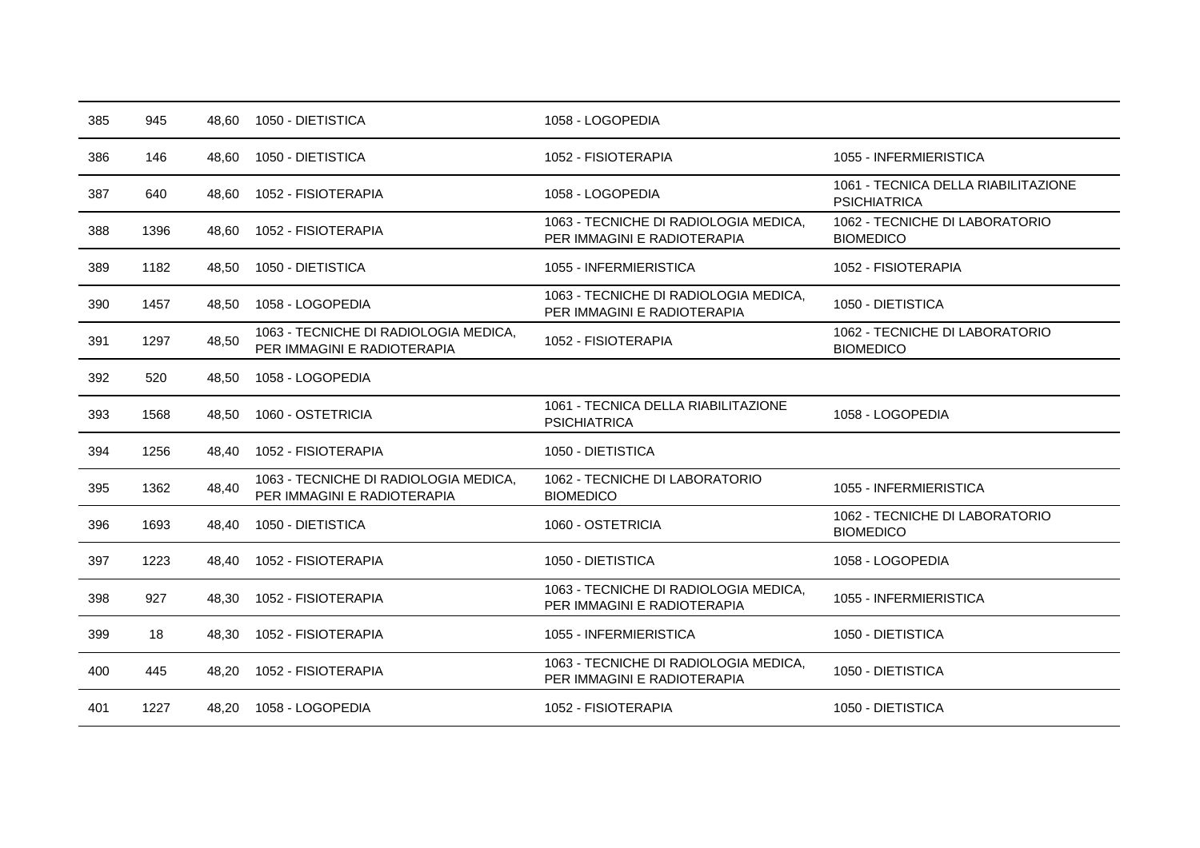| | | | | | |
|---|---|---|---|---|---|
| 385 | 945 | 48,60 | 1050 - DIETISTICA | 1058 - LOGOPEDIA | |
| 386 | 146 | 48,60 | 1050 - DIETISTICA | 1052 - FISIOTERAPIA | 1055 - INFERMIERISTICA |
| 387 | 640 | 48,60 | 1052 - FISIOTERAPIA | 1058 - LOGOPEDIA | 1061 - TECNICA DELLA RIABILITAZIONE PSICHIATRICA |
| 388 | 1396 | 48,60 | 1052 - FISIOTERAPIA | 1063 - TECNICHE DI RADIOLOGIA MEDICA, PER IMMAGINI E RADIOTERAPIA | 1062 - TECNICHE DI LABORATORIO BIOMEDICO |
| 389 | 1182 | 48,50 | 1050 - DIETISTICA | 1055 - INFERMIERISTICA | 1052 - FISIOTERAPIA |
| 390 | 1457 | 48,50 | 1058 - LOGOPEDIA | 1063 - TECNICHE DI RADIOLOGIA MEDICA, PER IMMAGINI E RADIOTERAPIA | 1050 - DIETISTICA |
| 391 | 1297 | 48,50 | 1063 - TECNICHE DI RADIOLOGIA MEDICA, PER IMMAGINI E RADIOTERAPIA | 1052 - FISIOTERAPIA | 1062 - TECNICHE DI LABORATORIO BIOMEDICO |
| 392 | 520 | 48,50 | 1058 - LOGOPEDIA | | |
| 393 | 1568 | 48,50 | 1060 - OSTETRICIA | 1061 - TECNICA DELLA RIABILITAZIONE PSICHIATRICA | 1058 - LOGOPEDIA |
| 394 | 1256 | 48,40 | 1052 - FISIOTERAPIA | 1050 - DIETISTICA | |
| 395 | 1362 | 48,40 | 1063 - TECNICHE DI RADIOLOGIA MEDICA, PER IMMAGINI E RADIOTERAPIA | 1062 - TECNICHE DI LABORATORIO BIOMEDICO | 1055 - INFERMIERISTICA |
| 396 | 1693 | 48,40 | 1050 - DIETISTICA | 1060 - OSTETRICIA | 1062 - TECNICHE DI LABORATORIO BIOMEDICO |
| 397 | 1223 | 48,40 | 1052 - FISIOTERAPIA | 1050 - DIETISTICA | 1058 - LOGOPEDIA |
| 398 | 927 | 48,30 | 1052 - FISIOTERAPIA | 1063 - TECNICHE DI RADIOLOGIA MEDICA, PER IMMAGINI E RADIOTERAPIA | 1055 - INFERMIERISTICA |
| 399 | 18 | 48,30 | 1052 - FISIOTERAPIA | 1055 - INFERMIERISTICA | 1050 - DIETISTICA |
| 400 | 445 | 48,20 | 1052 - FISIOTERAPIA | 1063 - TECNICHE DI RADIOLOGIA MEDICA, PER IMMAGINI E RADIOTERAPIA | 1050 - DIETISTICA |
| 401 | 1227 | 48,20 | 1058 - LOGOPEDIA | 1052 - FISIOTERAPIA | 1050 - DIETISTICA |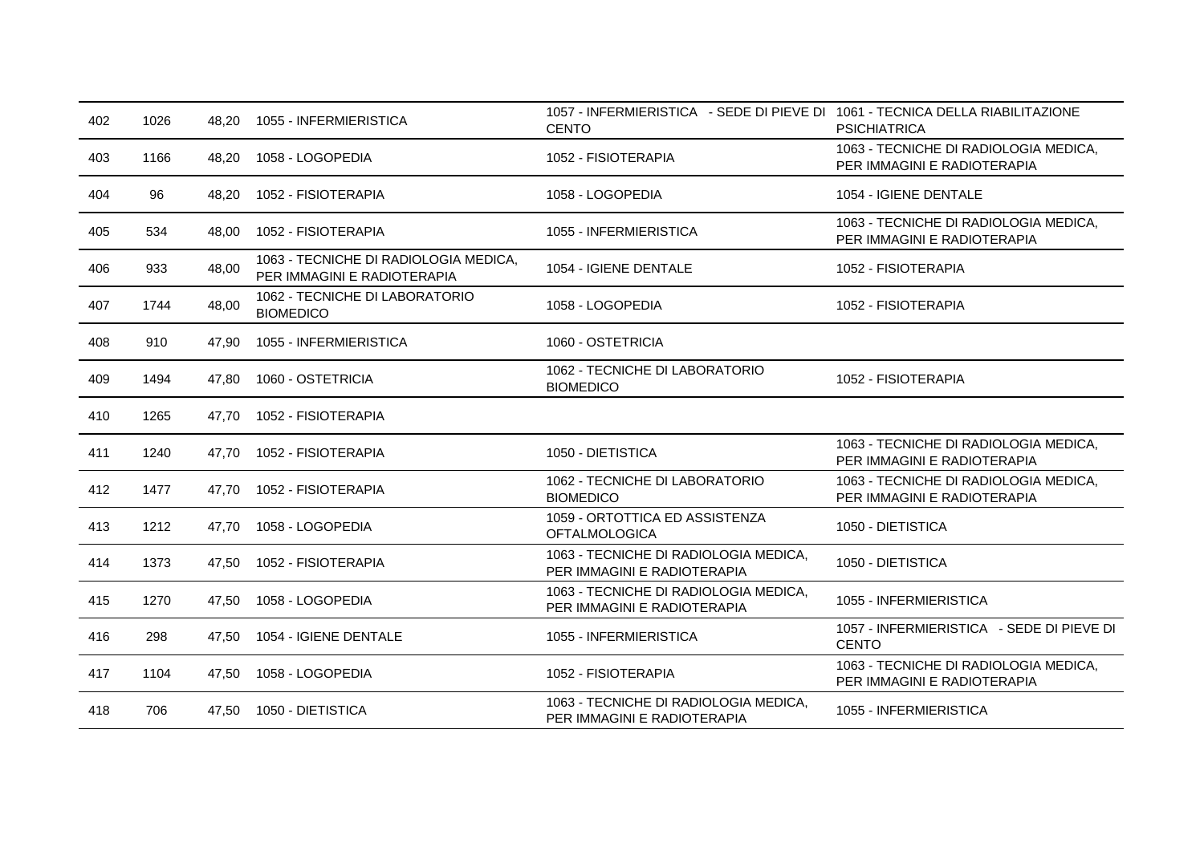| | | | | | |
|---|---|---|---|---|---|
| 402 | 1026 | 48,20 | 1055 - INFERMIERISTICA | 1057 - INFERMIERISTICA - SEDE DI PIEVE DI CENTO | 1061 - TECNICA DELLA RIABILITAZIONE PSICHIATRICA |
| 403 | 1166 | 48,20 | 1058 - LOGOPEDIA | 1052 - FISIOTERAPIA | 1063 - TECNICHE DI RADIOLOGIA MEDICA, PER IMMAGINI E RADIOTERAPIA |
| 404 | 96 | 48,20 | 1052 - FISIOTERAPIA | 1058 - LOGOPEDIA | 1054 - IGIENE DENTALE |
| 405 | 534 | 48,00 | 1052 - FISIOTERAPIA | 1055 - INFERMIERISTICA | 1063 - TECNICHE DI RADIOLOGIA MEDICA, PER IMMAGINI E RADIOTERAPIA |
| 406 | 933 | 48,00 | 1063 - TECNICHE DI RADIOLOGIA MEDICA, PER IMMAGINI E RADIOTERAPIA | 1054 - IGIENE DENTALE | 1052 - FISIOTERAPIA |
| 407 | 1744 | 48,00 | 1062 - TECNICHE DI LABORATORIO BIOMEDICO | 1058 - LOGOPEDIA | 1052 - FISIOTERAPIA |
| 408 | 910 | 47,90 | 1055 - INFERMIERISTICA | 1060 - OSTETRICIA | |
| 409 | 1494 | 47,80 | 1060 - OSTETRICIA | 1062 - TECNICHE DI LABORATORIO BIOMEDICO | 1052 - FISIOTERAPIA |
| 410 | 1265 | 47,70 | 1052 - FISIOTERAPIA | | |
| 411 | 1240 | 47,70 | 1052 - FISIOTERAPIA | 1050 - DIETISTICA | 1063 - TECNICHE DI RADIOLOGIA MEDICA, PER IMMAGINI E RADIOTERAPIA |
| 412 | 1477 | 47,70 | 1052 - FISIOTERAPIA | 1062 - TECNICHE DI LABORATORIO BIOMEDICO | 1063 - TECNICHE DI RADIOLOGIA MEDICA, PER IMMAGINI E RADIOTERAPIA |
| 413 | 1212 | 47,70 | 1058 - LOGOPEDIA | 1059 - ORTOTTICA ED ASSISTENZA OFTALMOLOGICA | 1050 - DIETISTICA |
| 414 | 1373 | 47,50 | 1052 - FISIOTERAPIA | 1063 - TECNICHE DI RADIOLOGIA MEDICA, PER IMMAGINI E RADIOTERAPIA | 1050 - DIETISTICA |
| 415 | 1270 | 47,50 | 1058 - LOGOPEDIA | 1063 - TECNICHE DI RADIOLOGIA MEDICA, PER IMMAGINI E RADIOTERAPIA | 1055 - INFERMIERISTICA |
| 416 | 298 | 47,50 | 1054 - IGIENE DENTALE | 1055 - INFERMIERISTICA | 1057 - INFERMIERISTICA - SEDE DI PIEVE DI CENTO |
| 417 | 1104 | 47,50 | 1058 - LOGOPEDIA | 1052 - FISIOTERAPIA | 1063 - TECNICHE DI RADIOLOGIA MEDICA, PER IMMAGINI E RADIOTERAPIA |
| 418 | 706 | 47,50 | 1050 - DIETISTICA | 1063 - TECNICHE DI RADIOLOGIA MEDICA, PER IMMAGINI E RADIOTERAPIA | 1055 - INFERMIERISTICA |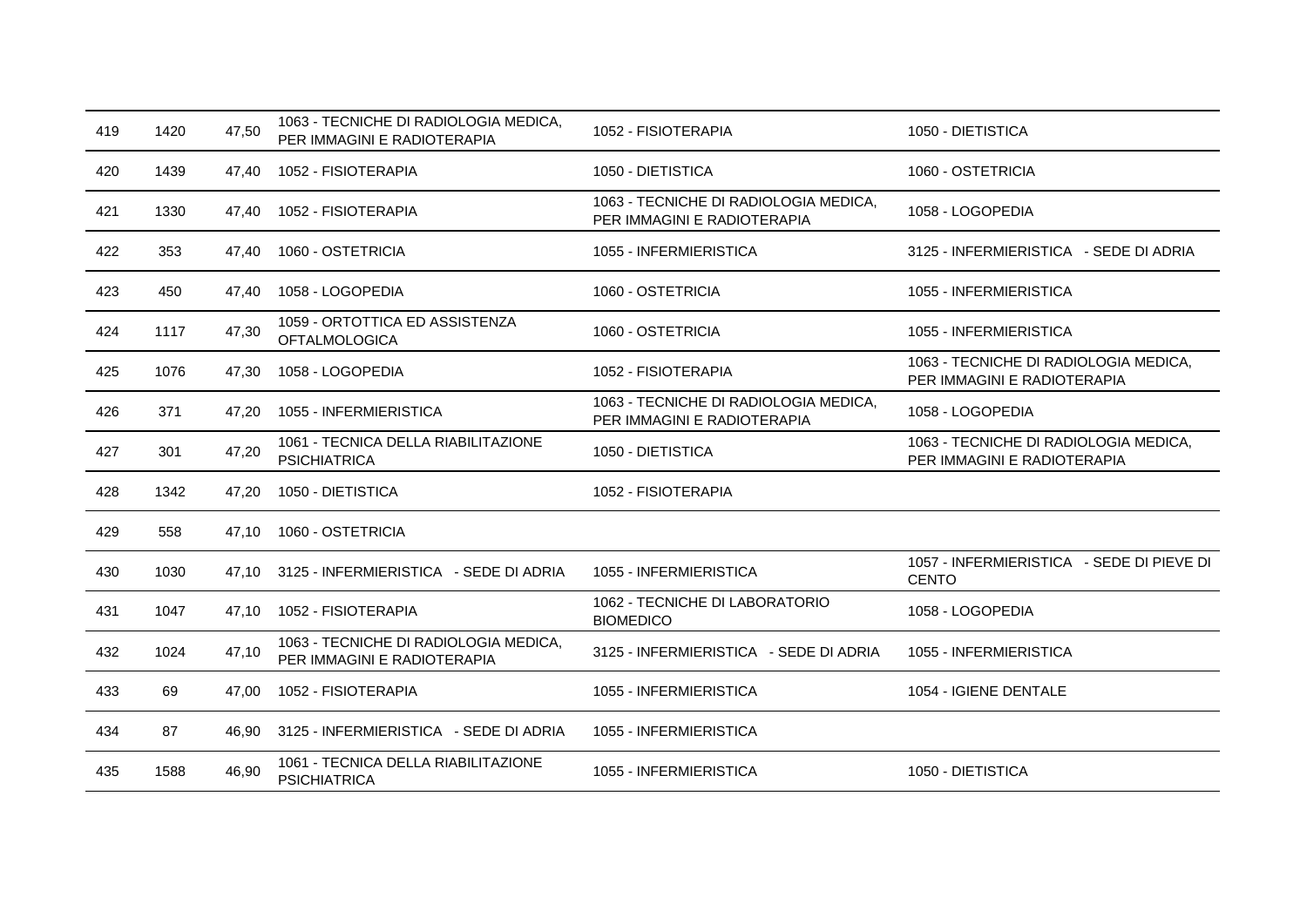| | | | | | |
|---|---|---|---|---|---|
| 419 | 1420 | 47,50 | 1063 - TECNICHE DI RADIOLOGIA MEDICA, PER IMMAGINI E RADIOTERAPIA | 1052 - FISIOTERAPIA | 1050 - DIETISTICA |
| 420 | 1439 | 47,40 | 1052 - FISIOTERAPIA | 1050 - DIETISTICA | 1060 - OSTETRICIA |
| 421 | 1330 | 47,40 | 1052 - FISIOTERAPIA | 1063 - TECNICHE DI RADIOLOGIA MEDICA, PER IMMAGINI E RADIOTERAPIA | 1058 - LOGOPEDIA |
| 422 | 353 | 47,40 | 1060 - OSTETRICIA | 1055 - INFERMIERISTICA | 3125 - INFERMIERISTICA - SEDE DI ADRIA |
| 423 | 450 | 47,40 | 1058 - LOGOPEDIA | 1060 - OSTETRICIA | 1055 - INFERMIERISTICA |
| 424 | 1117 | 47,30 | 1059 - ORTOTTICA ED ASSISTENZA OFTALMOLOGICA | 1060 - OSTETRICIA | 1055 - INFERMIERISTICA |
| 425 | 1076 | 47,30 | 1058 - LOGOPEDIA | 1052 - FISIOTERAPIA | 1063 - TECNICHE DI RADIOLOGIA MEDICA, PER IMMAGINI E RADIOTERAPIA |
| 426 | 371 | 47,20 | 1055 - INFERMIERISTICA | 1063 - TECNICHE DI RADIOLOGIA MEDICA, PER IMMAGINI E RADIOTERAPIA | 1058 - LOGOPEDIA |
| 427 | 301 | 47,20 | 1061 - TECNICA DELLA RIABILITAZIONE PSICHIATRICA | 1050 - DIETISTICA | 1063 - TECNICHE DI RADIOLOGIA MEDICA, PER IMMAGINI E RADIOTERAPIA |
| 428 | 1342 | 47,20 | 1050 - DIETISTICA | 1052 - FISIOTERAPIA | |
| 429 | 558 | 47,10 | 1060 - OSTETRICIA | | |
| 430 | 1030 | 47,10 | 3125 - INFERMIERISTICA - SEDE DI ADRIA | 1055 - INFERMIERISTICA | 1057 - INFERMIERISTICA - SEDE DI PIEVE DI CENTO |
| 431 | 1047 | 47,10 | 1052 - FISIOTERAPIA | 1062 - TECNICHE DI LABORATORIO BIOMEDICO | 1058 - LOGOPEDIA |
| 432 | 1024 | 47,10 | 1063 - TECNICHE DI RADIOLOGIA MEDICA, PER IMMAGINI E RADIOTERAPIA | 3125 - INFERMIERISTICA - SEDE DI ADRIA | 1055 - INFERMIERISTICA |
| 433 | 69 | 47,00 | 1052 - FISIOTERAPIA | 1055 - INFERMIERISTICA | 1054 - IGIENE DENTALE |
| 434 | 87 | 46,90 | 3125 - INFERMIERISTICA - SEDE DI ADRIA | 1055 - INFERMIERISTICA | |
| 435 | 1588 | 46,90 | 1061 - TECNICA DELLA RIABILITAZIONE PSICHIATRICA | 1055 - INFERMIERISTICA | 1050 - DIETISTICA |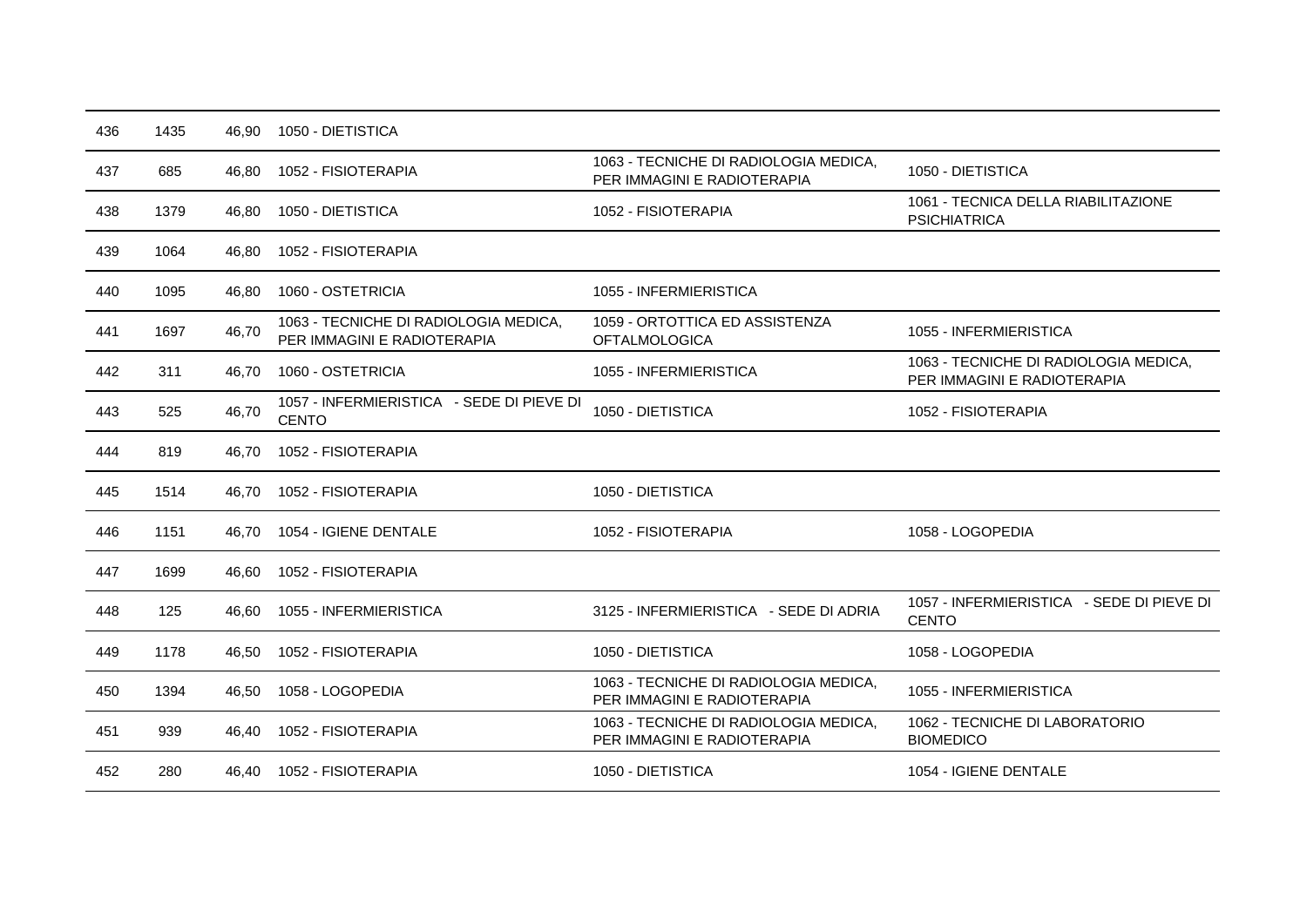| | | | | | |
|---|---|---|---|---|---|
| 436 | 1435 | 46,90 | 1050 - DIETISTICA | | |
| 437 | 685 | 46,80 | 1052 - FISIOTERAPIA | 1063 - TECNICHE DI RADIOLOGIA MEDICA, PER IMMAGINI E RADIOTERAPIA | 1050 - DIETISTICA |
| 438 | 1379 | 46,80 | 1050 - DIETISTICA | 1052 - FISIOTERAPIA | 1061 - TECNICA DELLA RIABILITAZIONE PSICHIATRICA |
| 439 | 1064 | 46,80 | 1052 - FISIOTERAPIA | | |
| 440 | 1095 | 46,80 | 1060 - OSTETRICIA | 1055 - INFERMIERISTICA | |
| 441 | 1697 | 46,70 | 1063 - TECNICHE DI RADIOLOGIA MEDICA, PER IMMAGINI E RADIOTERAPIA | 1059 - ORTOTTICA ED ASSISTENZA OFTALMOLOGICA | 1055 - INFERMIERISTICA |
| 442 | 311 | 46,70 | 1060 - OSTETRICIA | 1055 - INFERMIERISTICA | 1063 - TECNICHE DI RADIOLOGIA MEDICA, PER IMMAGINI E RADIOTERAPIA |
| 443 | 525 | 46,70 | 1057 - INFERMIERISTICA - SEDE DI PIEVE DI CENTO | 1050 - DIETISTICA | 1052 - FISIOTERAPIA |
| 444 | 819 | 46,70 | 1052 - FISIOTERAPIA | | |
| 445 | 1514 | 46,70 | 1052 - FISIOTERAPIA | 1050 - DIETISTICA | |
| 446 | 1151 | 46,70 | 1054 - IGIENE DENTALE | 1052 - FISIOTERAPIA | 1058 - LOGOPEDIA |
| 447 | 1699 | 46,60 | 1052 - FISIOTERAPIA | | |
| 448 | 125 | 46,60 | 1055 - INFERMIERISTICA | 3125 - INFERMIERISTICA - SEDE DI ADRIA | 1057 - INFERMIERISTICA - SEDE DI PIEVE DI CENTO |
| 449 | 1178 | 46,50 | 1052 - FISIOTERAPIA | 1050 - DIETISTICA | 1058 - LOGOPEDIA |
| 450 | 1394 | 46,50 | 1058 - LOGOPEDIA | 1063 - TECNICHE DI RADIOLOGIA MEDICA, PER IMMAGINI E RADIOTERAPIA | 1055 - INFERMIERISTICA |
| 451 | 939 | 46,40 | 1052 - FISIOTERAPIA | 1063 - TECNICHE DI RADIOLOGIA MEDICA, PER IMMAGINI E RADIOTERAPIA | 1062 - TECNICHE DI LABORATORIO BIOMEDICO |
| 452 | 280 | 46,40 | 1052 - FISIOTERAPIA | 1050 - DIETISTICA | 1054 - IGIENE DENTALE |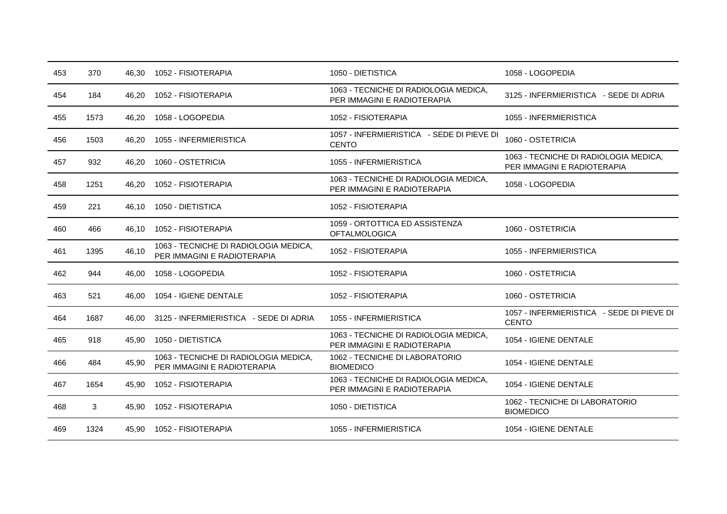| | | | | | |
|---|---|---|---|---|---|
| 453 | 370 | 46,30 | 1052 - FISIOTERAPIA | 1050 - DIETISTICA | 1058 - LOGOPEDIA |
| 454 | 184 | 46,20 | 1052 - FISIOTERAPIA | 1063 - TECNICHE DI RADIOLOGIA MEDICA, PER IMMAGINI E RADIOTERAPIA | 3125 - INFERMIERISTICA - SEDE DI ADRIA |
| 455 | 1573 | 46,20 | 1058 - LOGOPEDIA | 1052 - FISIOTERAPIA | 1055 - INFERMIERISTICA |
| 456 | 1503 | 46,20 | 1055 - INFERMIERISTICA | 1057 - INFERMIERISTICA - SEDE DI PIEVE DI CENTO | 1060 - OSTETRICIA |
| 457 | 932 | 46,20 | 1060 - OSTETRICIA | 1055 - INFERMIERISTICA | 1063 - TECNICHE DI RADIOLOGIA MEDICA, PER IMMAGINI E RADIOTERAPIA |
| 458 | 1251 | 46,20 | 1052 - FISIOTERAPIA | 1063 - TECNICHE DI RADIOLOGIA MEDICA, PER IMMAGINI E RADIOTERAPIA | 1058 - LOGOPEDIA |
| 459 | 221 | 46,10 | 1050 - DIETISTICA | 1052 - FISIOTERAPIA | |
| 460 | 466 | 46,10 | 1052 - FISIOTERAPIA | 1059 - ORTOTTICA ED ASSISTENZA OFTALMOLOGICA | 1060 - OSTETRICIA |
| 461 | 1395 | 46,10 | 1063 - TECNICHE DI RADIOLOGIA MEDICA, PER IMMAGINI E RADIOTERAPIA | 1052 - FISIOTERAPIA | 1055 - INFERMIERISTICA |
| 462 | 944 | 46,00 | 1058 - LOGOPEDIA | 1052 - FISIOTERAPIA | 1060 - OSTETRICIA |
| 463 | 521 | 46,00 | 1054 - IGIENE DENTALE | 1052 - FISIOTERAPIA | 1060 - OSTETRICIA |
| 464 | 1687 | 46,00 | 3125 - INFERMIERISTICA - SEDE DI ADRIA | 1055 - INFERMIERISTICA | 1057 - INFERMIERISTICA - SEDE DI PIEVE DI CENTO |
| 465 | 918 | 45,90 | 1050 - DIETISTICA | 1063 - TECNICHE DI RADIOLOGIA MEDICA, PER IMMAGINI E RADIOTERAPIA | 1054 - IGIENE DENTALE |
| 466 | 484 | 45,90 | 1063 - TECNICHE DI RADIOLOGIA MEDICA, PER IMMAGINI E RADIOTERAPIA | 1062 - TECNICHE DI LABORATORIO BIOMEDICO | 1054 - IGIENE DENTALE |
| 467 | 1654 | 45,90 | 1052 - FISIOTERAPIA | 1063 - TECNICHE DI RADIOLOGIA MEDICA, PER IMMAGINI E RADIOTERAPIA | 1054 - IGIENE DENTALE |
| 468 | 3 | 45,90 | 1052 - FISIOTERAPIA | 1050 - DIETISTICA | 1062 - TECNICHE DI LABORATORIO BIOMEDICO |
| 469 | 1324 | 45,90 | 1052 - FISIOTERAPIA | 1055 - INFERMIERISTICA | 1054 - IGIENE DENTALE |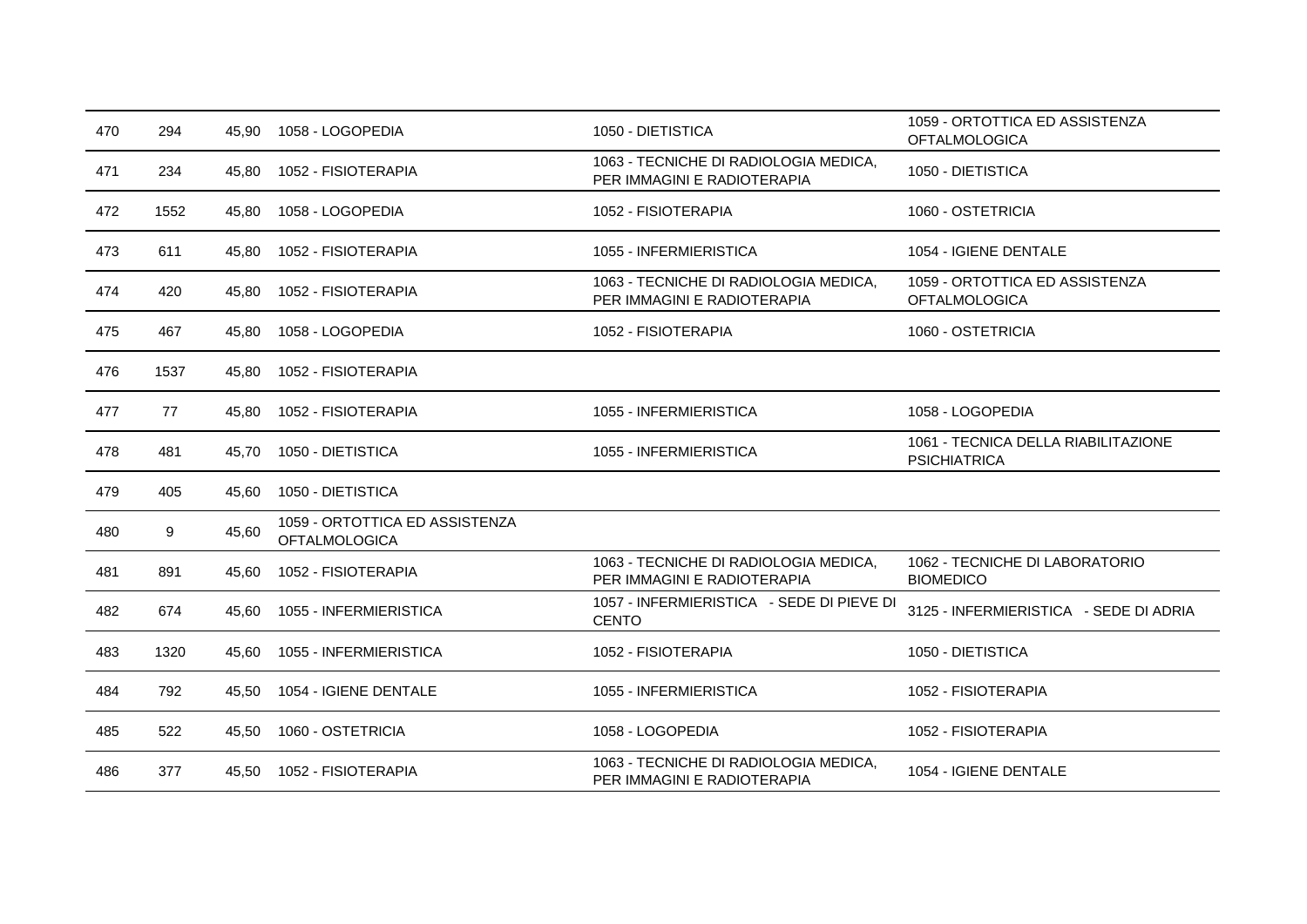| | | | | | |
|---|---|---|---|---|---|
| 470 | 294 | 45,90 | 1058 - LOGOPEDIA | 1050 - DIETISTICA | 1059 - ORTOTTICA ED ASSISTENZA OFTALMOLOGICA |
| 471 | 234 | 45,80 | 1052 - FISIOTERAPIA | 1063 - TECNICHE DI RADIOLOGIA MEDICA, PER IMMAGINI E RADIOTERAPIA | 1050 - DIETISTICA |
| 472 | 1552 | 45,80 | 1058 - LOGOPEDIA | 1052 - FISIOTERAPIA | 1060 - OSTETRICIA |
| 473 | 611 | 45,80 | 1052 - FISIOTERAPIA | 1055 - INFERMIERISTICA | 1054 - IGIENE DENTALE |
| 474 | 420 | 45,80 | 1052 - FISIOTERAPIA | 1063 - TECNICHE DI RADIOLOGIA MEDICA, PER IMMAGINI E RADIOTERAPIA | 1059 - ORTOTTICA ED ASSISTENZA OFTALMOLOGICA |
| 475 | 467 | 45,80 | 1058 - LOGOPEDIA | 1052 - FISIOTERAPIA | 1060 - OSTETRICIA |
| 476 | 1537 | 45,80 | 1052 - FISIOTERAPIA | | |
| 477 | 77 | 45,80 | 1052 - FISIOTERAPIA | 1055 - INFERMIERISTICA | 1058 - LOGOPEDIA |
| 478 | 481 | 45,70 | 1050 - DIETISTICA | 1055 - INFERMIERISTICA | 1061 - TECNICA DELLA RIABILITAZIONE PSICHIATRICA |
| 479 | 405 | 45,60 | 1050 - DIETISTICA | | |
| 480 | 9 | 45,60 | 1059 - ORTOTTICA ED ASSISTENZA OFTALMOLOGICA | | |
| 481 | 891 | 45,60 | 1052 - FISIOTERAPIA | 1063 - TECNICHE DI RADIOLOGIA MEDICA, PER IMMAGINI E RADIOTERAPIA | 1062 - TECNICHE DI LABORATORIO BIOMEDICO |
| 482 | 674 | 45,60 | 1055 - INFERMIERISTICA | 1057 - INFERMIERISTICA - SEDE DI PIEVE DI CENTO | 3125 - INFERMIERISTICA - SEDE DI ADRIA |
| 483 | 1320 | 45,60 | 1055 - INFERMIERISTICA | 1052 - FISIOTERAPIA | 1050 - DIETISTICA |
| 484 | 792 | 45,50 | 1054 - IGIENE DENTALE | 1055 - INFERMIERISTICA | 1052 - FISIOTERAPIA |
| 485 | 522 | 45,50 | 1060 - OSTETRICIA | 1058 - LOGOPEDIA | 1052 - FISIOTERAPIA |
| 486 | 377 | 45,50 | 1052 - FISIOTERAPIA | 1063 - TECNICHE DI RADIOLOGIA MEDICA, PER IMMAGINI E RADIOTERAPIA | 1054 - IGIENE DENTALE |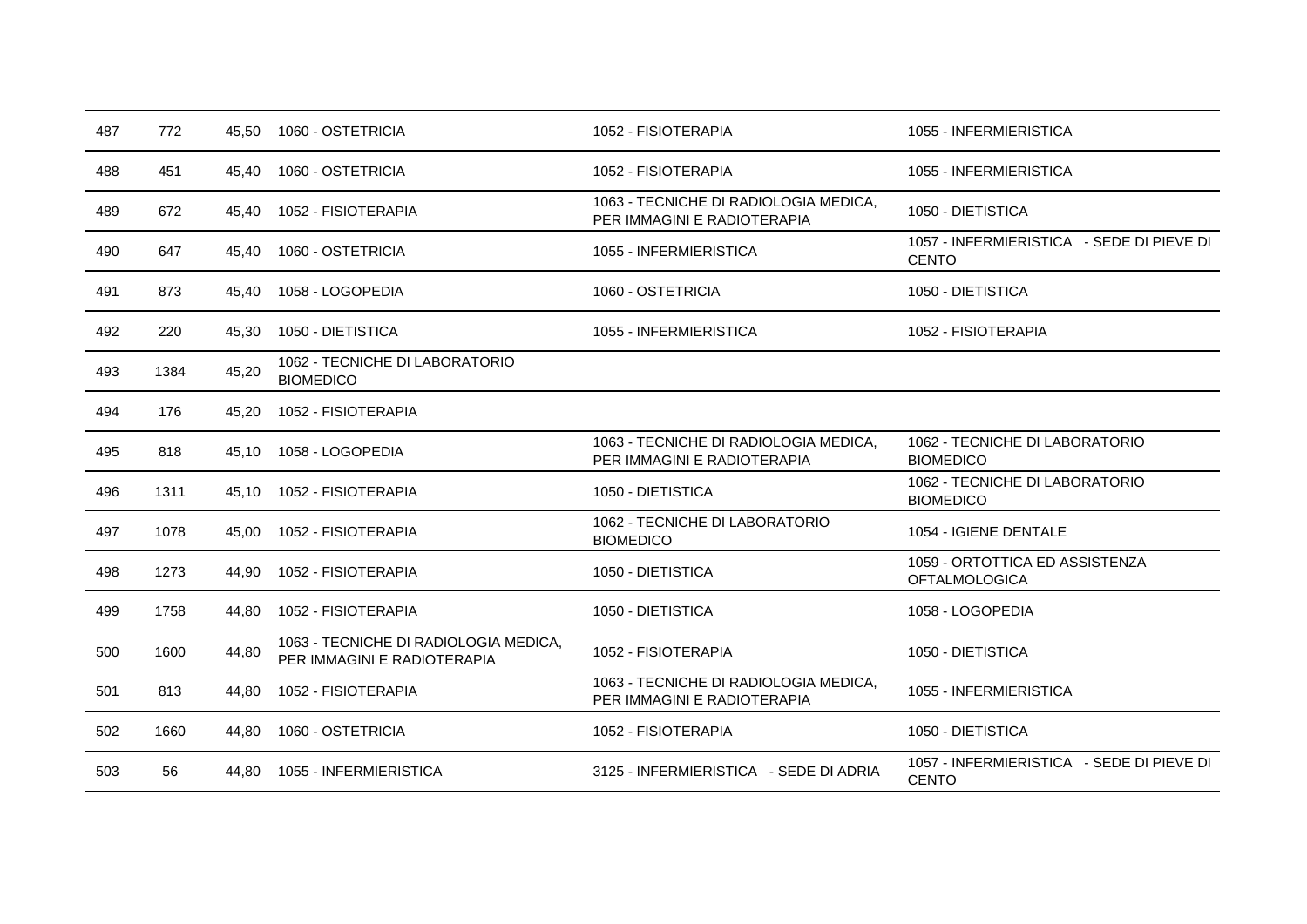| | | | | | |
|---|---|---|---|---|---|
| 487 | 772 | 45,50 | 1060 - OSTETRICIA | 1052 - FISIOTERAPIA | 1055 - INFERMIERISTICA |
| 488 | 451 | 45,40 | 1060 - OSTETRICIA | 1052 - FISIOTERAPIA | 1055 - INFERMIERISTICA |
| 489 | 672 | 45,40 | 1052 - FISIOTERAPIA | 1063 - TECNICHE DI RADIOLOGIA MEDICA, PER IMMAGINI E RADIOTERAPIA | 1050 - DIETISTICA |
| 490 | 647 | 45,40 | 1060 - OSTETRICIA | 1055 - INFERMIERISTICA | 1057 - INFERMIERISTICA - SEDE DI PIEVE DI CENTO |
| 491 | 873 | 45,40 | 1058 - LOGOPEDIA | 1060 - OSTETRICIA | 1050 - DIETISTICA |
| 492 | 220 | 45,30 | 1050 - DIETISTICA | 1055 - INFERMIERISTICA | 1052 - FISIOTERAPIA |
| 493 | 1384 | 45,20 | 1062 - TECNICHE DI LABORATORIO BIOMEDICO | | |
| 494 | 176 | 45,20 | 1052 - FISIOTERAPIA | | |
| 495 | 818 | 45,10 | 1058 - LOGOPEDIA | 1063 - TECNICHE DI RADIOLOGIA MEDICA, PER IMMAGINI E RADIOTERAPIA | 1062 - TECNICHE DI LABORATORIO BIOMEDICO |
| 496 | 1311 | 45,10 | 1052 - FISIOTERAPIA | 1050 - DIETISTICA | 1062 - TECNICHE DI LABORATORIO BIOMEDICO |
| 497 | 1078 | 45,00 | 1052 - FISIOTERAPIA | 1062 - TECNICHE DI LABORATORIO BIOMEDICO | 1054 - IGIENE DENTALE |
| 498 | 1273 | 44,90 | 1052 - FISIOTERAPIA | 1050 - DIETISTICA | 1059 - ORTOTTICA ED ASSISTENZA OFTALMOLOGICA |
| 499 | 1758 | 44,80 | 1052 - FISIOTERAPIA | 1050 - DIETISTICA | 1058 - LOGOPEDIA |
| 500 | 1600 | 44,80 | 1063 - TECNICHE DI RADIOLOGIA MEDICA, PER IMMAGINI E RADIOTERAPIA | 1052 - FISIOTERAPIA | 1050 - DIETISTICA |
| 501 | 813 | 44,80 | 1052 - FISIOTERAPIA | 1063 - TECNICHE DI RADIOLOGIA MEDICA, PER IMMAGINI E RADIOTERAPIA | 1055 - INFERMIERISTICA |
| 502 | 1660 | 44,80 | 1060 - OSTETRICIA | 1052 - FISIOTERAPIA | 1050 - DIETISTICA |
| 503 | 56 | 44,80 | 1055 - INFERMIERISTICA | 3125 - INFERMIERISTICA - SEDE DI ADRIA | 1057 - INFERMIERISTICA - SEDE DI PIEVE DI CENTO |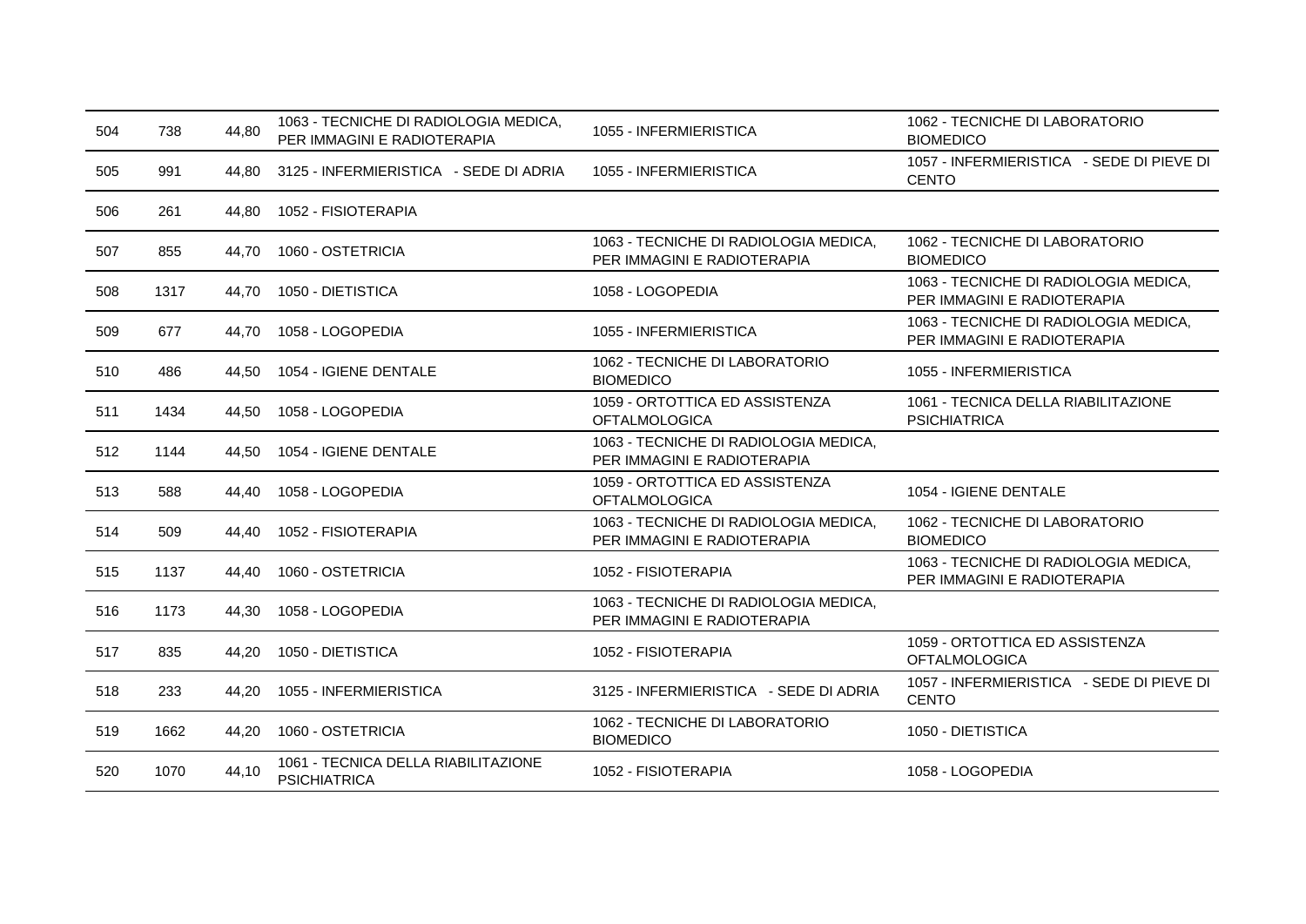| | | | | | |
|---|---|---|---|---|---|
| 504 | 738 | 44,80 | 1063 - TECNICHE DI RADIOLOGIA MEDICA, PER IMMAGINI E RADIOTERAPIA | 1055 - INFERMIERISTICA | 1062 - TECNICHE DI LABORATORIO BIOMEDICO |
| 505 | 991 | 44,80 | 3125 - INFERMIERISTICA - SEDE DI ADRIA | 1055 - INFERMIERISTICA | 1057 - INFERMIERISTICA - SEDE DI PIEVE DI CENTO |
| 506 | 261 | 44,80 | 1052 - FISIOTERAPIA | | |
| 507 | 855 | 44,70 | 1060 - OSTETRICIA | 1063 - TECNICHE DI RADIOLOGIA MEDICA, PER IMMAGINI E RADIOTERAPIA | 1062 - TECNICHE DI LABORATORIO BIOMEDICO |
| 508 | 1317 | 44,70 | 1050 - DIETISTICA | 1058 - LOGOPEDIA | 1063 - TECNICHE DI RADIOLOGIA MEDICA, PER IMMAGINI E RADIOTERAPIA |
| 509 | 677 | 44,70 | 1058 - LOGOPEDIA | 1055 - INFERMIERISTICA | 1063 - TECNICHE DI RADIOLOGIA MEDICA, PER IMMAGINI E RADIOTERAPIA |
| 510 | 486 | 44,50 | 1054 - IGIENE DENTALE | 1062 - TECNICHE DI LABORATORIO BIOMEDICO | 1055 - INFERMIERISTICA |
| 511 | 1434 | 44,50 | 1058 - LOGOPEDIA | 1059 - ORTOTTICA ED ASSISTENZA OFTALMOLOGICA | 1061 - TECNICA DELLA RIABILITAZIONE PSICHIATRICA |
| 512 | 1144 | 44,50 | 1054 - IGIENE DENTALE | 1063 - TECNICHE DI RADIOLOGIA MEDICA, PER IMMAGINI E RADIOTERAPIA | |
| 513 | 588 | 44,40 | 1058 - LOGOPEDIA | 1059 - ORTOTTICA ED ASSISTENZA OFTALMOLOGICA | 1054 - IGIENE DENTALE |
| 514 | 509 | 44,40 | 1052 - FISIOTERAPIA | 1063 - TECNICHE DI RADIOLOGIA MEDICA, PER IMMAGINI E RADIOTERAPIA | 1062 - TECNICHE DI LABORATORIO BIOMEDICO |
| 515 | 1137 | 44,40 | 1060 - OSTETRICIA | 1052 - FISIOTERAPIA | 1063 - TECNICHE DI RADIOLOGIA MEDICA, PER IMMAGINI E RADIOTERAPIA |
| 516 | 1173 | 44,30 | 1058 - LOGOPEDIA | 1063 - TECNICHE DI RADIOLOGIA MEDICA, PER IMMAGINI E RADIOTERAPIA | |
| 517 | 835 | 44,20 | 1050 - DIETISTICA | 1052 - FISIOTERAPIA | 1059 - ORTOTTICA ED ASSISTENZA OFTALMOLOGICA |
| 518 | 233 | 44,20 | 1055 - INFERMIERISTICA | 3125 - INFERMIERISTICA - SEDE DI ADRIA | 1057 - INFERMIERISTICA - SEDE DI PIEVE DI CENTO |
| 519 | 1662 | 44,20 | 1060 - OSTETRICIA | 1062 - TECNICHE DI LABORATORIO BIOMEDICO | 1050 - DIETISTICA |
| 520 | 1070 | 44,10 | 1061 - TECNICA DELLA RIABILITAZIONE PSICHIATRICA | 1052 - FISIOTERAPIA | 1058 - LOGOPEDIA |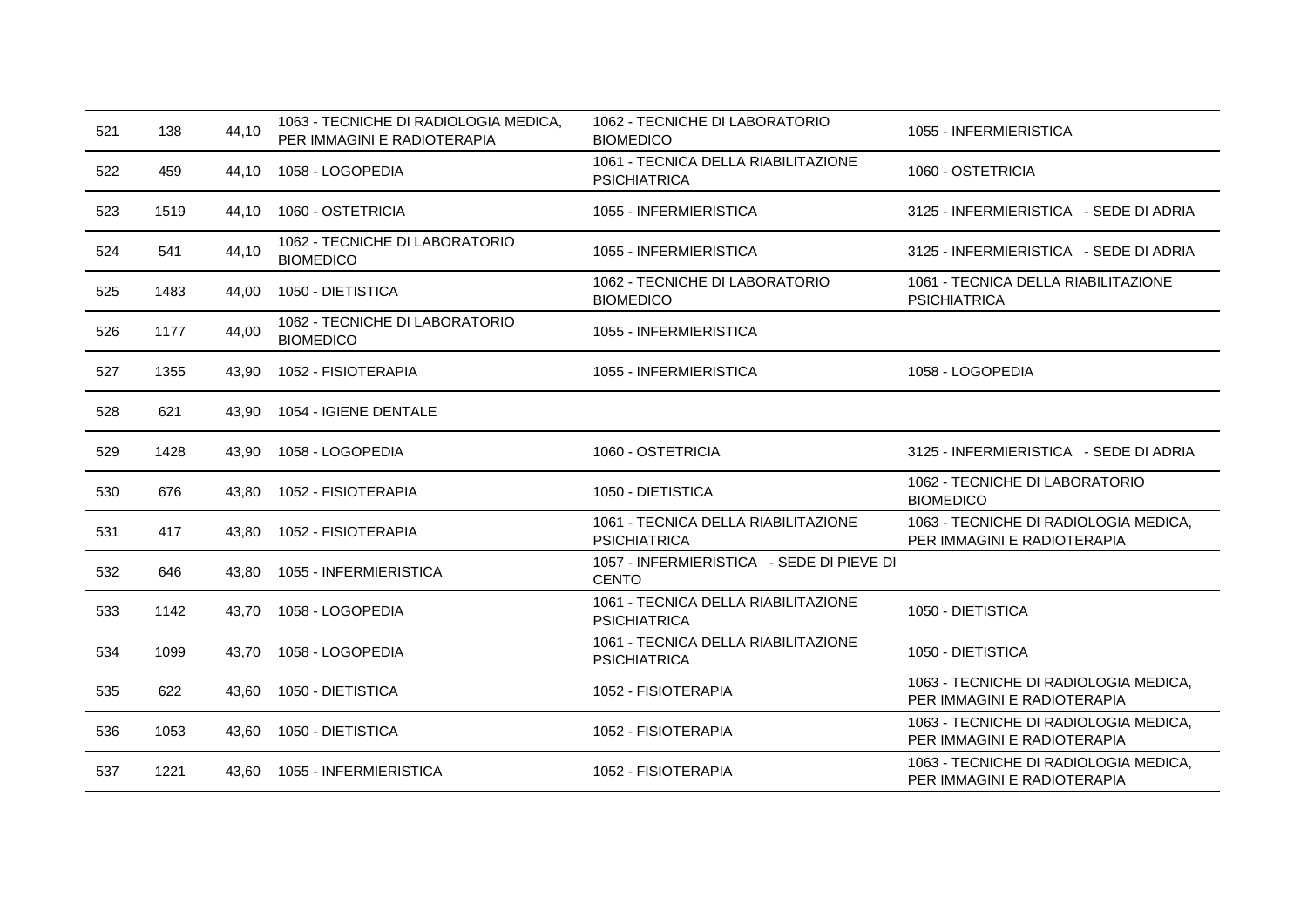| | | | | | |
|---|---|---|---|---|---|
| 521 | 138 | 44,10 | 1063 - TECNICHE DI RADIOLOGIA MEDICA, PER IMMAGINI E RADIOTERAPIA | 1062 - TECNICHE DI LABORATORIO BIOMEDICO | 1055 - INFERMIERISTICA |
| 522 | 459 | 44,10 | 1058 - LOGOPEDIA | 1061 - TECNICA DELLA RIABILITAZIONE PSICHIATRICA | 1060 - OSTETRICIA |
| 523 | 1519 | 44,10 | 1060 - OSTETRICIA | 1055 - INFERMIERISTICA | 3125 - INFERMIERISTICA - SEDE DI ADRIA |
| 524 | 541 | 44,10 | 1062 - TECNICHE DI LABORATORIO BIOMEDICO | 1055 - INFERMIERISTICA | 3125 - INFERMIERISTICA - SEDE DI ADRIA |
| 525 | 1483 | 44,00 | 1050 - DIETISTICA | 1062 - TECNICHE DI LABORATORIO BIOMEDICO | 1061 - TECNICA DELLA RIABILITAZIONE PSICHIATRICA |
| 526 | 1177 | 44,00 | 1062 - TECNICHE DI LABORATORIO BIOMEDICO | 1055 - INFERMIERISTICA | |
| 527 | 1355 | 43,90 | 1052 - FISIOTERAPIA | 1055 - INFERMIERISTICA | 1058 - LOGOPEDIA |
| 528 | 621 | 43,90 | 1054 - IGIENE DENTALE | | |
| 529 | 1428 | 43,90 | 1058 - LOGOPEDIA | 1060 - OSTETRICIA | 3125 - INFERMIERISTICA - SEDE DI ADRIA |
| 530 | 676 | 43,80 | 1052 - FISIOTERAPIA | 1050 - DIETISTICA | 1062 - TECNICHE DI LABORATORIO BIOMEDICO |
| 531 | 417 | 43,80 | 1052 - FISIOTERAPIA | 1061 - TECNICA DELLA RIABILITAZIONE PSICHIATRICA | 1063 - TECNICHE DI RADIOLOGIA MEDICA, PER IMMAGINI E RADIOTERAPIA |
| 532 | 646 | 43,80 | 1055 - INFERMIERISTICA | 1057 - INFERMIERISTICA - SEDE DI PIEVE DI CENTO | |
| 533 | 1142 | 43,70 | 1058 - LOGOPEDIA | 1061 - TECNICA DELLA RIABILITAZIONE PSICHIATRICA | 1050 - DIETISTICA |
| 534 | 1099 | 43,70 | 1058 - LOGOPEDIA | 1061 - TECNICA DELLA RIABILITAZIONE PSICHIATRICA | 1050 - DIETISTICA |
| 535 | 622 | 43,60 | 1050 - DIETISTICA | 1052 - FISIOTERAPIA | 1063 - TECNICHE DI RADIOLOGIA MEDICA, PER IMMAGINI E RADIOTERAPIA |
| 536 | 1053 | 43,60 | 1050 - DIETISTICA | 1052 - FISIOTERAPIA | 1063 - TECNICHE DI RADIOLOGIA MEDICA, PER IMMAGINI E RADIOTERAPIA |
| 537 | 1221 | 43,60 | 1055 - INFERMIERISTICA | 1052 - FISIOTERAPIA | 1063 - TECNICHE DI RADIOLOGIA MEDICA, PER IMMAGINI E RADIOTERAPIA |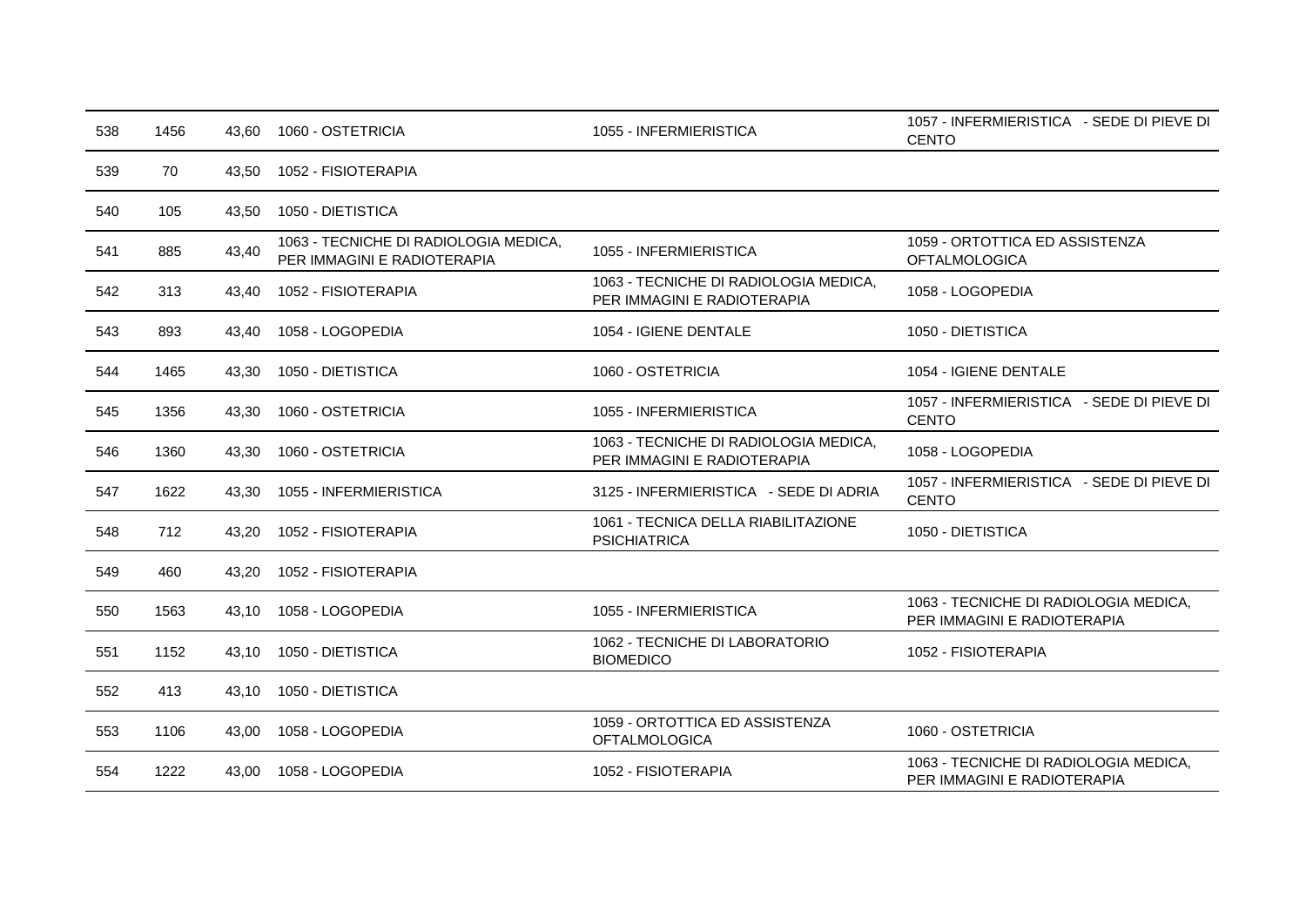| | | | | | |
|---|---|---|---|---|---|
| 538 | 1456 | 43,60 | 1060 - OSTETRICIA | 1055 - INFERMIERISTICA | 1057 - INFERMIERISTICA - SEDE DI PIEVE DI CENTO |
| 539 | 70 | 43,50 | 1052 - FISIOTERAPIA | | |
| 540 | 105 | 43,50 | 1050 - DIETISTICA | | |
| 541 | 885 | 43,40 | 1063 - TECNICHE DI RADIOLOGIA MEDICA, PER IMMAGINI E RADIOTERAPIA | 1055 - INFERMIERISTICA | 1059 - ORTOTTICA ED ASSISTENZA OFTALMOLOGICA |
| 542 | 313 | 43,40 | 1052 - FISIOTERAPIA | 1063 - TECNICHE DI RADIOLOGIA MEDICA, PER IMMAGINI E RADIOTERAPIA | 1058 - LOGOPEDIA |
| 543 | 893 | 43,40 | 1058 - LOGOPEDIA | 1054 - IGIENE DENTALE | 1050 - DIETISTICA |
| 544 | 1465 | 43,30 | 1050 - DIETISTICA | 1060 - OSTETRICIA | 1054 - IGIENE DENTALE |
| 545 | 1356 | 43,30 | 1060 - OSTETRICIA | 1055 - INFERMIERISTICA | 1057 - INFERMIERISTICA - SEDE DI PIEVE DI CENTO |
| 546 | 1360 | 43,30 | 1060 - OSTETRICIA | 1063 - TECNICHE DI RADIOLOGIA MEDICA, PER IMMAGINI E RADIOTERAPIA | 1058 - LOGOPEDIA |
| 547 | 1622 | 43,30 | 1055 - INFERMIERISTICA | 3125 - INFERMIERISTICA - SEDE DI ADRIA | 1057 - INFERMIERISTICA - SEDE DI PIEVE DI CENTO |
| 548 | 712 | 43,20 | 1052 - FISIOTERAPIA | 1061 - TECNICA DELLA RIABILITAZIONE PSICHIATRICA | 1050 - DIETISTICA |
| 549 | 460 | 43,20 | 1052 - FISIOTERAPIA | | |
| 550 | 1563 | 43,10 | 1058 - LOGOPEDIA | 1055 - INFERMIERISTICA | 1063 - TECNICHE DI RADIOLOGIA MEDICA, PER IMMAGINI E RADIOTERAPIA |
| 551 | 1152 | 43,10 | 1050 - DIETISTICA | 1062 - TECNICHE DI LABORATORIO BIOMEDICO | 1052 - FISIOTERAPIA |
| 552 | 413 | 43,10 | 1050 - DIETISTICA | | |
| 553 | 1106 | 43,00 | 1058 - LOGOPEDIA | 1059 - ORTOTTICA ED ASSISTENZA OFTALMOLOGICA | 1060 - OSTETRICIA |
| 554 | 1222 | 43,00 | 1058 - LOGOPEDIA | 1052 - FISIOTERAPIA | 1063 - TECNICHE DI RADIOLOGIA MEDICA, PER IMMAGINI E RADIOTERAPIA |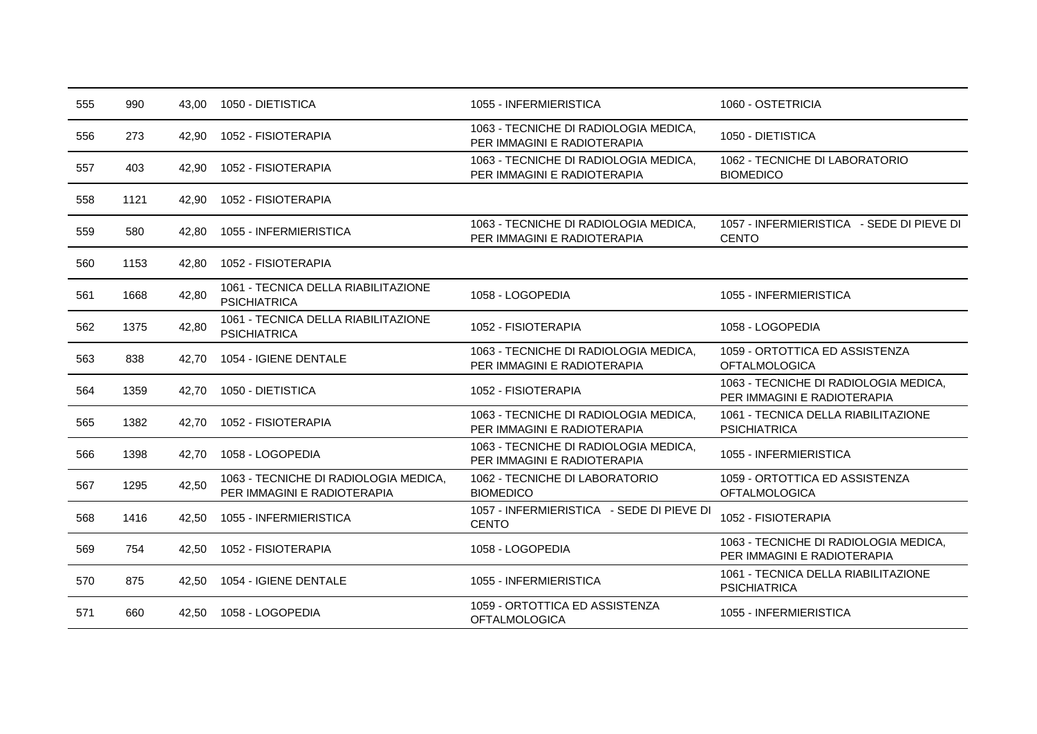| | | | | | |
|---|---|---|---|---|---|
| 555 | 990 | 43,00 | 1050 - DIETISTICA | 1055 - INFERMIERISTICA | 1060 - OSTETRICIA |
| 556 | 273 | 42,90 | 1052 - FISIOTERAPIA | 1063 - TECNICHE DI RADIOLOGIA MEDICA, PER IMMAGINI E RADIOTERAPIA | 1050 - DIETISTICA |
| 557 | 403 | 42,90 | 1052 - FISIOTERAPIA | 1063 - TECNICHE DI RADIOLOGIA MEDICA, PER IMMAGINI E RADIOTERAPIA | 1062 - TECNICHE DI LABORATORIO BIOMEDICO |
| 558 | 1121 | 42,90 | 1052 - FISIOTERAPIA | | |
| 559 | 580 | 42,80 | 1055 - INFERMIERISTICA | 1063 - TECNICHE DI RADIOLOGIA MEDICA, PER IMMAGINI E RADIOTERAPIA | 1057 - INFERMIERISTICA - SEDE DI PIEVE DI CENTO |
| 560 | 1153 | 42,80 | 1052 - FISIOTERAPIA | | |
| 561 | 1668 | 42,80 | 1061 - TECNICA DELLA RIABILITAZIONE PSICHIATRICA | 1058 - LOGOPEDIA | 1055 - INFERMIERISTICA |
| 562 | 1375 | 42,80 | 1061 - TECNICA DELLA RIABILITAZIONE PSICHIATRICA | 1052 - FISIOTERAPIA | 1058 - LOGOPEDIA |
| 563 | 838 | 42,70 | 1054 - IGIENE DENTALE | 1063 - TECNICHE DI RADIOLOGIA MEDICA, PER IMMAGINI E RADIOTERAPIA | 1059 - ORTOTTICA ED ASSISTENZA OFTALMOLOGICA |
| 564 | 1359 | 42,70 | 1050 - DIETISTICA | 1052 - FISIOTERAPIA | 1063 - TECNICHE DI RADIOLOGIA MEDICA, PER IMMAGINI E RADIOTERAPIA |
| 565 | 1382 | 42,70 | 1052 - FISIOTERAPIA | 1063 - TECNICHE DI RADIOLOGIA MEDICA, PER IMMAGINI E RADIOTERAPIA | 1061 - TECNICA DELLA RIABILITAZIONE PSICHIATRICA |
| 566 | 1398 | 42,70 | 1058 - LOGOPEDIA | 1063 - TECNICHE DI RADIOLOGIA MEDICA, PER IMMAGINI E RADIOTERAPIA | 1055 - INFERMIERISTICA |
| 567 | 1295 | 42,50 | 1063 - TECNICHE DI RADIOLOGIA MEDICA, PER IMMAGINI E RADIOTERAPIA | 1062 - TECNICHE DI LABORATORIO BIOMEDICO | 1059 - ORTOTTICA ED ASSISTENZA OFTALMOLOGICA |
| 568 | 1416 | 42,50 | 1055 - INFERMIERISTICA | 1057 - INFERMIERISTICA - SEDE DI PIEVE DI CENTO | 1052 - FISIOTERAPIA |
| 569 | 754 | 42,50 | 1052 - FISIOTERAPIA | 1058 - LOGOPEDIA | 1063 - TECNICHE DI RADIOLOGIA MEDICA, PER IMMAGINI E RADIOTERAPIA |
| 570 | 875 | 42,50 | 1054 - IGIENE DENTALE | 1055 - INFERMIERISTICA | 1061 - TECNICA DELLA RIABILITAZIONE PSICHIATRICA |
| 571 | 660 | 42,50 | 1058 - LOGOPEDIA | 1059 - ORTOTTICA ED ASSISTENZA OFTALMOLOGICA | 1055 - INFERMIERISTICA |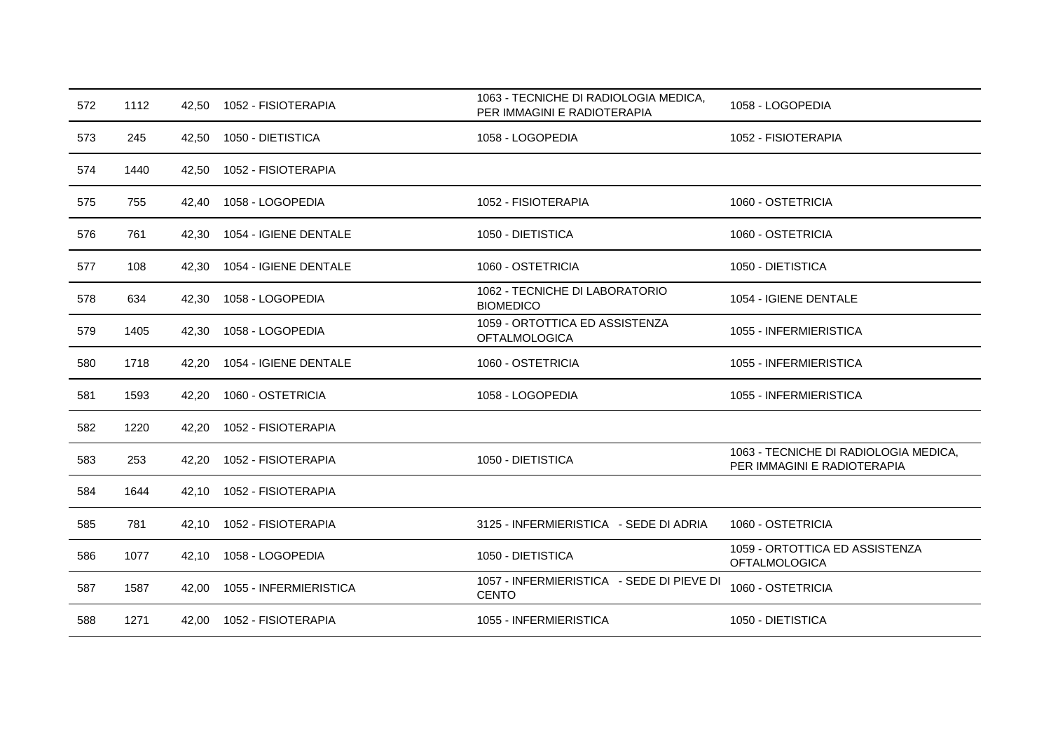| | | | | | |
|---|---|---|---|---|---|
| 572 | 1112 | 42,50 | 1052 - FISIOTERAPIA | 1063 - TECNICHE DI RADIOLOGIA MEDICA, PER IMMAGINI E RADIOTERAPIA | 1058 - LOGOPEDIA |
| 573 | 245 | 42,50 | 1050 - DIETISTICA | 1058 - LOGOPEDIA | 1052 - FISIOTERAPIA |
| 574 | 1440 | 42,50 | 1052 - FISIOTERAPIA | | |
| 575 | 755 | 42,40 | 1058 - LOGOPEDIA | 1052 - FISIOTERAPIA | 1060 - OSTETRICIA |
| 576 | 761 | 42,30 | 1054 - IGIENE DENTALE | 1050 - DIETISTICA | 1060 - OSTETRICIA |
| 577 | 108 | 42,30 | 1054 - IGIENE DENTALE | 1060 - OSTETRICIA | 1050 - DIETISTICA |
| 578 | 634 | 42,30 | 1058 - LOGOPEDIA | 1062 - TECNICHE DI LABORATORIO BIOMEDICO | 1054 - IGIENE DENTALE |
| 579 | 1405 | 42,30 | 1058 - LOGOPEDIA | 1059 - ORTOTTICA ED ASSISTENZA OFTALMOLOGICA | 1055 - INFERMIERISTICA |
| 580 | 1718 | 42,20 | 1054 - IGIENE DENTALE | 1060 - OSTETRICIA | 1055 - INFERMIERISTICA |
| 581 | 1593 | 42,20 | 1060 - OSTETRICIA | 1058 - LOGOPEDIA | 1055 - INFERMIERISTICA |
| 582 | 1220 | 42,20 | 1052 - FISIOTERAPIA | | |
| 583 | 253 | 42,20 | 1052 - FISIOTERAPIA | 1050 - DIETISTICA | 1063 - TECNICHE DI RADIOLOGIA MEDICA, PER IMMAGINI E RADIOTERAPIA |
| 584 | 1644 | 42,10 | 1052 - FISIOTERAPIA | | |
| 585 | 781 | 42,10 | 1052 - FISIOTERAPIA | 3125 - INFERMIERISTICA - SEDE DI ADRIA | 1060 - OSTETRICIA |
| 586 | 1077 | 42,10 | 1058 - LOGOPEDIA | 1050 - DIETISTICA | 1059 - ORTOTTICA ED ASSISTENZA OFTALMOLOGICA |
| 587 | 1587 | 42,00 | 1055 - INFERMIERISTICA | 1057 - INFERMIERISTICA - SEDE DI PIEVE DI CENTO | 1060 - OSTETRICIA |
| 588 | 1271 | 42,00 | 1052 - FISIOTERAPIA | 1055 - INFERMIERISTICA | 1050 - DIETISTICA |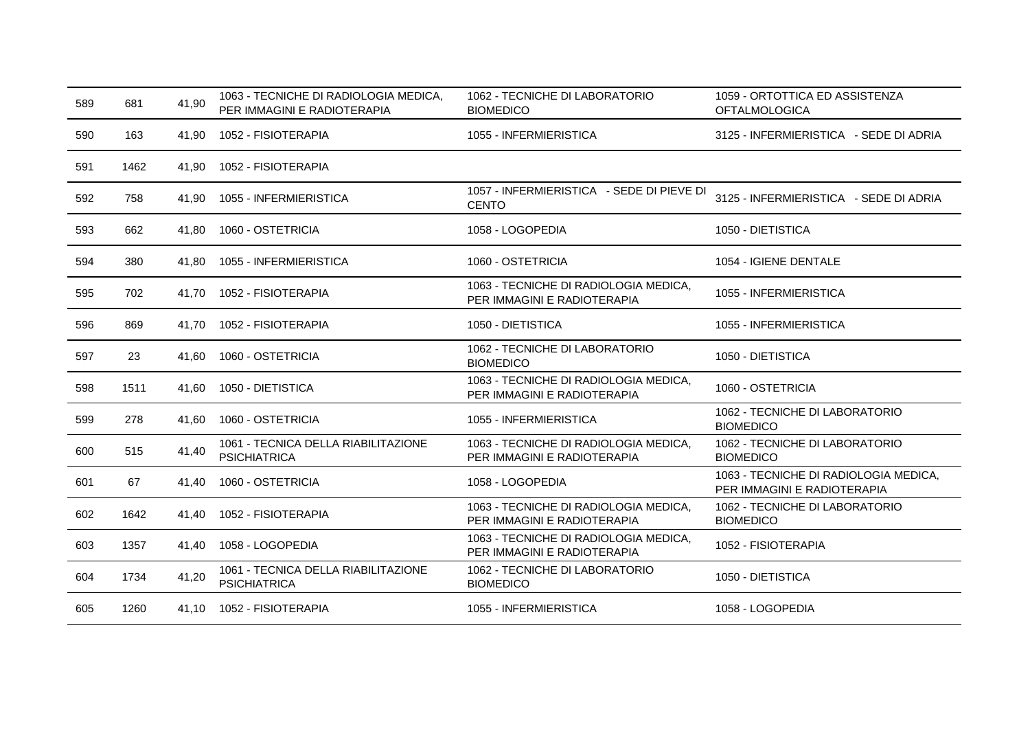| | | | | | |
|---|---|---|---|---|---|
| 589 | 681 | 41,90 | 1063 - TECNICHE DI RADIOLOGIA MEDICA, PER IMMAGINI E RADIOTERAPIA | 1062 - TECNICHE DI LABORATORIO BIOMEDICO | 1059 - ORTOTTICA ED ASSISTENZA OFTALMOLOGICA |
| 590 | 163 | 41,90 | 1052 - FISIOTERAPIA | 1055 - INFERMIERISTICA | 3125 - INFERMIERISTICA - SEDE DI ADRIA |
| 591 | 1462 | 41,90 | 1052 - FISIOTERAPIA | | |
| 592 | 758 | 41,90 | 1055 - INFERMIERISTICA | 1057 - INFERMIERISTICA - SEDE DI PIEVE DI CENTO | 3125 - INFERMIERISTICA - SEDE DI ADRIA |
| 593 | 662 | 41,80 | 1060 - OSTETRICIA | 1058 - LOGOPEDIA | 1050 - DIETISTICA |
| 594 | 380 | 41,80 | 1055 - INFERMIERISTICA | 1060 - OSTETRICIA | 1054 - IGIENE DENTALE |
| 595 | 702 | 41,70 | 1052 - FISIOTERAPIA | 1063 - TECNICHE DI RADIOLOGIA MEDICA, PER IMMAGINI E RADIOTERAPIA | 1055 - INFERMIERISTICA |
| 596 | 869 | 41,70 | 1052 - FISIOTERAPIA | 1050 - DIETISTICA | 1055 - INFERMIERISTICA |
| 597 | 23 | 41,60 | 1060 - OSTETRICIA | 1062 - TECNICHE DI LABORATORIO BIOMEDICO | 1050 - DIETISTICA |
| 598 | 1511 | 41,60 | 1050 - DIETISTICA | 1063 - TECNICHE DI RADIOLOGIA MEDICA, PER IMMAGINI E RADIOTERAPIA | 1060 - OSTETRICIA |
| 599 | 278 | 41,60 | 1060 - OSTETRICIA | 1055 - INFERMIERISTICA | 1062 - TECNICHE DI LABORATORIO BIOMEDICO |
| 600 | 515 | 41,40 | 1061 - TECNICA DELLA RIABILITAZIONE PSICHIATRICA | 1063 - TECNICHE DI RADIOLOGIA MEDICA, PER IMMAGINI E RADIOTERAPIA | 1062 - TECNICHE DI LABORATORIO BIOMEDICO |
| 601 | 67 | 41,40 | 1060 - OSTETRICIA | 1058 - LOGOPEDIA | 1063 - TECNICHE DI RADIOLOGIA MEDICA, PER IMMAGINI E RADIOTERAPIA |
| 602 | 1642 | 41,40 | 1052 - FISIOTERAPIA | 1063 - TECNICHE DI RADIOLOGIA MEDICA, PER IMMAGINI E RADIOTERAPIA | 1062 - TECNICHE DI LABORATORIO BIOMEDICO |
| 603 | 1357 | 41,40 | 1058 - LOGOPEDIA | 1063 - TECNICHE DI RADIOLOGIA MEDICA, PER IMMAGINI E RADIOTERAPIA | 1052 - FISIOTERAPIA |
| 604 | 1734 | 41,20 | 1061 - TECNICA DELLA RIABILITAZIONE PSICHIATRICA | 1062 - TECNICHE DI LABORATORIO BIOMEDICO | 1050 - DIETISTICA |
| 605 | 1260 | 41,10 | 1052 - FISIOTERAPIA | 1055 - INFERMIERISTICA | 1058 - LOGOPEDIA |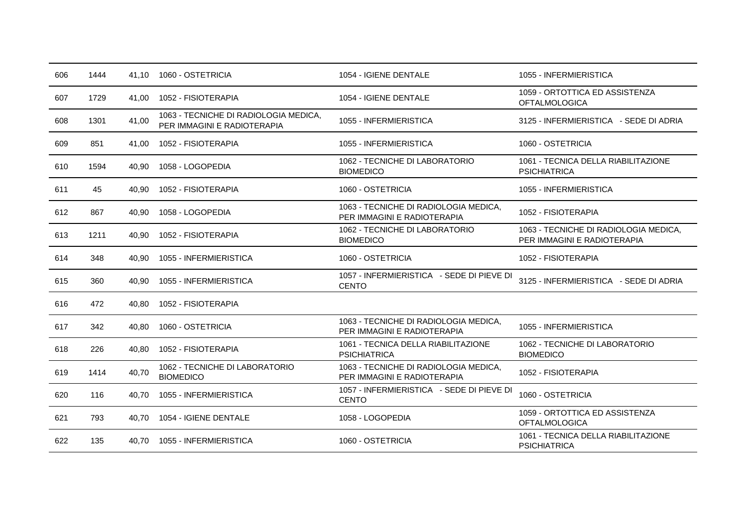| | | | | | |
|---|---|---|---|---|---|
| 606 | 1444 | 41,10 | 1060 - OSTETRICIA | 1054 - IGIENE DENTALE | 1055 - INFERMIERISTICA |
| 607 | 1729 | 41,00 | 1052 - FISIOTERAPIA | 1054 - IGIENE DENTALE | 1059 - ORTOTTICA ED ASSISTENZA OFTALMOLOGICA |
| 608 | 1301 | 41,00 | 1063 - TECNICHE DI RADIOLOGIA MEDICA, PER IMMAGINI E RADIOTERAPIA | 1055 - INFERMIERISTICA | 3125 - INFERMIERISTICA - SEDE DI ADRIA |
| 609 | 851 | 41,00 | 1052 - FISIOTERAPIA | 1055 - INFERMIERISTICA | 1060 - OSTETRICIA |
| 610 | 1594 | 40,90 | 1058 - LOGOPEDIA | 1062 - TECNICHE DI LABORATORIO BIOMEDICO | 1061 - TECNICA DELLA RIABILITAZIONE PSICHIATRICA |
| 611 | 45 | 40,90 | 1052 - FISIOTERAPIA | 1060 - OSTETRICIA | 1055 - INFERMIERISTICA |
| 612 | 867 | 40,90 | 1058 - LOGOPEDIA | 1063 - TECNICHE DI RADIOLOGIA MEDICA, PER IMMAGINI E RADIOTERAPIA | 1052 - FISIOTERAPIA |
| 613 | 1211 | 40,90 | 1052 - FISIOTERAPIA | 1062 - TECNICHE DI LABORATORIO BIOMEDICO | 1063 - TECNICHE DI RADIOLOGIA MEDICA, PER IMMAGINI E RADIOTERAPIA |
| 614 | 348 | 40,90 | 1055 - INFERMIERISTICA | 1060 - OSTETRICIA | 1052 - FISIOTERAPIA |
| 615 | 360 | 40,90 | 1055 - INFERMIERISTICA | 1057 - INFERMIERISTICA - SEDE DI PIEVE DI CENTO | 3125 - INFERMIERISTICA - SEDE DI ADRIA |
| 616 | 472 | 40,80 | 1052 - FISIOTERAPIA | | |
| 617 | 342 | 40,80 | 1060 - OSTETRICIA | 1063 - TECNICHE DI RADIOLOGIA MEDICA, PER IMMAGINI E RADIOTERAPIA | 1055 - INFERMIERISTICA |
| 618 | 226 | 40,80 | 1052 - FISIOTERAPIA | 1061 - TECNICA DELLA RIABILITAZIONE PSICHIATRICA | 1062 - TECNICHE DI LABORATORIO BIOMEDICO |
| 619 | 1414 | 40,70 | 1062 - TECNICHE DI LABORATORIO BIOMEDICO | 1063 - TECNICHE DI RADIOLOGIA MEDICA, PER IMMAGINI E RADIOTERAPIA | 1052 - FISIOTERAPIA |
| 620 | 116 | 40,70 | 1055 - INFERMIERISTICA | 1057 - INFERMIERISTICA - SEDE DI PIEVE DI CENTO | 1060 - OSTETRICIA |
| 621 | 793 | 40,70 | 1054 - IGIENE DENTALE | 1058 - LOGOPEDIA | 1059 - ORTOTTICA ED ASSISTENZA OFTALMOLOGICA |
| 622 | 135 | 40,70 | 1055 - INFERMIERISTICA | 1060 - OSTETRICIA | 1061 - TECNICA DELLA RIABILITAZIONE PSICHIATRICA |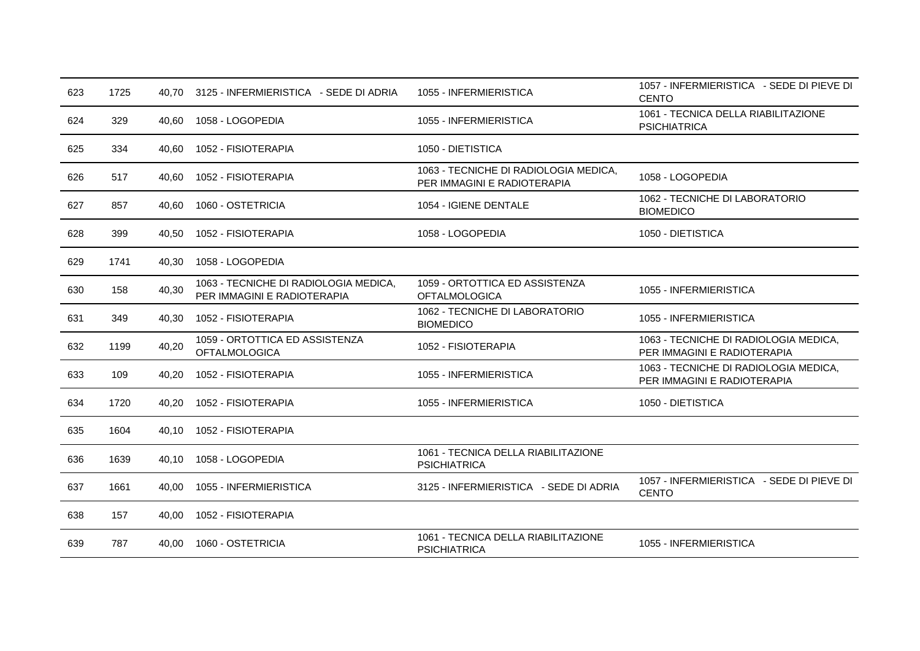| | | | | | |
|---|---|---|---|---|---|
| 623 | 1725 | 40,70 | 3125 - INFERMIERISTICA - SEDE DI ADRIA | 1055 - INFERMIERISTICA | 1057 - INFERMIERISTICA - SEDE DI PIEVE DI CENTO |
| 624 | 329 | 40,60 | 1058 - LOGOPEDIA | 1055 - INFERMIERISTICA | 1061 - TECNICA DELLA RIABILITAZIONE PSICHIATRICA |
| 625 | 334 | 40,60 | 1052 - FISIOTERAPIA | 1050 - DIETISTICA | |
| 626 | 517 | 40,60 | 1052 - FISIOTERAPIA | 1063 - TECNICHE DI RADIOLOGIA MEDICA, PER IMMAGINI E RADIOTERAPIA | 1058 - LOGOPEDIA |
| 627 | 857 | 40,60 | 1060 - OSTETRICIA | 1054 - IGIENE DENTALE | 1062 - TECNICHE DI LABORATORIO BIOMEDICO |
| 628 | 399 | 40,50 | 1052 - FISIOTERAPIA | 1058 - LOGOPEDIA | 1050 - DIETISTICA |
| 629 | 1741 | 40,30 | 1058 - LOGOPEDIA | | |
| 630 | 158 | 40,30 | 1063 - TECNICHE DI RADIOLOGIA MEDICA, PER IMMAGINI E RADIOTERAPIA | 1059 - ORTOTTICA ED ASSISTENZA OFTALMOLOGICA | 1055 - INFERMIERISTICA |
| 631 | 349 | 40,30 | 1052 - FISIOTERAPIA | 1062 - TECNICHE DI LABORATORIO BIOMEDICO | 1055 - INFERMIERISTICA |
| 632 | 1199 | 40,20 | 1059 - ORTOTTICA ED ASSISTENZA OFTALMOLOGICA | 1052 - FISIOTERAPIA | 1063 - TECNICHE DI RADIOLOGIA MEDICA, PER IMMAGINI E RADIOTERAPIA |
| 633 | 109 | 40,20 | 1052 - FISIOTERAPIA | 1055 - INFERMIERISTICA | 1063 - TECNICHE DI RADIOLOGIA MEDICA, PER IMMAGINI E RADIOTERAPIA |
| 634 | 1720 | 40,20 | 1052 - FISIOTERAPIA | 1055 - INFERMIERISTICA | 1050 - DIETISTICA |
| 635 | 1604 | 40,10 | 1052 - FISIOTERAPIA | | |
| 636 | 1639 | 40,10 | 1058 - LOGOPEDIA | 1061 - TECNICA DELLA RIABILITAZIONE PSICHIATRICA | |
| 637 | 1661 | 40,00 | 1055 - INFERMIERISTICA | 3125 - INFERMIERISTICA - SEDE DI ADRIA | 1057 - INFERMIERISTICA - SEDE DI PIEVE DI CENTO |
| 638 | 157 | 40,00 | 1052 - FISIOTERAPIA | | |
| 639 | 787 | 40,00 | 1060 - OSTETRICIA | 1061 - TECNICA DELLA RIABILITAZIONE PSICHIATRICA | 1055 - INFERMIERISTICA |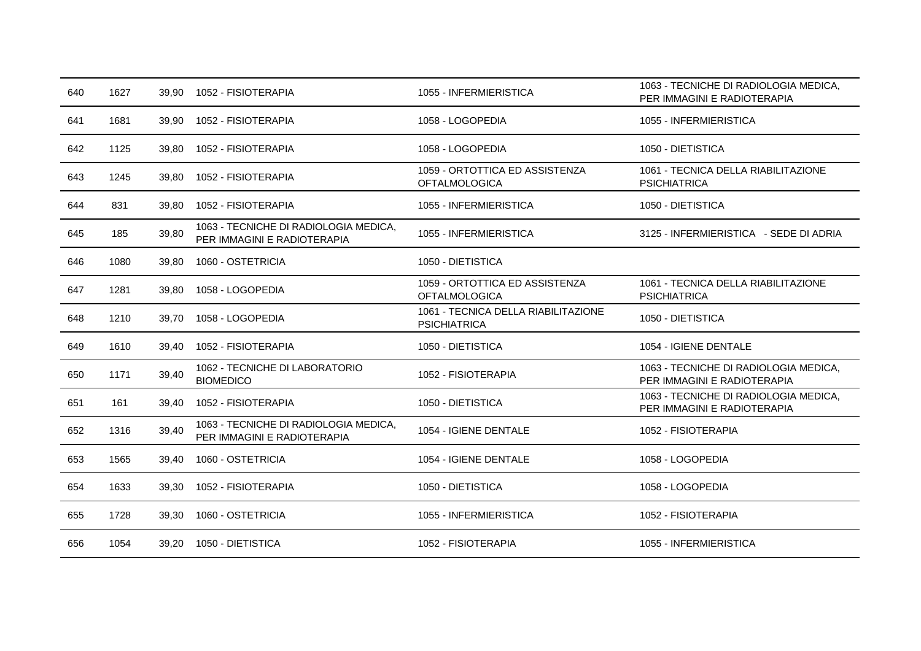| | | | | | |
|---|---|---|---|---|---|
| 640 | 1627 | 39,90 | 1052 - FISIOTERAPIA | 1055 - INFERMIERISTICA | 1063 - TECNICHE DI RADIOLOGIA MEDICA, PER IMMAGINI E RADIOTERAPIA |
| 641 | 1681 | 39,90 | 1052 - FISIOTERAPIA | 1058 - LOGOPEDIA | 1055 - INFERMIERISTICA |
| 642 | 1125 | 39,80 | 1052 - FISIOTERAPIA | 1058 - LOGOPEDIA | 1050 - DIETISTICA |
| 643 | 1245 | 39,80 | 1052 - FISIOTERAPIA | 1059 - ORTOTTICA ED ASSISTENZA OFTALMOLOGICA | 1061 - TECNICA DELLA RIABILITAZIONE PSICHIATRICA |
| 644 | 831 | 39,80 | 1052 - FISIOTERAPIA | 1055 - INFERMIERISTICA | 1050 - DIETISTICA |
| 645 | 185 | 39,80 | 1063 - TECNICHE DI RADIOLOGIA MEDICA, PER IMMAGINI E RADIOTERAPIA | 1055 - INFERMIERISTICA | 3125 - INFERMIERISTICA - SEDE DI ADRIA |
| 646 | 1080 | 39,80 | 1060 - OSTETRICIA | 1050 - DIETISTICA | |
| 647 | 1281 | 39,80 | 1058 - LOGOPEDIA | 1059 - ORTOTTICA ED ASSISTENZA OFTALMOLOGICA | 1061 - TECNICA DELLA RIABILITAZIONE PSICHIATRICA |
| 648 | 1210 | 39,70 | 1058 - LOGOPEDIA | 1061 - TECNICA DELLA RIABILITAZIONE PSICHIATRICA | 1050 - DIETISTICA |
| 649 | 1610 | 39,40 | 1052 - FISIOTERAPIA | 1050 - DIETISTICA | 1054 - IGIENE DENTALE |
| 650 | 1171 | 39,40 | 1062 - TECNICHE DI LABORATORIO BIOMEDICO | 1052 - FISIOTERAPIA | 1063 - TECNICHE DI RADIOLOGIA MEDICA, PER IMMAGINI E RADIOTERAPIA |
| 651 | 161 | 39,40 | 1052 - FISIOTERAPIA | 1050 - DIETISTICA | 1063 - TECNICHE DI RADIOLOGIA MEDICA, PER IMMAGINI E RADIOTERAPIA |
| 652 | 1316 | 39,40 | 1063 - TECNICHE DI RADIOLOGIA MEDICA, PER IMMAGINI E RADIOTERAPIA | 1054 - IGIENE DENTALE | 1052 - FISIOTERAPIA |
| 653 | 1565 | 39,40 | 1060 - OSTETRICIA | 1054 - IGIENE DENTALE | 1058 - LOGOPEDIA |
| 654 | 1633 | 39,30 | 1052 - FISIOTERAPIA | 1050 - DIETISTICA | 1058 - LOGOPEDIA |
| 655 | 1728 | 39,30 | 1060 - OSTETRICIA | 1055 - INFERMIERISTICA | 1052 - FISIOTERAPIA |
| 656 | 1054 | 39,20 | 1050 - DIETISTICA | 1052 - FISIOTERAPIA | 1055 - INFERMIERISTICA |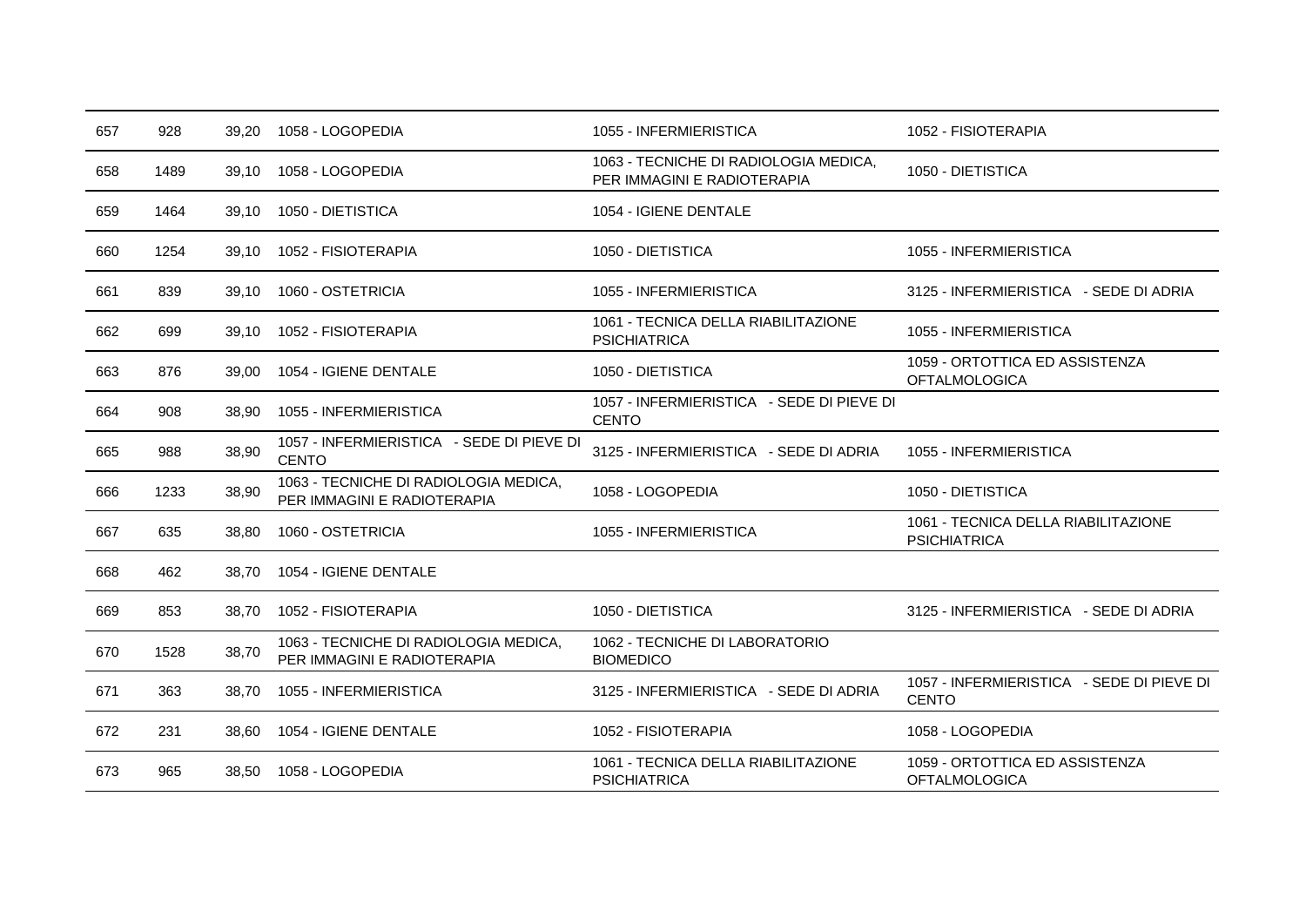| | | | | | |
|---|---|---|---|---|---|
| 657 | 928 | 39,20 | 1058 - LOGOPEDIA | 1055 - INFERMIERISTICA | 1052 - FISIOTERAPIA |
| 658 | 1489 | 39,10 | 1058 - LOGOPEDIA | 1063 - TECNICHE DI RADIOLOGIA MEDICA, PER IMMAGINI E RADIOTERAPIA | 1050 - DIETISTICA |
| 659 | 1464 | 39,10 | 1050 - DIETISTICA | 1054 - IGIENE DENTALE | |
| 660 | 1254 | 39,10 | 1052 - FISIOTERAPIA | 1050 - DIETISTICA | 1055 - INFERMIERISTICA |
| 661 | 839 | 39,10 | 1060 - OSTETRICIA | 1055 - INFERMIERISTICA | 3125 - INFERMIERISTICA - SEDE DI ADRIA |
| 662 | 699 | 39,10 | 1052 - FISIOTERAPIA | 1061 - TECNICA DELLA RIABILITAZIONE PSICHIATRICA | 1055 - INFERMIERISTICA |
| 663 | 876 | 39,00 | 1054 - IGIENE DENTALE | 1050 - DIETISTICA | 1059 - ORTOTTICA ED ASSISTENZA OFTALMOLOGICA |
| 664 | 908 | 38,90 | 1055 - INFERMIERISTICA | 1057 - INFERMIERISTICA - SEDE DI PIEVE DI CENTO | |
| 665 | 988 | 38,90 | 1057 - INFERMIERISTICA - SEDE DI PIEVE DI CENTO | 3125 - INFERMIERISTICA - SEDE DI ADRIA | 1055 - INFERMIERISTICA |
| 666 | 1233 | 38,90 | 1063 - TECNICHE DI RADIOLOGIA MEDICA, PER IMMAGINI E RADIOTERAPIA | 1058 - LOGOPEDIA | 1050 - DIETISTICA |
| 667 | 635 | 38,80 | 1060 - OSTETRICIA | 1055 - INFERMIERISTICA | 1061 - TECNICA DELLA RIABILITAZIONE PSICHIATRICA |
| 668 | 462 | 38,70 | 1054 - IGIENE DENTALE | | |
| 669 | 853 | 38,70 | 1052 - FISIOTERAPIA | 1050 - DIETISTICA | 3125 - INFERMIERISTICA - SEDE DI ADRIA |
| 670 | 1528 | 38,70 | 1063 - TECNICHE DI RADIOLOGIA MEDICA, PER IMMAGINI E RADIOTERAPIA | 1062 - TECNICHE DI LABORATORIO BIOMEDICO | |
| 671 | 363 | 38,70 | 1055 - INFERMIERISTICA | 3125 - INFERMIERISTICA - SEDE DI ADRIA | 1057 - INFERMIERISTICA - SEDE DI PIEVE DI CENTO |
| 672 | 231 | 38,60 | 1054 - IGIENE DENTALE | 1052 - FISIOTERAPIA | 1058 - LOGOPEDIA |
| 673 | 965 | 38,50 | 1058 - LOGOPEDIA | 1061 - TECNICA DELLA RIABILITAZIONE PSICHIATRICA | 1059 - ORTOTTICA ED ASSISTENZA OFTALMOLOGICA |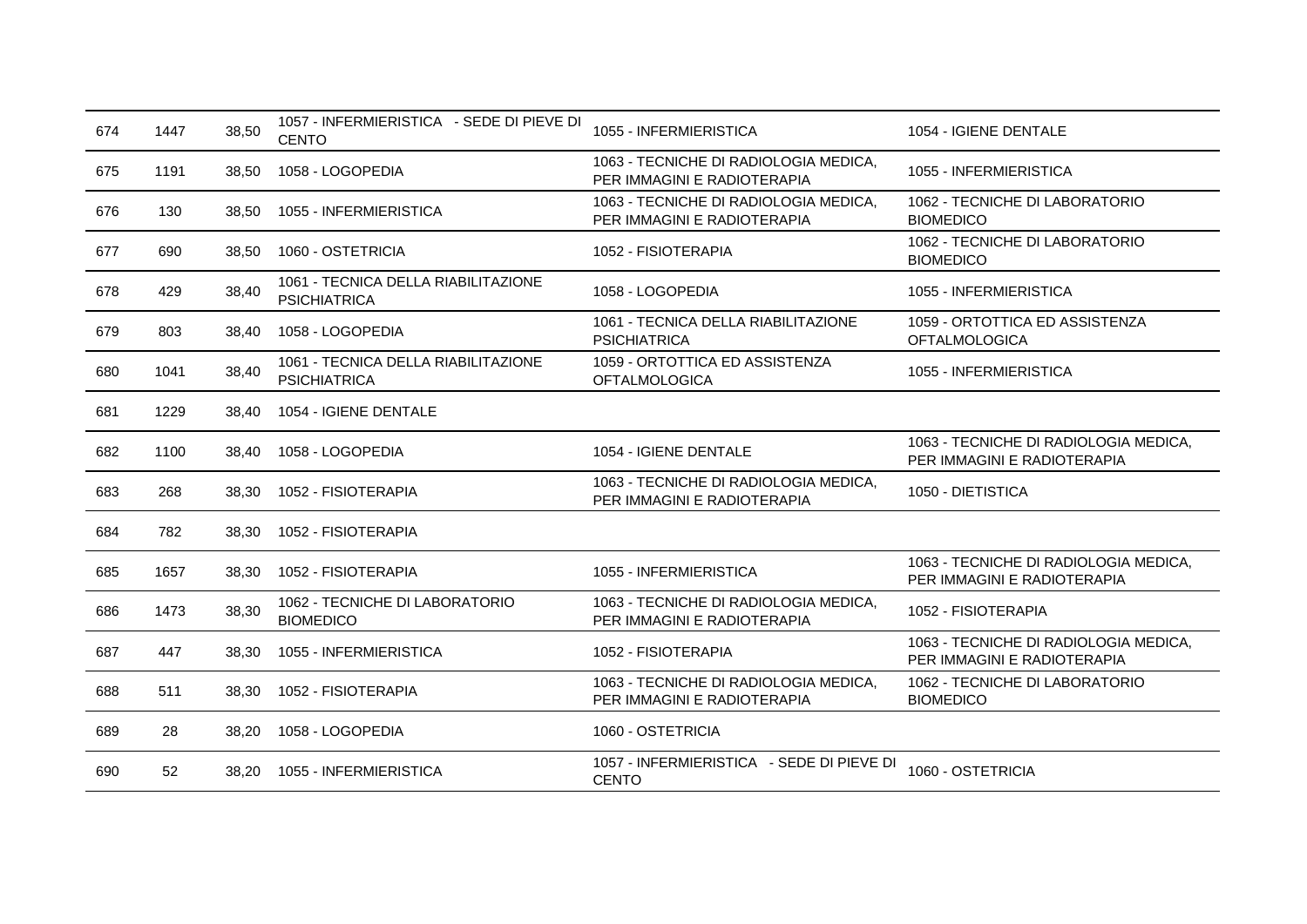| | | | | | |
|---|---|---|---|---|---|
| 674 | 1447 | 38,50 | 1057 - INFERMIERISTICA - SEDE DI PIEVE DI CENTO | 1055 - INFERMIERISTICA | 1054 - IGIENE DENTALE |
| 675 | 1191 | 38,50 | 1058 - LOGOPEDIA | 1063 - TECNICHE DI RADIOLOGIA MEDICA, PER IMMAGINI E RADIOTERAPIA | 1055 - INFERMIERISTICA |
| 676 | 130 | 38,50 | 1055 - INFERMIERISTICA | 1063 - TECNICHE DI RADIOLOGIA MEDICA, PER IMMAGINI E RADIOTERAPIA | 1062 - TECNICHE DI LABORATORIO BIOMEDICO |
| 677 | 690 | 38,50 | 1060 - OSTETRICIA | 1052 - FISIOTERAPIA | 1062 - TECNICHE DI LABORATORIO BIOMEDICO |
| 678 | 429 | 38,40 | 1061 - TECNICA DELLA RIABILITAZIONE PSICHIATRICA | 1058 - LOGOPEDIA | 1055 - INFERMIERISTICA |
| 679 | 803 | 38,40 | 1058 - LOGOPEDIA | 1061 - TECNICA DELLA RIABILITAZIONE PSICHIATRICA | 1059 - ORTOTTICA ED ASSISTENZA OFTALMOLOGICA |
| 680 | 1041 | 38,40 | 1061 - TECNICA DELLA RIABILITAZIONE PSICHIATRICA | 1059 - ORTOTTICA ED ASSISTENZA OFTALMOLOGICA | 1055 - INFERMIERISTICA |
| 681 | 1229 | 38,40 | 1054 - IGIENE DENTALE | | |
| 682 | 1100 | 38,40 | 1058 - LOGOPEDIA | 1054 - IGIENE DENTALE | 1063 - TECNICHE DI RADIOLOGIA MEDICA, PER IMMAGINI E RADIOTERAPIA |
| 683 | 268 | 38,30 | 1052 - FISIOTERAPIA | 1063 - TECNICHE DI RADIOLOGIA MEDICA, PER IMMAGINI E RADIOTERAPIA | 1050 - DIETISTICA |
| 684 | 782 | 38,30 | 1052 - FISIOTERAPIA | | |
| 685 | 1657 | 38,30 | 1052 - FISIOTERAPIA | 1055 - INFERMIERISTICA | 1063 - TECNICHE DI RADIOLOGIA MEDICA, PER IMMAGINI E RADIOTERAPIA |
| 686 | 1473 | 38,30 | 1062 - TECNICHE DI LABORATORIO BIOMEDICO | 1063 - TECNICHE DI RADIOLOGIA MEDICA, PER IMMAGINI E RADIOTERAPIA | 1052 - FISIOTERAPIA |
| 687 | 447 | 38,30 | 1055 - INFERMIERISTICA | 1052 - FISIOTERAPIA | 1063 - TECNICHE DI RADIOLOGIA MEDICA, PER IMMAGINI E RADIOTERAPIA |
| 688 | 511 | 38,30 | 1052 - FISIOTERAPIA | 1063 - TECNICHE DI RADIOLOGIA MEDICA, PER IMMAGINI E RADIOTERAPIA | 1062 - TECNICHE DI LABORATORIO BIOMEDICO |
| 689 | 28 | 38,20 | 1058 - LOGOPEDIA | 1060 - OSTETRICIA | |
| 690 | 52 | 38,20 | 1055 - INFERMIERISTICA | 1057 - INFERMIERISTICA - SEDE DI PIEVE DI CENTO | 1060 - OSTETRICIA |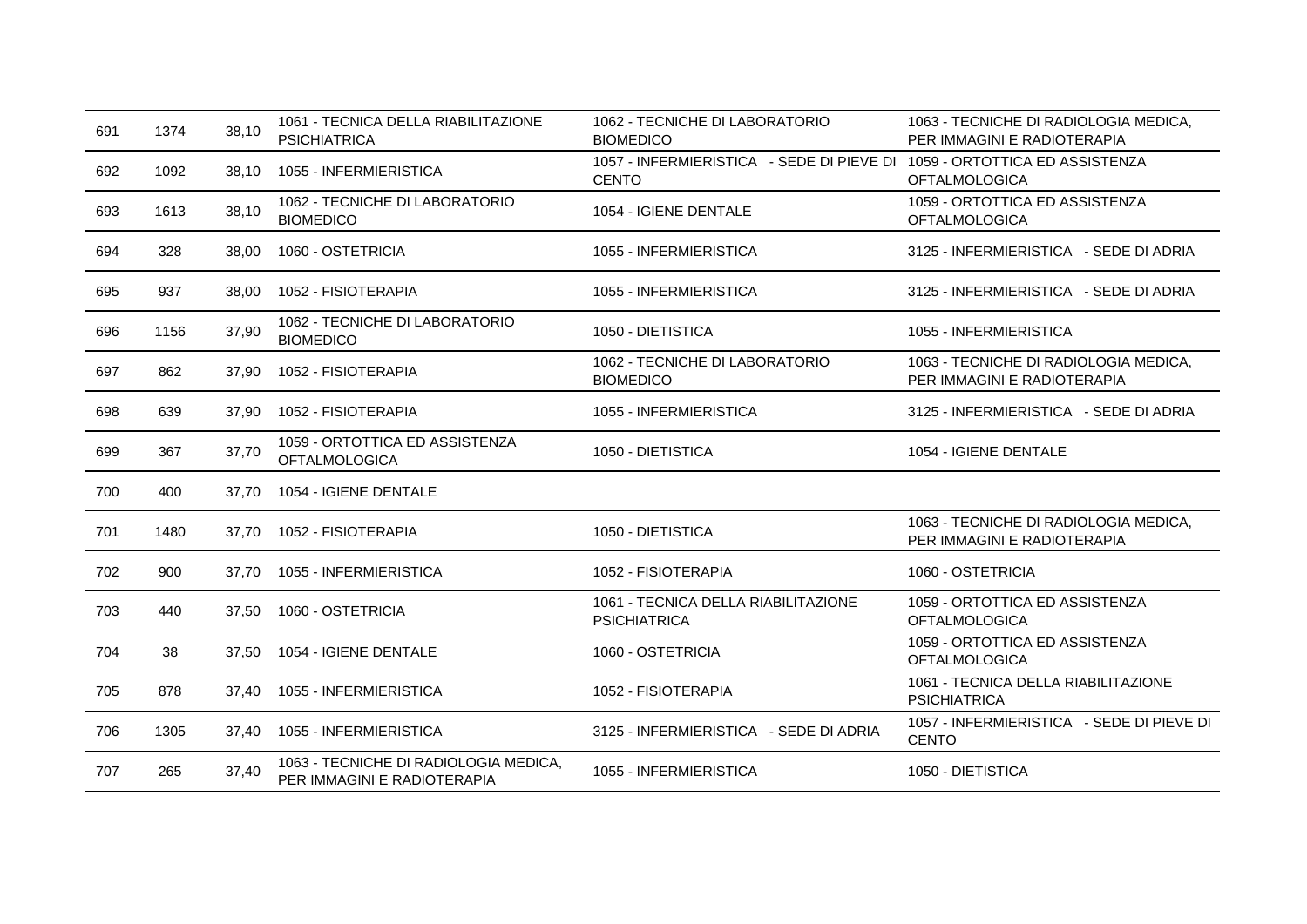| | | | | | |
|---|---|---|---|---|---|
| 691 | 1374 | 38,10 | 1061 - TECNICA DELLA RIABILITAZIONE PSICHIATRICA | 1062 - TECNICHE DI LABORATORIO BIOMEDICO | 1063 - TECNICHE DI RADIOLOGIA MEDICA, PER IMMAGINI E RADIOTERAPIA |
| 692 | 1092 | 38,10 | 1055 - INFERMIERISTICA | 1057 - INFERMIERISTICA - SEDE DI PIEVE DI CENTO | 1059 - ORTOTTICA ED ASSISTENZA OFTALMOLOGICA |
| 693 | 1613 | 38,10 | 1062 - TECNICHE DI LABORATORIO BIOMEDICO | 1054 - IGIENE DENTALE | 1059 - ORTOTTICA ED ASSISTENZA OFTALMOLOGICA |
| 694 | 328 | 38,00 | 1060 - OSTETRICIA | 1055 - INFERMIERISTICA | 3125 - INFERMIERISTICA - SEDE DI ADRIA |
| 695 | 937 | 38,00 | 1052 - FISIOTERAPIA | 1055 - INFERMIERISTICA | 3125 - INFERMIERISTICA - SEDE DI ADRIA |
| 696 | 1156 | 37,90 | 1062 - TECNICHE DI LABORATORIO BIOMEDICO | 1050 - DIETISTICA | 1055 - INFERMIERISTICA |
| 697 | 862 | 37,90 | 1052 - FISIOTERAPIA | 1062 - TECNICHE DI LABORATORIO BIOMEDICO | 1063 - TECNICHE DI RADIOLOGIA MEDICA, PER IMMAGINI E RADIOTERAPIA |
| 698 | 639 | 37,90 | 1052 - FISIOTERAPIA | 1055 - INFERMIERISTICA | 3125 - INFERMIERISTICA - SEDE DI ADRIA |
| 699 | 367 | 37,70 | 1059 - ORTOTTICA ED ASSISTENZA OFTALMOLOGICA | 1050 - DIETISTICA | 1054 - IGIENE DENTALE |
| 700 | 400 | 37,70 | 1054 - IGIENE DENTALE | | |
| 701 | 1480 | 37,70 | 1052 - FISIOTERAPIA | 1050 - DIETISTICA | 1063 - TECNICHE DI RADIOLOGIA MEDICA, PER IMMAGINI E RADIOTERAPIA |
| 702 | 900 | 37,70 | 1055 - INFERMIERISTICA | 1052 - FISIOTERAPIA | 1060 - OSTETRICIA |
| 703 | 440 | 37,50 | 1060 - OSTETRICIA | 1061 - TECNICA DELLA RIABILITAZIONE PSICHIATRICA | 1059 - ORTOTTICA ED ASSISTENZA OFTALMOLOGICA |
| 704 | 38 | 37,50 | 1054 - IGIENE DENTALE | 1060 - OSTETRICIA | 1059 - ORTOTTICA ED ASSISTENZA OFTALMOLOGICA |
| 705 | 878 | 37,40 | 1055 - INFERMIERISTICA | 1052 - FISIOTERAPIA | 1061 - TECNICA DELLA RIABILITAZIONE PSICHIATRICA |
| 706 | 1305 | 37,40 | 1055 - INFERMIERISTICA | 3125 - INFERMIERISTICA - SEDE DI ADRIA | 1057 - INFERMIERISTICA - SEDE DI PIEVE DI CENTO |
| 707 | 265 | 37,40 | 1063 - TECNICHE DI RADIOLOGIA MEDICA, PER IMMAGINI E RADIOTERAPIA | 1055 - INFERMIERISTICA | 1050 - DIETISTICA |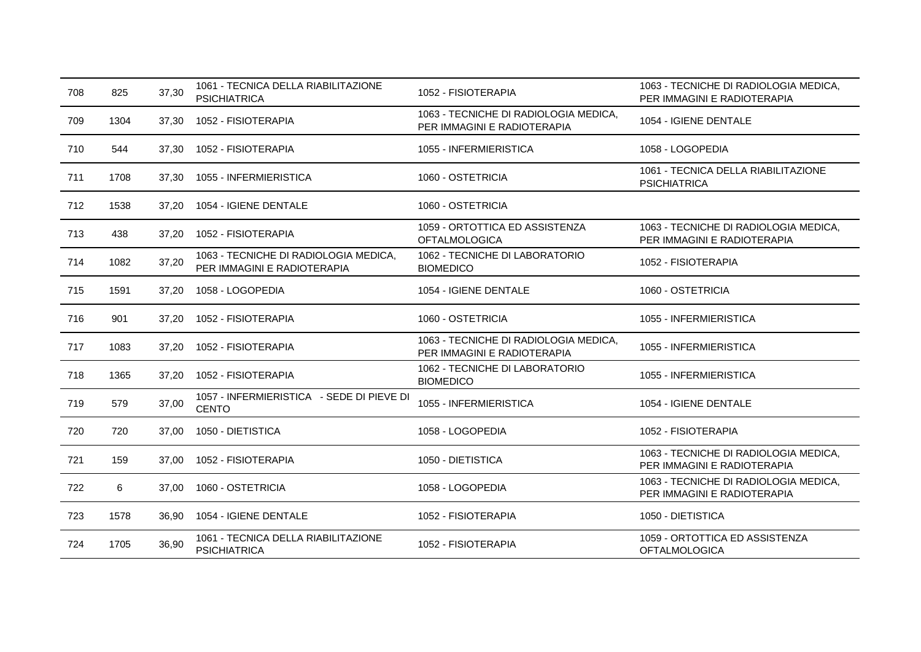| | | | | | |
|---|---|---|---|---|---|
| 708 | 825 | 37,30 | 1061 - TECNICA DELLA RIABILITAZIONE PSICHIATRICA | 1052 - FISIOTERAPIA | 1063 - TECNICHE DI RADIOLOGIA MEDICA, PER IMMAGINI E RADIOTERAPIA |
| 709 | 1304 | 37,30 | 1052 - FISIOTERAPIA | 1063 - TECNICHE DI RADIOLOGIA MEDICA, PER IMMAGINI E RADIOTERAPIA | 1054 - IGIENE DENTALE |
| 710 | 544 | 37,30 | 1052 - FISIOTERAPIA | 1055 - INFERMIERISTICA | 1058 - LOGOPEDIA |
| 711 | 1708 | 37,30 | 1055 - INFERMIERISTICA | 1060 - OSTETRICIA | 1061 - TECNICA DELLA RIABILITAZIONE PSICHIATRICA |
| 712 | 1538 | 37,20 | 1054 - IGIENE DENTALE | 1060 - OSTETRICIA | |
| 713 | 438 | 37,20 | 1052 - FISIOTERAPIA | 1059 - ORTOTTICA ED ASSISTENZA OFTALMOLOGICA | 1063 - TECNICHE DI RADIOLOGIA MEDICA, PER IMMAGINI E RADIOTERAPIA |
| 714 | 1082 | 37,20 | 1063 - TECNICHE DI RADIOLOGIA MEDICA, PER IMMAGINI E RADIOTERAPIA | 1062 - TECNICHE DI LABORATORIO BIOMEDICO | 1052 - FISIOTERAPIA |
| 715 | 1591 | 37,20 | 1058 - LOGOPEDIA | 1054 - IGIENE DENTALE | 1060 - OSTETRICIA |
| 716 | 901 | 37,20 | 1052 - FISIOTERAPIA | 1060 - OSTETRICIA | 1055 - INFERMIERISTICA |
| 717 | 1083 | 37,20 | 1052 - FISIOTERAPIA | 1063 - TECNICHE DI RADIOLOGIA MEDICA, PER IMMAGINI E RADIOTERAPIA | 1055 - INFERMIERISTICA |
| 718 | 1365 | 37,20 | 1052 - FISIOTERAPIA | 1062 - TECNICHE DI LABORATORIO BIOMEDICO | 1055 - INFERMIERISTICA |
| 719 | 579 | 37,00 | 1057 - INFERMIERISTICA - SEDE DI PIEVE DI CENTO | 1055 - INFERMIERISTICA | 1054 - IGIENE DENTALE |
| 720 | 720 | 37,00 | 1050 - DIETISTICA | 1058 - LOGOPEDIA | 1052 - FISIOTERAPIA |
| 721 | 159 | 37,00 | 1052 - FISIOTERAPIA | 1050 - DIETISTICA | 1063 - TECNICHE DI RADIOLOGIA MEDICA, PER IMMAGINI E RADIOTERAPIA |
| 722 | 6 | 37,00 | 1060 - OSTETRICIA | 1058 - LOGOPEDIA | 1063 - TECNICHE DI RADIOLOGIA MEDICA, PER IMMAGINI E RADIOTERAPIA |
| 723 | 1578 | 36,90 | 1054 - IGIENE DENTALE | 1052 - FISIOTERAPIA | 1050 - DIETISTICA |
| 724 | 1705 | 36,90 | 1061 - TECNICA DELLA RIABILITAZIONE PSICHIATRICA | 1052 - FISIOTERAPIA | 1059 - ORTOTTICA ED ASSISTENZA OFTALMOLOGICA |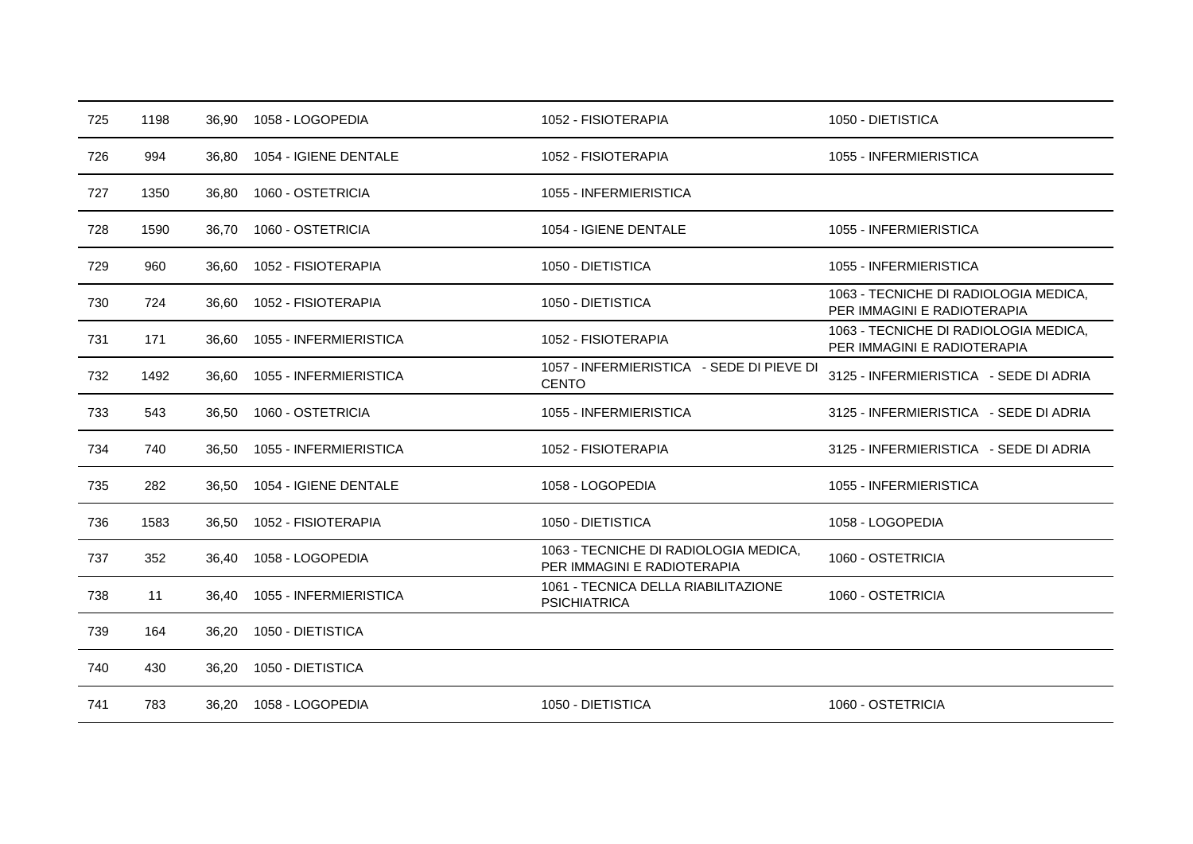| | | | | | |
|---|---|---|---|---|---|
| 725 | 1198 | 36,90 | 1058 - LOGOPEDIA | 1052 - FISIOTERAPIA | 1050 - DIETISTICA |
| 726 | 994 | 36,80 | 1054 - IGIENE DENTALE | 1052 - FISIOTERAPIA | 1055 - INFERMIERISTICA |
| 727 | 1350 | 36,80 | 1060 - OSTETRICIA | 1055 - INFERMIERISTICA | |
| 728 | 1590 | 36,70 | 1060 - OSTETRICIA | 1054 - IGIENE DENTALE | 1055 - INFERMIERISTICA |
| 729 | 960 | 36,60 | 1052 - FISIOTERAPIA | 1050 - DIETISTICA | 1055 - INFERMIERISTICA |
| 730 | 724 | 36,60 | 1052 - FISIOTERAPIA | 1050 - DIETISTICA | 1063 - TECNICHE DI RADIOLOGIA MEDICA, PER IMMAGINI E RADIOTERAPIA |
| 731 | 171 | 36,60 | 1055 - INFERMIERISTICA | 1052 - FISIOTERAPIA | 1063 - TECNICHE DI RADIOLOGIA MEDICA, PER IMMAGINI E RADIOTERAPIA |
| 732 | 1492 | 36,60 | 1055 - INFERMIERISTICA | 1057 - INFERMIERISTICA - SEDE DI PIEVE DI CENTO | 3125 - INFERMIERISTICA - SEDE DI ADRIA |
| 733 | 543 | 36,50 | 1060 - OSTETRICIA | 1055 - INFERMIERISTICA | 3125 - INFERMIERISTICA - SEDE DI ADRIA |
| 734 | 740 | 36,50 | 1055 - INFERMIERISTICA | 1052 - FISIOTERAPIA | 3125 - INFERMIERISTICA - SEDE DI ADRIA |
| 735 | 282 | 36,50 | 1054 - IGIENE DENTALE | 1058 - LOGOPEDIA | 1055 - INFERMIERISTICA |
| 736 | 1583 | 36,50 | 1052 - FISIOTERAPIA | 1050 - DIETISTICA | 1058 - LOGOPEDIA |
| 737 | 352 | 36,40 | 1058 - LOGOPEDIA | 1063 - TECNICHE DI RADIOLOGIA MEDICA, PER IMMAGINI E RADIOTERAPIA | 1060 - OSTETRICIA |
| 738 | 11 | 36,40 | 1055 - INFERMIERISTICA | 1061 - TECNICA DELLA RIABILITAZIONE PSICHIATRICA | 1060 - OSTETRICIA |
| 739 | 164 | 36,20 | 1050 - DIETISTICA | | |
| 740 | 430 | 36,20 | 1050 - DIETISTICA | | |
| 741 | 783 | 36,20 | 1058 - LOGOPEDIA | 1050 - DIETISTICA | 1060 - OSTETRICIA |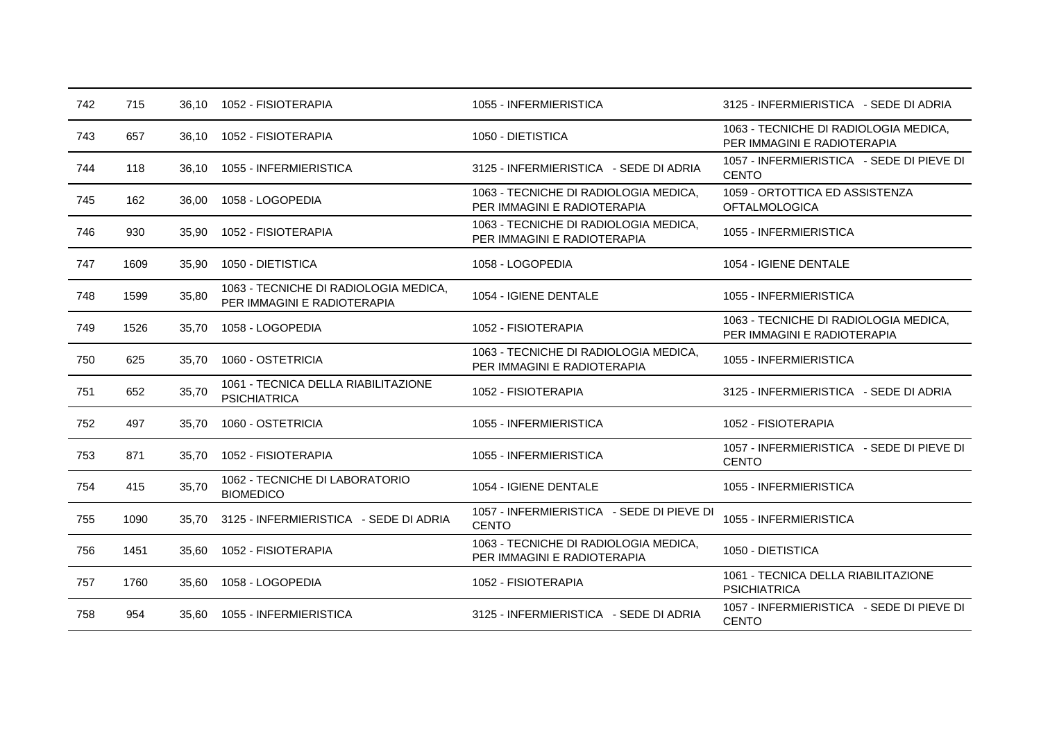| | | | | | |
|---|---|---|---|---|---|
| 742 | 715 | 36,10 | 1052 - FISIOTERAPIA | 1055 - INFERMIERISTICA | 3125 - INFERMIERISTICA - SEDE DI ADRIA |
| 743 | 657 | 36,10 | 1052 - FISIOTERAPIA | 1050 - DIETISTICA | 1063 - TECNICHE DI RADIOLOGIA MEDICA, PER IMMAGINI E RADIOTERAPIA |
| 744 | 118 | 36,10 | 1055 - INFERMIERISTICA | 3125 - INFERMIERISTICA - SEDE DI ADRIA | 1057 - INFERMIERISTICA - SEDE DI PIEVE DI CENTO |
| 745 | 162 | 36,00 | 1058 - LOGOPEDIA | 1063 - TECNICHE DI RADIOLOGIA MEDICA, PER IMMAGINI E RADIOTERAPIA | 1059 - ORTOTTICA ED ASSISTENZA OFTALMOLOGICA |
| 746 | 930 | 35,90 | 1052 - FISIOTERAPIA | 1063 - TECNICHE DI RADIOLOGIA MEDICA, PER IMMAGINI E RADIOTERAPIA | 1055 - INFERMIERISTICA |
| 747 | 1609 | 35,90 | 1050 - DIETISTICA | 1058 - LOGOPEDIA | 1054 - IGIENE DENTALE |
| 748 | 1599 | 35,80 | 1063 - TECNICHE DI RADIOLOGIA MEDICA, PER IMMAGINI E RADIOTERAPIA | 1054 - IGIENE DENTALE | 1055 - INFERMIERISTICA |
| 749 | 1526 | 35,70 | 1058 - LOGOPEDIA | 1052 - FISIOTERAPIA | 1063 - TECNICHE DI RADIOLOGIA MEDICA, PER IMMAGINI E RADIOTERAPIA |
| 750 | 625 | 35,70 | 1060 - OSTETRICIA | 1063 - TECNICHE DI RADIOLOGIA MEDICA, PER IMMAGINI E RADIOTERAPIA | 1055 - INFERMIERISTICA |
| 751 | 652 | 35,70 | 1061 - TECNICA DELLA RIABILITAZIONE PSICHIATRICA | 1052 - FISIOTERAPIA | 3125 - INFERMIERISTICA - SEDE DI ADRIA |
| 752 | 497 | 35,70 | 1060 - OSTETRICIA | 1055 - INFERMIERISTICA | 1052 - FISIOTERAPIA |
| 753 | 871 | 35,70 | 1052 - FISIOTERAPIA | 1055 - INFERMIERISTICA | 1057 - INFERMIERISTICA - SEDE DI PIEVE DI CENTO |
| 754 | 415 | 35,70 | 1062 - TECNICHE DI LABORATORIO BIOMEDICO | 1054 - IGIENE DENTALE | 1055 - INFERMIERISTICA |
| 755 | 1090 | 35,70 | 3125 - INFERMIERISTICA - SEDE DI ADRIA | 1057 - INFERMIERISTICA - SEDE DI PIEVE DI CENTO | 1055 - INFERMIERISTICA |
| 756 | 1451 | 35,60 | 1052 - FISIOTERAPIA | 1063 - TECNICHE DI RADIOLOGIA MEDICA, PER IMMAGINI E RADIOTERAPIA | 1050 - DIETISTICA |
| 757 | 1760 | 35,60 | 1058 - LOGOPEDIA | 1052 - FISIOTERAPIA | 1061 - TECNICA DELLA RIABILITAZIONE PSICHIATRICA |
| 758 | 954 | 35,60 | 1055 - INFERMIERISTICA | 3125 - INFERMIERISTICA - SEDE DI ADRIA | 1057 - INFERMIERISTICA - SEDE DI PIEVE DI CENTO |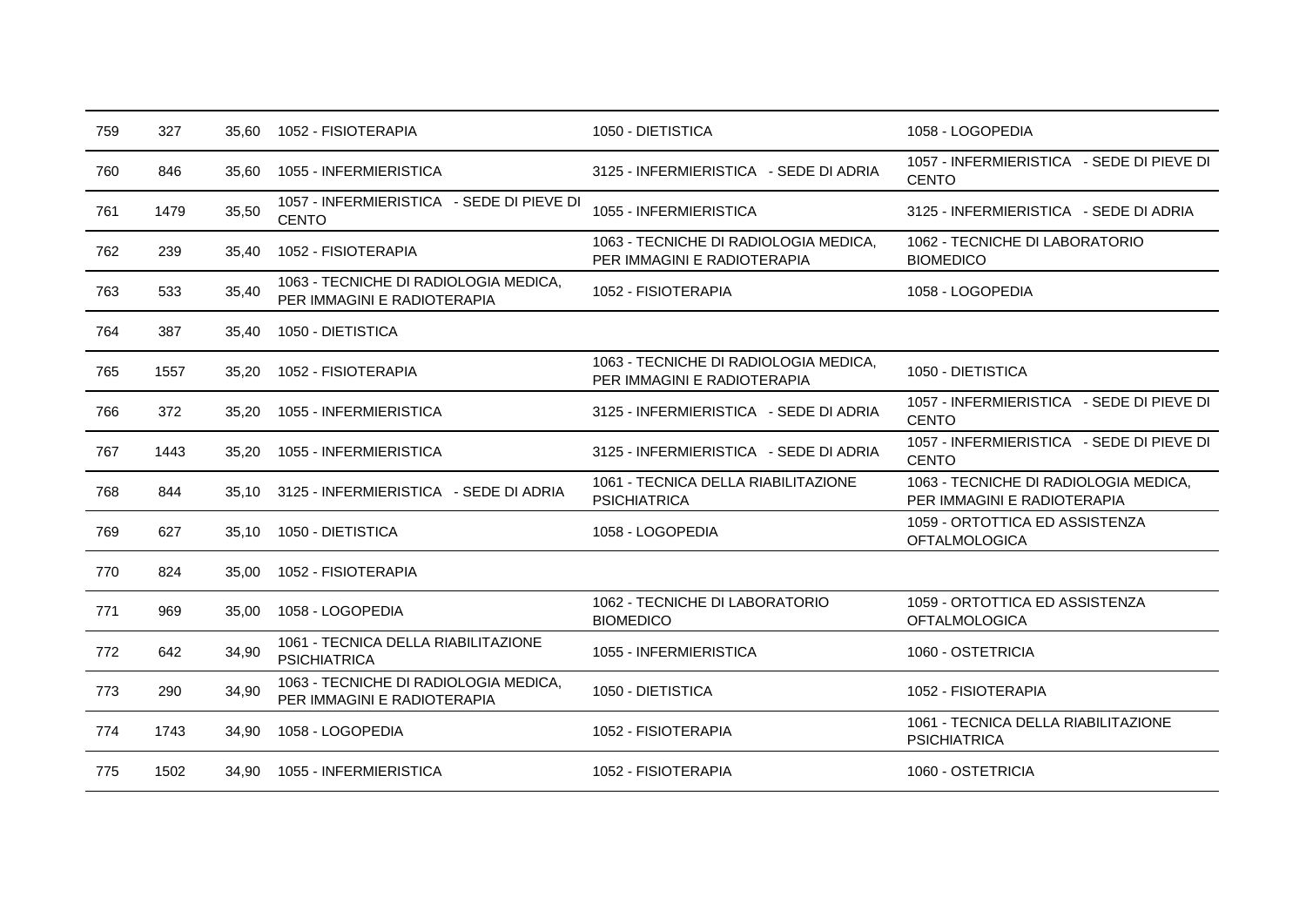| | | | | | |
|---|---|---|---|---|---|
| 759 | 327 | 35,60 | 1052 - FISIOTERAPIA | 1050 - DIETISTICA | 1058 - LOGOPEDIA |
| 760 | 846 | 35,60 | 1055 - INFERMIERISTICA | 3125 - INFERMIERISTICA - SEDE DI ADRIA | 1057 - INFERMIERISTICA - SEDE DI PIEVE DI CENTO |
| 761 | 1479 | 35,50 | 1057 - INFERMIERISTICA - SEDE DI PIEVE DI CENTO | 1055 - INFERMIERISTICA | 3125 - INFERMIERISTICA - SEDE DI ADRIA |
| 762 | 239 | 35,40 | 1052 - FISIOTERAPIA | 1063 - TECNICHE DI RADIOLOGIA MEDICA, PER IMMAGINI E RADIOTERAPIA | 1062 - TECNICHE DI LABORATORIO BIOMEDICO |
| 763 | 533 | 35,40 | 1063 - TECNICHE DI RADIOLOGIA MEDICA, PER IMMAGINI E RADIOTERAPIA | 1052 - FISIOTERAPIA | 1058 - LOGOPEDIA |
| 764 | 387 | 35,40 | 1050 - DIETISTICA | | |
| 765 | 1557 | 35,20 | 1052 - FISIOTERAPIA | 1063 - TECNICHE DI RADIOLOGIA MEDICA, PER IMMAGINI E RADIOTERAPIA | 1050 - DIETISTICA |
| 766 | 372 | 35,20 | 1055 - INFERMIERISTICA | 3125 - INFERMIERISTICA - SEDE DI ADRIA | 1057 - INFERMIERISTICA - SEDE DI PIEVE DI CENTO |
| 767 | 1443 | 35,20 | 1055 - INFERMIERISTICA | 3125 - INFERMIERISTICA - SEDE DI ADRIA | 1057 - INFERMIERISTICA - SEDE DI PIEVE DI CENTO |
| 768 | 844 | 35,10 | 3125 - INFERMIERISTICA - SEDE DI ADRIA | 1061 - TECNICA DELLA RIABILITAZIONE PSICHIATRICA | 1063 - TECNICHE DI RADIOLOGIA MEDICA, PER IMMAGINI E RADIOTERAPIA |
| 769 | 627 | 35,10 | 1050 - DIETISTICA | 1058 - LOGOPEDIA | 1059 - ORTOTTICA ED ASSISTENZA OFTALMOLOGICA |
| 770 | 824 | 35,00 | 1052 - FISIOTERAPIA | | |
| 771 | 969 | 35,00 | 1058 - LOGOPEDIA | 1062 - TECNICHE DI LABORATORIO BIOMEDICO | 1059 - ORTOTTICA ED ASSISTENZA OFTALMOLOGICA |
| 772 | 642 | 34,90 | 1061 - TECNICA DELLA RIABILITAZIONE PSICHIATRICA | 1055 - INFERMIERISTICA | 1060 - OSTETRICIA |
| 773 | 290 | 34,90 | 1063 - TECNICHE DI RADIOLOGIA MEDICA, PER IMMAGINI E RADIOTERAPIA | 1050 - DIETISTICA | 1052 - FISIOTERAPIA |
| 774 | 1743 | 34,90 | 1058 - LOGOPEDIA | 1052 - FISIOTERAPIA | 1061 - TECNICA DELLA RIABILITAZIONE PSICHIATRICA |
| 775 | 1502 | 34,90 | 1055 - INFERMIERISTICA | 1052 - FISIOTERAPIA | 1060 - OSTETRICIA |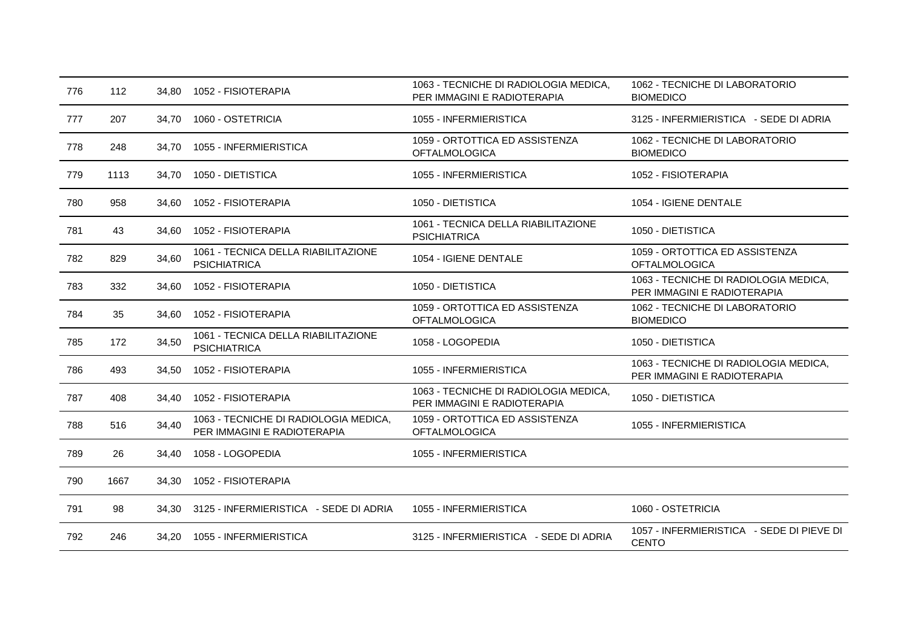| | | | | | |
|---|---|---|---|---|---|
| 776 | 112 | 34,80 | 1052 - FISIOTERAPIA | 1063 - TECNICHE DI RADIOLOGIA MEDICA, PER IMMAGINI E RADIOTERAPIA | 1062 - TECNICHE DI LABORATORIO BIOMEDICO |
| 777 | 207 | 34,70 | 1060 - OSTETRICIA | 1055 - INFERMIERISTICA | 3125 - INFERMIERISTICA - SEDE DI ADRIA |
| 778 | 248 | 34,70 | 1055 - INFERMIERISTICA | 1059 - ORTOTTICA ED ASSISTENZA OFTALMOLOGICA | 1062 - TECNICHE DI LABORATORIO BIOMEDICO |
| 779 | 1113 | 34,70 | 1050 - DIETISTICA | 1055 - INFERMIERISTICA | 1052 - FISIOTERAPIA |
| 780 | 958 | 34,60 | 1052 - FISIOTERAPIA | 1050 - DIETISTICA | 1054 - IGIENE DENTALE |
| 781 | 43 | 34,60 | 1052 - FISIOTERAPIA | 1061 - TECNICA DELLA RIABILITAZIONE PSICHIATRICA | 1050 - DIETISTICA |
| 782 | 829 | 34,60 | 1061 - TECNICA DELLA RIABILITAZIONE PSICHIATRICA | 1054 - IGIENE DENTALE | 1059 - ORTOTTICA ED ASSISTENZA OFTALMOLOGICA |
| 783 | 332 | 34,60 | 1052 - FISIOTERAPIA | 1050 - DIETISTICA | 1063 - TECNICHE DI RADIOLOGIA MEDICA, PER IMMAGINI E RADIOTERAPIA |
| 784 | 35 | 34,60 | 1052 - FISIOTERAPIA | 1059 - ORTOTTICA ED ASSISTENZA OFTALMOLOGICA | 1062 - TECNICHE DI LABORATORIO BIOMEDICO |
| 785 | 172 | 34,50 | 1061 - TECNICA DELLA RIABILITAZIONE PSICHIATRICA | 1058 - LOGOPEDIA | 1050 - DIETISTICA |
| 786 | 493 | 34,50 | 1052 - FISIOTERAPIA | 1055 - INFERMIERISTICA | 1063 - TECNICHE DI RADIOLOGIA MEDICA, PER IMMAGINI E RADIOTERAPIA |
| 787 | 408 | 34,40 | 1052 - FISIOTERAPIA | 1063 - TECNICHE DI RADIOLOGIA MEDICA, PER IMMAGINI E RADIOTERAPIA | 1050 - DIETISTICA |
| 788 | 516 | 34,40 | 1063 - TECNICHE DI RADIOLOGIA MEDICA, PER IMMAGINI E RADIOTERAPIA | 1059 - ORTOTTICA ED ASSISTENZA OFTALMOLOGICA | 1055 - INFERMIERISTICA |
| 789 | 26 | 34,40 | 1058 - LOGOPEDIA | 1055 - INFERMIERISTICA | |
| 790 | 1667 | 34,30 | 1052 - FISIOTERAPIA | | |
| 791 | 98 | 34,30 | 3125 - INFERMIERISTICA - SEDE DI ADRIA | 1055 - INFERMIERISTICA | 1060 - OSTETRICIA |
| 792 | 246 | 34,20 | 1055 - INFERMIERISTICA | 3125 - INFERMIERISTICA - SEDE DI ADRIA | 1057 - INFERMIERISTICA - SEDE DI PIEVE DI CENTO |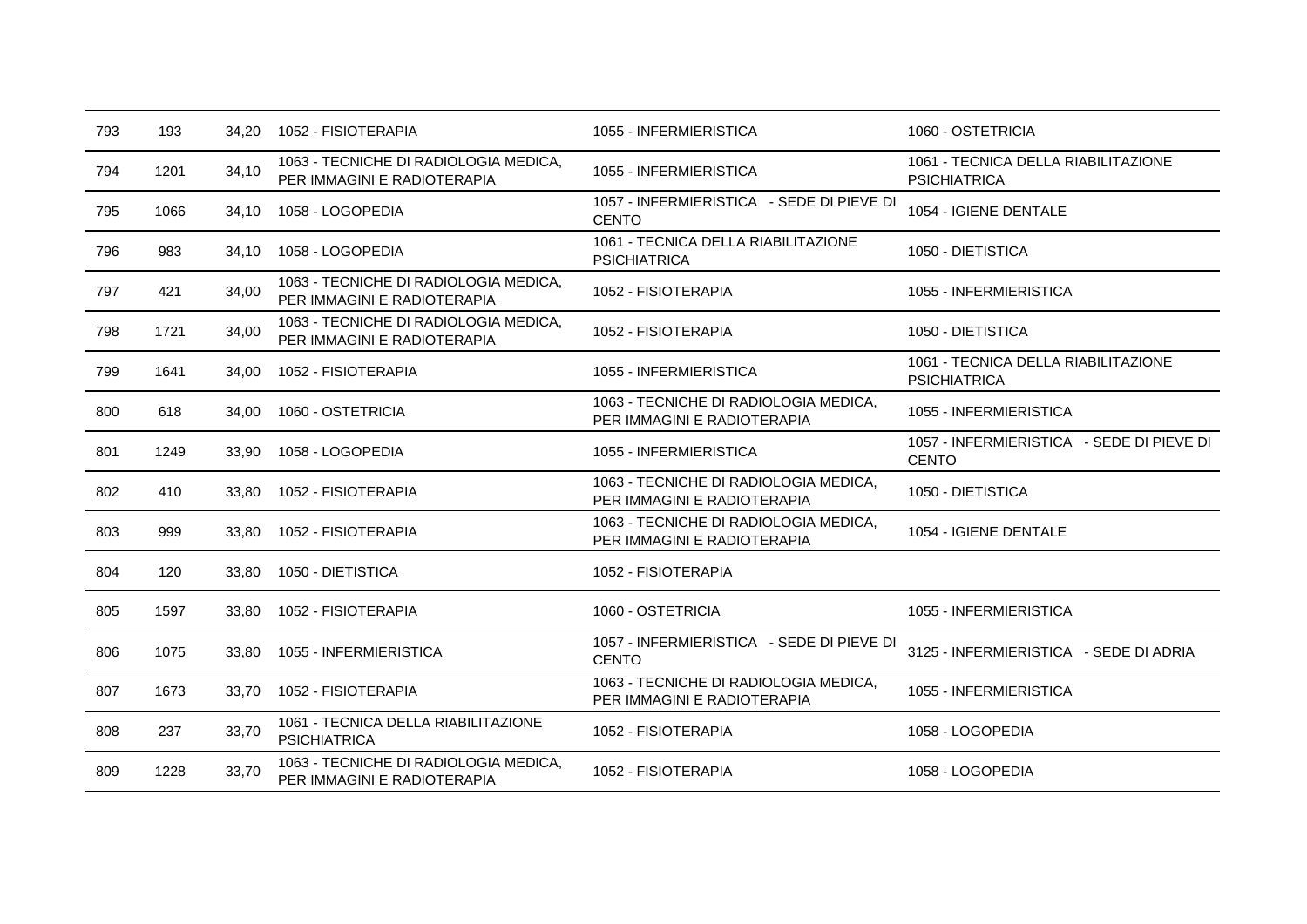| | | | | | |
|---|---|---|---|---|---|
| 793 | 193 | 34,20 | 1052 - FISIOTERAPIA | 1055 - INFERMIERISTICA | 1060 - OSTETRICIA |
| 794 | 1201 | 34,10 | 1063 - TECNICHE DI RADIOLOGIA MEDICA, PER IMMAGINI E RADIOTERAPIA | 1055 - INFERMIERISTICA | 1061 - TECNICA DELLA RIABILITAZIONE PSICHIATRICA |
| 795 | 1066 | 34,10 | 1058 - LOGOPEDIA | 1057 - INFERMIERISTICA - SEDE DI PIEVE DI CENTO | 1054 - IGIENE DENTALE |
| 796 | 983 | 34,10 | 1058 - LOGOPEDIA | 1061 - TECNICA DELLA RIABILITAZIONE PSICHIATRICA | 1050 - DIETISTICA |
| 797 | 421 | 34,00 | 1063 - TECNICHE DI RADIOLOGIA MEDICA, PER IMMAGINI E RADIOTERAPIA | 1052 - FISIOTERAPIA | 1055 - INFERMIERISTICA |
| 798 | 1721 | 34,00 | 1063 - TECNICHE DI RADIOLOGIA MEDICA, PER IMMAGINI E RADIOTERAPIA | 1052 - FISIOTERAPIA | 1050 - DIETISTICA |
| 799 | 1641 | 34,00 | 1052 - FISIOTERAPIA | 1055 - INFERMIERISTICA | 1061 - TECNICA DELLA RIABILITAZIONE PSICHIATRICA |
| 800 | 618 | 34,00 | 1060 - OSTETRICIA | 1063 - TECNICHE DI RADIOLOGIA MEDICA, PER IMMAGINI E RADIOTERAPIA | 1055 - INFERMIERISTICA |
| 801 | 1249 | 33,90 | 1058 - LOGOPEDIA | 1055 - INFERMIERISTICA | 1057 - INFERMIERISTICA - SEDE DI PIEVE DI CENTO |
| 802 | 410 | 33,80 | 1052 - FISIOTERAPIA | 1063 - TECNICHE DI RADIOLOGIA MEDICA, PER IMMAGINI E RADIOTERAPIA | 1050 - DIETISTICA |
| 803 | 999 | 33,80 | 1052 - FISIOTERAPIA | 1063 - TECNICHE DI RADIOLOGIA MEDICA, PER IMMAGINI E RADIOTERAPIA | 1054 - IGIENE DENTALE |
| 804 | 120 | 33,80 | 1050 - DIETISTICA | 1052 - FISIOTERAPIA | |
| 805 | 1597 | 33,80 | 1052 - FISIOTERAPIA | 1060 - OSTETRICIA | 1055 - INFERMIERISTICA |
| 806 | 1075 | 33,80 | 1055 - INFERMIERISTICA | 1057 - INFERMIERISTICA - SEDE DI PIEVE DI CENTO | 3125 - INFERMIERISTICA - SEDE DI ADRIA |
| 807 | 1673 | 33,70 | 1052 - FISIOTERAPIA | 1063 - TECNICHE DI RADIOLOGIA MEDICA, PER IMMAGINI E RADIOTERAPIA | 1055 - INFERMIERISTICA |
| 808 | 237 | 33,70 | 1061 - TECNICA DELLA RIABILITAZIONE PSICHIATRICA | 1052 - FISIOTERAPIA | 1058 - LOGOPEDIA |
| 809 | 1228 | 33,70 | 1063 - TECNICHE DI RADIOLOGIA MEDICA, PER IMMAGINI E RADIOTERAPIA | 1052 - FISIOTERAPIA | 1058 - LOGOPEDIA |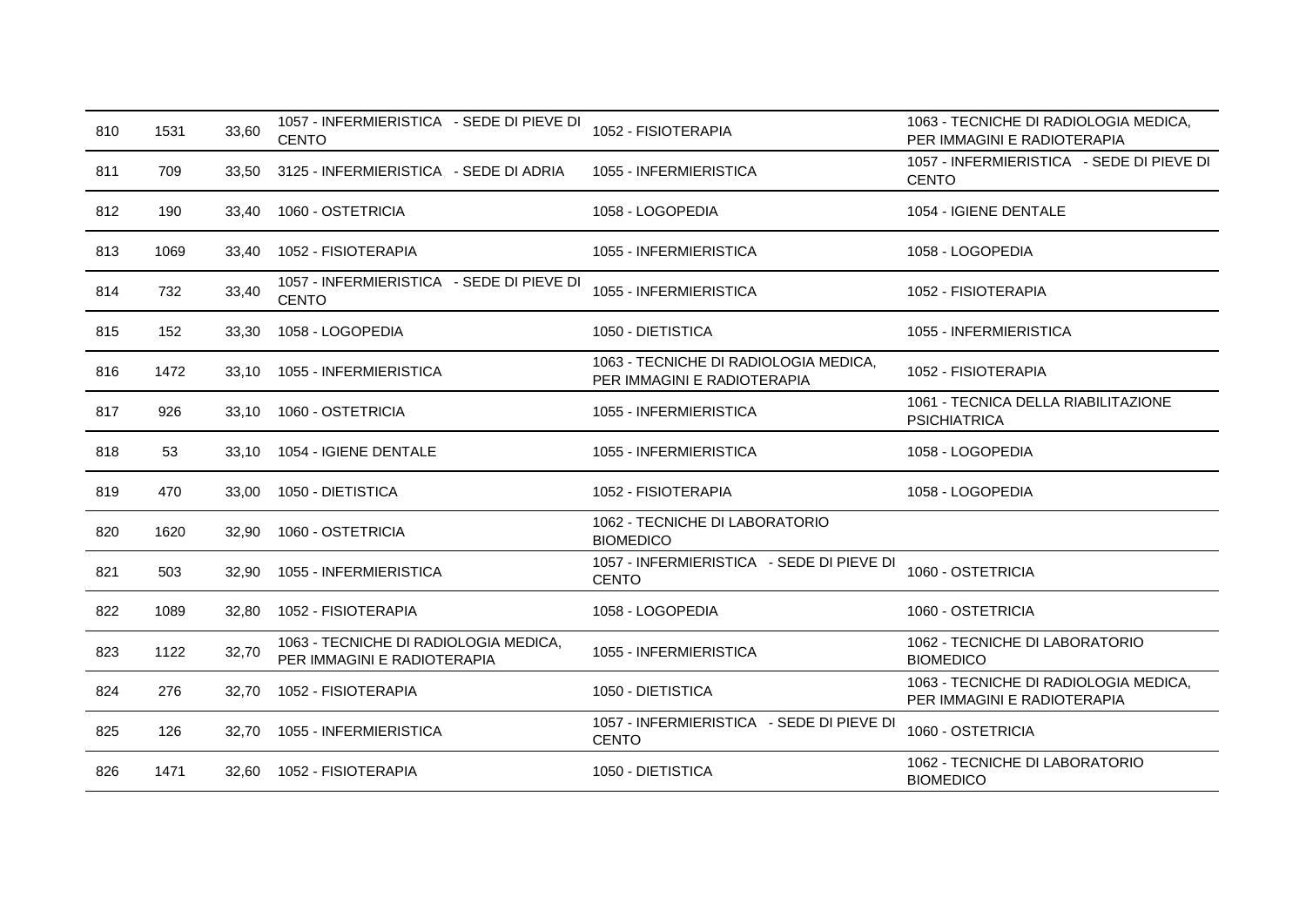| | | | | | |
|---|---|---|---|---|---|
| 810 | 1531 | 33,60 | 1057 - INFERMIERISTICA - SEDE DI PIEVE DI CENTO | 1052 - FISIOTERAPIA | 1063 - TECNICHE DI RADIOLOGIA MEDICA, PER IMMAGINI E RADIOTERAPIA |
| 811 | 709 | 33,50 | 3125 - INFERMIERISTICA - SEDE DI ADRIA | 1055 - INFERMIERISTICA | 1057 - INFERMIERISTICA - SEDE DI PIEVE DI CENTO |
| 812 | 190 | 33,40 | 1060 - OSTETRICIA | 1058 - LOGOPEDIA | 1054 - IGIENE DENTALE |
| 813 | 1069 | 33,40 | 1052 - FISIOTERAPIA | 1055 - INFERMIERISTICA | 1058 - LOGOPEDIA |
| 814 | 732 | 33,40 | 1057 - INFERMIERISTICA - SEDE DI PIEVE DI CENTO | 1055 - INFERMIERISTICA | 1052 - FISIOTERAPIA |
| 815 | 152 | 33,30 | 1058 - LOGOPEDIA | 1050 - DIETISTICA | 1055 - INFERMIERISTICA |
| 816 | 1472 | 33,10 | 1055 - INFERMIERISTICA | 1063 - TECNICHE DI RADIOLOGIA MEDICA, PER IMMAGINI E RADIOTERAPIA | 1052 - FISIOTERAPIA |
| 817 | 926 | 33,10 | 1060 - OSTETRICIA | 1055 - INFERMIERISTICA | 1061 - TECNICA DELLA RIABILITAZIONE PSICHIATRICA |
| 818 | 53 | 33,10 | 1054 - IGIENE DENTALE | 1055 - INFERMIERISTICA | 1058 - LOGOPEDIA |
| 819 | 470 | 33,00 | 1050 - DIETISTICA | 1052 - FISIOTERAPIA | 1058 - LOGOPEDIA |
| 820 | 1620 | 32,90 | 1060 - OSTETRICIA | 1062 - TECNICHE DI LABORATORIO BIOMEDICO | |
| 821 | 503 | 32,90 | 1055 - INFERMIERISTICA | 1057 - INFERMIERISTICA - SEDE DI PIEVE DI CENTO | 1060 - OSTETRICIA |
| 822 | 1089 | 32,80 | 1052 - FISIOTERAPIA | 1058 - LOGOPEDIA | 1060 - OSTETRICIA |
| 823 | 1122 | 32,70 | 1063 - TECNICHE DI RADIOLOGIA MEDICA, PER IMMAGINI E RADIOTERAPIA | 1055 - INFERMIERISTICA | 1062 - TECNICHE DI LABORATORIO BIOMEDICO |
| 824 | 276 | 32,70 | 1052 - FISIOTERAPIA | 1050 - DIETISTICA | 1063 - TECNICHE DI RADIOLOGIA MEDICA, PER IMMAGINI E RADIOTERAPIA |
| 825 | 126 | 32,70 | 1055 - INFERMIERISTICA | 1057 - INFERMIERISTICA - SEDE DI PIEVE DI CENTO | 1060 - OSTETRICIA |
| 826 | 1471 | 32,60 | 1052 - FISIOTERAPIA | 1050 - DIETISTICA | 1062 - TECNICHE DI LABORATORIO BIOMEDICO |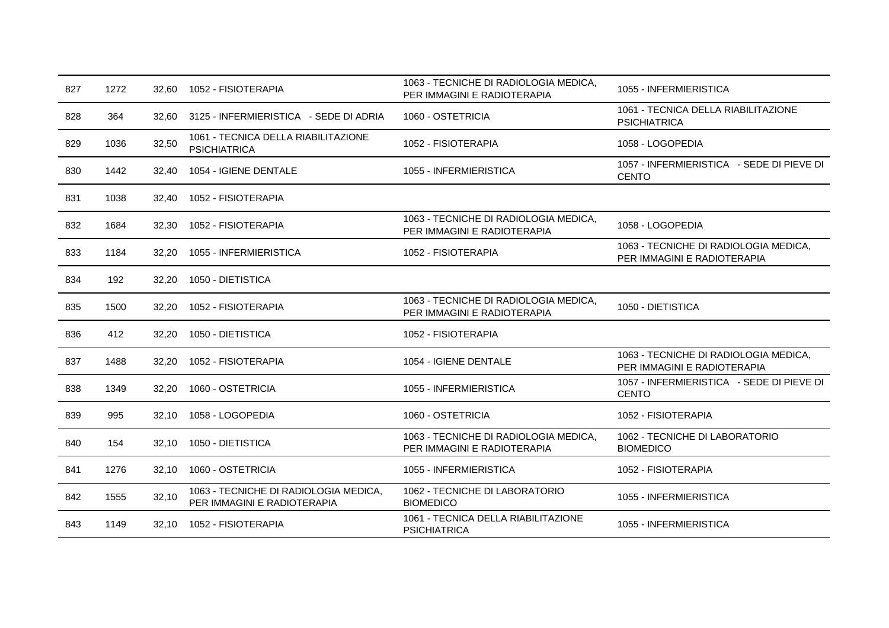| | | | | | |
|---|---|---|---|---|---|
| 827 | 1272 | 32,60 | 1052 - FISIOTERAPIA | 1063 - TECNICHE DI RADIOLOGIA MEDICA, PER IMMAGINI E RADIOTERAPIA | 1055 - INFERMIERISTICA |
| 828 | 364 | 32,60 | 3125 - INFERMIERISTICA - SEDE DI ADRIA | 1060 - OSTETRICIA | 1061 - TECNICA DELLA RIABILITAZIONE PSICHIATRICA |
| 829 | 1036 | 32,50 | 1061 - TECNICA DELLA RIABILITAZIONE PSICHIATRICA | 1052 - FISIOTERAPIA | 1058 - LOGOPEDIA |
| 830 | 1442 | 32,40 | 1054 - IGIENE DENTALE | 1055 - INFERMIERISTICA | 1057 - INFERMIERISTICA - SEDE DI PIEVE DI CENTO |
| 831 | 1038 | 32,40 | 1052 - FISIOTERAPIA | | |
| 832 | 1684 | 32,30 | 1052 - FISIOTERAPIA | 1063 - TECNICHE DI RADIOLOGIA MEDICA, PER IMMAGINI E RADIOTERAPIA | 1058 - LOGOPEDIA |
| 833 | 1184 | 32,20 | 1055 - INFERMIERISTICA | 1052 - FISIOTERAPIA | 1063 - TECNICHE DI RADIOLOGIA MEDICA, PER IMMAGINI E RADIOTERAPIA |
| 834 | 192 | 32,20 | 1050 - DIETISTICA | | |
| 835 | 1500 | 32,20 | 1052 - FISIOTERAPIA | 1063 - TECNICHE DI RADIOLOGIA MEDICA, PER IMMAGINI E RADIOTERAPIA | 1050 - DIETISTICA |
| 836 | 412 | 32,20 | 1050 - DIETISTICA | 1052 - FISIOTERAPIA | |
| 837 | 1488 | 32,20 | 1052 - FISIOTERAPIA | 1054 - IGIENE DENTALE | 1063 - TECNICHE DI RADIOLOGIA MEDICA, PER IMMAGINI E RADIOTERAPIA |
| 838 | 1349 | 32,20 | 1060 - OSTETRICIA | 1055 - INFERMIERISTICA | 1057 - INFERMIERISTICA - SEDE DI PIEVE DI CENTO |
| 839 | 995 | 32,10 | 1058 - LOGOPEDIA | 1060 - OSTETRICIA | 1052 - FISIOTERAPIA |
| 840 | 154 | 32,10 | 1050 - DIETISTICA | 1063 - TECNICHE DI RADIOLOGIA MEDICA, PER IMMAGINI E RADIOTERAPIA | 1062 - TECNICHE DI LABORATORIO BIOMEDICO |
| 841 | 1276 | 32,10 | 1060 - OSTETRICIA | 1055 - INFERMIERISTICA | 1052 - FISIOTERAPIA |
| 842 | 1555 | 32,10 | 1063 - TECNICHE DI RADIOLOGIA MEDICA, PER IMMAGINI E RADIOTERAPIA | 1062 - TECNICHE DI LABORATORIO BIOMEDICO | 1055 - INFERMIERISTICA |
| 843 | 1149 | 32,10 | 1052 - FISIOTERAPIA | 1061 - TECNICA DELLA RIABILITAZIONE PSICHIATRICA | 1055 - INFERMIERISTICA |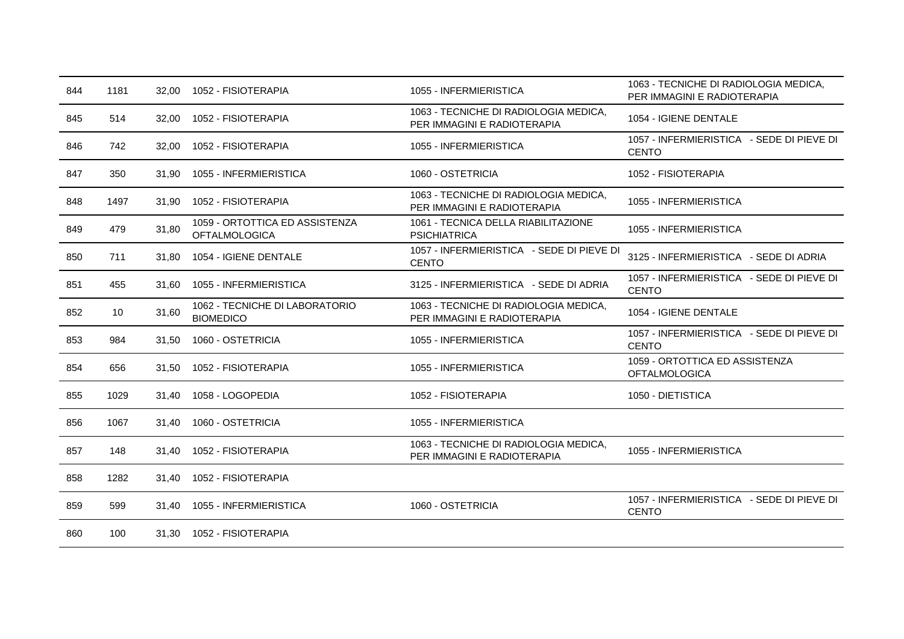| | | | | | |
|---|---|---|---|---|---|
| 844 | 1181 | 32,00 | 1052 - FISIOTERAPIA | 1055 - INFERMIERISTICA | 1063 - TECNICHE DI RADIOLOGIA MEDICA, PER IMMAGINI E RADIOTERAPIA |
| 845 | 514 | 32,00 | 1052 - FISIOTERAPIA | 1063 - TECNICHE DI RADIOLOGIA MEDICA, PER IMMAGINI E RADIOTERAPIA | 1054 - IGIENE DENTALE |
| 846 | 742 | 32,00 | 1052 - FISIOTERAPIA | 1055 - INFERMIERISTICA | 1057 - INFERMIERISTICA - SEDE DI PIEVE DI CENTO |
| 847 | 350 | 31,90 | 1055 - INFERMIERISTICA | 1060 - OSTETRICIA | 1052 - FISIOTERAPIA |
| 848 | 1497 | 31,90 | 1052 - FISIOTERAPIA | 1063 - TECNICHE DI RADIOLOGIA MEDICA, PER IMMAGINI E RADIOTERAPIA | 1055 - INFERMIERISTICA |
| 849 | 479 | 31,80 | 1059 - ORTOTTICA ED ASSISTENZA OFTALMOLOGICA | 1061 - TECNICA DELLA RIABILITAZIONE PSICHIATRICA | 1055 - INFERMIERISTICA |
| 850 | 711 | 31,80 | 1054 - IGIENE DENTALE | 1057 - INFERMIERISTICA - SEDE DI PIEVE DI CENTO | 3125 - INFERMIERISTICA - SEDE DI ADRIA |
| 851 | 455 | 31,60 | 1055 - INFERMIERISTICA | 3125 - INFERMIERISTICA - SEDE DI ADRIA | 1057 - INFERMIERISTICA - SEDE DI PIEVE DI CENTO |
| 852 | 10 | 31,60 | 1062 - TECNICHE DI LABORATORIO BIOMEDICO | 1063 - TECNICHE DI RADIOLOGIA MEDICA, PER IMMAGINI E RADIOTERAPIA | 1054 - IGIENE DENTALE |
| 853 | 984 | 31,50 | 1060 - OSTETRICIA | 1055 - INFERMIERISTICA | 1057 - INFERMIERISTICA - SEDE DI PIEVE DI CENTO |
| 854 | 656 | 31,50 | 1052 - FISIOTERAPIA | 1055 - INFERMIERISTICA | 1059 - ORTOTTICA ED ASSISTENZA OFTALMOLOGICA |
| 855 | 1029 | 31,40 | 1058 - LOGOPEDIA | 1052 - FISIOTERAPIA | 1050 - DIETISTICA |
| 856 | 1067 | 31,40 | 1060 - OSTETRICIA | 1055 - INFERMIERISTICA | |
| 857 | 148 | 31,40 | 1052 - FISIOTERAPIA | 1063 - TECNICHE DI RADIOLOGIA MEDICA, PER IMMAGINI E RADIOTERAPIA | 1055 - INFERMIERISTICA |
| 858 | 1282 | 31,40 | 1052 - FISIOTERAPIA | | |
| 859 | 599 | 31,40 | 1055 - INFERMIERISTICA | 1060 - OSTETRICIA | 1057 - INFERMIERISTICA - SEDE DI PIEVE DI CENTO |
| 860 | 100 | 31,30 | 1052 - FISIOTERAPIA | | |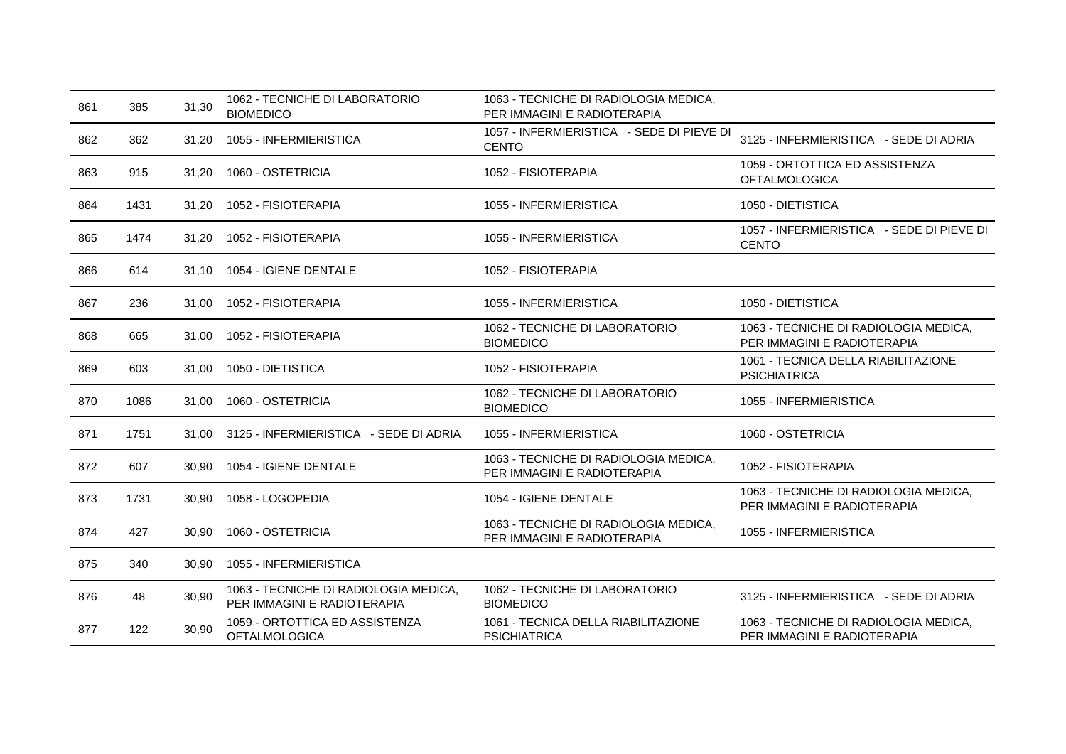| | | | | | |
|---|---|---|---|---|---|
| 861 | 385 | 31,30 | 1062 - TECNICHE DI LABORATORIO BIOMEDICO | 1063 - TECNICHE DI RADIOLOGIA MEDICA, PER IMMAGINI E RADIOTERAPIA | |
| 862 | 362 | 31,20 | 1055 - INFERMIERISTICA | 1057 - INFERMIERISTICA - SEDE DI PIEVE DI CENTO | 3125 - INFERMIERISTICA - SEDE DI ADRIA |
| 863 | 915 | 31,20 | 1060 - OSTETRICIA | 1052 - FISIOTERAPIA | 1059 - ORTOTTICA ED ASSISTENZA OFTALMOLOGICA |
| 864 | 1431 | 31,20 | 1052 - FISIOTERAPIA | 1055 - INFERMIERISTICA | 1050 - DIETISTICA |
| 865 | 1474 | 31,20 | 1052 - FISIOTERAPIA | 1055 - INFERMIERISTICA | 1057 - INFERMIERISTICA - SEDE DI PIEVE DI CENTO |
| 866 | 614 | 31,10 | 1054 - IGIENE DENTALE | 1052 - FISIOTERAPIA | |
| 867 | 236 | 31,00 | 1052 - FISIOTERAPIA | 1055 - INFERMIERISTICA | 1050 - DIETISTICA |
| 868 | 665 | 31,00 | 1052 - FISIOTERAPIA | 1062 - TECNICHE DI LABORATORIO BIOMEDICO | 1063 - TECNICHE DI RADIOLOGIA MEDICA, PER IMMAGINI E RADIOTERAPIA |
| 869 | 603 | 31,00 | 1050 - DIETISTICA | 1052 - FISIOTERAPIA | 1061 - TECNICA DELLA RIABILITAZIONE PSICHIATRICA |
| 870 | 1086 | 31,00 | 1060 - OSTETRICIA | 1062 - TECNICHE DI LABORATORIO BIOMEDICO | 1055 - INFERMIERISTICA |
| 871 | 1751 | 31,00 | 3125 - INFERMIERISTICA - SEDE DI ADRIA | 1055 - INFERMIERISTICA | 1060 - OSTETRICIA |
| 872 | 607 | 30,90 | 1054 - IGIENE DENTALE | 1063 - TECNICHE DI RADIOLOGIA MEDICA, PER IMMAGINI E RADIOTERAPIA | 1052 - FISIOTERAPIA |
| 873 | 1731 | 30,90 | 1058 - LOGOPEDIA | 1054 - IGIENE DENTALE | 1063 - TECNICHE DI RADIOLOGIA MEDICA, PER IMMAGINI E RADIOTERAPIA |
| 874 | 427 | 30,90 | 1060 - OSTETRICIA | 1063 - TECNICHE DI RADIOLOGIA MEDICA, PER IMMAGINI E RADIOTERAPIA | 1055 - INFERMIERISTICA |
| 875 | 340 | 30,90 | 1055 - INFERMIERISTICA | | |
| 876 | 48 | 30,90 | 1063 - TECNICHE DI RADIOLOGIA MEDICA, PER IMMAGINI E RADIOTERAPIA | 1062 - TECNICHE DI LABORATORIO BIOMEDICO | 3125 - INFERMIERISTICA - SEDE DI ADRIA |
| 877 | 122 | 30,90 | 1059 - ORTOTTICA ED ASSISTENZA OFTALMOLOGICA | 1061 - TECNICA DELLA RIABILITAZIONE PSICHIATRICA | 1063 - TECNICHE DI RADIOLOGIA MEDICA, PER IMMAGINI E RADIOTERAPIA |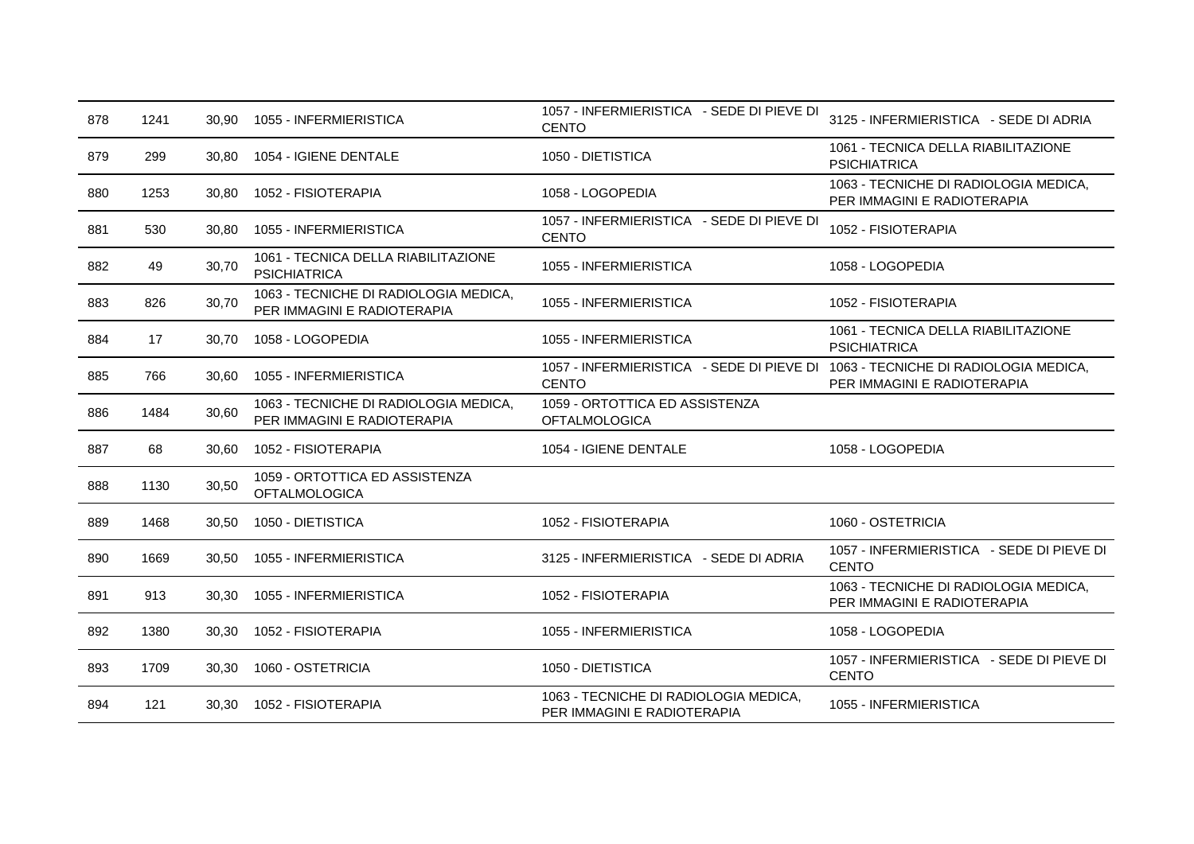| | | | | | |
|---|---|---|---|---|---|
| 878 | 1241 | 30,90 | 1055 - INFERMIERISTICA | 1057 - INFERMIERISTICA - SEDE DI PIEVE DI CENTO | 3125 - INFERMIERISTICA - SEDE DI ADRIA |
| 879 | 299 | 30,80 | 1054 - IGIENE DENTALE | 1050 - DIETISTICA | 1061 - TECNICA DELLA RIABILITAZIONE PSICHIATRICA |
| 880 | 1253 | 30,80 | 1052 - FISIOTERAPIA | 1058 - LOGOPEDIA | 1063 - TECNICHE DI RADIOLOGIA MEDICA, PER IMMAGINI E RADIOTERAPIA |
| 881 | 530 | 30,80 | 1055 - INFERMIERISTICA | 1057 - INFERMIERISTICA - SEDE DI PIEVE DI CENTO | 1052 - FISIOTERAPIA |
| 882 | 49 | 30,70 | 1061 - TECNICA DELLA RIABILITAZIONE PSICHIATRICA | 1055 - INFERMIERISTICA | 1058 - LOGOPEDIA |
| 883 | 826 | 30,70 | 1063 - TECNICHE DI RADIOLOGIA MEDICA, PER IMMAGINI E RADIOTERAPIA | 1055 - INFERMIERISTICA | 1052 - FISIOTERAPIA |
| 884 | 17 | 30,70 | 1058 - LOGOPEDIA | 1055 - INFERMIERISTICA | 1061 - TECNICA DELLA RIABILITAZIONE PSICHIATRICA |
| 885 | 766 | 30,60 | 1055 - INFERMIERISTICA | 1057 - INFERMIERISTICA - SEDE DI PIEVE DI CENTO | 1063 - TECNICHE DI RADIOLOGIA MEDICA, PER IMMAGINI E RADIOTERAPIA |
| 886 | 1484 | 30,60 | 1063 - TECNICHE DI RADIOLOGIA MEDICA, PER IMMAGINI E RADIOTERAPIA | 1059 - ORTOTTICA ED ASSISTENZA OFTALMOLOGICA | |
| 887 | 68 | 30,60 | 1052 - FISIOTERAPIA | 1054 - IGIENE DENTALE | 1058 - LOGOPEDIA |
| 888 | 1130 | 30,50 | 1059 - ORTOTTICA ED ASSISTENZA OFTALMOLOGICA | | |
| 889 | 1468 | 30,50 | 1050 - DIETISTICA | 1052 - FISIOTERAPIA | 1060 - OSTETRICIA |
| 890 | 1669 | 30,50 | 1055 - INFERMIERISTICA | 3125 - INFERMIERISTICA - SEDE DI ADRIA | 1057 - INFERMIERISTICA - SEDE DI PIEVE DI CENTO |
| 891 | 913 | 30,30 | 1055 - INFERMIERISTICA | 1052 - FISIOTERAPIA | 1063 - TECNICHE DI RADIOLOGIA MEDICA, PER IMMAGINI E RADIOTERAPIA |
| 892 | 1380 | 30,30 | 1052 - FISIOTERAPIA | 1055 - INFERMIERISTICA | 1058 - LOGOPEDIA |
| 893 | 1709 | 30,30 | 1060 - OSTETRICIA | 1050 - DIETISTICA | 1057 - INFERMIERISTICA - SEDE DI PIEVE DI CENTO |
| 894 | 121 | 30,30 | 1052 - FISIOTERAPIA | 1063 - TECNICHE DI RADIOLOGIA MEDICA, PER IMMAGINI E RADIOTERAPIA | 1055 - INFERMIERISTICA |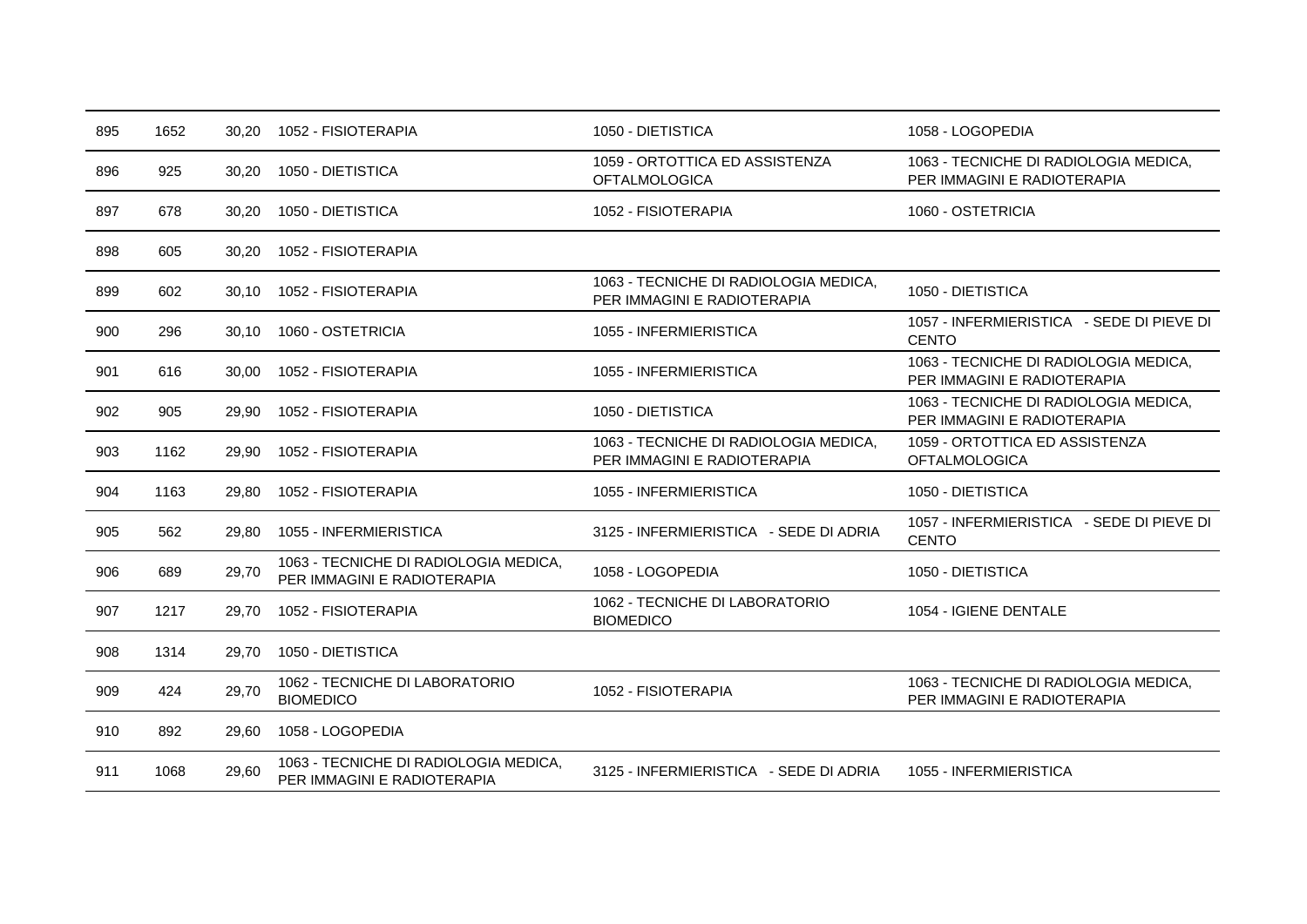| | | | | | |
|---|---|---|---|---|---|
| 895 | 1652 | 30,20 | 1052 - FISIOTERAPIA | 1050 - DIETISTICA | 1058 - LOGOPEDIA |
| 896 | 925 | 30,20 | 1050 - DIETISTICA | 1059 - ORTOTTICA ED ASSISTENZA OFTALMOLOGICA | 1063 - TECNICHE DI RADIOLOGIA MEDICA, PER IMMAGINI E RADIOTERAPIA |
| 897 | 678 | 30,20 | 1050 - DIETISTICA | 1052 - FISIOTERAPIA | 1060 - OSTETRICIA |
| 898 | 605 | 30,20 | 1052 - FISIOTERAPIA | | |
| 899 | 602 | 30,10 | 1052 - FISIOTERAPIA | 1063 - TECNICHE DI RADIOLOGIA MEDICA, PER IMMAGINI E RADIOTERAPIA | 1050 - DIETISTICA |
| 900 | 296 | 30,10 | 1060 - OSTETRICIA | 1055 - INFERMIERISTICA | 1057 - INFERMIERISTICA - SEDE DI PIEVE DI CENTO |
| 901 | 616 | 30,00 | 1052 - FISIOTERAPIA | 1055 - INFERMIERISTICA | 1063 - TECNICHE DI RADIOLOGIA MEDICA, PER IMMAGINI E RADIOTERAPIA |
| 902 | 905 | 29,90 | 1052 - FISIOTERAPIA | 1050 - DIETISTICA | 1063 - TECNICHE DI RADIOLOGIA MEDICA, PER IMMAGINI E RADIOTERAPIA |
| 903 | 1162 | 29,90 | 1052 - FISIOTERAPIA | 1063 - TECNICHE DI RADIOLOGIA MEDICA, PER IMMAGINI E RADIOTERAPIA | 1059 - ORTOTTICA ED ASSISTENZA OFTALMOLOGICA |
| 904 | 1163 | 29,80 | 1052 - FISIOTERAPIA | 1055 - INFERMIERISTICA | 1050 - DIETISTICA |
| 905 | 562 | 29,80 | 1055 - INFERMIERISTICA | 3125 - INFERMIERISTICA - SEDE DI ADRIA | 1057 - INFERMIERISTICA - SEDE DI PIEVE DI CENTO |
| 906 | 689 | 29,70 | 1063 - TECNICHE DI RADIOLOGIA MEDICA, PER IMMAGINI E RADIOTERAPIA | 1058 - LOGOPEDIA | 1050 - DIETISTICA |
| 907 | 1217 | 29,70 | 1052 - FISIOTERAPIA | 1062 - TECNICHE DI LABORATORIO BIOMEDICO | 1054 - IGIENE DENTALE |
| 908 | 1314 | 29,70 | 1050 - DIETISTICA | | |
| 909 | 424 | 29,70 | 1062 - TECNICHE DI LABORATORIO BIOMEDICO | 1052 - FISIOTERAPIA | 1063 - TECNICHE DI RADIOLOGIA MEDICA, PER IMMAGINI E RADIOTERAPIA |
| 910 | 892 | 29,60 | 1058 - LOGOPEDIA | | |
| 911 | 1068 | 29,60 | 1063 - TECNICHE DI RADIOLOGIA MEDICA, PER IMMAGINI E RADIOTERAPIA | 3125 - INFERMIERISTICA - SEDE DI ADRIA | 1055 - INFERMIERISTICA |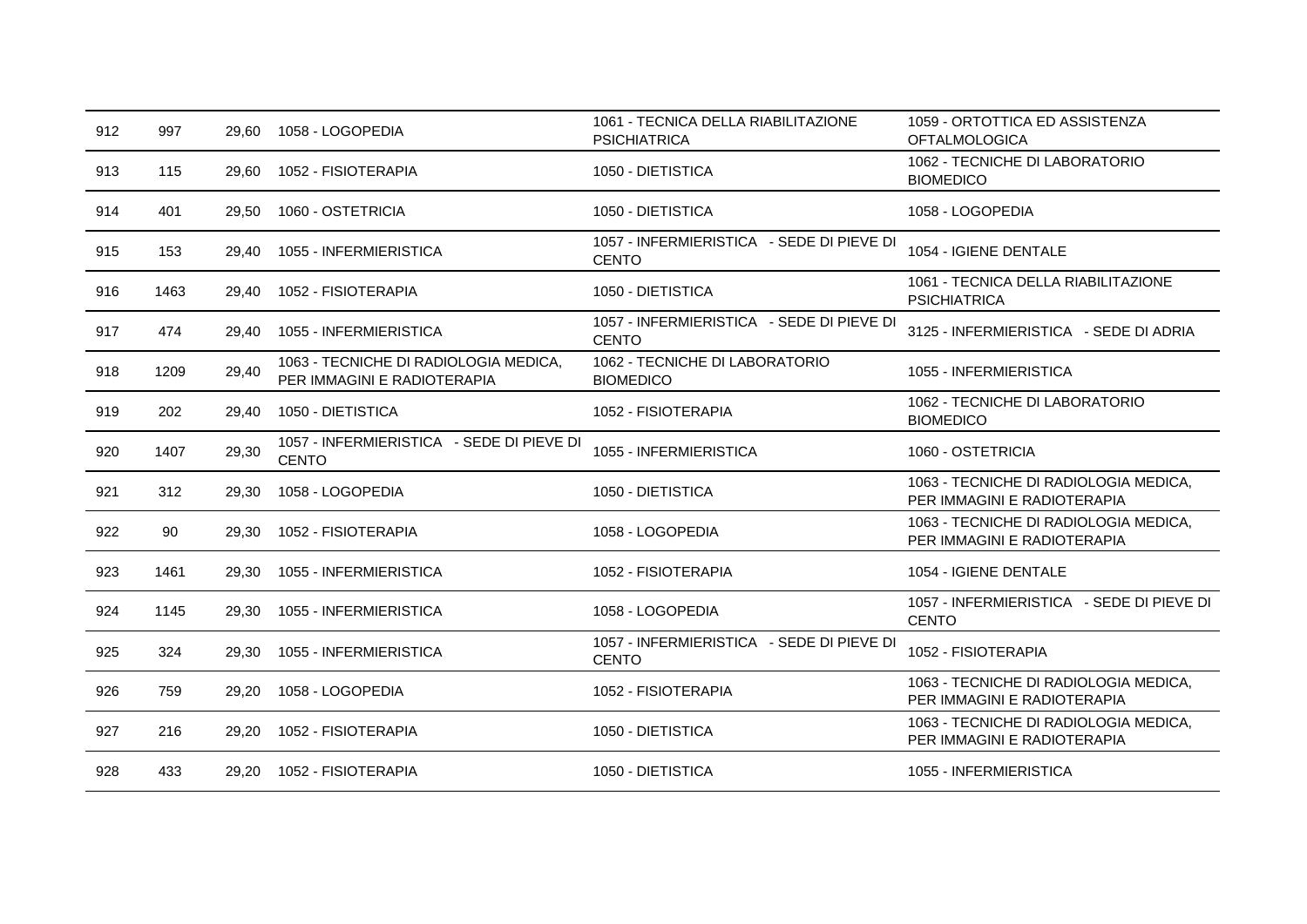| | | | | | |
|---|---|---|---|---|---|
| 912 | 997 | 29,60 | 1058 - LOGOPEDIA | 1061 - TECNICA DELLA RIABILITAZIONE PSICHIATRICA | 1059 - ORTOTTICA ED ASSISTENZA OFTALMOLOGICA |
| 913 | 115 | 29,60 | 1052 - FISIOTERAPIA | 1050 - DIETISTICA | 1062 - TECNICHE DI LABORATORIO BIOMEDICO |
| 914 | 401 | 29,50 | 1060 - OSTETRICIA | 1050 - DIETISTICA | 1058 - LOGOPEDIA |
| 915 | 153 | 29,40 | 1055 - INFERMIERISTICA | 1057 - INFERMIERISTICA - SEDE DI PIEVE DI CENTO | 1054 - IGIENE DENTALE |
| 916 | 1463 | 29,40 | 1052 - FISIOTERAPIA | 1050 - DIETISTICA | 1061 - TECNICA DELLA RIABILITAZIONE PSICHIATRICA |
| 917 | 474 | 29,40 | 1055 - INFERMIERISTICA | 1057 - INFERMIERISTICA - SEDE DI PIEVE DI CENTO | 3125 - INFERMIERISTICA - SEDE DI ADRIA |
| 918 | 1209 | 29,40 | 1063 - TECNICHE DI RADIOLOGIA MEDICA, PER IMMAGINI E RADIOTERAPIA | 1062 - TECNICHE DI LABORATORIO BIOMEDICO | 1055 - INFERMIERISTICA |
| 919 | 202 | 29,40 | 1050 - DIETISTICA | 1052 - FISIOTERAPIA | 1062 - TECNICHE DI LABORATORIO BIOMEDICO |
| 920 | 1407 | 29,30 | 1057 - INFERMIERISTICA - SEDE DI PIEVE DI CENTO | 1055 - INFERMIERISTICA | 1060 - OSTETRICIA |
| 921 | 312 | 29,30 | 1058 - LOGOPEDIA | 1050 - DIETISTICA | 1063 - TECNICHE DI RADIOLOGIA MEDICA, PER IMMAGINI E RADIOTERAPIA |
| 922 | 90 | 29,30 | 1052 - FISIOTERAPIA | 1058 - LOGOPEDIA | 1063 - TECNICHE DI RADIOLOGIA MEDICA, PER IMMAGINI E RADIOTERAPIA |
| 923 | 1461 | 29,30 | 1055 - INFERMIERISTICA | 1052 - FISIOTERAPIA | 1054 - IGIENE DENTALE |
| 924 | 1145 | 29,30 | 1055 - INFERMIERISTICA | 1058 - LOGOPEDIA | 1057 - INFERMIERISTICA - SEDE DI PIEVE DI CENTO |
| 925 | 324 | 29,30 | 1055 - INFERMIERISTICA | 1057 - INFERMIERISTICA - SEDE DI PIEVE DI CENTO | 1052 - FISIOTERAPIA |
| 926 | 759 | 29,20 | 1058 - LOGOPEDIA | 1052 - FISIOTERAPIA | 1063 - TECNICHE DI RADIOLOGIA MEDICA, PER IMMAGINI E RADIOTERAPIA |
| 927 | 216 | 29,20 | 1052 - FISIOTERAPIA | 1050 - DIETISTICA | 1063 - TECNICHE DI RADIOLOGIA MEDICA, PER IMMAGINI E RADIOTERAPIA |
| 928 | 433 | 29,20 | 1052 - FISIOTERAPIA | 1050 - DIETISTICA | 1055 - INFERMIERISTICA |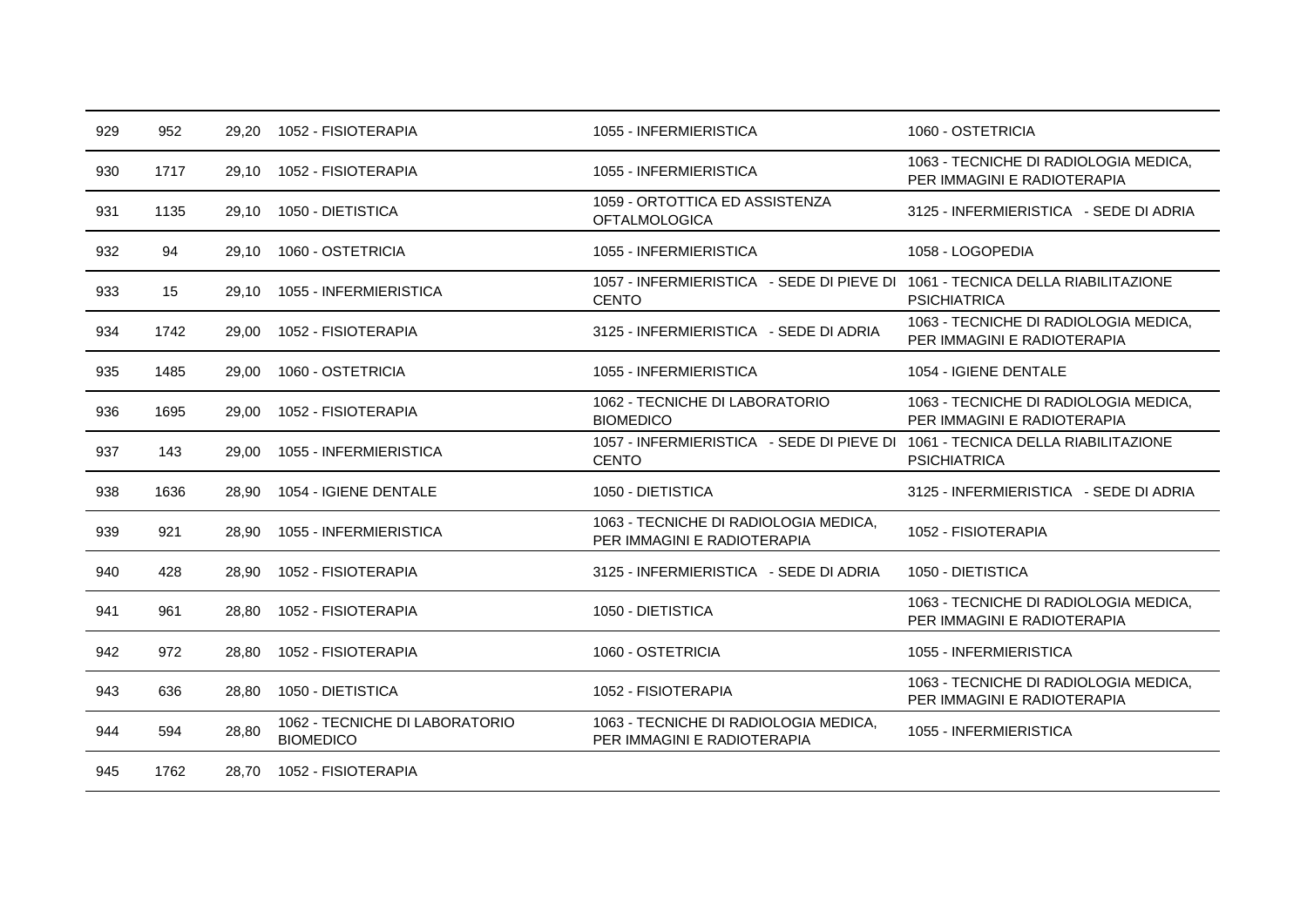| | | | | | |
|---|---|---|---|---|---|
| 929 | 952 | 29,20 | 1052 - FISIOTERAPIA | 1055 - INFERMIERISTICA | 1060 - OSTETRICIA |
| 930 | 1717 | 29,10 | 1052 - FISIOTERAPIA | 1055 - INFERMIERISTICA | 1063 - TECNICHE DI RADIOLOGIA MEDICA, PER IMMAGINI E RADIOTERAPIA |
| 931 | 1135 | 29,10 | 1050 - DIETISTICA | 1059 - ORTOTTICA ED ASSISTENZA OFTALMOLOGICA | 3125 - INFERMIERISTICA - SEDE DI ADRIA |
| 932 | 94 | 29,10 | 1060 - OSTETRICIA | 1055 - INFERMIERISTICA | 1058 - LOGOPEDIA |
| 933 | 15 | 29,10 | 1055 - INFERMIERISTICA | 1057 - INFERMIERISTICA - SEDE DI PIEVE DI CENTO | 1061 - TECNICA DELLA RIABILITAZIONE PSICHIATRICA |
| 934 | 1742 | 29,00 | 1052 - FISIOTERAPIA | 3125 - INFERMIERISTICA - SEDE DI ADRIA | 1063 - TECNICHE DI RADIOLOGIA MEDICA, PER IMMAGINI E RADIOTERAPIA |
| 935 | 1485 | 29,00 | 1060 - OSTETRICIA | 1055 - INFERMIERISTICA | 1054 - IGIENE DENTALE |
| 936 | 1695 | 29,00 | 1052 - FISIOTERAPIA | 1062 - TECNICHE DI LABORATORIO BIOMEDICO | 1063 - TECNICHE DI RADIOLOGIA MEDICA, PER IMMAGINI E RADIOTERAPIA |
| 937 | 143 | 29,00 | 1055 - INFERMIERISTICA | 1057 - INFERMIERISTICA - SEDE DI PIEVE DI CENTO | 1061 - TECNICA DELLA RIABILITAZIONE PSICHIATRICA |
| 938 | 1636 | 28,90 | 1054 - IGIENE DENTALE | 1050 - DIETISTICA | 3125 - INFERMIERISTICA - SEDE DI ADRIA |
| 939 | 921 | 28,90 | 1055 - INFERMIERISTICA | 1063 - TECNICHE DI RADIOLOGIA MEDICA, PER IMMAGINI E RADIOTERAPIA | 1052 - FISIOTERAPIA |
| 940 | 428 | 28,90 | 1052 - FISIOTERAPIA | 3125 - INFERMIERISTICA - SEDE DI ADRIA | 1050 - DIETISTICA |
| 941 | 961 | 28,80 | 1052 - FISIOTERAPIA | 1050 - DIETISTICA | 1063 - TECNICHE DI RADIOLOGIA MEDICA, PER IMMAGINI E RADIOTERAPIA |
| 942 | 972 | 28,80 | 1052 - FISIOTERAPIA | 1060 - OSTETRICIA | 1055 - INFERMIERISTICA |
| 943 | 636 | 28,80 | 1050 - DIETISTICA | 1052 - FISIOTERAPIA | 1063 - TECNICHE DI RADIOLOGIA MEDICA, PER IMMAGINI E RADIOTERAPIA |
| 944 | 594 | 28,80 | 1062 - TECNICHE DI LABORATORIO BIOMEDICO | 1063 - TECNICHE DI RADIOLOGIA MEDICA, PER IMMAGINI E RADIOTERAPIA | 1055 - INFERMIERISTICA |
| 945 | 1762 | 28,70 | 1052 - FISIOTERAPIA | | |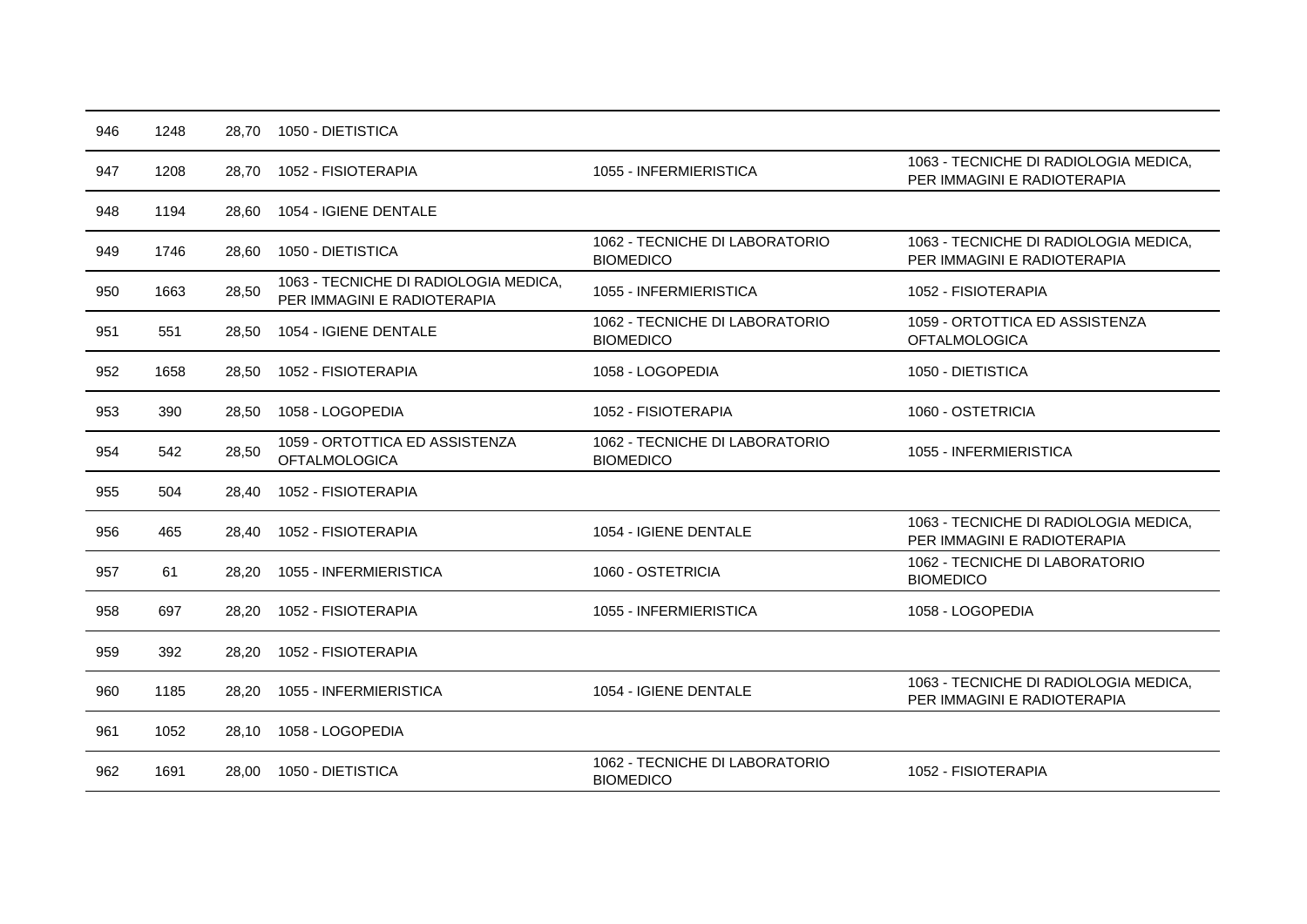| | | | | | |
|---|---|---|---|---|---|
| 946 | 1248 | 28,70 | 1050 - DIETISTICA | | |
| 947 | 1208 | 28,70 | 1052 - FISIOTERAPIA | 1055 - INFERMIERISTICA | 1063 - TECNICHE DI RADIOLOGIA MEDICA, PER IMMAGINI E RADIOTERAPIA |
| 948 | 1194 | 28,60 | 1054 - IGIENE DENTALE | | |
| 949 | 1746 | 28,60 | 1050 - DIETISTICA | 1062 - TECNICHE DI LABORATORIO BIOMEDICO | 1063 - TECNICHE DI RADIOLOGIA MEDICA, PER IMMAGINI E RADIOTERAPIA |
| 950 | 1663 | 28,50 | 1063 - TECNICHE DI RADIOLOGIA MEDICA, PER IMMAGINI E RADIOTERAPIA | 1055 - INFERMIERISTICA | 1052 - FISIOTERAPIA |
| 951 | 551 | 28,50 | 1054 - IGIENE DENTALE | 1062 - TECNICHE DI LABORATORIO BIOMEDICO | 1059 - ORTOTTICA ED ASSISTENZA OFTALMOLOGICA |
| 952 | 1658 | 28,50 | 1052 - FISIOTERAPIA | 1058 - LOGOPEDIA | 1050 - DIETISTICA |
| 953 | 390 | 28,50 | 1058 - LOGOPEDIA | 1052 - FISIOTERAPIA | 1060 - OSTETRICIA |
| 954 | 542 | 28,50 | 1059 - ORTOTTICA ED ASSISTENZA OFTALMOLOGICA | 1062 - TECNICHE DI LABORATORIO BIOMEDICO | 1055 - INFERMIERISTICA |
| 955 | 504 | 28,40 | 1052 - FISIOTERAPIA | | |
| 956 | 465 | 28,40 | 1052 - FISIOTERAPIA | 1054 - IGIENE DENTALE | 1063 - TECNICHE DI RADIOLOGIA MEDICA, PER IMMAGINI E RADIOTERAPIA |
| 957 | 61 | 28,20 | 1055 - INFERMIERISTICA | 1060 - OSTETRICIA | 1062 - TECNICHE DI LABORATORIO BIOMEDICO |
| 958 | 697 | 28,20 | 1052 - FISIOTERAPIA | 1055 - INFERMIERISTICA | 1058 - LOGOPEDIA |
| 959 | 392 | 28,20 | 1052 - FISIOTERAPIA | | |
| 960 | 1185 | 28,20 | 1055 - INFERMIERISTICA | 1054 - IGIENE DENTALE | 1063 - TECNICHE DI RADIOLOGIA MEDICA, PER IMMAGINI E RADIOTERAPIA |
| 961 | 1052 | 28,10 | 1058 - LOGOPEDIA | | |
| 962 | 1691 | 28,00 | 1050 - DIETISTICA | 1062 - TECNICHE DI LABORATORIO BIOMEDICO | 1052 - FISIOTERAPIA |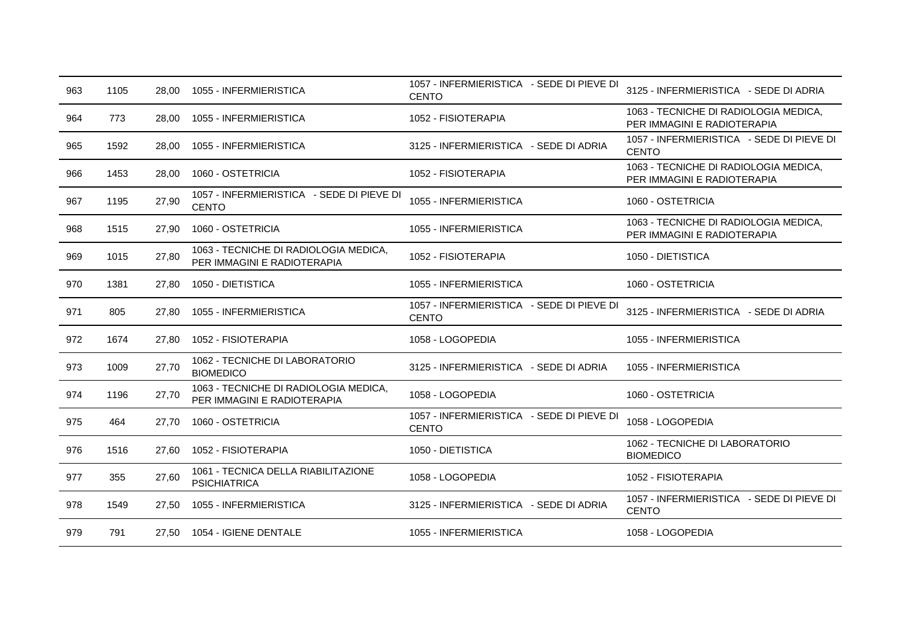| | | | | | |
|---|---|---|---|---|---|
| 963 | 1105 | 28,00 | 1055 - INFERMIERISTICA | 1057 - INFERMIERISTICA - SEDE DI PIEVE DI CENTO | 3125 - INFERMIERISTICA - SEDE DI ADRIA |
| 964 | 773 | 28,00 | 1055 - INFERMIERISTICA | 1052 - FISIOTERAPIA | 1063 - TECNICHE DI RADIOLOGIA MEDICA, PER IMMAGINI E RADIOTERAPIA |
| 965 | 1592 | 28,00 | 1055 - INFERMIERISTICA | 3125 - INFERMIERISTICA - SEDE DI ADRIA | 1057 - INFERMIERISTICA - SEDE DI PIEVE DI CENTO |
| 966 | 1453 | 28,00 | 1060 - OSTETRICIA | 1052 - FISIOTERAPIA | 1063 - TECNICHE DI RADIOLOGIA MEDICA, PER IMMAGINI E RADIOTERAPIA |
| 967 | 1195 | 27,90 | 1057 - INFERMIERISTICA - SEDE DI PIEVE DI CENTO | 1055 - INFERMIERISTICA | 1060 - OSTETRICIA |
| 968 | 1515 | 27,90 | 1060 - OSTETRICIA | 1055 - INFERMIERISTICA | 1063 - TECNICHE DI RADIOLOGIA MEDICA, PER IMMAGINI E RADIOTERAPIA |
| 969 | 1015 | 27,80 | 1063 - TECNICHE DI RADIOLOGIA MEDICA, PER IMMAGINI E RADIOTERAPIA | 1052 - FISIOTERAPIA | 1050 - DIETISTICA |
| 970 | 1381 | 27,80 | 1050 - DIETISTICA | 1055 - INFERMIERISTICA | 1060 - OSTETRICIA |
| 971 | 805 | 27,80 | 1055 - INFERMIERISTICA | 1057 - INFERMIERISTICA - SEDE DI PIEVE DI CENTO | 3125 - INFERMIERISTICA - SEDE DI ADRIA |
| 972 | 1674 | 27,80 | 1052 - FISIOTERAPIA | 1058 - LOGOPEDIA | 1055 - INFERMIERISTICA |
| 973 | 1009 | 27,70 | 1062 - TECNICHE DI LABORATORIO BIOMEDICO | 3125 - INFERMIERISTICA - SEDE DI ADRIA | 1055 - INFERMIERISTICA |
| 974 | 1196 | 27,70 | 1063 - TECNICHE DI RADIOLOGIA MEDICA, PER IMMAGINI E RADIOTERAPIA | 1058 - LOGOPEDIA | 1060 - OSTETRICIA |
| 975 | 464 | 27,70 | 1060 - OSTETRICIA | 1057 - INFERMIERISTICA - SEDE DI PIEVE DI CENTO | 1058 - LOGOPEDIA |
| 976 | 1516 | 27,60 | 1052 - FISIOTERAPIA | 1050 - DIETISTICA | 1062 - TECNICHE DI LABORATORIO BIOMEDICO |
| 977 | 355 | 27,60 | 1061 - TECNICA DELLA RIABILITAZIONE PSICHIATRICA | 1058 - LOGOPEDIA | 1052 - FISIOTERAPIA |
| 978 | 1549 | 27,50 | 1055 - INFERMIERISTICA | 3125 - INFERMIERISTICA - SEDE DI ADRIA | 1057 - INFERMIERISTICA - SEDE DI PIEVE DI CENTO |
| 979 | 791 | 27,50 | 1054 - IGIENE DENTALE | 1055 - INFERMIERISTICA | 1058 - LOGOPEDIA |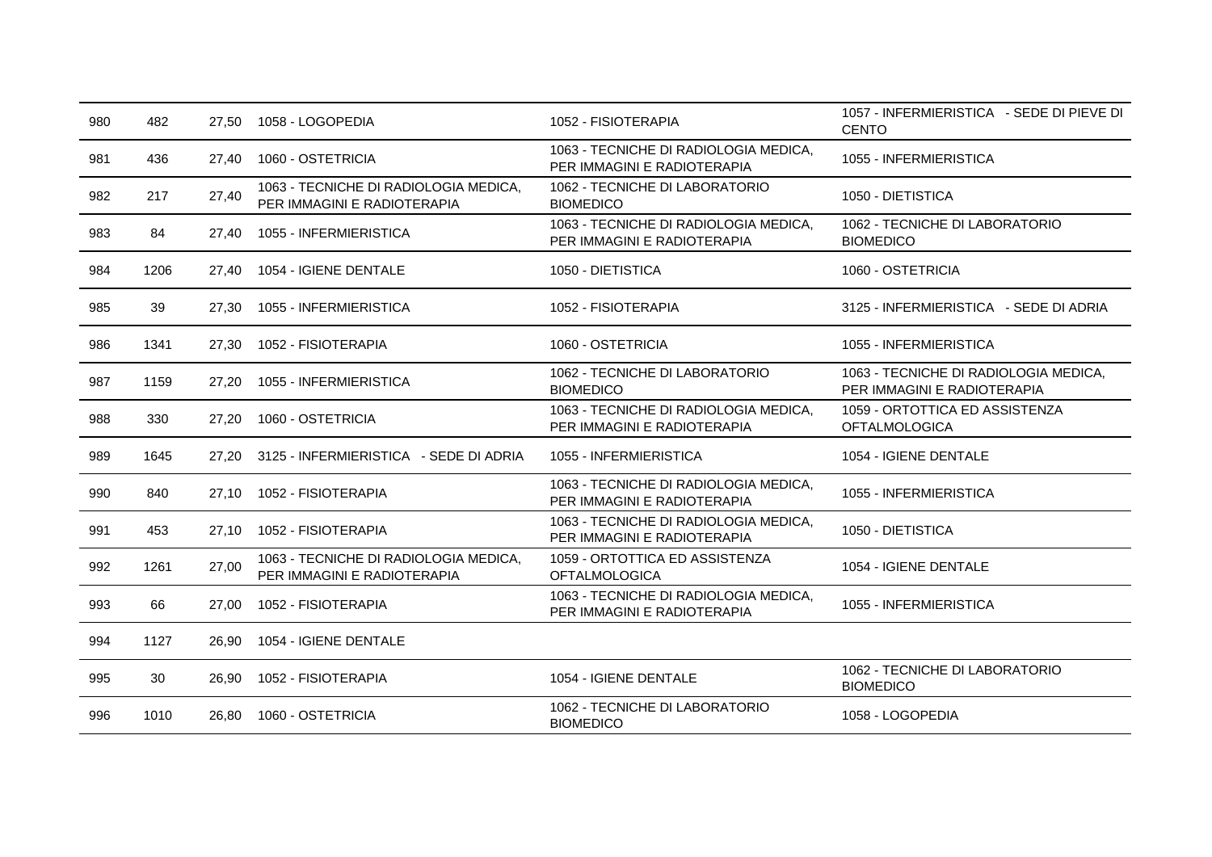| | | | | | |
|---|---|---|---|---|---|
| 980 | 482 | 27,50 | 1058 - LOGOPEDIA | 1052 - FISIOTERAPIA | 1057 - INFERMIERISTICA - SEDE DI PIEVE DI CENTO |
| 981 | 436 | 27,40 | 1060 - OSTETRICIA | 1063 - TECNICHE DI RADIOLOGIA MEDICA, PER IMMAGINI E RADIOTERAPIA | 1055 - INFERMIERISTICA |
| 982 | 217 | 27,40 | 1063 - TECNICHE DI RADIOLOGIA MEDICA, PER IMMAGINI E RADIOTERAPIA | 1062 - TECNICHE DI LABORATORIO BIOMEDICO | 1050 - DIETISTICA |
| 983 | 84 | 27,40 | 1055 - INFERMIERISTICA | 1063 - TECNICHE DI RADIOLOGIA MEDICA, PER IMMAGINI E RADIOTERAPIA | 1062 - TECNICHE DI LABORATORIO BIOMEDICO |
| 984 | 1206 | 27,40 | 1054 - IGIENE DENTALE | 1050 - DIETISTICA | 1060 - OSTETRICIA |
| 985 | 39 | 27,30 | 1055 - INFERMIERISTICA | 1052 - FISIOTERAPIA | 3125 - INFERMIERISTICA - SEDE DI ADRIA |
| 986 | 1341 | 27,30 | 1052 - FISIOTERAPIA | 1060 - OSTETRICIA | 1055 - INFERMIERISTICA |
| 987 | 1159 | 27,20 | 1055 - INFERMIERISTICA | 1062 - TECNICHE DI LABORATORIO BIOMEDICO | 1063 - TECNICHE DI RADIOLOGIA MEDICA, PER IMMAGINI E RADIOTERAPIA |
| 988 | 330 | 27,20 | 1060 - OSTETRICIA | 1063 - TECNICHE DI RADIOLOGIA MEDICA, PER IMMAGINI E RADIOTERAPIA | 1059 - ORTOTTICA ED ASSISTENZA OFTALMOLOGICA |
| 989 | 1645 | 27,20 | 3125 - INFERMIERISTICA - SEDE DI ADRIA | 1055 - INFERMIERISTICA | 1054 - IGIENE DENTALE |
| 990 | 840 | 27,10 | 1052 - FISIOTERAPIA | 1063 - TECNICHE DI RADIOLOGIA MEDICA, PER IMMAGINI E RADIOTERAPIA | 1055 - INFERMIERISTICA |
| 991 | 453 | 27,10 | 1052 - FISIOTERAPIA | 1063 - TECNICHE DI RADIOLOGIA MEDICA, PER IMMAGINI E RADIOTERAPIA | 1050 - DIETISTICA |
| 992 | 1261 | 27,00 | 1063 - TECNICHE DI RADIOLOGIA MEDICA, PER IMMAGINI E RADIOTERAPIA | 1059 - ORTOTTICA ED ASSISTENZA OFTALMOLOGICA | 1054 - IGIENE DENTALE |
| 993 | 66 | 27,00 | 1052 - FISIOTERAPIA | 1063 - TECNICHE DI RADIOLOGIA MEDICA, PER IMMAGINI E RADIOTERAPIA | 1055 - INFERMIERISTICA |
| 994 | 1127 | 26,90 | 1054 - IGIENE DENTALE | | |
| 995 | 30 | 26,90 | 1052 - FISIOTERAPIA | 1054 - IGIENE DENTALE | 1062 - TECNICHE DI LABORATORIO BIOMEDICO |
| 996 | 1010 | 26,80 | 1060 - OSTETRICIA | 1062 - TECNICHE DI LABORATORIO BIOMEDICO | 1058 - LOGOPEDIA |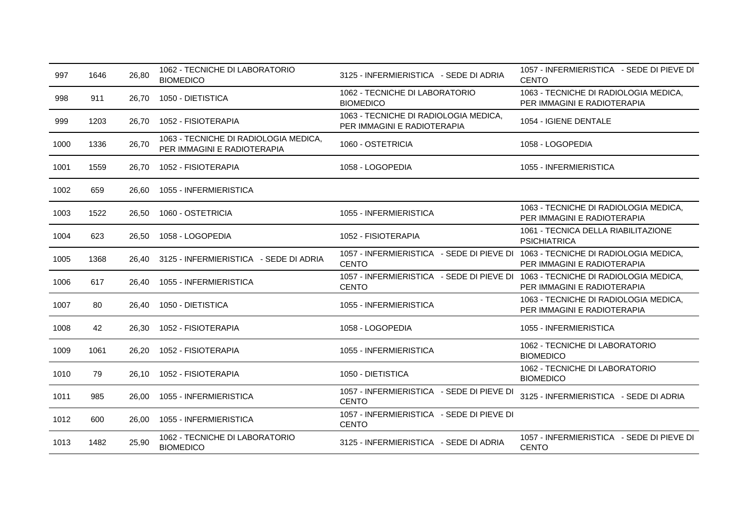| | | | | | |
|---|---|---|---|---|---|
| 997 | 1646 | 26,80 | 1062 - TECNICHE DI LABORATORIO BIOMEDICO | 3125 - INFERMIERISTICA - SEDE DI ADRIA | 1057 - INFERMIERISTICA - SEDE DI PIEVE DI CENTO |
| 998 | 911 | 26,70 | 1050 - DIETISTICA | 1062 - TECNICHE DI LABORATORIO BIOMEDICO | 1063 - TECNICHE DI RADIOLOGIA MEDICA, PER IMMAGINI E RADIOTERAPIA |
| 999 | 1203 | 26,70 | 1052 - FISIOTERAPIA | 1063 - TECNICHE DI RADIOLOGIA MEDICA, PER IMMAGINI E RADIOTERAPIA | 1054 - IGIENE DENTALE |
| 1000 | 1336 | 26,70 | 1063 - TECNICHE DI RADIOLOGIA MEDICA, PER IMMAGINI E RADIOTERAPIA | 1060 - OSTETRICIA | 1058 - LOGOPEDIA |
| 1001 | 1559 | 26,70 | 1052 - FISIOTERAPIA | 1058 - LOGOPEDIA | 1055 - INFERMIERISTICA |
| 1002 | 659 | 26,60 | 1055 - INFERMIERISTICA | | |
| 1003 | 1522 | 26,50 | 1060 - OSTETRICIA | 1055 - INFERMIERISTICA | 1063 - TECNICHE DI RADIOLOGIA MEDICA, PER IMMAGINI E RADIOTERAPIA |
| 1004 | 623 | 26,50 | 1058 - LOGOPEDIA | 1052 - FISIOTERAPIA | 1061 - TECNICA DELLA RIABILITAZIONE PSICHIATRICA |
| 1005 | 1368 | 26,40 | 3125 - INFERMIERISTICA - SEDE DI ADRIA | 1057 - INFERMIERISTICA - SEDE DI PIEVE DI CENTO | 1063 - TECNICHE DI RADIOLOGIA MEDICA, PER IMMAGINI E RADIOTERAPIA |
| 1006 | 617 | 26,40 | 1055 - INFERMIERISTICA | 1057 - INFERMIERISTICA - SEDE DI PIEVE DI CENTO | 1063 - TECNICHE DI RADIOLOGIA MEDICA, PER IMMAGINI E RADIOTERAPIA |
| 1007 | 80 | 26,40 | 1050 - DIETISTICA | 1055 - INFERMIERISTICA | 1063 - TECNICHE DI RADIOLOGIA MEDICA, PER IMMAGINI E RADIOTERAPIA |
| 1008 | 42 | 26,30 | 1052 - FISIOTERAPIA | 1058 - LOGOPEDIA | 1055 - INFERMIERISTICA |
| 1009 | 1061 | 26,20 | 1052 - FISIOTERAPIA | 1055 - INFERMIERISTICA | 1062 - TECNICHE DI LABORATORIO BIOMEDICO |
| 1010 | 79 | 26,10 | 1052 - FISIOTERAPIA | 1050 - DIETISTICA | 1062 - TECNICHE DI LABORATORIO BIOMEDICO |
| 1011 | 985 | 26,00 | 1055 - INFERMIERISTICA | 1057 - INFERMIERISTICA - SEDE DI PIEVE DI CENTO | 3125 - INFERMIERISTICA - SEDE DI ADRIA |
| 1012 | 600 | 26,00 | 1055 - INFERMIERISTICA | 1057 - INFERMIERISTICA - SEDE DI PIEVE DI CENTO | |
| 1013 | 1482 | 25,90 | 1062 - TECNICHE DI LABORATORIO BIOMEDICO | 3125 - INFERMIERISTICA - SEDE DI ADRIA | 1057 - INFERMIERISTICA - SEDE DI PIEVE DI CENTO |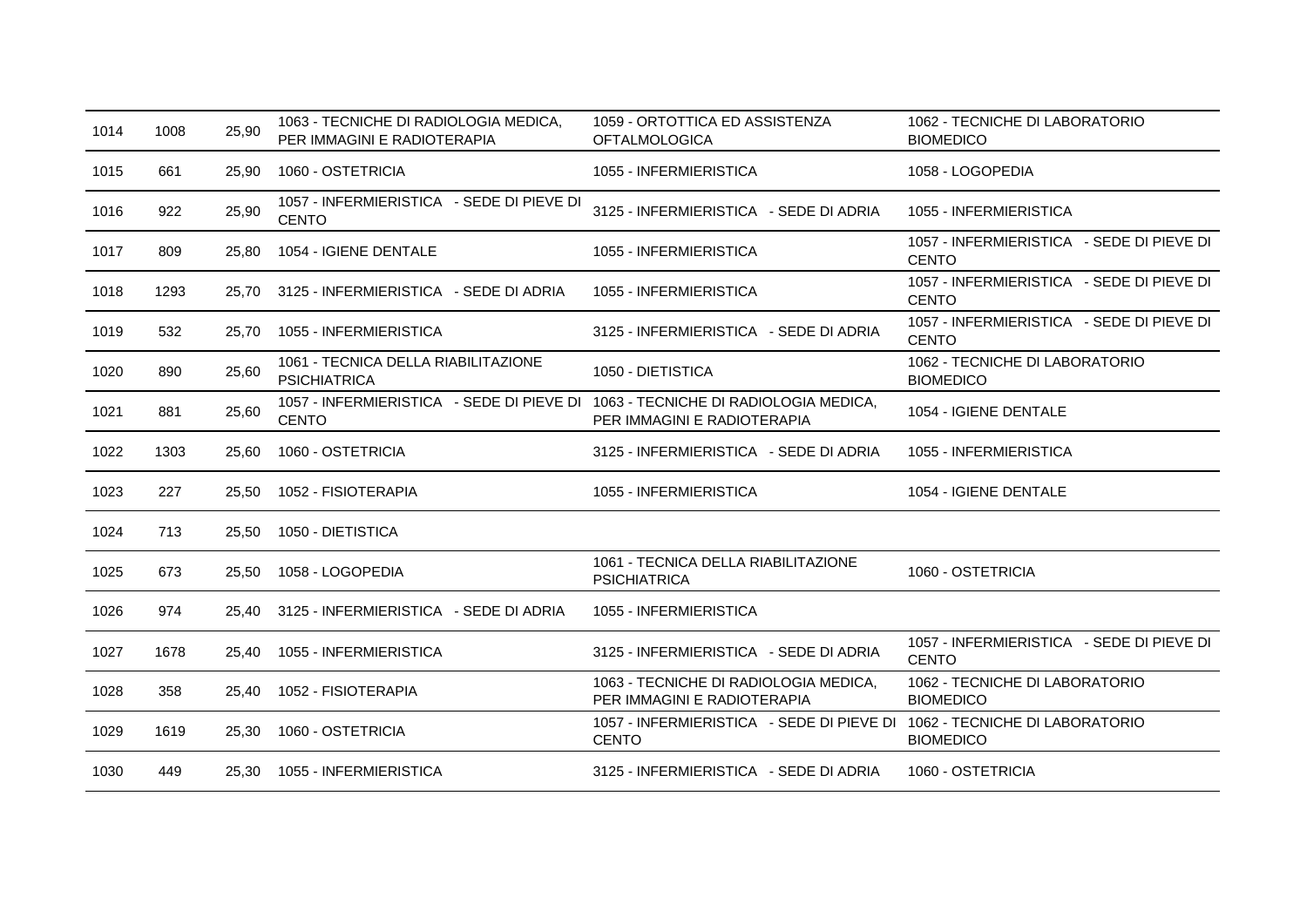| | | | | | |
|---|---|---|---|---|---|
| 1014 | 1008 | 25,90 | 1063 - TECNICHE DI RADIOLOGIA MEDICA, PER IMMAGINI E RADIOTERAPIA | 1059 - ORTOTTICA ED ASSISTENZA OFTALMOLOGICA | 1062 - TECNICHE DI LABORATORIO BIOMEDICO |
| 1015 | 661 | 25,90 | 1060 - OSTETRICIA | 1055 - INFERMIERISTICA | 1058 - LOGOPEDIA |
| 1016 | 922 | 25,90 | 1057 - INFERMIERISTICA - SEDE DI PIEVE DI CENTO | 3125 - INFERMIERISTICA - SEDE DI ADRIA | 1055 - INFERMIERISTICA |
| 1017 | 809 | 25,80 | 1054 - IGIENE DENTALE | 1055 - INFERMIERISTICA | 1057 - INFERMIERISTICA - SEDE DI PIEVE DI CENTO |
| 1018 | 1293 | 25,70 | 3125 - INFERMIERISTICA - SEDE DI ADRIA | 1055 - INFERMIERISTICA | 1057 - INFERMIERISTICA - SEDE DI PIEVE DI CENTO |
| 1019 | 532 | 25,70 | 1055 - INFERMIERISTICA | 3125 - INFERMIERISTICA - SEDE DI ADRIA | 1057 - INFERMIERISTICA - SEDE DI PIEVE DI CENTO |
| 1020 | 890 | 25,60 | 1061 - TECNICA DELLA RIABILITAZIONE PSICHIATRICA | 1050 - DIETISTICA | 1062 - TECNICHE DI LABORATORIO BIOMEDICO |
| 1021 | 881 | 25,60 | 1057 - INFERMIERISTICA - SEDE DI PIEVE DI CENTO | 1063 - TECNICHE DI RADIOLOGIA MEDICA, PER IMMAGINI E RADIOTERAPIA | 1054 - IGIENE DENTALE |
| 1022 | 1303 | 25,60 | 1060 - OSTETRICIA | 3125 - INFERMIERISTICA - SEDE DI ADRIA | 1055 - INFERMIERISTICA |
| 1023 | 227 | 25,50 | 1052 - FISIOTERAPIA | 1055 - INFERMIERISTICA | 1054 - IGIENE DENTALE |
| 1024 | 713 | 25,50 | 1050 - DIETISTICA | | |
| 1025 | 673 | 25,50 | 1058 - LOGOPEDIA | 1061 - TECNICA DELLA RIABILITAZIONE PSICHIATRICA | 1060 - OSTETRICIA |
| 1026 | 974 | 25,40 | 3125 - INFERMIERISTICA - SEDE DI ADRIA | 1055 - INFERMIERISTICA | |
| 1027 | 1678 | 25,40 | 1055 - INFERMIERISTICA | 3125 - INFERMIERISTICA - SEDE DI ADRIA | 1057 - INFERMIERISTICA - SEDE DI PIEVE DI CENTO |
| 1028 | 358 | 25,40 | 1052 - FISIOTERAPIA | 1063 - TECNICHE DI RADIOLOGIA MEDICA, PER IMMAGINI E RADIOTERAPIA | 1062 - TECNICHE DI LABORATORIO BIOMEDICO |
| 1029 | 1619 | 25,30 | 1060 - OSTETRICIA | 1057 - INFERMIERISTICA - SEDE DI PIEVE DI CENTO | 1062 - TECNICHE DI LABORATORIO BIOMEDICO |
| 1030 | 449 | 25,30 | 1055 - INFERMIERISTICA | 3125 - INFERMIERISTICA - SEDE DI ADRIA | 1060 - OSTETRICIA |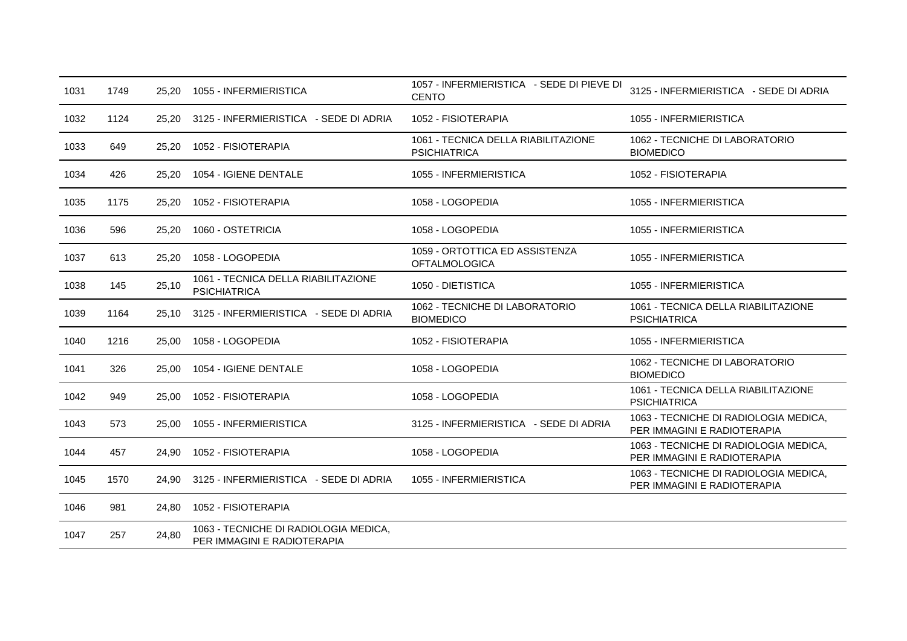| | | | | | |
|---|---|---|---|---|---|
| 1031 | 1749 | 25,20 | 1055 - INFERMIERISTICA | 1057 - INFERMIERISTICA - SEDE DI PIEVE DI CENTO | 3125 - INFERMIERISTICA - SEDE DI ADRIA |
| 1032 | 1124 | 25,20 | 3125 - INFERMIERISTICA - SEDE DI ADRIA | 1052 - FISIOTERAPIA | 1055 - INFERMIERISTICA |
| 1033 | 649 | 25,20 | 1052 - FISIOTERAPIA | 1061 - TECNICA DELLA RIABILITAZIONE PSICHIATRICA | 1062 - TECNICHE DI LABORATORIO BIOMEDICO |
| 1034 | 426 | 25,20 | 1054 - IGIENE DENTALE | 1055 - INFERMIERISTICA | 1052 - FISIOTERAPIA |
| 1035 | 1175 | 25,20 | 1052 - FISIOTERAPIA | 1058 - LOGOPEDIA | 1055 - INFERMIERISTICA |
| 1036 | 596 | 25,20 | 1060 - OSTETRICIA | 1058 - LOGOPEDIA | 1055 - INFERMIERISTICA |
| 1037 | 613 | 25,20 | 1058 - LOGOPEDIA | 1059 - ORTOTTICA ED ASSISTENZA OFTALMOLOGICA | 1055 - INFERMIERISTICA |
| 1038 | 145 | 25,10 | 1061 - TECNICA DELLA RIABILITAZIONE PSICHIATRICA | 1050 - DIETISTICA | 1055 - INFERMIERISTICA |
| 1039 | 1164 | 25,10 | 3125 - INFERMIERISTICA - SEDE DI ADRIA | 1062 - TECNICHE DI LABORATORIO BIOMEDICO | 1061 - TECNICA DELLA RIABILITAZIONE PSICHIATRICA |
| 1040 | 1216 | 25,00 | 1058 - LOGOPEDIA | 1052 - FISIOTERAPIA | 1055 - INFERMIERISTICA |
| 1041 | 326 | 25,00 | 1054 - IGIENE DENTALE | 1058 - LOGOPEDIA | 1062 - TECNICHE DI LABORATORIO BIOMEDICO |
| 1042 | 949 | 25,00 | 1052 - FISIOTERAPIA | 1058 - LOGOPEDIA | 1061 - TECNICA DELLA RIABILITAZIONE PSICHIATRICA |
| 1043 | 573 | 25,00 | 1055 - INFERMIERISTICA | 3125 - INFERMIERISTICA - SEDE DI ADRIA | 1063 - TECNICHE DI RADIOLOGIA MEDICA, PER IMMAGINI E RADIOTERAPIA |
| 1044 | 457 | 24,90 | 1052 - FISIOTERAPIA | 1058 - LOGOPEDIA | 1063 - TECNICHE DI RADIOLOGIA MEDICA, PER IMMAGINI E RADIOTERAPIA |
| 1045 | 1570 | 24,90 | 3125 - INFERMIERISTICA - SEDE DI ADRIA | 1055 - INFERMIERISTICA | 1063 - TECNICHE DI RADIOLOGIA MEDICA, PER IMMAGINI E RADIOTERAPIA |
| 1046 | 981 | 24,80 | 1052 - FISIOTERAPIA | | |
| 1047 | 257 | 24,80 | 1063 - TECNICHE DI RADIOLOGIA MEDICA, PER IMMAGINI E RADIOTERAPIA | | |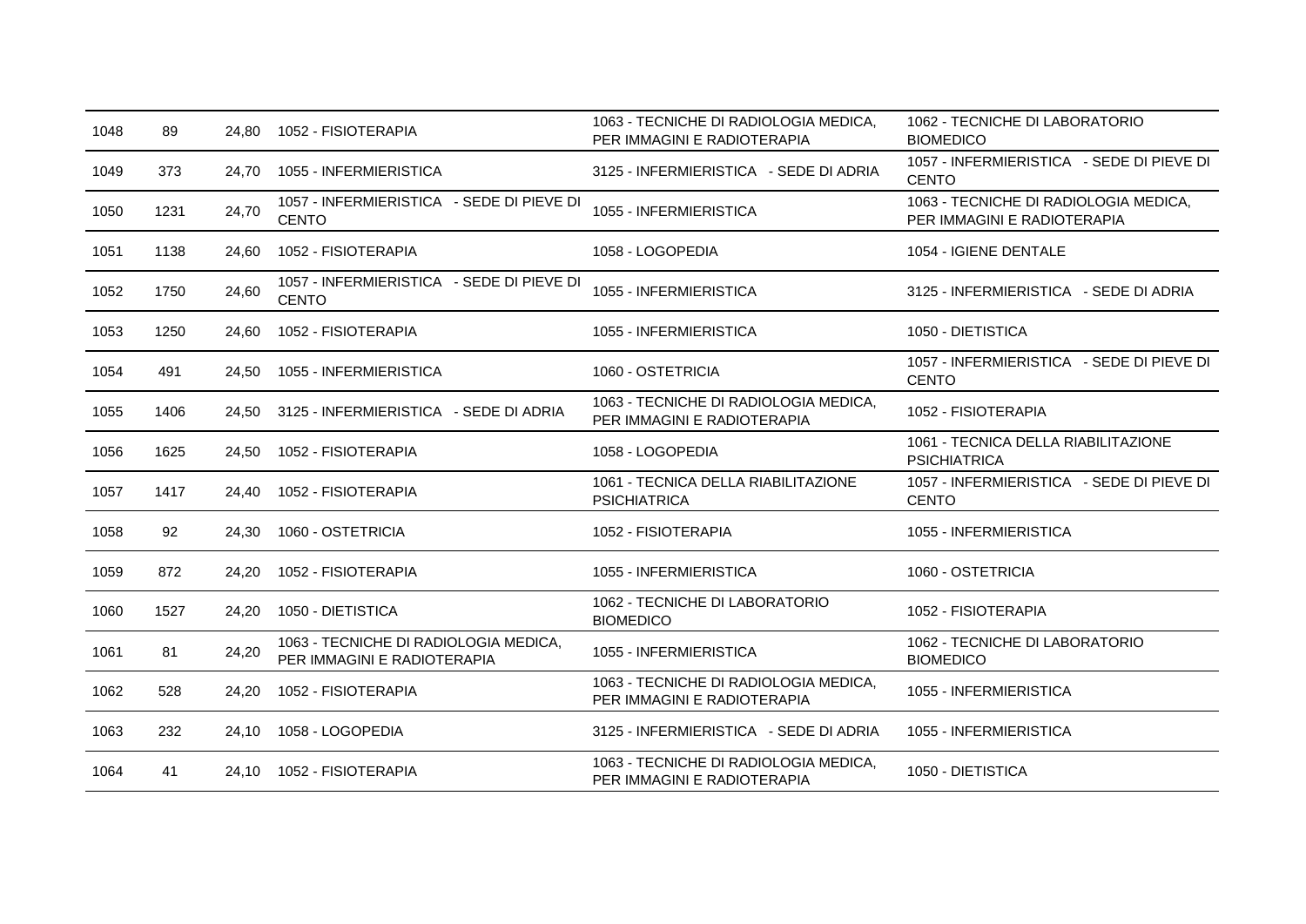| | | | | | |
|---|---|---|---|---|---|
| 1048 | 89 | 24,80 | 1052 - FISIOTERAPIA | 1063 - TECNICHE DI RADIOLOGIA MEDICA, PER IMMAGINI E RADIOTERAPIA | 1062 - TECNICHE DI LABORATORIO BIOMEDICO |
| 1049 | 373 | 24,70 | 1055 - INFERMIERISTICA | 3125 - INFERMIERISTICA - SEDE DI ADRIA | 1057 - INFERMIERISTICA - SEDE DI PIEVE DI CENTO |
| 1050 | 1231 | 24,70 | 1057 - INFERMIERISTICA - SEDE DI PIEVE DI CENTO | 1055 - INFERMIERISTICA | 1063 - TECNICHE DI RADIOLOGIA MEDICA, PER IMMAGINI E RADIOTERAPIA |
| 1051 | 1138 | 24,60 | 1052 - FISIOTERAPIA | 1058 - LOGOPEDIA | 1054 - IGIENE DENTALE |
| 1052 | 1750 | 24,60 | 1057 - INFERMIERISTICA - SEDE DI PIEVE DI CENTO | 1055 - INFERMIERISTICA | 3125 - INFERMIERISTICA - SEDE DI ADRIA |
| 1053 | 1250 | 24,60 | 1052 - FISIOTERAPIA | 1055 - INFERMIERISTICA | 1050 - DIETISTICA |
| 1054 | 491 | 24,50 | 1055 - INFERMIERISTICA | 1060 - OSTETRICIA | 1057 - INFERMIERISTICA - SEDE DI PIEVE DI CENTO |
| 1055 | 1406 | 24,50 | 3125 - INFERMIERISTICA - SEDE DI ADRIA | 1063 - TECNICHE DI RADIOLOGIA MEDICA, PER IMMAGINI E RADIOTERAPIA | 1052 - FISIOTERAPIA |
| 1056 | 1625 | 24,50 | 1052 - FISIOTERAPIA | 1058 - LOGOPEDIA | 1061 - TECNICA DELLA RIABILITAZIONE PSICHIATRICA |
| 1057 | 1417 | 24,40 | 1052 - FISIOTERAPIA | 1061 - TECNICA DELLA RIABILITAZIONE PSICHIATRICA | 1057 - INFERMIERISTICA - SEDE DI PIEVE DI CENTO |
| 1058 | 92 | 24,30 | 1060 - OSTETRICIA | 1052 - FISIOTERAPIA | 1055 - INFERMIERISTICA |
| 1059 | 872 | 24,20 | 1052 - FISIOTERAPIA | 1055 - INFERMIERISTICA | 1060 - OSTETRICIA |
| 1060 | 1527 | 24,20 | 1050 - DIETISTICA | 1062 - TECNICHE DI LABORATORIO BIOMEDICO | 1052 - FISIOTERAPIA |
| 1061 | 81 | 24,20 | 1063 - TECNICHE DI RADIOLOGIA MEDICA, PER IMMAGINI E RADIOTERAPIA | 1055 - INFERMIERISTICA | 1062 - TECNICHE DI LABORATORIO BIOMEDICO |
| 1062 | 528 | 24,20 | 1052 - FISIOTERAPIA | 1063 - TECNICHE DI RADIOLOGIA MEDICA, PER IMMAGINI E RADIOTERAPIA | 1055 - INFERMIERISTICA |
| 1063 | 232 | 24,10 | 1058 - LOGOPEDIA | 3125 - INFERMIERISTICA - SEDE DI ADRIA | 1055 - INFERMIERISTICA |
| 1064 | 41 | 24,10 | 1052 - FISIOTERAPIA | 1063 - TECNICHE DI RADIOLOGIA MEDICA, PER IMMAGINI E RADIOTERAPIA | 1050 - DIETISTICA |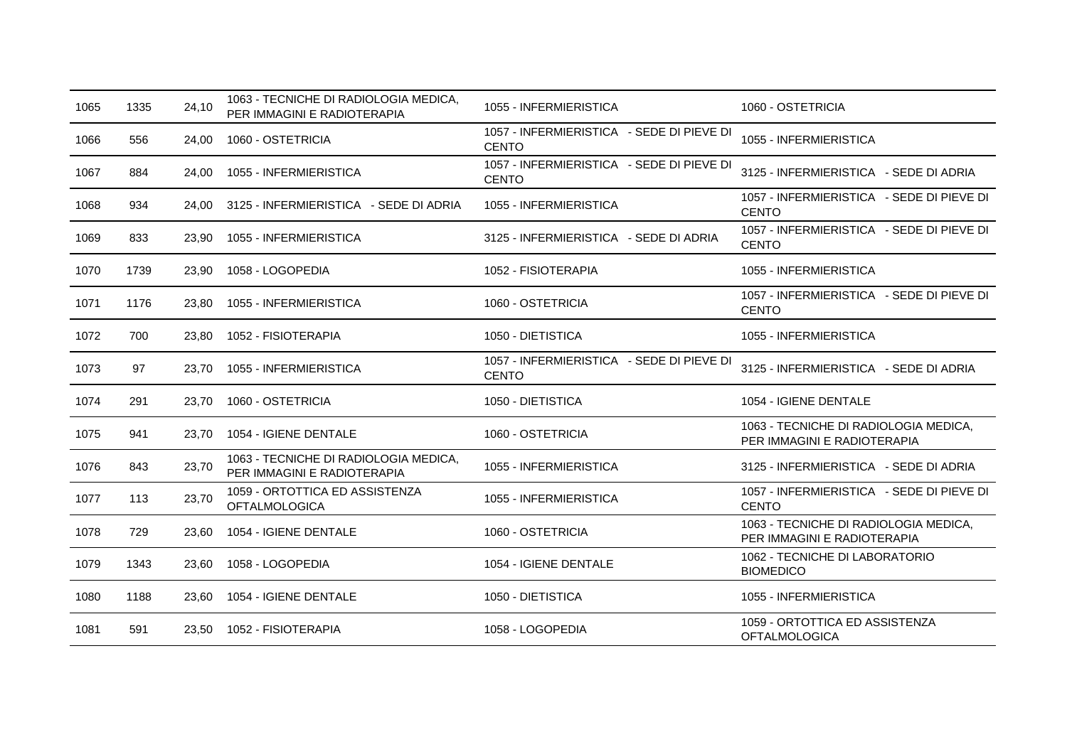| | | | | | |
|---|---|---|---|---|---|
| 1065 | 1335 | 24,10 | 1063 - TECNICHE DI RADIOLOGIA MEDICA, PER IMMAGINI E RADIOTERAPIA | 1055 - INFERMIERISTICA | 1060 - OSTETRICIA |
| 1066 | 556 | 24,00 | 1060 - OSTETRICIA | 1057 - INFERMIERISTICA - SEDE DI PIEVE DI CENTO | 1055 - INFERMIERISTICA |
| 1067 | 884 | 24,00 | 1055 - INFERMIERISTICA | 1057 - INFERMIERISTICA - SEDE DI PIEVE DI CENTO | 3125 - INFERMIERISTICA - SEDE DI ADRIA |
| 1068 | 934 | 24,00 | 3125 - INFERMIERISTICA - SEDE DI ADRIA | 1055 - INFERMIERISTICA | 1057 - INFERMIERISTICA - SEDE DI PIEVE DI CENTO |
| 1069 | 833 | 23,90 | 1055 - INFERMIERISTICA | 3125 - INFERMIERISTICA - SEDE DI ADRIA | 1057 - INFERMIERISTICA - SEDE DI PIEVE DI CENTO |
| 1070 | 1739 | 23,90 | 1058 - LOGOPEDIA | 1052 - FISIOTERAPIA | 1055 - INFERMIERISTICA |
| 1071 | 1176 | 23,80 | 1055 - INFERMIERISTICA | 1060 - OSTETRICIA | 1057 - INFERMIERISTICA - SEDE DI PIEVE DI CENTO |
| 1072 | 700 | 23,80 | 1052 - FISIOTERAPIA | 1050 - DIETISTICA | 1055 - INFERMIERISTICA |
| 1073 | 97 | 23,70 | 1055 - INFERMIERISTICA | 1057 - INFERMIERISTICA - SEDE DI PIEVE DI CENTO | 3125 - INFERMIERISTICA - SEDE DI ADRIA |
| 1074 | 291 | 23,70 | 1060 - OSTETRICIA | 1050 - DIETISTICA | 1054 - IGIENE DENTALE |
| 1075 | 941 | 23,70 | 1054 - IGIENE DENTALE | 1060 - OSTETRICIA | 1063 - TECNICHE DI RADIOLOGIA MEDICA, PER IMMAGINI E RADIOTERAPIA |
| 1076 | 843 | 23,70 | 1063 - TECNICHE DI RADIOLOGIA MEDICA, PER IMMAGINI E RADIOTERAPIA | 1055 - INFERMIERISTICA | 3125 - INFERMIERISTICA - SEDE DI ADRIA |
| 1077 | 113 | 23,70 | 1059 - ORTOTTICA ED ASSISTENZA OFTALMOLOGICA | 1055 - INFERMIERISTICA | 1057 - INFERMIERISTICA - SEDE DI PIEVE DI CENTO |
| 1078 | 729 | 23,60 | 1054 - IGIENE DENTALE | 1060 - OSTETRICIA | 1063 - TECNICHE DI RADIOLOGIA MEDICA, PER IMMAGINI E RADIOTERAPIA |
| 1079 | 1343 | 23,60 | 1058 - LOGOPEDIA | 1054 - IGIENE DENTALE | 1062 - TECNICHE DI LABORATORIO BIOMEDICO |
| 1080 | 1188 | 23,60 | 1054 - IGIENE DENTALE | 1050 - DIETISTICA | 1055 - INFERMIERISTICA |
| 1081 | 591 | 23,50 | 1052 - FISIOTERAPIA | 1058 - LOGOPEDIA | 1059 - ORTOTTICA ED ASSISTENZA OFTALMOLOGICA |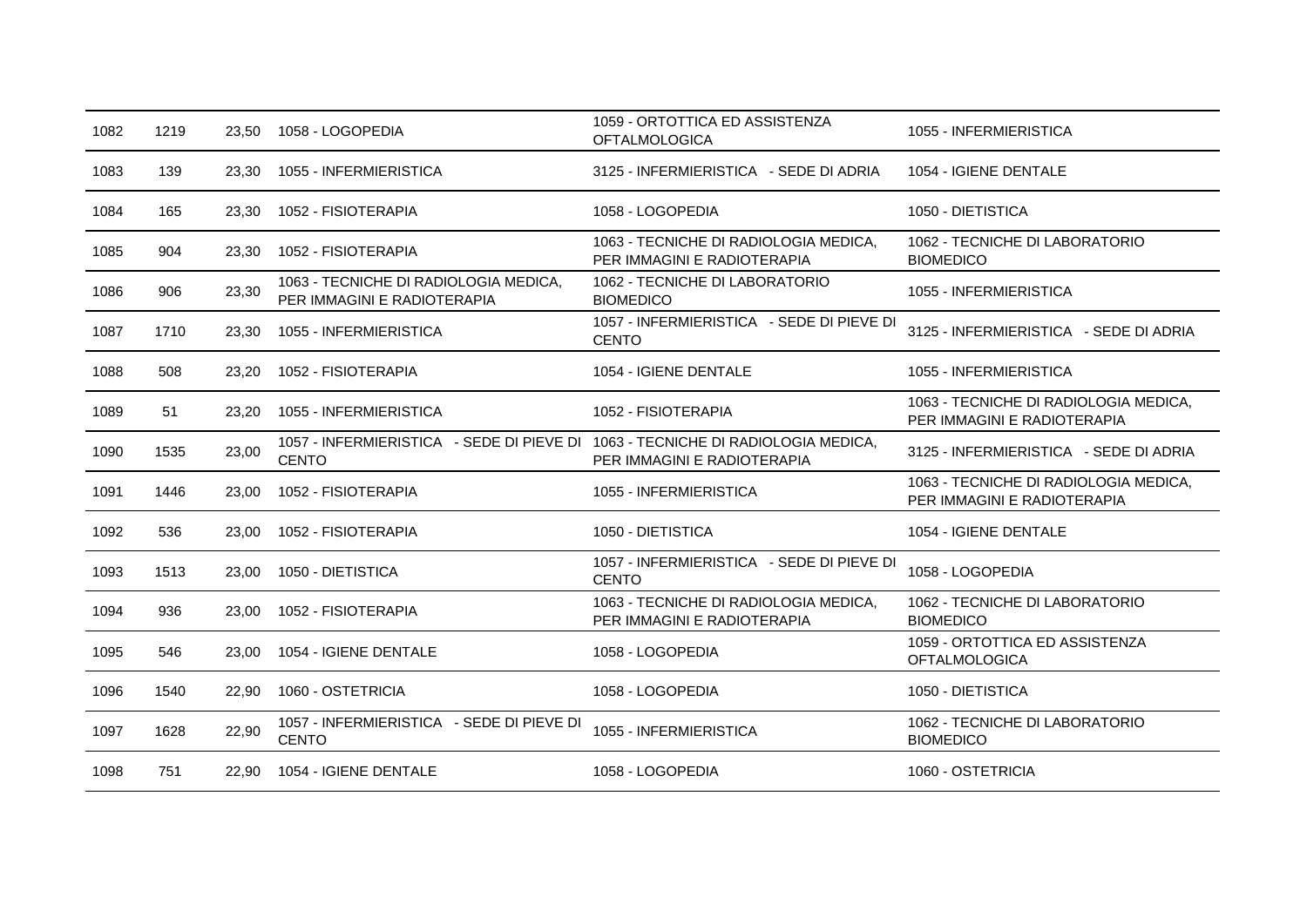| | | | | | |
|---|---|---|---|---|---|
| 1082 | 1219 | 23,50 | 1058 - LOGOPEDIA | 1059 - ORTOTTICA ED ASSISTENZA OFTALMOLOGICA | 1055 - INFERMIERISTICA |
| 1083 | 139 | 23,30 | 1055 - INFERMIERISTICA | 3125 - INFERMIERISTICA - SEDE DI ADRIA | 1054 - IGIENE DENTALE |
| 1084 | 165 | 23,30 | 1052 - FISIOTERAPIA | 1058 - LOGOPEDIA | 1050 - DIETISTICA |
| 1085 | 904 | 23,30 | 1052 - FISIOTERAPIA | 1063 - TECNICHE DI RADIOLOGIA MEDICA, PER IMMAGINI E RADIOTERAPIA | 1062 - TECNICHE DI LABORATORIO BIOMEDICO |
| 1086 | 906 | 23,30 | 1063 - TECNICHE DI RADIOLOGIA MEDICA, PER IMMAGINI E RADIOTERAPIA | 1062 - TECNICHE DI LABORATORIO BIOMEDICO | 1055 - INFERMIERISTICA |
| 1087 | 1710 | 23,30 | 1055 - INFERMIERISTICA | 1057 - INFERMIERISTICA - SEDE DI PIEVE DI CENTO | 3125 - INFERMIERISTICA - SEDE DI ADRIA |
| 1088 | 508 | 23,20 | 1052 - FISIOTERAPIA | 1054 - IGIENE DENTALE | 1055 - INFERMIERISTICA |
| 1089 | 51 | 23,20 | 1055 - INFERMIERISTICA | 1052 - FISIOTERAPIA | 1063 - TECNICHE DI RADIOLOGIA MEDICA, PER IMMAGINI E RADIOTERAPIA |
| 1090 | 1535 | 23,00 | 1057 - INFERMIERISTICA - SEDE DI PIEVE DI CENTO | 1063 - TECNICHE DI RADIOLOGIA MEDICA, PER IMMAGINI E RADIOTERAPIA | 3125 - INFERMIERISTICA - SEDE DI ADRIA |
| 1091 | 1446 | 23,00 | 1052 - FISIOTERAPIA | 1055 - INFERMIERISTICA | 1063 - TECNICHE DI RADIOLOGIA MEDICA, PER IMMAGINI E RADIOTERAPIA |
| 1092 | 536 | 23,00 | 1052 - FISIOTERAPIA | 1050 - DIETISTICA | 1054 - IGIENE DENTALE |
| 1093 | 1513 | 23,00 | 1050 - DIETISTICA | 1057 - INFERMIERISTICA - SEDE DI PIEVE DI CENTO | 1058 - LOGOPEDIA |
| 1094 | 936 | 23,00 | 1052 - FISIOTERAPIA | 1063 - TECNICHE DI RADIOLOGIA MEDICA, PER IMMAGINI E RADIOTERAPIA | 1062 - TECNICHE DI LABORATORIO BIOMEDICO |
| 1095 | 546 | 23,00 | 1054 - IGIENE DENTALE | 1058 - LOGOPEDIA | 1059 - ORTOTTICA ED ASSISTENZA OFTALMOLOGICA |
| 1096 | 1540 | 22,90 | 1060 - OSTETRICIA | 1058 - LOGOPEDIA | 1050 - DIETISTICA |
| 1097 | 1628 | 22,90 | 1057 - INFERMIERISTICA - SEDE DI PIEVE DI CENTO | 1055 - INFERMIERISTICA | 1062 - TECNICHE DI LABORATORIO BIOMEDICO |
| 1098 | 751 | 22,90 | 1054 - IGIENE DENTALE | 1058 - LOGOPEDIA | 1060 - OSTETRICIA |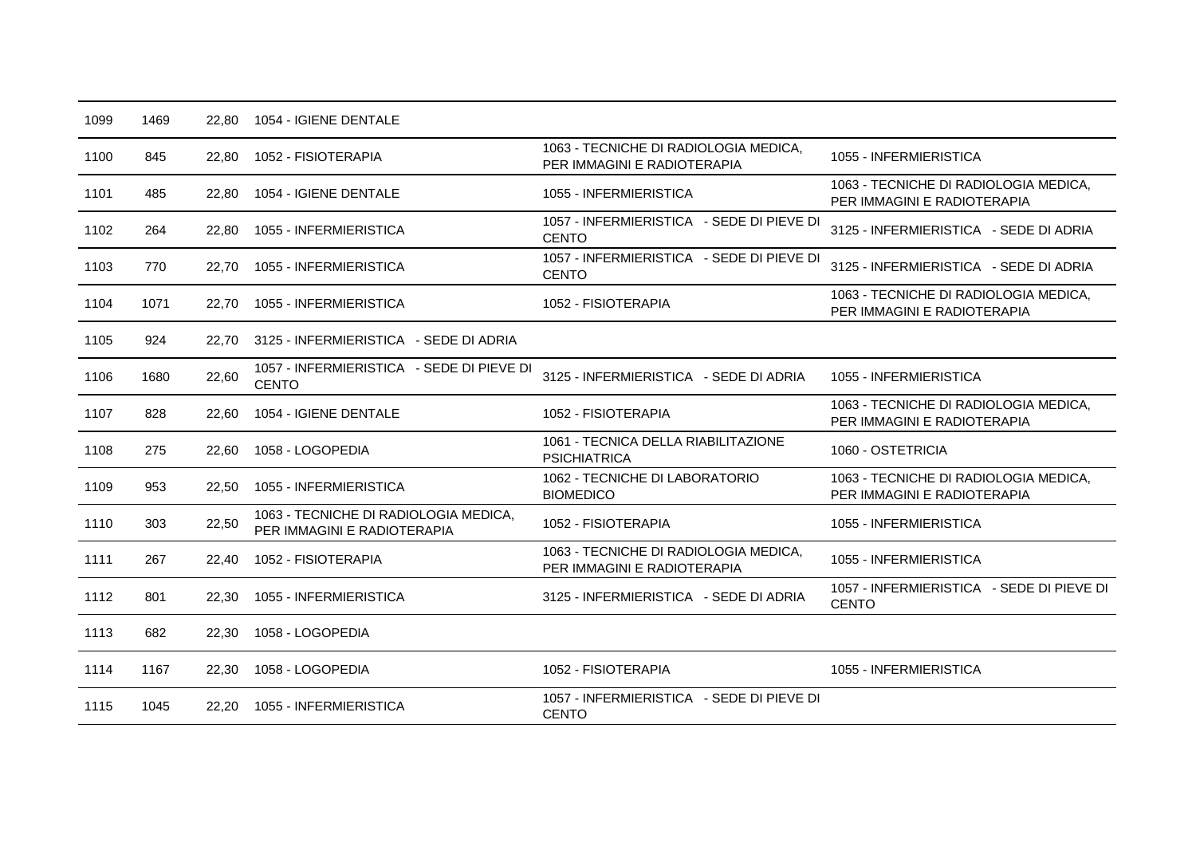| | | | | | |
|---|---|---|---|---|---|
| 1099 | 1469 | 22,80 | 1054 - IGIENE DENTALE | | |
| 1100 | 845 | 22,80 | 1052 - FISIOTERAPIA | 1063 - TECNICHE DI RADIOLOGIA MEDICA, PER IMMAGINI E RADIOTERAPIA | 1055 - INFERMIERISTICA |
| 1101 | 485 | 22,80 | 1054 - IGIENE DENTALE | 1055 - INFERMIERISTICA | 1063 - TECNICHE DI RADIOLOGIA MEDICA, PER IMMAGINI E RADIOTERAPIA |
| 1102 | 264 | 22,80 | 1055 - INFERMIERISTICA | 1057 - INFERMIERISTICA - SEDE DI PIEVE DI CENTO | 3125 - INFERMIERISTICA - SEDE DI ADRIA |
| 1103 | 770 | 22,70 | 1055 - INFERMIERISTICA | 1057 - INFERMIERISTICA - SEDE DI PIEVE DI CENTO | 3125 - INFERMIERISTICA - SEDE DI ADRIA |
| 1104 | 1071 | 22,70 | 1055 - INFERMIERISTICA | 1052 - FISIOTERAPIA | 1063 - TECNICHE DI RADIOLOGIA MEDICA, PER IMMAGINI E RADIOTERAPIA |
| 1105 | 924 | 22,70 | 3125 - INFERMIERISTICA - SEDE DI ADRIA | | |
| 1106 | 1680 | 22,60 | 1057 - INFERMIERISTICA - SEDE DI PIEVE DI CENTO | 3125 - INFERMIERISTICA - SEDE DI ADRIA | 1055 - INFERMIERISTICA |
| 1107 | 828 | 22,60 | 1054 - IGIENE DENTALE | 1052 - FISIOTERAPIA | 1063 - TECNICHE DI RADIOLOGIA MEDICA, PER IMMAGINI E RADIOTERAPIA |
| 1108 | 275 | 22,60 | 1058 - LOGOPEDIA | 1061 - TECNICA DELLA RIABILITAZIONE PSICHIATRICA | 1060 - OSTETRICIA |
| 1109 | 953 | 22,50 | 1055 - INFERMIERISTICA | 1062 - TECNICHE DI LABORATORIO BIOMEDICO | 1063 - TECNICHE DI RADIOLOGIA MEDICA, PER IMMAGINI E RADIOTERAPIA |
| 1110 | 303 | 22,50 | 1063 - TECNICHE DI RADIOLOGIA MEDICA, PER IMMAGINI E RADIOTERAPIA | 1052 - FISIOTERAPIA | 1055 - INFERMIERISTICA |
| 1111 | 267 | 22,40 | 1052 - FISIOTERAPIA | 1063 - TECNICHE DI RADIOLOGIA MEDICA, PER IMMAGINI E RADIOTERAPIA | 1055 - INFERMIERISTICA |
| 1112 | 801 | 22,30 | 1055 - INFERMIERISTICA | 3125 - INFERMIERISTICA - SEDE DI ADRIA | 1057 - INFERMIERISTICA - SEDE DI PIEVE DI CENTO |
| 1113 | 682 | 22,30 | 1058 - LOGOPEDIA | | |
| 1114 | 1167 | 22,30 | 1058 - LOGOPEDIA | 1052 - FISIOTERAPIA | 1055 - INFERMIERISTICA |
| 1115 | 1045 | 22,20 | 1055 - INFERMIERISTICA | 1057 - INFERMIERISTICA - SEDE DI PIEVE DI CENTO | |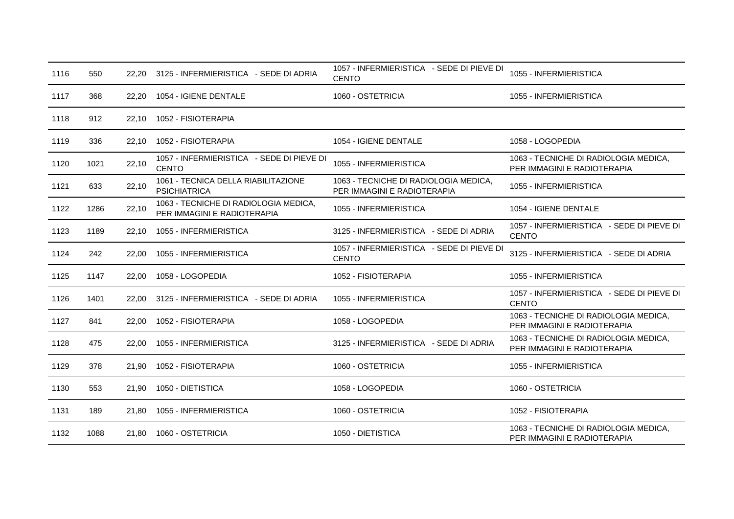| | | | | | |
|---|---|---|---|---|---|
| 1116 | 550 | 22,20 | 3125 - INFERMIERISTICA - SEDE DI ADRIA | 1057 - INFERMIERISTICA - SEDE DI PIEVE DI CENTO | 1055 - INFERMIERISTICA |
| 1117 | 368 | 22,20 | 1054 - IGIENE DENTALE | 1060 - OSTETRICIA | 1055 - INFERMIERISTICA |
| 1118 | 912 | 22,10 | 1052 - FISIOTERAPIA | | |
| 1119 | 336 | 22,10 | 1052 - FISIOTERAPIA | 1054 - IGIENE DENTALE | 1058 - LOGOPEDIA |
| 1120 | 1021 | 22,10 | 1057 - INFERMIERISTICA - SEDE DI PIEVE DI CENTO | 1055 - INFERMIERISTICA | 1063 - TECNICHE DI RADIOLOGIA MEDICA, PER IMMAGINI E RADIOTERAPIA |
| 1121 | 633 | 22,10 | 1061 - TECNICA DELLA RIABILITAZIONE PSICHIATRICA | 1063 - TECNICHE DI RADIOLOGIA MEDICA, PER IMMAGINI E RADIOTERAPIA | 1055 - INFERMIERISTICA |
| 1122 | 1286 | 22,10 | 1063 - TECNICHE DI RADIOLOGIA MEDICA, PER IMMAGINI E RADIOTERAPIA | 1055 - INFERMIERISTICA | 1054 - IGIENE DENTALE |
| 1123 | 1189 | 22,10 | 1055 - INFERMIERISTICA | 3125 - INFERMIERISTICA - SEDE DI ADRIA | 1057 - INFERMIERISTICA - SEDE DI PIEVE DI CENTO |
| 1124 | 242 | 22,00 | 1055 - INFERMIERISTICA | 1057 - INFERMIERISTICA - SEDE DI PIEVE DI CENTO | 3125 - INFERMIERISTICA - SEDE DI ADRIA |
| 1125 | 1147 | 22,00 | 1058 - LOGOPEDIA | 1052 - FISIOTERAPIA | 1055 - INFERMIERISTICA |
| 1126 | 1401 | 22,00 | 3125 - INFERMIERISTICA - SEDE DI ADRIA | 1055 - INFERMIERISTICA | 1057 - INFERMIERISTICA - SEDE DI PIEVE DI CENTO |
| 1127 | 841 | 22,00 | 1052 - FISIOTERAPIA | 1058 - LOGOPEDIA | 1063 - TECNICHE DI RADIOLOGIA MEDICA, PER IMMAGINI E RADIOTERAPIA |
| 1128 | 475 | 22,00 | 1055 - INFERMIERISTICA | 3125 - INFERMIERISTICA - SEDE DI ADRIA | 1063 - TECNICHE DI RADIOLOGIA MEDICA, PER IMMAGINI E RADIOTERAPIA |
| 1129 | 378 | 21,90 | 1052 - FISIOTERAPIA | 1060 - OSTETRICIA | 1055 - INFERMIERISTICA |
| 1130 | 553 | 21,90 | 1050 - DIETISTICA | 1058 - LOGOPEDIA | 1060 - OSTETRICIA |
| 1131 | 189 | 21,80 | 1055 - INFERMIERISTICA | 1060 - OSTETRICIA | 1052 - FISIOTERAPIA |
| 1132 | 1088 | 21,80 | 1060 - OSTETRICIA | 1050 - DIETISTICA | 1063 - TECNICHE DI RADIOLOGIA MEDICA, PER IMMAGINI E RADIOTERAPIA |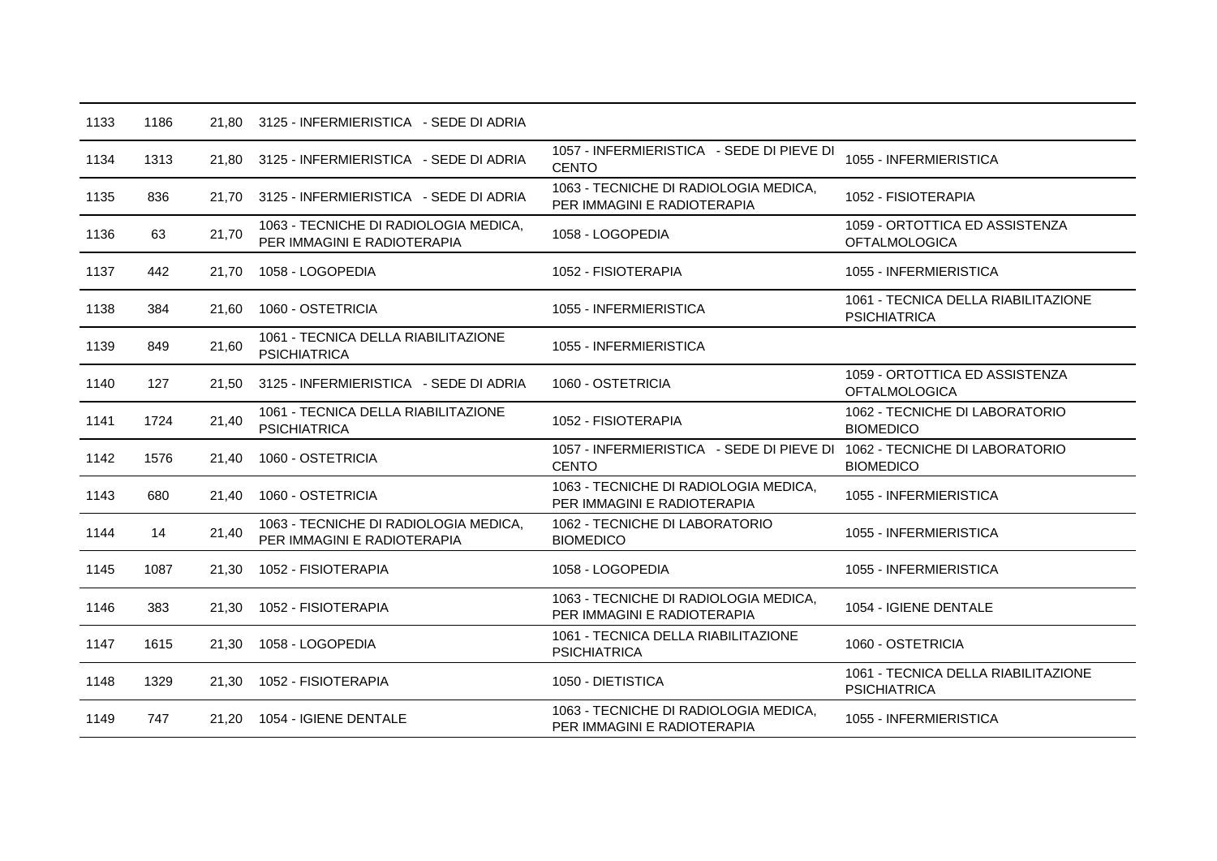| | | | | | |
|---|---|---|---|---|---|
| 1133 | 1186 | 21,80 | 3125 - INFERMIERISTICA - SEDE DI ADRIA | | |
| 1134 | 1313 | 21,80 | 3125 - INFERMIERISTICA - SEDE DI ADRIA | 1057 - INFERMIERISTICA - SEDE DI PIEVE DI CENTO | 1055 - INFERMIERISTICA |
| 1135 | 836 | 21,70 | 3125 - INFERMIERISTICA - SEDE DI ADRIA | 1063 - TECNICHE DI RADIOLOGIA MEDICA, PER IMMAGINI E RADIOTERAPIA | 1052 - FISIOTERAPIA |
| 1136 | 63 | 21,70 | 1063 - TECNICHE DI RADIOLOGIA MEDICA, PER IMMAGINI E RADIOTERAPIA | 1058 - LOGOPEDIA | 1059 - ORTOTTICA ED ASSISTENZA OFTALMOLOGICA |
| 1137 | 442 | 21,70 | 1058 - LOGOPEDIA | 1052 - FISIOTERAPIA | 1055 - INFERMIERISTICA |
| 1138 | 384 | 21,60 | 1060 - OSTETRICIA | 1055 - INFERMIERISTICA | 1061 - TECNICA DELLA RIABILITAZIONE PSICHIATRICA |
| 1139 | 849 | 21,60 | 1061 - TECNICA DELLA RIABILITAZIONE PSICHIATRICA | 1055 - INFERMIERISTICA | |
| 1140 | 127 | 21,50 | 3125 - INFERMIERISTICA - SEDE DI ADRIA | 1060 - OSTETRICIA | 1059 - ORTOTTICA ED ASSISTENZA OFTALMOLOGICA |
| 1141 | 1724 | 21,40 | 1061 - TECNICA DELLA RIABILITAZIONE PSICHIATRICA | 1052 - FISIOTERAPIA | 1062 - TECNICHE DI LABORATORIO BIOMEDICO |
| 1142 | 1576 | 21,40 | 1060 - OSTETRICIA | 1057 - INFERMIERISTICA - SEDE DI PIEVE DI CENTO | 1062 - TECNICHE DI LABORATORIO BIOMEDICO |
| 1143 | 680 | 21,40 | 1060 - OSTETRICIA | 1063 - TECNICHE DI RADIOLOGIA MEDICA, PER IMMAGINI E RADIOTERAPIA | 1055 - INFERMIERISTICA |
| 1144 | 14 | 21,40 | 1063 - TECNICHE DI RADIOLOGIA MEDICA, PER IMMAGINI E RADIOTERAPIA | 1062 - TECNICHE DI LABORATORIO BIOMEDICO | 1055 - INFERMIERISTICA |
| 1145 | 1087 | 21,30 | 1052 - FISIOTERAPIA | 1058 - LOGOPEDIA | 1055 - INFERMIERISTICA |
| 1146 | 383 | 21,30 | 1052 - FISIOTERAPIA | 1063 - TECNICHE DI RADIOLOGIA MEDICA, PER IMMAGINI E RADIOTERAPIA | 1054 - IGIENE DENTALE |
| 1147 | 1615 | 21,30 | 1058 - LOGOPEDIA | 1061 - TECNICA DELLA RIABILITAZIONE PSICHIATRICA | 1060 - OSTETRICIA |
| 1148 | 1329 | 21,30 | 1052 - FISIOTERAPIA | 1050 - DIETISTICA | 1061 - TECNICA DELLA RIABILITAZIONE PSICHIATRICA |
| 1149 | 747 | 21,20 | 1054 - IGIENE DENTALE | 1063 - TECNICHE DI RADIOLOGIA MEDICA, PER IMMAGINI E RADIOTERAPIA | 1055 - INFERMIERISTICA |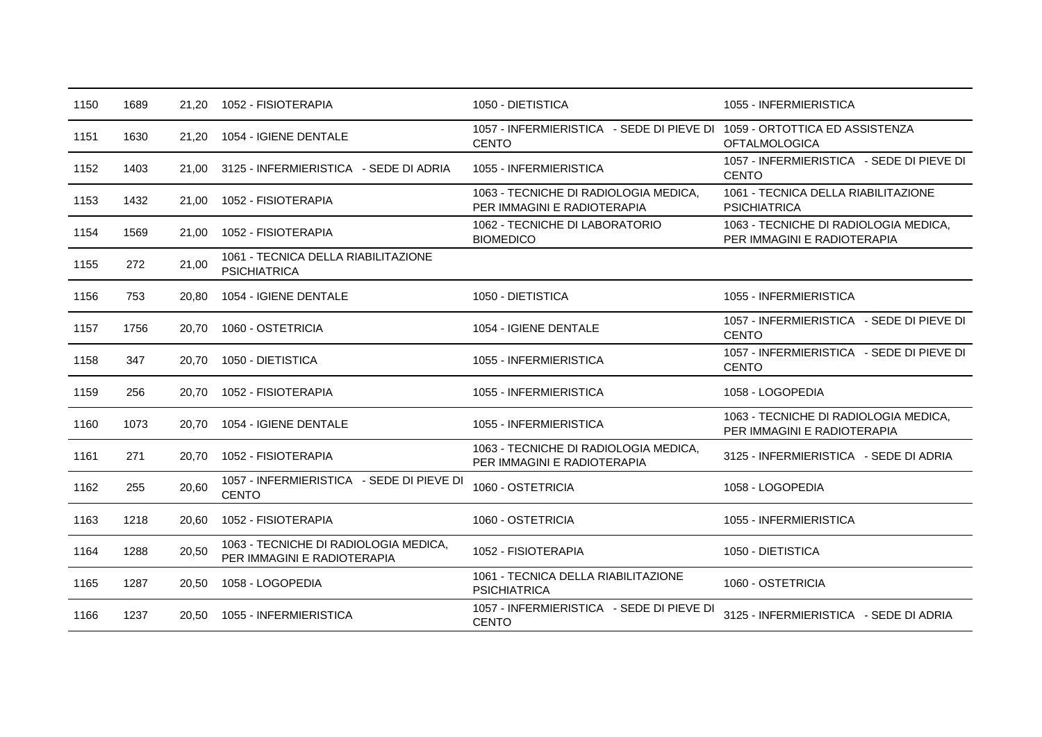| | | | | | |
|---|---|---|---|---|---|
| 1150 | 1689 | 21,20 | 1052 - FISIOTERAPIA | 1050 - DIETISTICA | 1055 - INFERMIERISTICA |
| 1151 | 1630 | 21,20 | 1054 - IGIENE DENTALE | 1057 - INFERMIERISTICA - SEDE DI PIEVE DI CENTO | 1059 - ORTOTTICA ED ASSISTENZA OFTALMOLOGICA |
| 1152 | 1403 | 21,00 | 3125 - INFERMIERISTICA - SEDE DI ADRIA | 1055 - INFERMIERISTICA | 1057 - INFERMIERISTICA - SEDE DI PIEVE DI CENTO |
| 1153 | 1432 | 21,00 | 1052 - FISIOTERAPIA | 1063 - TECNICHE DI RADIOLOGIA MEDICA, PER IMMAGINI E RADIOTERAPIA | 1061 - TECNICA DELLA RIABILITAZIONE PSICHIATRICA |
| 1154 | 1569 | 21,00 | 1052 - FISIOTERAPIA | 1062 - TECNICHE DI LABORATORIO BIOMEDICO | 1063 - TECNICHE DI RADIOLOGIA MEDICA, PER IMMAGINI E RADIOTERAPIA |
| 1155 | 272 | 21,00 | 1061 - TECNICA DELLA RIABILITAZIONE PSICHIATRICA | | |
| 1156 | 753 | 20,80 | 1054 - IGIENE DENTALE | 1050 - DIETISTICA | 1055 - INFERMIERISTICA |
| 1157 | 1756 | 20,70 | 1060 - OSTETRICIA | 1054 - IGIENE DENTALE | 1057 - INFERMIERISTICA - SEDE DI PIEVE DI CENTO |
| 1158 | 347 | 20,70 | 1050 - DIETISTICA | 1055 - INFERMIERISTICA | 1057 - INFERMIERISTICA - SEDE DI PIEVE DI CENTO |
| 1159 | 256 | 20,70 | 1052 - FISIOTERAPIA | 1055 - INFERMIERISTICA | 1058 - LOGOPEDIA |
| 1160 | 1073 | 20,70 | 1054 - IGIENE DENTALE | 1055 - INFERMIERISTICA | 1063 - TECNICHE DI RADIOLOGIA MEDICA, PER IMMAGINI E RADIOTERAPIA |
| 1161 | 271 | 20,70 | 1052 - FISIOTERAPIA | 1063 - TECNICHE DI RADIOLOGIA MEDICA, PER IMMAGINI E RADIOTERAPIA | 3125 - INFERMIERISTICA - SEDE DI ADRIA |
| 1162 | 255 | 20,60 | 1057 - INFERMIERISTICA - SEDE DI PIEVE DI CENTO | 1060 - OSTETRICIA | 1058 - LOGOPEDIA |
| 1163 | 1218 | 20,60 | 1052 - FISIOTERAPIA | 1060 - OSTETRICIA | 1055 - INFERMIERISTICA |
| 1164 | 1288 | 20,50 | 1063 - TECNICHE DI RADIOLOGIA MEDICA, PER IMMAGINI E RADIOTERAPIA | 1052 - FISIOTERAPIA | 1050 - DIETISTICA |
| 1165 | 1287 | 20,50 | 1058 - LOGOPEDIA | 1061 - TECNICA DELLA RIABILITAZIONE PSICHIATRICA | 1060 - OSTETRICIA |
| 1166 | 1237 | 20,50 | 1055 - INFERMIERISTICA | 1057 - INFERMIERISTICA - SEDE DI PIEVE DI CENTO | 3125 - INFERMIERISTICA - SEDE DI ADRIA |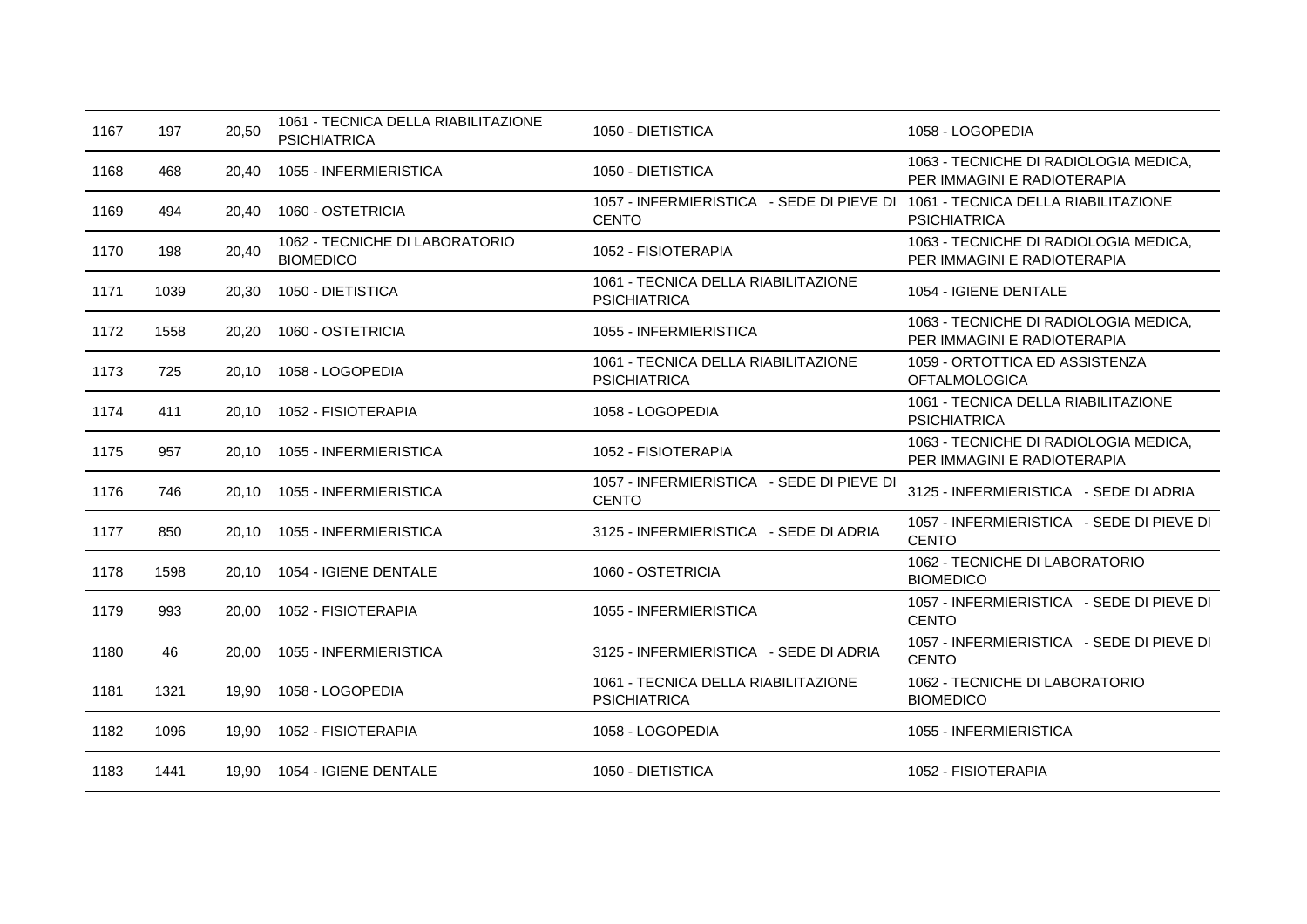| | | | | | |
|---|---|---|---|---|---|
| 1167 | 197 | 20,50 | 1061 - TECNICA DELLA RIABILITAZIONE PSICHIATRICA | 1050 - DIETISTICA | 1058 - LOGOPEDIA |
| 1168 | 468 | 20,40 | 1055 - INFERMIERISTICA | 1050 - DIETISTICA | 1063 - TECNICHE DI RADIOLOGIA MEDICA, PER IMMAGINI E RADIOTERAPIA |
| 1169 | 494 | 20,40 | 1060 - OSTETRICIA | 1057 - INFERMIERISTICA - SEDE DI PIEVE DI CENTO | 1061 - TECNICA DELLA RIABILITAZIONE PSICHIATRICA |
| 1170 | 198 | 20,40 | 1062 - TECNICHE DI LABORATORIO BIOMEDICO | 1052 - FISIOTERAPIA | 1063 - TECNICHE DI RADIOLOGIA MEDICA, PER IMMAGINI E RADIOTERAPIA |
| 1171 | 1039 | 20,30 | 1050 - DIETISTICA | 1061 - TECNICA DELLA RIABILITAZIONE PSICHIATRICA | 1054 - IGIENE DENTALE |
| 1172 | 1558 | 20,20 | 1060 - OSTETRICIA | 1055 - INFERMIERISTICA | 1063 - TECNICHE DI RADIOLOGIA MEDICA, PER IMMAGINI E RADIOTERAPIA |
| 1173 | 725 | 20,10 | 1058 - LOGOPEDIA | 1061 - TECNICA DELLA RIABILITAZIONE PSICHIATRICA | 1059 - ORTOTTICA ED ASSISTENZA OFTALMOLOGICA |
| 1174 | 411 | 20,10 | 1052 - FISIOTERAPIA | 1058 - LOGOPEDIA | 1061 - TECNICA DELLA RIABILITAZIONE PSICHIATRICA |
| 1175 | 957 | 20,10 | 1055 - INFERMIERISTICA | 1052 - FISIOTERAPIA | 1063 - TECNICHE DI RADIOLOGIA MEDICA, PER IMMAGINI E RADIOTERAPIA |
| 1176 | 746 | 20,10 | 1055 - INFERMIERISTICA | 1057 - INFERMIERISTICA - SEDE DI PIEVE DI CENTO | 3125 - INFERMIERISTICA - SEDE DI ADRIA |
| 1177 | 850 | 20,10 | 1055 - INFERMIERISTICA | 3125 - INFERMIERISTICA - SEDE DI ADRIA | 1057 - INFERMIERISTICA - SEDE DI PIEVE DI CENTO |
| 1178 | 1598 | 20,10 | 1054 - IGIENE DENTALE | 1060 - OSTETRICIA | 1062 - TECNICHE DI LABORATORIO BIOMEDICO |
| 1179 | 993 | 20,00 | 1052 - FISIOTERAPIA | 1055 - INFERMIERISTICA | 1057 - INFERMIERISTICA - SEDE DI PIEVE DI CENTO |
| 1180 | 46 | 20,00 | 1055 - INFERMIERISTICA | 3125 - INFERMIERISTICA - SEDE DI ADRIA | 1057 - INFERMIERISTICA - SEDE DI PIEVE DI CENTO |
| 1181 | 1321 | 19,90 | 1058 - LOGOPEDIA | 1061 - TECNICA DELLA RIABILITAZIONE PSICHIATRICA | 1062 - TECNICHE DI LABORATORIO BIOMEDICO |
| 1182 | 1096 | 19,90 | 1052 - FISIOTERAPIA | 1058 - LOGOPEDIA | 1055 - INFERMIERISTICA |
| 1183 | 1441 | 19,90 | 1054 - IGIENE DENTALE | 1050 - DIETISTICA | 1052 - FISIOTERAPIA |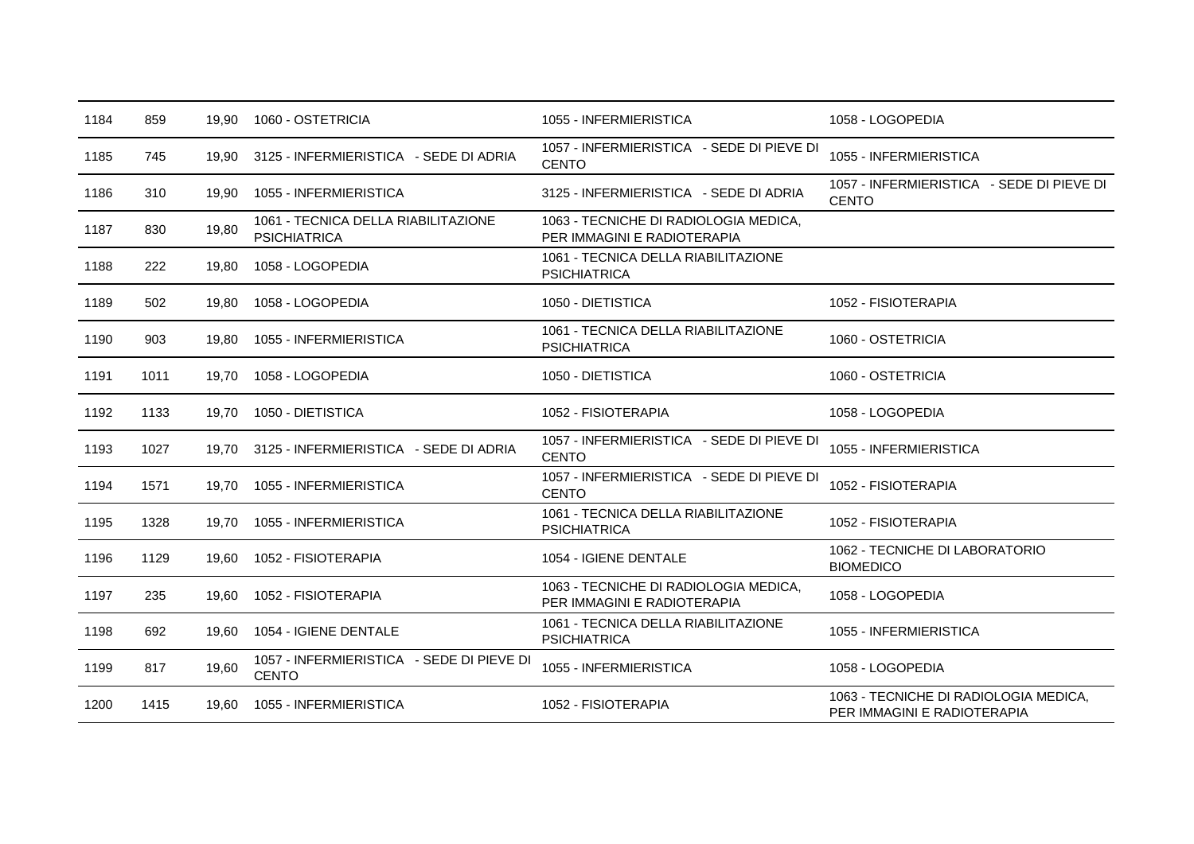| | | | | | |
|---|---|---|---|---|---|
| 1184 | 859 | 19,90 | 1060 - OSTETRICIA | 1055 - INFERMIERISTICA | 1058 - LOGOPEDIA |
| 1185 | 745 | 19,90 | 3125 - INFERMIERISTICA - SEDE DI ADRIA | 1057 - INFERMIERISTICA - SEDE DI PIEVE DI CENTO | 1055 - INFERMIERISTICA |
| 1186 | 310 | 19,90 | 1055 - INFERMIERISTICA | 3125 - INFERMIERISTICA - SEDE DI ADRIA | 1057 - INFERMIERISTICA - SEDE DI PIEVE DI CENTO |
| 1187 | 830 | 19,80 | 1061 - TECNICA DELLA RIABILITAZIONE PSICHIATRICA | 1063 - TECNICHE DI RADIOLOGIA MEDICA, PER IMMAGINI E RADIOTERAPIA | |
| 1188 | 222 | 19,80 | 1058 - LOGOPEDIA | 1061 - TECNICA DELLA RIABILITAZIONE PSICHIATRICA | |
| 1189 | 502 | 19,80 | 1058 - LOGOPEDIA | 1050 - DIETISTICA | 1052 - FISIOTERAPIA |
| 1190 | 903 | 19,80 | 1055 - INFERMIERISTICA | 1061 - TECNICA DELLA RIABILITAZIONE PSICHIATRICA | 1060 - OSTETRICIA |
| 1191 | 1011 | 19,70 | 1058 - LOGOPEDIA | 1050 - DIETISTICA | 1060 - OSTETRICIA |
| 1192 | 1133 | 19,70 | 1050 - DIETISTICA | 1052 - FISIOTERAPIA | 1058 - LOGOPEDIA |
| 1193 | 1027 | 19,70 | 3125 - INFERMIERISTICA - SEDE DI ADRIA | 1057 - INFERMIERISTICA - SEDE DI PIEVE DI CENTO | 1055 - INFERMIERISTICA |
| 1194 | 1571 | 19,70 | 1055 - INFERMIERISTICA | 1057 - INFERMIERISTICA - SEDE DI PIEVE DI CENTO | 1052 - FISIOTERAPIA |
| 1195 | 1328 | 19,70 | 1055 - INFERMIERISTICA | 1061 - TECNICA DELLA RIABILITAZIONE PSICHIATRICA | 1052 - FISIOTERAPIA |
| 1196 | 1129 | 19,60 | 1052 - FISIOTERAPIA | 1054 - IGIENE DENTALE | 1062 - TECNICHE DI LABORATORIO BIOMEDICO |
| 1197 | 235 | 19,60 | 1052 - FISIOTERAPIA | 1063 - TECNICHE DI RADIOLOGIA MEDICA, PER IMMAGINI E RADIOTERAPIA | 1058 - LOGOPEDIA |
| 1198 | 692 | 19,60 | 1054 - IGIENE DENTALE | 1061 - TECNICA DELLA RIABILITAZIONE PSICHIATRICA | 1055 - INFERMIERISTICA |
| 1199 | 817 | 19,60 | 1057 - INFERMIERISTICA - SEDE DI PIEVE DI CENTO | 1055 - INFERMIERISTICA | 1058 - LOGOPEDIA |
| 1200 | 1415 | 19,60 | 1055 - INFERMIERISTICA | 1052 - FISIOTERAPIA | 1063 - TECNICHE DI RADIOLOGIA MEDICA, PER IMMAGINI E RADIOTERAPIA |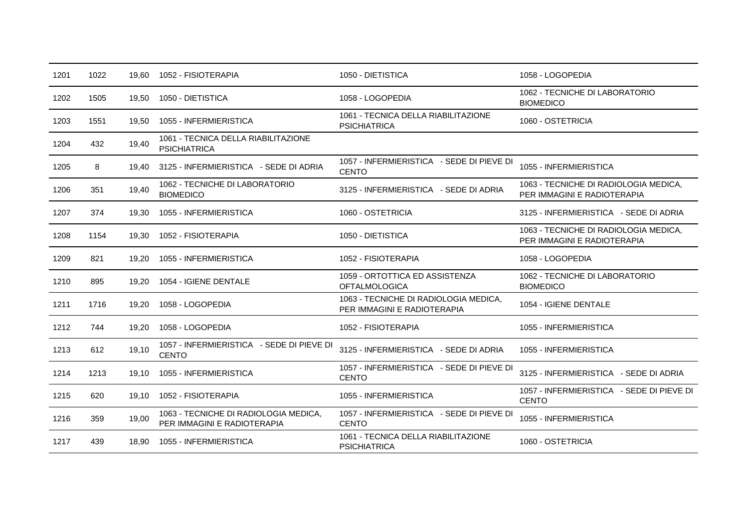| | | | | | |
|---|---|---|---|---|---|
| 1201 | 1022 | 19,60 | 1052 - FISIOTERAPIA | 1050 - DIETISTICA | 1058 - LOGOPEDIA |
| 1202 | 1505 | 19,50 | 1050 - DIETISTICA | 1058 - LOGOPEDIA | 1062 - TECNICHE DI LABORATORIO BIOMEDICO |
| 1203 | 1551 | 19,50 | 1055 - INFERMIERISTICA | 1061 - TECNICA DELLA RIABILITAZIONE PSICHIATRICA | 1060 - OSTETRICIA |
| 1204 | 432 | 19,40 | 1061 - TECNICA DELLA RIABILITAZIONE PSICHIATRICA | | |
| 1205 | 8 | 19,40 | 3125 - INFERMIERISTICA - SEDE DI ADRIA | 1057 - INFERMIERISTICA - SEDE DI PIEVE DI CENTO | 1055 - INFERMIERISTICA |
| 1206 | 351 | 19,40 | 1062 - TECNICHE DI LABORATORIO BIOMEDICO | 3125 - INFERMIERISTICA - SEDE DI ADRIA | 1063 - TECNICHE DI RADIOLOGIA MEDICA, PER IMMAGINI E RADIOTERAPIA |
| 1207 | 374 | 19,30 | 1055 - INFERMIERISTICA | 1060 - OSTETRICIA | 3125 - INFERMIERISTICA - SEDE DI ADRIA |
| 1208 | 1154 | 19,30 | 1052 - FISIOTERAPIA | 1050 - DIETISTICA | 1063 - TECNICHE DI RADIOLOGIA MEDICA, PER IMMAGINI E RADIOTERAPIA |
| 1209 | 821 | 19,20 | 1055 - INFERMIERISTICA | 1052 - FISIOTERAPIA | 1058 - LOGOPEDIA |
| 1210 | 895 | 19,20 | 1054 - IGIENE DENTALE | 1059 - ORTOTTICA ED ASSISTENZA OFTALMOLOGICA | 1062 - TECNICHE DI LABORATORIO BIOMEDICO |
| 1211 | 1716 | 19,20 | 1058 - LOGOPEDIA | 1063 - TECNICHE DI RADIOLOGIA MEDICA, PER IMMAGINI E RADIOTERAPIA | 1054 - IGIENE DENTALE |
| 1212 | 744 | 19,20 | 1058 - LOGOPEDIA | 1052 - FISIOTERAPIA | 1055 - INFERMIERISTICA |
| 1213 | 612 | 19,10 | 1057 - INFERMIERISTICA - SEDE DI PIEVE DI CENTO | 3125 - INFERMIERISTICA - SEDE DI ADRIA | 1055 - INFERMIERISTICA |
| 1214 | 1213 | 19,10 | 1055 - INFERMIERISTICA | 1057 - INFERMIERISTICA - SEDE DI PIEVE DI CENTO | 3125 - INFERMIERISTICA - SEDE DI ADRIA |
| 1215 | 620 | 19,10 | 1052 - FISIOTERAPIA | 1055 - INFERMIERISTICA | 1057 - INFERMIERISTICA - SEDE DI PIEVE DI CENTO |
| 1216 | 359 | 19,00 | 1063 - TECNICHE DI RADIOLOGIA MEDICA, PER IMMAGINI E RADIOTERAPIA | 1057 - INFERMIERISTICA - SEDE DI PIEVE DI CENTO | 1055 - INFERMIERISTICA |
| 1217 | 439 | 18,90 | 1055 - INFERMIERISTICA | 1061 - TECNICA DELLA RIABILITAZIONE PSICHIATRICA | 1060 - OSTETRICIA |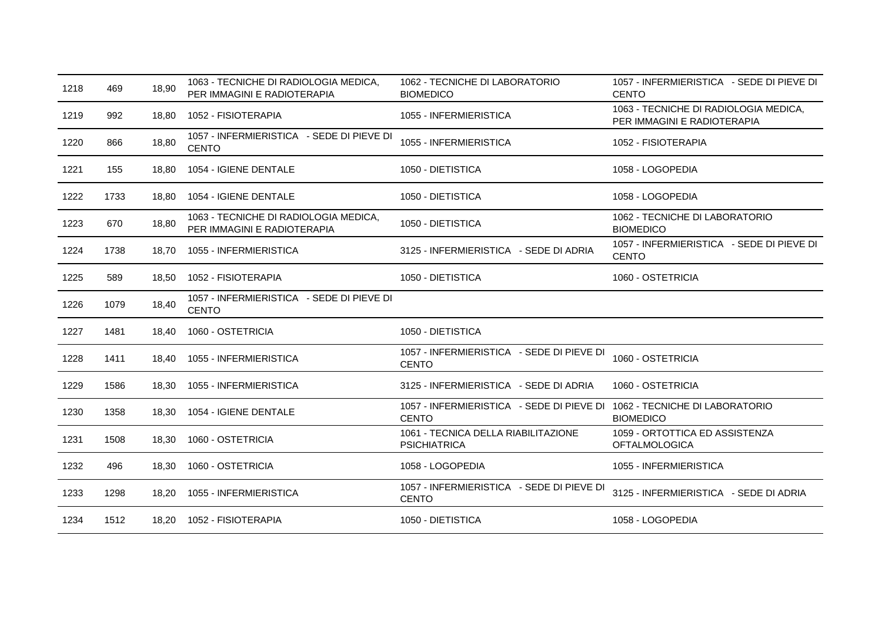| | | | | | |
|---|---|---|---|---|---|
| 1218 | 469 | 18,90 | 1063 - TECNICHE DI RADIOLOGIA MEDICA, PER IMMAGINI E RADIOTERAPIA | 1062 - TECNICHE DI LABORATORIO BIOMEDICO | 1057 - INFERMIERISTICA - SEDE DI PIEVE DI CENTO |
| 1219 | 992 | 18,80 | 1052 - FISIOTERAPIA | 1055 - INFERMIERISTICA | 1063 - TECNICHE DI RADIOLOGIA MEDICA, PER IMMAGINI E RADIOTERAPIA |
| 1220 | 866 | 18,80 | 1057 - INFERMIERISTICA - SEDE DI PIEVE DI CENTO | 1055 - INFERMIERISTICA | 1052 - FISIOTERAPIA |
| 1221 | 155 | 18,80 | 1054 - IGIENE DENTALE | 1050 - DIETISTICA | 1058 - LOGOPEDIA |
| 1222 | 1733 | 18,80 | 1054 - IGIENE DENTALE | 1050 - DIETISTICA | 1058 - LOGOPEDIA |
| 1223 | 670 | 18,80 | 1063 - TECNICHE DI RADIOLOGIA MEDICA, PER IMMAGINI E RADIOTERAPIA | 1050 - DIETISTICA | 1062 - TECNICHE DI LABORATORIO BIOMEDICO |
| 1224 | 1738 | 18,70 | 1055 - INFERMIERISTICA | 3125 - INFERMIERISTICA - SEDE DI ADRIA | 1057 - INFERMIERISTICA - SEDE DI PIEVE DI CENTO |
| 1225 | 589 | 18,50 | 1052 - FISIOTERAPIA | 1050 - DIETISTICA | 1060 - OSTETRICIA |
| 1226 | 1079 | 18,40 | 1057 - INFERMIERISTICA - SEDE DI PIEVE DI CENTO | | |
| 1227 | 1481 | 18,40 | 1060 - OSTETRICIA | 1050 - DIETISTICA | |
| 1228 | 1411 | 18,40 | 1055 - INFERMIERISTICA | 1057 - INFERMIERISTICA - SEDE DI PIEVE DI CENTO | 1060 - OSTETRICIA |
| 1229 | 1586 | 18,30 | 1055 - INFERMIERISTICA | 3125 - INFERMIERISTICA - SEDE DI ADRIA | 1060 - OSTETRICIA |
| 1230 | 1358 | 18,30 | 1054 - IGIENE DENTALE | 1057 - INFERMIERISTICA - SEDE DI PIEVE DI CENTO | 1062 - TECNICHE DI LABORATORIO BIOMEDICO |
| 1231 | 1508 | 18,30 | 1060 - OSTETRICIA | 1061 - TECNICA DELLA RIABILITAZIONE PSICHIATRICA | 1059 - ORTOTTICA ED ASSISTENZA OFTALMOLOGICA |
| 1232 | 496 | 18,30 | 1060 - OSTETRICIA | 1058 - LOGOPEDIA | 1055 - INFERMIERISTICA |
| 1233 | 1298 | 18,20 | 1055 - INFERMIERISTICA | 1057 - INFERMIERISTICA - SEDE DI PIEVE DI CENTO | 3125 - INFERMIERISTICA - SEDE DI ADRIA |
| 1234 | 1512 | 18,20 | 1052 - FISIOTERAPIA | 1050 - DIETISTICA | 1058 - LOGOPEDIA |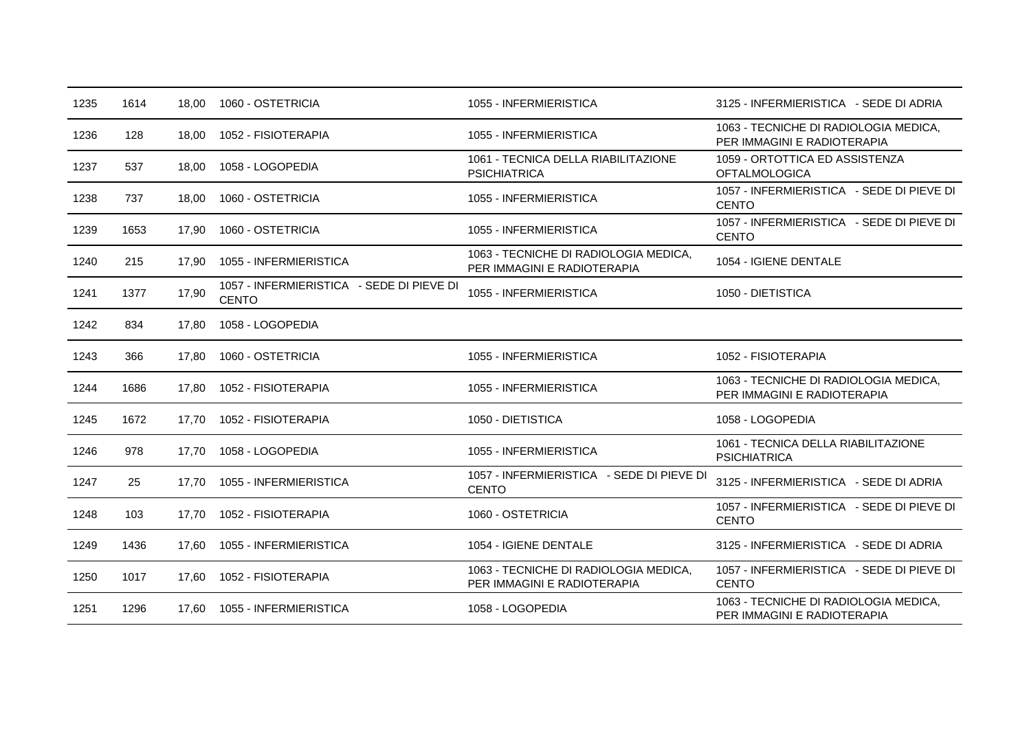| | | | | | |
|---|---|---|---|---|---|
| 1235 | 1614 | 18,00 | 1060 - OSTETRICIA | 1055 - INFERMIERISTICA | 3125 - INFERMIERISTICA - SEDE DI ADRIA |
| 1236 | 128 | 18,00 | 1052 - FISIOTERAPIA | 1055 - INFERMIERISTICA | 1063 - TECNICHE DI RADIOLOGIA MEDICA, PER IMMAGINI E RADIOTERAPIA |
| 1237 | 537 | 18,00 | 1058 - LOGOPEDIA | 1061 - TECNICA DELLA RIABILITAZIONE PSICHIATRICA | 1059 - ORTOTTICA ED ASSISTENZA OFTALMOLOGICA |
| 1238 | 737 | 18,00 | 1060 - OSTETRICIA | 1055 - INFERMIERISTICA | 1057 - INFERMIERISTICA - SEDE DI PIEVE DI CENTO |
| 1239 | 1653 | 17,90 | 1060 - OSTETRICIA | 1055 - INFERMIERISTICA | 1057 - INFERMIERISTICA - SEDE DI PIEVE DI CENTO |
| 1240 | 215 | 17,90 | 1055 - INFERMIERISTICA | 1063 - TECNICHE DI RADIOLOGIA MEDICA, PER IMMAGINI E RADIOTERAPIA | 1054 - IGIENE DENTALE |
| 1241 | 1377 | 17,90 | 1057 - INFERMIERISTICA - SEDE DI PIEVE DI CENTO | 1055 - INFERMIERISTICA | 1050 - DIETISTICA |
| 1242 | 834 | 17,80 | 1058 - LOGOPEDIA | | |
| 1243 | 366 | 17,80 | 1060 - OSTETRICIA | 1055 - INFERMIERISTICA | 1052 - FISIOTERAPIA |
| 1244 | 1686 | 17,80 | 1052 - FISIOTERAPIA | 1055 - INFERMIERISTICA | 1063 - TECNICHE DI RADIOLOGIA MEDICA, PER IMMAGINI E RADIOTERAPIA |
| 1245 | 1672 | 17,70 | 1052 - FISIOTERAPIA | 1050 - DIETISTICA | 1058 - LOGOPEDIA |
| 1246 | 978 | 17,70 | 1058 - LOGOPEDIA | 1055 - INFERMIERISTICA | 1061 - TECNICA DELLA RIABILITAZIONE PSICHIATRICA |
| 1247 | 25 | 17,70 | 1055 - INFERMIERISTICA | 1057 - INFERMIERISTICA - SEDE DI PIEVE DI CENTO | 3125 - INFERMIERISTICA - SEDE DI ADRIA |
| 1248 | 103 | 17,70 | 1052 - FISIOTERAPIA | 1060 - OSTETRICIA | 1057 - INFERMIERISTICA - SEDE DI PIEVE DI CENTO |
| 1249 | 1436 | 17,60 | 1055 - INFERMIERISTICA | 1054 - IGIENE DENTALE | 3125 - INFERMIERISTICA - SEDE DI ADRIA |
| 1250 | 1017 | 17,60 | 1052 - FISIOTERAPIA | 1063 - TECNICHE DI RADIOLOGIA MEDICA, PER IMMAGINI E RADIOTERAPIA | 1057 - INFERMIERISTICA - SEDE DI PIEVE DI CENTO |
| 1251 | 1296 | 17,60 | 1055 - INFERMIERISTICA | 1058 - LOGOPEDIA | 1063 - TECNICHE DI RADIOLOGIA MEDICA, PER IMMAGINI E RADIOTERAPIA |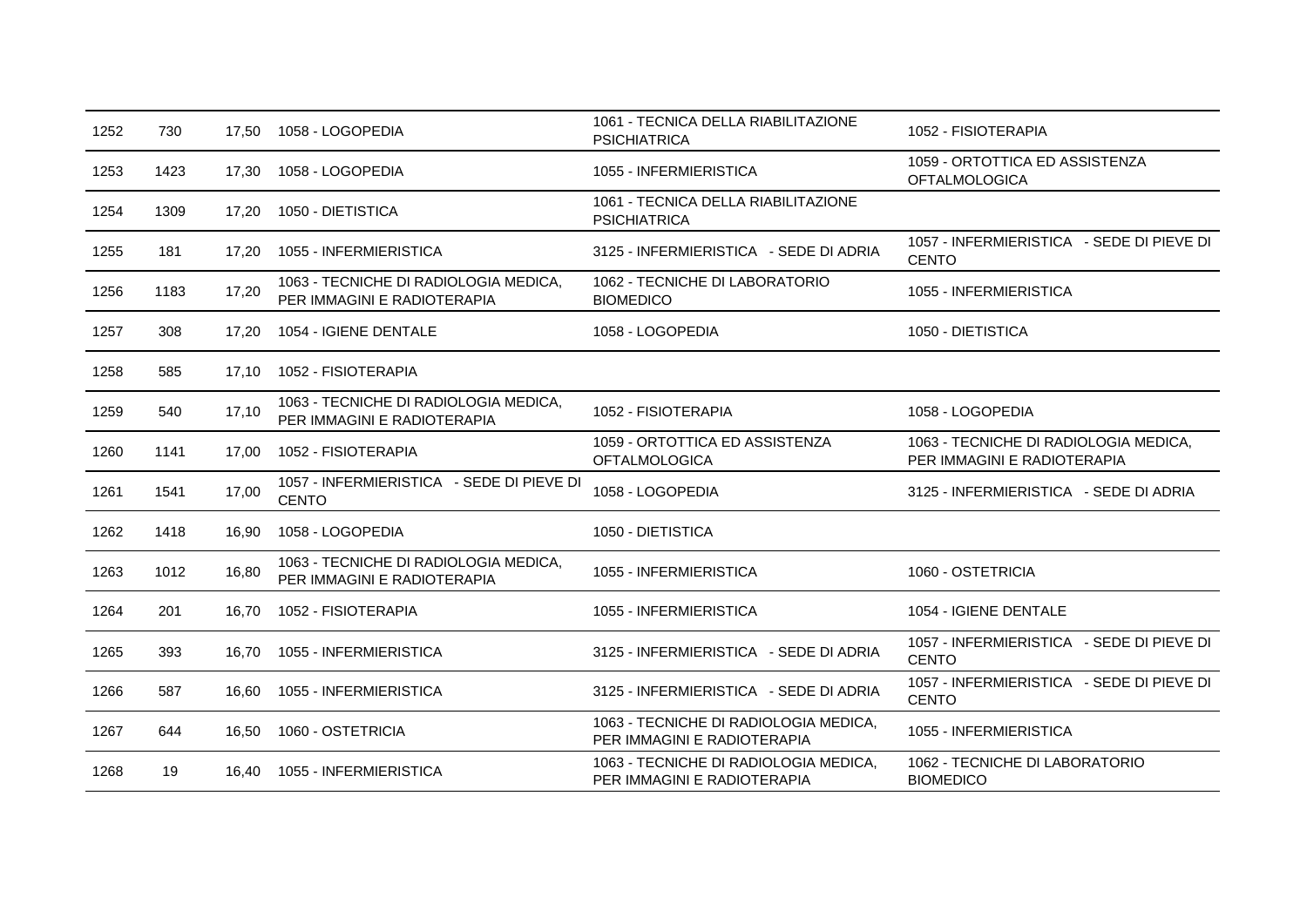| | | | | | |
|---|---|---|---|---|---|
| 1252 | 730 | 17,50 | 1058 - LOGOPEDIA | 1061 - TECNICA DELLA RIABILITAZIONE PSICHIATRICA | 1052 - FISIOTERAPIA |
| 1253 | 1423 | 17,30 | 1058 - LOGOPEDIA | 1055 - INFERMIERISTICA | 1059 - ORTOTTICA ED ASSISTENZA OFTALMOLOGICA |
| 1254 | 1309 | 17,20 | 1050 - DIETISTICA | 1061 - TECNICA DELLA RIABILITAZIONE PSICHIATRICA | |
| 1255 | 181 | 17,20 | 1055 - INFERMIERISTICA | 3125 - INFERMIERISTICA - SEDE DI ADRIA | 1057 - INFERMIERISTICA - SEDE DI PIEVE DI CENTO |
| 1256 | 1183 | 17,20 | 1063 - TECNICHE DI RADIOLOGIA MEDICA, PER IMMAGINI E RADIOTERAPIA | 1062 - TECNICHE DI LABORATORIO BIOMEDICO | 1055 - INFERMIERISTICA |
| 1257 | 308 | 17,20 | 1054 - IGIENE DENTALE | 1058 - LOGOPEDIA | 1050 - DIETISTICA |
| 1258 | 585 | 17,10 | 1052 - FISIOTERAPIA | | |
| 1259 | 540 | 17,10 | 1063 - TECNICHE DI RADIOLOGIA MEDICA, PER IMMAGINI E RADIOTERAPIA | 1052 - FISIOTERAPIA | 1058 - LOGOPEDIA |
| 1260 | 1141 | 17,00 | 1052 - FISIOTERAPIA | 1059 - ORTOTTICA ED ASSISTENZA OFTALMOLOGICA | 1063 - TECNICHE DI RADIOLOGIA MEDICA, PER IMMAGINI E RADIOTERAPIA |
| 1261 | 1541 | 17,00 | 1057 - INFERMIERISTICA - SEDE DI PIEVE DI CENTO | 1058 - LOGOPEDIA | 3125 - INFERMIERISTICA - SEDE DI ADRIA |
| 1262 | 1418 | 16,90 | 1058 - LOGOPEDIA | 1050 - DIETISTICA | |
| 1263 | 1012 | 16,80 | 1063 - TECNICHE DI RADIOLOGIA MEDICA, PER IMMAGINI E RADIOTERAPIA | 1055 - INFERMIERISTICA | 1060 - OSTETRICIA |
| 1264 | 201 | 16,70 | 1052 - FISIOTERAPIA | 1055 - INFERMIERISTICA | 1054 - IGIENE DENTALE |
| 1265 | 393 | 16,70 | 1055 - INFERMIERISTICA | 3125 - INFERMIERISTICA - SEDE DI ADRIA | 1057 - INFERMIERISTICA - SEDE DI PIEVE DI CENTO |
| 1266 | 587 | 16,60 | 1055 - INFERMIERISTICA | 3125 - INFERMIERISTICA - SEDE DI ADRIA | 1057 - INFERMIERISTICA - SEDE DI PIEVE DI CENTO |
| 1267 | 644 | 16,50 | 1060 - OSTETRICIA | 1063 - TECNICHE DI RADIOLOGIA MEDICA, PER IMMAGINI E RADIOTERAPIA | 1055 - INFERMIERISTICA |
| 1268 | 19 | 16,40 | 1055 - INFERMIERISTICA | 1063 - TECNICHE DI RADIOLOGIA MEDICA, PER IMMAGINI E RADIOTERAPIA | 1062 - TECNICHE DI LABORATORIO BIOMEDICO |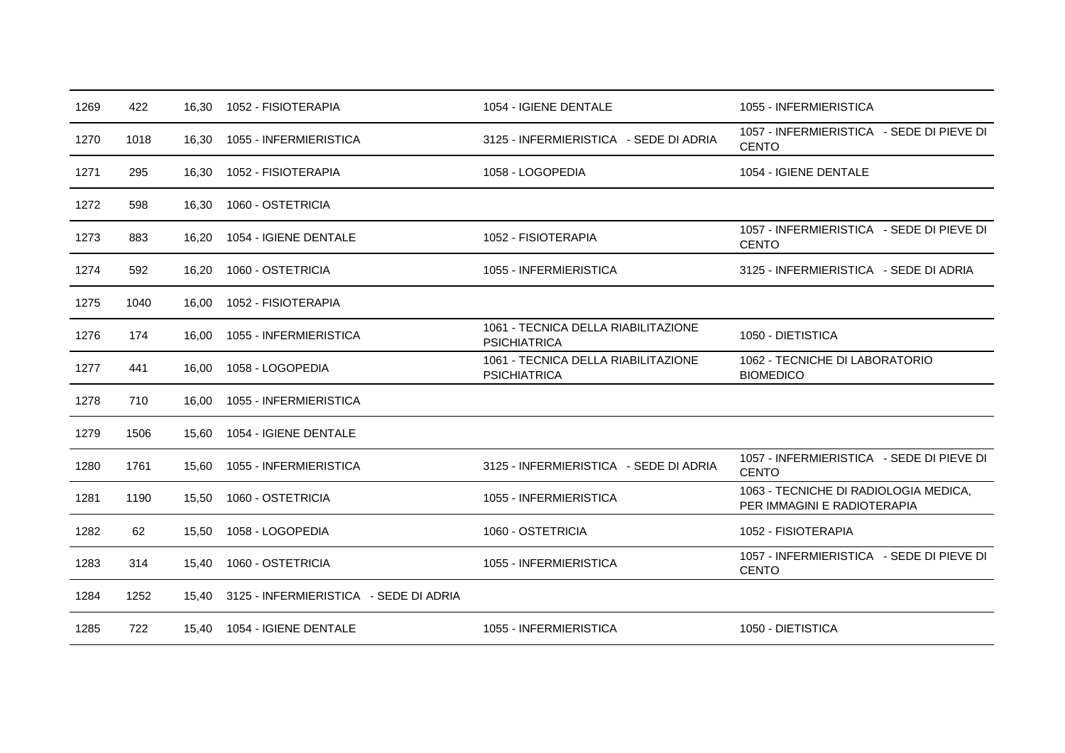| | | | | | |
|---|---|---|---|---|---|
| 1269 | 422 | 16,30 | 1052 - FISIOTERAPIA | 1054 - IGIENE DENTALE | 1055 - INFERMIERISTICA |
| 1270 | 1018 | 16,30 | 1055 - INFERMIERISTICA | 3125 - INFERMIERISTICA - SEDE DI ADRIA | 1057 - INFERMIERISTICA - SEDE DI PIEVE DI CENTO |
| 1271 | 295 | 16,30 | 1052 - FISIOTERAPIA | 1058 - LOGOPEDIA | 1054 - IGIENE DENTALE |
| 1272 | 598 | 16,30 | 1060 - OSTETRICIA | | |
| 1273 | 883 | 16,20 | 1054 - IGIENE DENTALE | 1052 - FISIOTERAPIA | 1057 - INFERMIERISTICA - SEDE DI PIEVE DI CENTO |
| 1274 | 592 | 16,20 | 1060 - OSTETRICIA | 1055 - INFERMIERISTICA | 3125 - INFERMIERISTICA - SEDE DI ADRIA |
| 1275 | 1040 | 16,00 | 1052 - FISIOTERAPIA | | |
| 1276 | 174 | 16,00 | 1055 - INFERMIERISTICA | 1061 - TECNICA DELLA RIABILITAZIONE PSICHIATRICA | 1050 - DIETISTICA |
| 1277 | 441 | 16,00 | 1058 - LOGOPEDIA | 1061 - TECNICA DELLA RIABILITAZIONE PSICHIATRICA | 1062 - TECNICHE DI LABORATORIO BIOMEDICO |
| 1278 | 710 | 16,00 | 1055 - INFERMIERISTICA | | |
| 1279 | 1506 | 15,60 | 1054 - IGIENE DENTALE | | |
| 1280 | 1761 | 15,60 | 1055 - INFERMIERISTICA | 3125 - INFERMIERISTICA - SEDE DI ADRIA | 1057 - INFERMIERISTICA - SEDE DI PIEVE DI CENTO |
| 1281 | 1190 | 15,50 | 1060 - OSTETRICIA | 1055 - INFERMIERISTICA | 1063 - TECNICHE DI RADIOLOGIA MEDICA, PER IMMAGINI E RADIOTERAPIA |
| 1282 | 62 | 15,50 | 1058 - LOGOPEDIA | 1060 - OSTETRICIA | 1052 - FISIOTERAPIA |
| 1283 | 314 | 15,40 | 1060 - OSTETRICIA | 1055 - INFERMIERISTICA | 1057 - INFERMIERISTICA - SEDE DI PIEVE DI CENTO |
| 1284 | 1252 | 15,40 | 3125 - INFERMIERISTICA - SEDE DI ADRIA | | |
| 1285 | 722 | 15,40 | 1054 - IGIENE DENTALE | 1055 - INFERMIERISTICA | 1050 - DIETISTICA |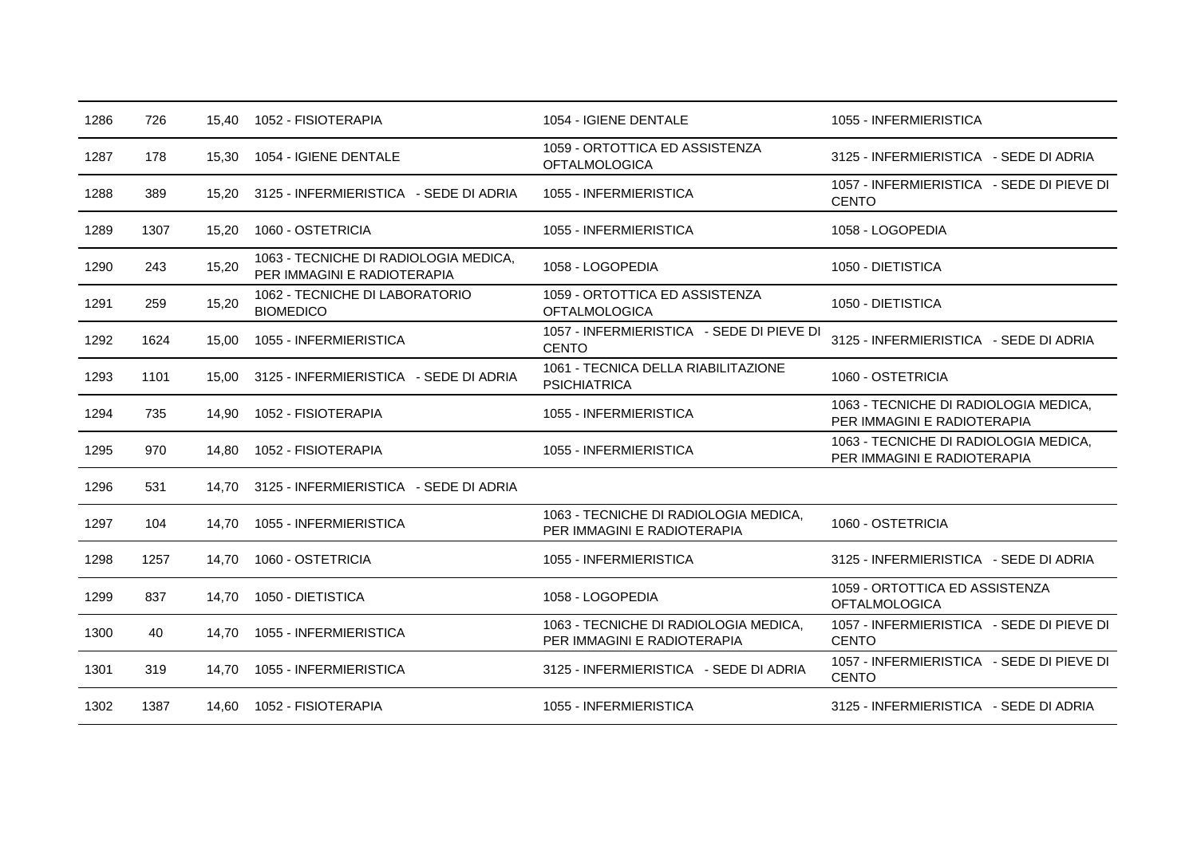| | | | | | |
|---|---|---|---|---|---|
| 1286 | 726 | 15,40 | 1052 - FISIOTERAPIA | 1054 - IGIENE DENTALE | 1055 - INFERMIERISTICA |
| 1287 | 178 | 15,30 | 1054 - IGIENE DENTALE | 1059 - ORTOTTICA ED ASSISTENZA OFTALMOLOGICA | 3125 - INFERMIERISTICA - SEDE DI ADRIA |
| 1288 | 389 | 15,20 | 3125 - INFERMIERISTICA - SEDE DI ADRIA | 1055 - INFERMIERISTICA | 1057 - INFERMIERISTICA - SEDE DI PIEVE DI CENTO |
| 1289 | 1307 | 15,20 | 1060 - OSTETRICIA | 1055 - INFERMIERISTICA | 1058 - LOGOPEDIA |
| 1290 | 243 | 15,20 | 1063 - TECNICHE DI RADIOLOGIA MEDICA, PER IMMAGINI E RADIOTERAPIA | 1058 - LOGOPEDIA | 1050 - DIETISTICA |
| 1291 | 259 | 15,20 | 1062 - TECNICHE DI LABORATORIO BIOMEDICO | 1059 - ORTOTTICA ED ASSISTENZA OFTALMOLOGICA | 1050 - DIETISTICA |
| 1292 | 1624 | 15,00 | 1055 - INFERMIERISTICA | 1057 - INFERMIERISTICA - SEDE DI PIEVE DI CENTO | 3125 - INFERMIERISTICA - SEDE DI ADRIA |
| 1293 | 1101 | 15,00 | 3125 - INFERMIERISTICA - SEDE DI ADRIA | 1061 - TECNICA DELLA RIABILITAZIONE PSICHIATRICA | 1060 - OSTETRICIA |
| 1294 | 735 | 14,90 | 1052 - FISIOTERAPIA | 1055 - INFERMIERISTICA | 1063 - TECNICHE DI RADIOLOGIA MEDICA, PER IMMAGINI E RADIOTERAPIA |
| 1295 | 970 | 14,80 | 1052 - FISIOTERAPIA | 1055 - INFERMIERISTICA | 1063 - TECNICHE DI RADIOLOGIA MEDICA, PER IMMAGINI E RADIOTERAPIA |
| 1296 | 531 | 14,70 | 3125 - INFERMIERISTICA - SEDE DI ADRIA | | |
| 1297 | 104 | 14,70 | 1055 - INFERMIERISTICA | 1063 - TECNICHE DI RADIOLOGIA MEDICA, PER IMMAGINI E RADIOTERAPIA | 1060 - OSTETRICIA |
| 1298 | 1257 | 14,70 | 1060 - OSTETRICIA | 1055 - INFERMIERISTICA | 3125 - INFERMIERISTICA - SEDE DI ADRIA |
| 1299 | 837 | 14,70 | 1050 - DIETISTICA | 1058 - LOGOPEDIA | 1059 - ORTOTTICA ED ASSISTENZA OFTALMOLOGICA |
| 1300 | 40 | 14,70 | 1055 - INFERMIERISTICA | 1063 - TECNICHE DI RADIOLOGIA MEDICA, PER IMMAGINI E RADIOTERAPIA | 1057 - INFERMIERISTICA - SEDE DI PIEVE DI CENTO |
| 1301 | 319 | 14,70 | 1055 - INFERMIERISTICA | 3125 - INFERMIERISTICA - SEDE DI ADRIA | 1057 - INFERMIERISTICA - SEDE DI PIEVE DI CENTO |
| 1302 | 1387 | 14,60 | 1052 - FISIOTERAPIA | 1055 - INFERMIERISTICA | 3125 - INFERMIERISTICA - SEDE DI ADRIA |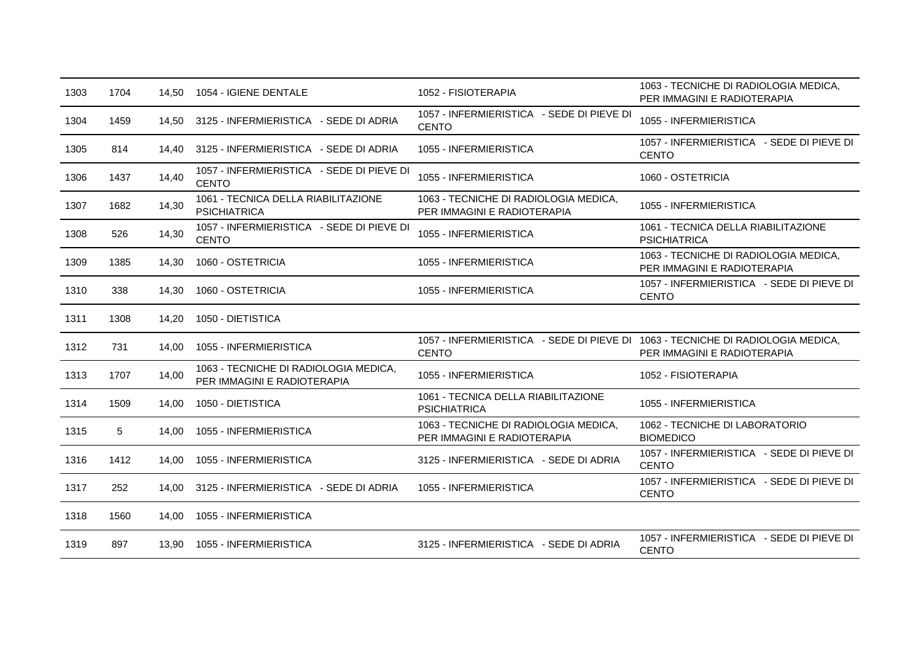| | | | | | |
|---|---|---|---|---|---|
| 1303 | 1704 | 14,50 | 1054 - IGIENE DENTALE | 1052 - FISIOTERAPIA | 1063 - TECNICHE DI RADIOLOGIA MEDICA, PER IMMAGINI E RADIOTERAPIA |
| 1304 | 1459 | 14,50 | 3125 - INFERMIERISTICA - SEDE DI ADRIA | 1057 - INFERMIERISTICA - SEDE DI PIEVE DI CENTO | 1055 - INFERMIERISTICA |
| 1305 | 814 | 14,40 | 3125 - INFERMIERISTICA - SEDE DI ADRIA | 1055 - INFERMIERISTICA | 1057 - INFERMIERISTICA - SEDE DI PIEVE DI CENTO |
| 1306 | 1437 | 14,40 | 1057 - INFERMIERISTICA - SEDE DI PIEVE DI CENTO | 1055 - INFERMIERISTICA | 1060 - OSTETRICIA |
| 1307 | 1682 | 14,30 | 1061 - TECNICA DELLA RIABILITAZIONE PSICHIATRICA | 1063 - TECNICHE DI RADIOLOGIA MEDICA, PER IMMAGINI E RADIOTERAPIA | 1055 - INFERMIERISTICA |
| 1308 | 526 | 14,30 | 1057 - INFERMIERISTICA - SEDE DI PIEVE DI CENTO | 1055 - INFERMIERISTICA | 1061 - TECNICA DELLA RIABILITAZIONE PSICHIATRICA |
| 1309 | 1385 | 14,30 | 1060 - OSTETRICIA | 1055 - INFERMIERISTICA | 1063 - TECNICHE DI RADIOLOGIA MEDICA, PER IMMAGINI E RADIOTERAPIA |
| 1310 | 338 | 14,30 | 1060 - OSTETRICIA | 1055 - INFERMIERISTICA | 1057 - INFERMIERISTICA - SEDE DI PIEVE DI CENTO |
| 1311 | 1308 | 14,20 | 1050 - DIETISTICA | | |
| 1312 | 731 | 14,00 | 1055 - INFERMIERISTICA | 1057 - INFERMIERISTICA - SEDE DI PIEVE DI CENTO | 1063 - TECNICHE DI RADIOLOGIA MEDICA, PER IMMAGINI E RADIOTERAPIA |
| 1313 | 1707 | 14,00 | 1063 - TECNICHE DI RADIOLOGIA MEDICA, PER IMMAGINI E RADIOTERAPIA | 1055 - INFERMIERISTICA | 1052 - FISIOTERAPIA |
| 1314 | 1509 | 14,00 | 1050 - DIETISTICA | 1061 - TECNICA DELLA RIABILITAZIONE PSICHIATRICA | 1055 - INFERMIERISTICA |
| 1315 | 5 | 14,00 | 1055 - INFERMIERISTICA | 1063 - TECNICHE DI RADIOLOGIA MEDICA, PER IMMAGINI E RADIOTERAPIA | 1062 - TECNICHE DI LABORATORIO BIOMEDICO |
| 1316 | 1412 | 14,00 | 1055 - INFERMIERISTICA | 3125 - INFERMIERISTICA - SEDE DI ADRIA | 1057 - INFERMIERISTICA - SEDE DI PIEVE DI CENTO |
| 1317 | 252 | 14,00 | 3125 - INFERMIERISTICA - SEDE DI ADRIA | 1055 - INFERMIERISTICA | 1057 - INFERMIERISTICA - SEDE DI PIEVE DI CENTO |
| 1318 | 1560 | 14,00 | 1055 - INFERMIERISTICA | | |
| 1319 | 897 | 13,90 | 1055 - INFERMIERISTICA | 3125 - INFERMIERISTICA - SEDE DI ADRIA | 1057 - INFERMIERISTICA - SEDE DI PIEVE DI CENTO |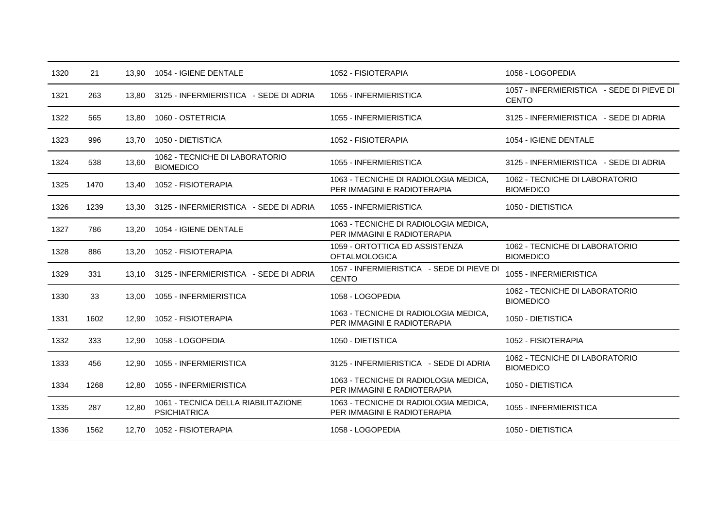| | | | | | |
|---|---|---|---|---|---|
| 1320 | 21 | 13,90 | 1054 - IGIENE DENTALE | 1052 - FISIOTERAPIA | 1058 - LOGOPEDIA |
| 1321 | 263 | 13,80 | 3125 - INFERMIERISTICA - SEDE DI ADRIA | 1055 - INFERMIERISTICA | 1057 - INFERMIERISTICA - SEDE DI PIEVE DI CENTO |
| 1322 | 565 | 13,80 | 1060 - OSTETRICIA | 1055 - INFERMIERISTICA | 3125 - INFERMIERISTICA - SEDE DI ADRIA |
| 1323 | 996 | 13,70 | 1050 - DIETISTICA | 1052 - FISIOTERAPIA | 1054 - IGIENE DENTALE |
| 1324 | 538 | 13,60 | 1062 - TECNICHE DI LABORATORIO BIOMEDICO | 1055 - INFERMIERISTICA | 3125 - INFERMIERISTICA - SEDE DI ADRIA |
| 1325 | 1470 | 13,40 | 1052 - FISIOTERAPIA | 1063 - TECNICHE DI RADIOLOGIA MEDICA, PER IMMAGINI E RADIOTERAPIA | 1062 - TECNICHE DI LABORATORIO BIOMEDICO |
| 1326 | 1239 | 13,30 | 3125 - INFERMIERISTICA - SEDE DI ADRIA | 1055 - INFERMIERISTICA | 1050 - DIETISTICA |
| 1327 | 786 | 13,20 | 1054 - IGIENE DENTALE | 1063 - TECNICHE DI RADIOLOGIA MEDICA, PER IMMAGINI E RADIOTERAPIA | |
| 1328 | 886 | 13,20 | 1052 - FISIOTERAPIA | 1059 - ORTOTTICA ED ASSISTENZA OFTALMOLOGICA | 1062 - TECNICHE DI LABORATORIO BIOMEDICO |
| 1329 | 331 | 13,10 | 3125 - INFERMIERISTICA - SEDE DI ADRIA | 1057 - INFERMIERISTICA - SEDE DI PIEVE DI CENTO | 1055 - INFERMIERISTICA |
| 1330 | 33 | 13,00 | 1055 - INFERMIERISTICA | 1058 - LOGOPEDIA | 1062 - TECNICHE DI LABORATORIO BIOMEDICO |
| 1331 | 1602 | 12,90 | 1052 - FISIOTERAPIA | 1063 - TECNICHE DI RADIOLOGIA MEDICA, PER IMMAGINI E RADIOTERAPIA | 1050 - DIETISTICA |
| 1332 | 333 | 12,90 | 1058 - LOGOPEDIA | 1050 - DIETISTICA | 1052 - FISIOTERAPIA |
| 1333 | 456 | 12,90 | 1055 - INFERMIERISTICA | 3125 - INFERMIERISTICA - SEDE DI ADRIA | 1062 - TECNICHE DI LABORATORIO BIOMEDICO |
| 1334 | 1268 | 12,80 | 1055 - INFERMIERISTICA | 1063 - TECNICHE DI RADIOLOGIA MEDICA, PER IMMAGINI E RADIOTERAPIA | 1050 - DIETISTICA |
| 1335 | 287 | 12,80 | 1061 - TECNICA DELLA RIABILITAZIONE PSICHIATRICA | 1063 - TECNICHE DI RADIOLOGIA MEDICA, PER IMMAGINI E RADIOTERAPIA | 1055 - INFERMIERISTICA |
| 1336 | 1562 | 12,70 | 1052 - FISIOTERAPIA | 1058 - LOGOPEDIA | 1050 - DIETISTICA |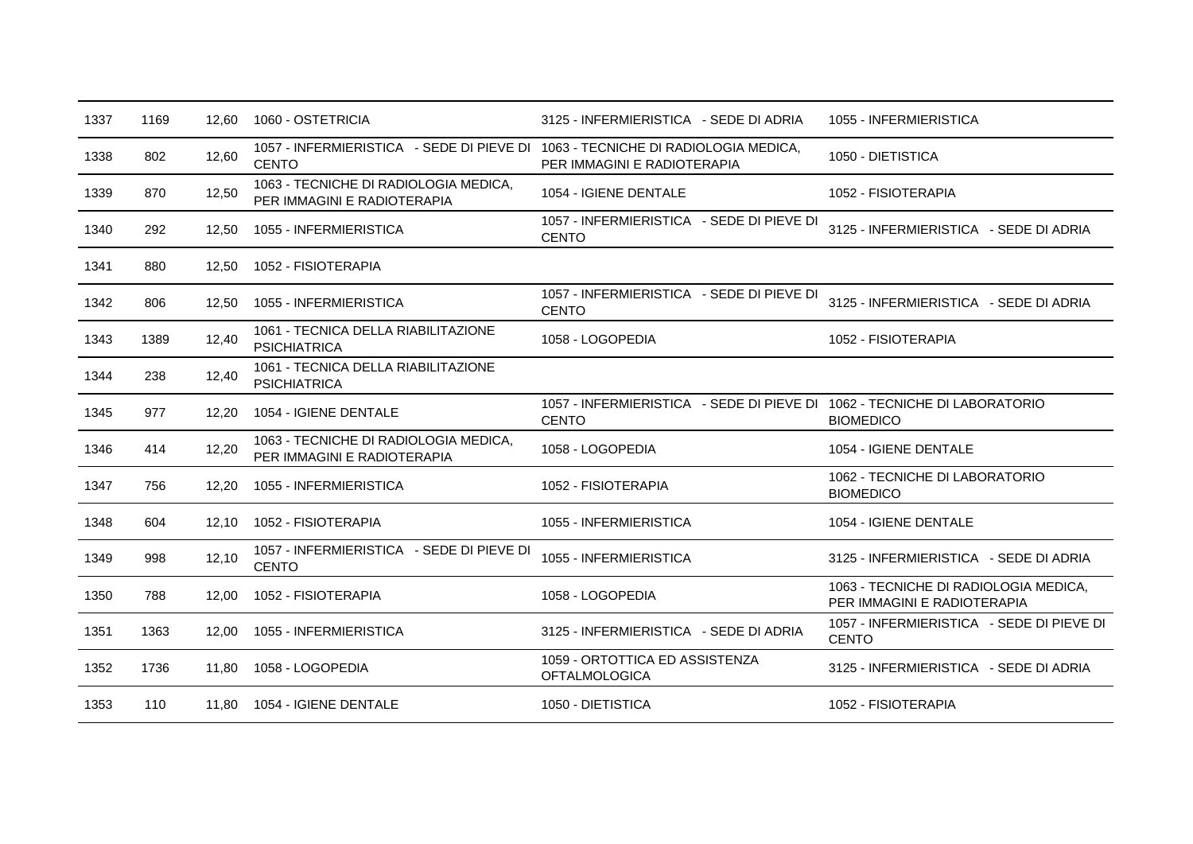| | | | | | |
|---|---|---|---|---|---|
| 1337 | 1169 | 12,60 | 1060 - OSTETRICIA | 3125 - INFERMIERISTICA - SEDE DI ADRIA | 1055 - INFERMIERISTICA |
| 1338 | 802 | 12,60 | 1057 - INFERMIERISTICA - SEDE DI PIEVE DI CENTO | 1063 - TECNICHE DI RADIOLOGIA MEDICA, PER IMMAGINI E RADIOTERAPIA | 1050 - DIETISTICA |
| 1339 | 870 | 12,50 | 1063 - TECNICHE DI RADIOLOGIA MEDICA, PER IMMAGINI E RADIOTERAPIA | 1054 - IGIENE DENTALE | 1052 - FISIOTERAPIA |
| 1340 | 292 | 12,50 | 1055 - INFERMIERISTICA | 1057 - INFERMIERISTICA - SEDE DI PIEVE DI CENTO | 3125 - INFERMIERISTICA - SEDE DI ADRIA |
| 1341 | 880 | 12,50 | 1052 - FISIOTERAPIA | | |
| 1342 | 806 | 12,50 | 1055 - INFERMIERISTICA | 1057 - INFERMIERISTICA - SEDE DI PIEVE DI CENTO | 3125 - INFERMIERISTICA - SEDE DI ADRIA |
| 1343 | 1389 | 12,40 | 1061 - TECNICA DELLA RIABILITAZIONE PSICHIATRICA | 1058 - LOGOPEDIA | 1052 - FISIOTERAPIA |
| 1344 | 238 | 12,40 | 1061 - TECNICA DELLA RIABILITAZIONE PSICHIATRICA | | |
| 1345 | 977 | 12,20 | 1054 - IGIENE DENTALE | 1057 - INFERMIERISTICA - SEDE DI PIEVE DI CENTO | 1062 - TECNICHE DI LABORATORIO BIOMEDICO |
| 1346 | 414 | 12,20 | 1063 - TECNICHE DI RADIOLOGIA MEDICA, PER IMMAGINI E RADIOTERAPIA | 1058 - LOGOPEDIA | 1054 - IGIENE DENTALE |
| 1347 | 756 | 12,20 | 1055 - INFERMIERISTICA | 1052 - FISIOTERAPIA | 1062 - TECNICHE DI LABORATORIO BIOMEDICO |
| 1348 | 604 | 12,10 | 1052 - FISIOTERAPIA | 1055 - INFERMIERISTICA | 1054 - IGIENE DENTALE |
| 1349 | 998 | 12,10 | 1057 - INFERMIERISTICA - SEDE DI PIEVE DI CENTO | 1055 - INFERMIERISTICA | 3125 - INFERMIERISTICA - SEDE DI ADRIA |
| 1350 | 788 | 12,00 | 1052 - FISIOTERAPIA | 1058 - LOGOPEDIA | 1063 - TECNICHE DI RADIOLOGIA MEDICA, PER IMMAGINI E RADIOTERAPIA |
| 1351 | 1363 | 12,00 | 1055 - INFERMIERISTICA | 3125 - INFERMIERISTICA - SEDE DI ADRIA | 1057 - INFERMIERISTICA - SEDE DI PIEVE DI CENTO |
| 1352 | 1736 | 11,80 | 1058 - LOGOPEDIA | 1059 - ORTOTTICA ED ASSISTENZA OFTALMOLOGICA | 3125 - INFERMIERISTICA - SEDE DI ADRIA |
| 1353 | 110 | 11,80 | 1054 - IGIENE DENTALE | 1050 - DIETISTICA | 1052 - FISIOTERAPIA |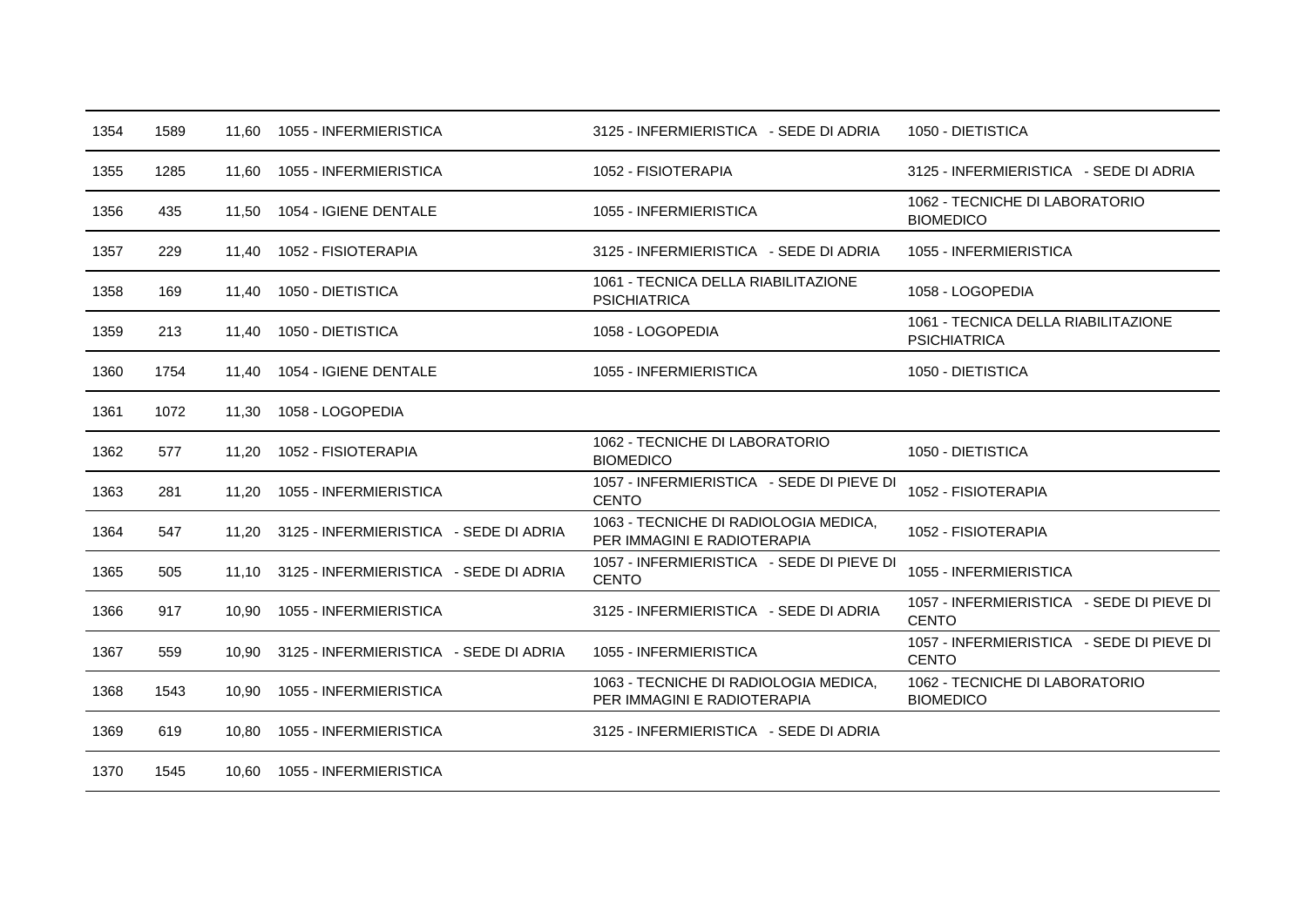| | | | | | |
|---|---|---|---|---|---|
| 1354 | 1589 | 11,60 | 1055 - INFERMIERISTICA | 3125 - INFERMIERISTICA - SEDE DI ADRIA | 1050 - DIETISTICA |
| 1355 | 1285 | 11,60 | 1055 - INFERMIERISTICA | 1052 - FISIOTERAPIA | 3125 - INFERMIERISTICA - SEDE DI ADRIA |
| 1356 | 435 | 11,50 | 1054 - IGIENE DENTALE | 1055 - INFERMIERISTICA | 1062 - TECNICHE DI LABORATORIO BIOMEDICO |
| 1357 | 229 | 11,40 | 1052 - FISIOTERAPIA | 3125 - INFERMIERISTICA - SEDE DI ADRIA | 1055 - INFERMIERISTICA |
| 1358 | 169 | 11,40 | 1050 - DIETISTICA | 1061 - TECNICA DELLA RIABILITAZIONE PSICHIATRICA | 1058 - LOGOPEDIA |
| 1359 | 213 | 11,40 | 1050 - DIETISTICA | 1058 - LOGOPEDIA | 1061 - TECNICA DELLA RIABILITAZIONE PSICHIATRICA |
| 1360 | 1754 | 11,40 | 1054 - IGIENE DENTALE | 1055 - INFERMIERISTICA | 1050 - DIETISTICA |
| 1361 | 1072 | 11,30 | 1058 - LOGOPEDIA | | |
| 1362 | 577 | 11,20 | 1052 - FISIOTERAPIA | 1062 - TECNICHE DI LABORATORIO BIOMEDICO | 1050 - DIETISTICA |
| 1363 | 281 | 11,20 | 1055 - INFERMIERISTICA | 1057 - INFERMIERISTICA - SEDE DI PIEVE DI CENTO | 1052 - FISIOTERAPIA |
| 1364 | 547 | 11,20 | 3125 - INFERMIERISTICA - SEDE DI ADRIA | 1063 - TECNICHE DI RADIOLOGIA MEDICA, PER IMMAGINI E RADIOTERAPIA | 1052 - FISIOTERAPIA |
| 1365 | 505 | 11,10 | 3125 - INFERMIERISTICA - SEDE DI ADRIA | 1057 - INFERMIERISTICA - SEDE DI PIEVE DI CENTO | 1055 - INFERMIERISTICA |
| 1366 | 917 | 10,90 | 1055 - INFERMIERISTICA | 3125 - INFERMIERISTICA - SEDE DI ADRIA | 1057 - INFERMIERISTICA - SEDE DI PIEVE DI CENTO |
| 1367 | 559 | 10,90 | 3125 - INFERMIERISTICA - SEDE DI ADRIA | 1055 - INFERMIERISTICA | 1057 - INFERMIERISTICA - SEDE DI PIEVE DI CENTO |
| 1368 | 1543 | 10,90 | 1055 - INFERMIERISTICA | 1063 - TECNICHE DI RADIOLOGIA MEDICA, PER IMMAGINI E RADIOTERAPIA | 1062 - TECNICHE DI LABORATORIO BIOMEDICO |
| 1369 | 619 | 10,80 | 1055 - INFERMIERISTICA | 3125 - INFERMIERISTICA - SEDE DI ADRIA | |
| 1370 | 1545 | 10,60 | 1055 - INFERMIERISTICA | | |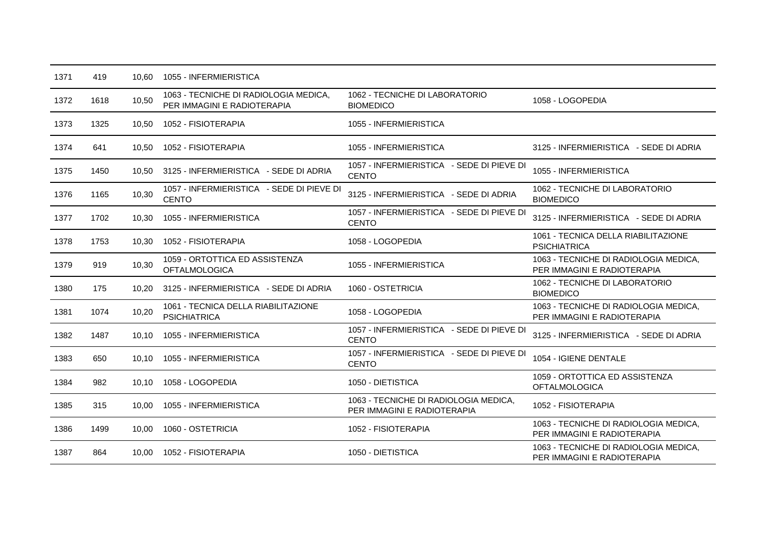| | | | | | |
|---|---|---|---|---|---|
| 1371 | 419 | 10,60 | 1055 - INFERMIERISTICA | | |
| 1372 | 1618 | 10,50 | 1063 - TECNICHE DI RADIOLOGIA MEDICA, PER IMMAGINI E RADIOTERAPIA | 1062 - TECNICHE DI LABORATORIO BIOMEDICO | 1058 - LOGOPEDIA |
| 1373 | 1325 | 10,50 | 1052 - FISIOTERAPIA | 1055 - INFERMIERISTICA | |
| 1374 | 641 | 10,50 | 1052 - FISIOTERAPIA | 1055 - INFERMIERISTICA | 3125 - INFERMIERISTICA - SEDE DI ADRIA |
| 1375 | 1450 | 10,50 | 3125 - INFERMIERISTICA - SEDE DI ADRIA | 1057 - INFERMIERISTICA - SEDE DI PIEVE DI CENTO | 1055 - INFERMIERISTICA |
| 1376 | 1165 | 10,30 | 1057 - INFERMIERISTICA - SEDE DI PIEVE DI CENTO | 3125 - INFERMIERISTICA - SEDE DI ADRIA | 1062 - TECNICHE DI LABORATORIO BIOMEDICO |
| 1377 | 1702 | 10,30 | 1055 - INFERMIERISTICA | 1057 - INFERMIERISTICA - SEDE DI PIEVE DI CENTO | 3125 - INFERMIERISTICA - SEDE DI ADRIA |
| 1378 | 1753 | 10,30 | 1052 - FISIOTERAPIA | 1058 - LOGOPEDIA | 1061 - TECNICA DELLA RIABILITAZIONE PSICHIATRICA |
| 1379 | 919 | 10,30 | 1059 - ORTOTTICA ED ASSISTENZA OFTALMOLOGICA | 1055 - INFERMIERISTICA | 1063 - TECNICHE DI RADIOLOGIA MEDICA, PER IMMAGINI E RADIOTERAPIA |
| 1380 | 175 | 10,20 | 3125 - INFERMIERISTICA - SEDE DI ADRIA | 1060 - OSTETRICIA | 1062 - TECNICHE DI LABORATORIO BIOMEDICO |
| 1381 | 1074 | 10,20 | 1061 - TECNICA DELLA RIABILITAZIONE PSICHIATRICA | 1058 - LOGOPEDIA | 1063 - TECNICHE DI RADIOLOGIA MEDICA, PER IMMAGINI E RADIOTERAPIA |
| 1382 | 1487 | 10,10 | 1055 - INFERMIERISTICA | 1057 - INFERMIERISTICA - SEDE DI PIEVE DI CENTO | 3125 - INFERMIERISTICA - SEDE DI ADRIA |
| 1383 | 650 | 10,10 | 1055 - INFERMIERISTICA | 1057 - INFERMIERISTICA - SEDE DI PIEVE DI CENTO | 1054 - IGIENE DENTALE |
| 1384 | 982 | 10,10 | 1058 - LOGOPEDIA | 1050 - DIETISTICA | 1059 - ORTOTTICA ED ASSISTENZA OFTALMOLOGICA |
| 1385 | 315 | 10,00 | 1055 - INFERMIERISTICA | 1063 - TECNICHE DI RADIOLOGIA MEDICA, PER IMMAGINI E RADIOTERAPIA | 1052 - FISIOTERAPIA |
| 1386 | 1499 | 10,00 | 1060 - OSTETRICIA | 1052 - FISIOTERAPIA | 1063 - TECNICHE DI RADIOLOGIA MEDICA, PER IMMAGINI E RADIOTERAPIA |
| 1387 | 864 | 10,00 | 1052 - FISIOTERAPIA | 1050 - DIETISTICA | 1063 - TECNICHE DI RADIOLOGIA MEDICA, PER IMMAGINI E RADIOTERAPIA |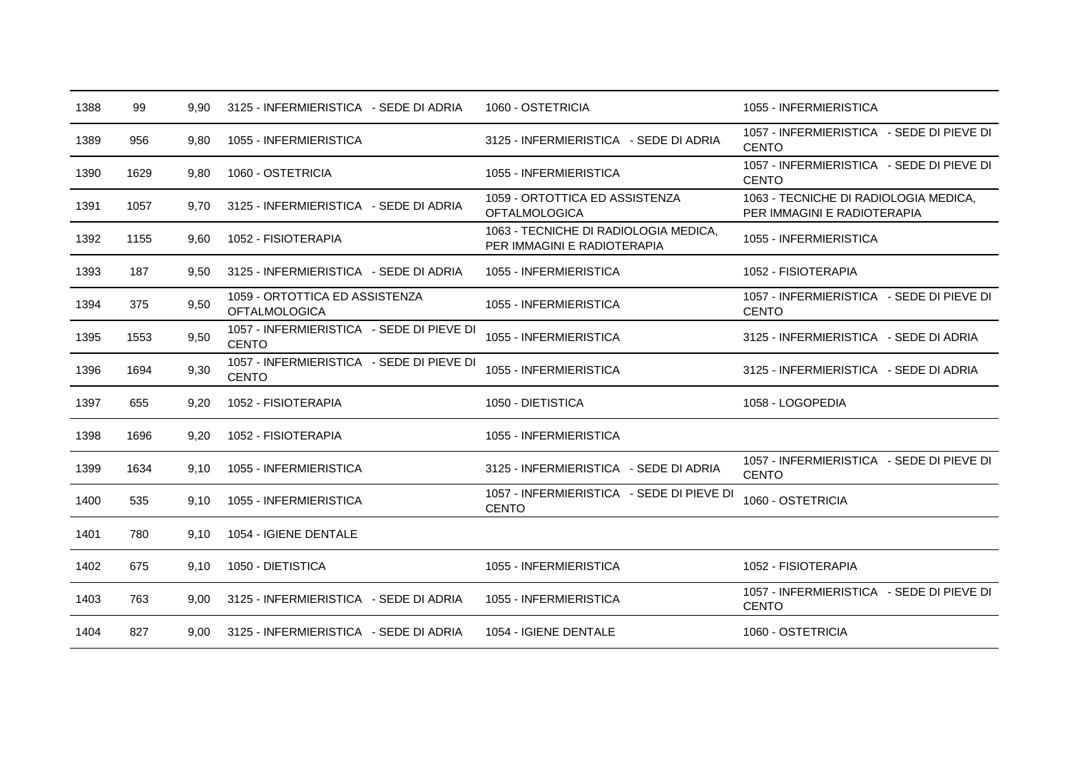| | | | | | |
|---|---|---|---|---|---|
| 1388 | 99 | 9,90 | 3125 - INFERMIERISTICA - SEDE DI ADRIA | 1060 - OSTETRICIA | 1055 - INFERMIERISTICA |
| 1389 | 956 | 9,80 | 1055 - INFERMIERISTICA | 3125 - INFERMIERISTICA - SEDE DI ADRIA | 1057 - INFERMIERISTICA - SEDE DI PIEVE DI CENTO |
| 1390 | 1629 | 9,80 | 1060 - OSTETRICIA | 1055 - INFERMIERISTICA | 1057 - INFERMIERISTICA - SEDE DI PIEVE DI CENTO |
| 1391 | 1057 | 9,70 | 3125 - INFERMIERISTICA - SEDE DI ADRIA | 1059 - ORTOTTICA ED ASSISTENZA OFTALMOLOGICA | 1063 - TECNICHE DI RADIOLOGIA MEDICA, PER IMMAGINI E RADIOTERAPIA |
| 1392 | 1155 | 9,60 | 1052 - FISIOTERAPIA | 1063 - TECNICHE DI RADIOLOGIA MEDICA, PER IMMAGINI E RADIOTERAPIA | 1055 - INFERMIERISTICA |
| 1393 | 187 | 9,50 | 3125 - INFERMIERISTICA - SEDE DI ADRIA | 1055 - INFERMIERISTICA | 1052 - FISIOTERAPIA |
| 1394 | 375 | 9,50 | 1059 - ORTOTTICA ED ASSISTENZA OFTALMOLOGICA | 1055 - INFERMIERISTICA | 1057 - INFERMIERISTICA - SEDE DI PIEVE DI CENTO |
| 1395 | 1553 | 9,50 | 1057 - INFERMIERISTICA - SEDE DI PIEVE DI CENTO | 1055 - INFERMIERISTICA | 3125 - INFERMIERISTICA - SEDE DI ADRIA |
| 1396 | 1694 | 9,30 | 1057 - INFERMIERISTICA - SEDE DI PIEVE DI CENTO | 1055 - INFERMIERISTICA | 3125 - INFERMIERISTICA - SEDE DI ADRIA |
| 1397 | 655 | 9,20 | 1052 - FISIOTERAPIA | 1050 - DIETISTICA | 1058 - LOGOPEDIA |
| 1398 | 1696 | 9,20 | 1052 - FISIOTERAPIA | 1055 - INFERMIERISTICA | |
| 1399 | 1634 | 9,10 | 1055 - INFERMIERISTICA | 3125 - INFERMIERISTICA - SEDE DI ADRIA | 1057 - INFERMIERISTICA - SEDE DI PIEVE DI CENTO |
| 1400 | 535 | 9,10 | 1055 - INFERMIERISTICA | 1057 - INFERMIERISTICA - SEDE DI PIEVE DI CENTO | 1060 - OSTETRICIA |
| 1401 | 780 | 9,10 | 1054 - IGIENE DENTALE | | |
| 1402 | 675 | 9,10 | 1050 - DIETISTICA | 1055 - INFERMIERISTICA | 1052 - FISIOTERAPIA |
| 1403 | 763 | 9,00 | 3125 - INFERMIERISTICA - SEDE DI ADRIA | 1055 - INFERMIERISTICA | 1057 - INFERMIERISTICA - SEDE DI PIEVE DI CENTO |
| 1404 | 827 | 9,00 | 3125 - INFERMIERISTICA - SEDE DI ADRIA | 1054 - IGIENE DENTALE | 1060 - OSTETRICIA |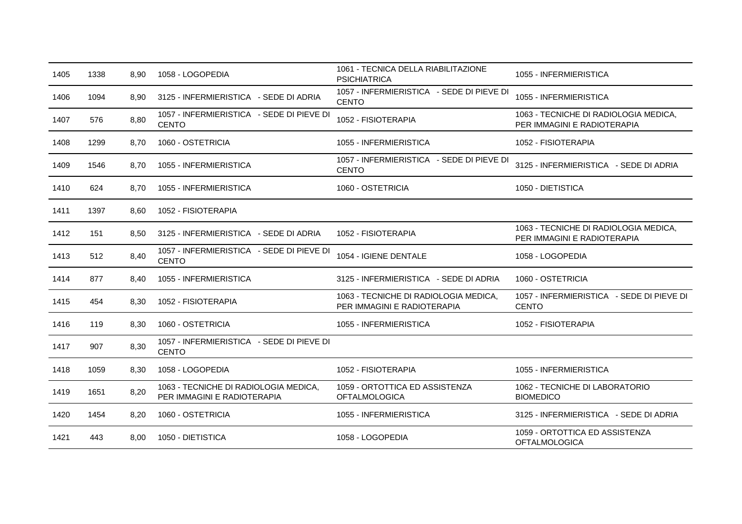| | | | | | |
|---|---|---|---|---|---|
| 1405 | 1338 | 8,90 | 1058 - LOGOPEDIA | 1061 - TECNICA DELLA RIABILITAZIONE PSICHIATRICA | 1055 - INFERMIERISTICA |
| 1406 | 1094 | 8,90 | 3125 - INFERMIERISTICA - SEDE DI ADRIA | 1057 - INFERMIERISTICA - SEDE DI PIEVE DI CENTO | 1055 - INFERMIERISTICA |
| 1407 | 576 | 8,80 | 1057 - INFERMIERISTICA - SEDE DI PIEVE DI CENTO | 1052 - FISIOTERAPIA | 1063 - TECNICHE DI RADIOLOGIA MEDICA, PER IMMAGINI E RADIOTERAPIA |
| 1408 | 1299 | 8,70 | 1060 - OSTETRICIA | 1055 - INFERMIERISTICA | 1052 - FISIOTERAPIA |
| 1409 | 1546 | 8,70 | 1055 - INFERMIERISTICA | 1057 - INFERMIERISTICA - SEDE DI PIEVE DI CENTO | 3125 - INFERMIERISTICA - SEDE DI ADRIA |
| 1410 | 624 | 8,70 | 1055 - INFERMIERISTICA | 1060 - OSTETRICIA | 1050 - DIETISTICA |
| 1411 | 1397 | 8,60 | 1052 - FISIOTERAPIA | | |
| 1412 | 151 | 8,50 | 3125 - INFERMIERISTICA - SEDE DI ADRIA | 1052 - FISIOTERAPIA | 1063 - TECNICHE DI RADIOLOGIA MEDICA, PER IMMAGINI E RADIOTERAPIA |
| 1413 | 512 | 8,40 | 1057 - INFERMIERISTICA - SEDE DI PIEVE DI CENTO | 1054 - IGIENE DENTALE | 1058 - LOGOPEDIA |
| 1414 | 877 | 8,40 | 1055 - INFERMIERISTICA | 3125 - INFERMIERISTICA - SEDE DI ADRIA | 1060 - OSTETRICIA |
| 1415 | 454 | 8,30 | 1052 - FISIOTERAPIA | 1063 - TECNICHE DI RADIOLOGIA MEDICA, PER IMMAGINI E RADIOTERAPIA | 1057 - INFERMIERISTICA - SEDE DI PIEVE DI CENTO |
| 1416 | 119 | 8,30 | 1060 - OSTETRICIA | 1055 - INFERMIERISTICA | 1052 - FISIOTERAPIA |
| 1417 | 907 | 8,30 | 1057 - INFERMIERISTICA - SEDE DI PIEVE DI CENTO | | |
| 1418 | 1059 | 8,30 | 1058 - LOGOPEDIA | 1052 - FISIOTERAPIA | 1055 - INFERMIERISTICA |
| 1419 | 1651 | 8,20 | 1063 - TECNICHE DI RADIOLOGIA MEDICA, PER IMMAGINI E RADIOTERAPIA | 1059 - ORTOTTICA ED ASSISTENZA OFTALMOLOGICA | 1062 - TECNICHE DI LABORATORIO BIOMEDICO |
| 1420 | 1454 | 8,20 | 1060 - OSTETRICIA | 1055 - INFERMIERISTICA | 3125 - INFERMIERISTICA - SEDE DI ADRIA |
| 1421 | 443 | 8,00 | 1050 - DIETISTICA | 1058 - LOGOPEDIA | 1059 - ORTOTTICA ED ASSISTENZA OFTALMOLOGICA |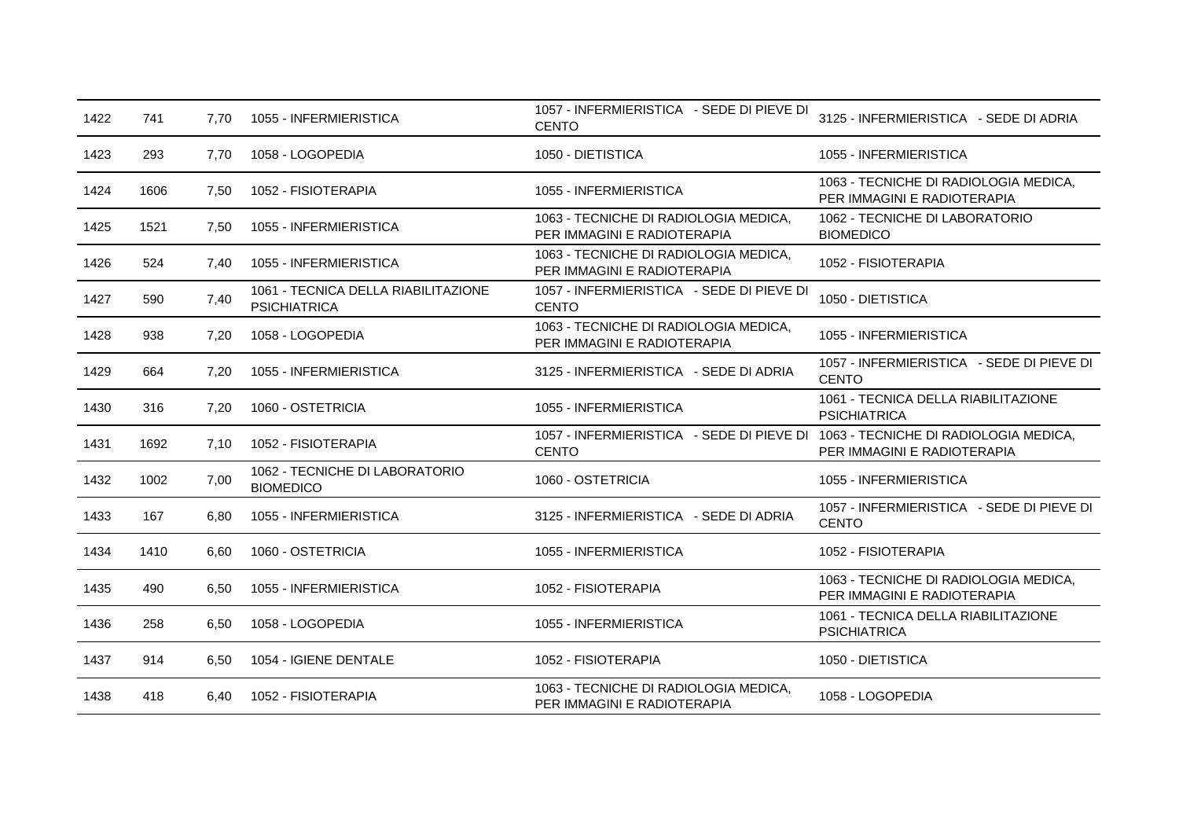| | | | | | |
|---|---|---|---|---|---|
| 1422 | 741 | 7,70 | 1055 - INFERMIERISTICA | 1057 - INFERMIERISTICA - SEDE DI PIEVE DI CENTO | 3125 - INFERMIERISTICA - SEDE DI ADRIA |
| 1423 | 293 | 7,70 | 1058 - LOGOPEDIA | 1050 - DIETISTICA | 1055 - INFERMIERISTICA |
| 1424 | 1606 | 7,50 | 1052 - FISIOTERAPIA | 1055 - INFERMIERISTICA | 1063 - TECNICHE DI RADIOLOGIA MEDICA, PER IMMAGINI E RADIOTERAPIA |
| 1425 | 1521 | 7,50 | 1055 - INFERMIERISTICA | 1063 - TECNICHE DI RADIOLOGIA MEDICA, PER IMMAGINI E RADIOTERAPIA | 1062 - TECNICHE DI LABORATORIO BIOMEDICO |
| 1426 | 524 | 7,40 | 1055 - INFERMIERISTICA | 1063 - TECNICHE DI RADIOLOGIA MEDICA, PER IMMAGINI E RADIOTERAPIA | 1052 - FISIOTERAPIA |
| 1427 | 590 | 7,40 | 1061 - TECNICA DELLA RIABILITAZIONE PSICHIATRICA | 1057 - INFERMIERISTICA - SEDE DI PIEVE DI CENTO | 1050 - DIETISTICA |
| 1428 | 938 | 7,20 | 1058 - LOGOPEDIA | 1063 - TECNICHE DI RADIOLOGIA MEDICA, PER IMMAGINI E RADIOTERAPIA | 1055 - INFERMIERISTICA |
| 1429 | 664 | 7,20 | 1055 - INFERMIERISTICA | 3125 - INFERMIERISTICA - SEDE DI ADRIA | 1057 - INFERMIERISTICA - SEDE DI PIEVE DI CENTO |
| 1430 | 316 | 7,20 | 1060 - OSTETRICIA | 1055 - INFERMIERISTICA | 1061 - TECNICA DELLA RIABILITAZIONE PSICHIATRICA |
| 1431 | 1692 | 7,10 | 1052 - FISIOTERAPIA | 1057 - INFERMIERISTICA - SEDE DI PIEVE DI CENTO | 1063 - TECNICHE DI RADIOLOGIA MEDICA, PER IMMAGINI E RADIOTERAPIA |
| 1432 | 1002 | 7,00 | 1062 - TECNICHE DI LABORATORIO BIOMEDICO | 1060 - OSTETRICIA | 1055 - INFERMIERISTICA |
| 1433 | 167 | 6,80 | 1055 - INFERMIERISTICA | 3125 - INFERMIERISTICA - SEDE DI ADRIA | 1057 - INFERMIERISTICA - SEDE DI PIEVE DI CENTO |
| 1434 | 1410 | 6,60 | 1060 - OSTETRICIA | 1055 - INFERMIERISTICA | 1052 - FISIOTERAPIA |
| 1435 | 490 | 6,50 | 1055 - INFERMIERISTICA | 1052 - FISIOTERAPIA | 1063 - TECNICHE DI RADIOLOGIA MEDICA, PER IMMAGINI E RADIOTERAPIA |
| 1436 | 258 | 6,50 | 1058 - LOGOPEDIA | 1055 - INFERMIERISTICA | 1061 - TECNICA DELLA RIABILITAZIONE PSICHIATRICA |
| 1437 | 914 | 6,50 | 1054 - IGIENE DENTALE | 1052 - FISIOTERAPIA | 1050 - DIETISTICA |
| 1438 | 418 | 6,40 | 1052 - FISIOTERAPIA | 1063 - TECNICHE DI RADIOLOGIA MEDICA, PER IMMAGINI E RADIOTERAPIA | 1058 - LOGOPEDIA |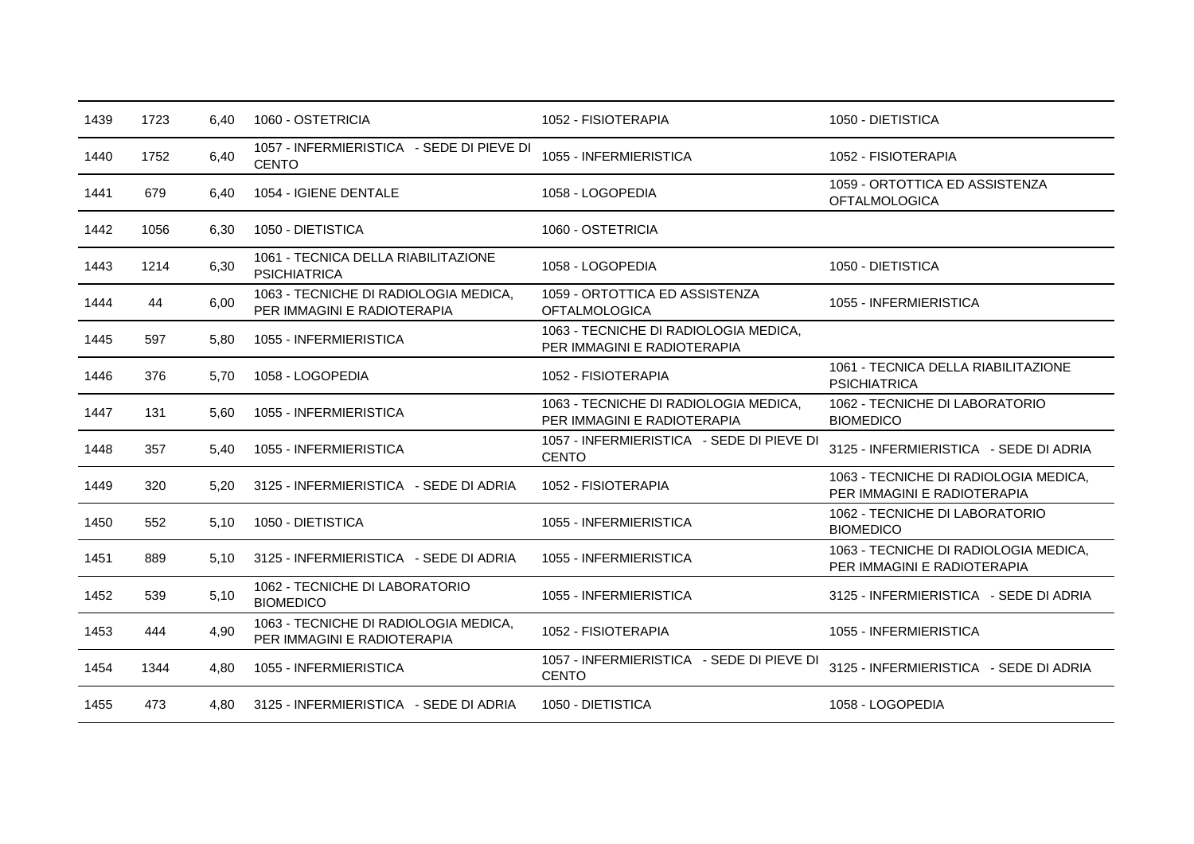| | | | | | |
|---|---|---|---|---|---|
| 1439 | 1723 | 6,40 | 1060 - OSTETRICIA | 1052 - FISIOTERAPIA | 1050 - DIETISTICA |
| 1440 | 1752 | 6,40 | 1057 - INFERMIERISTICA - SEDE DI PIEVE DI CENTO | 1055 - INFERMIERISTICA | 1052 - FISIOTERAPIA |
| 1441 | 679 | 6,40 | 1054 - IGIENE DENTALE | 1058 - LOGOPEDIA | 1059 - ORTOTTICA ED ASSISTENZA OFTALMOLOGICA |
| 1442 | 1056 | 6,30 | 1050 - DIETISTICA | 1060 - OSTETRICIA | |
| 1443 | 1214 | 6,30 | 1061 - TECNICA DELLA RIABILITAZIONE PSICHIATRICA | 1058 - LOGOPEDIA | 1050 - DIETISTICA |
| 1444 | 44 | 6,00 | 1063 - TECNICHE DI RADIOLOGIA MEDICA, PER IMMAGINI E RADIOTERAPIA | 1059 - ORTOTTICA ED ASSISTENZA OFTALMOLOGICA | 1055 - INFERMIERISTICA |
| 1445 | 597 | 5,80 | 1055 - INFERMIERISTICA | 1063 - TECNICHE DI RADIOLOGIA MEDICA, PER IMMAGINI E RADIOTERAPIA | |
| 1446 | 376 | 5,70 | 1058 - LOGOPEDIA | 1052 - FISIOTERAPIA | 1061 - TECNICA DELLA RIABILITAZIONE PSICHIATRICA |
| 1447 | 131 | 5,60 | 1055 - INFERMIERISTICA | 1063 - TECNICHE DI RADIOLOGIA MEDICA, PER IMMAGINI E RADIOTERAPIA | 1062 - TECNICHE DI LABORATORIO BIOMEDICO |
| 1448 | 357 | 5,40 | 1055 - INFERMIERISTICA | 1057 - INFERMIERISTICA - SEDE DI PIEVE DI CENTO | 3125 - INFERMIERISTICA - SEDE DI ADRIA |
| 1449 | 320 | 5,20 | 3125 - INFERMIERISTICA - SEDE DI ADRIA | 1052 - FISIOTERAPIA | 1063 - TECNICHE DI RADIOLOGIA MEDICA, PER IMMAGINI E RADIOTERAPIA |
| 1450 | 552 | 5,10 | 1050 - DIETISTICA | 1055 - INFERMIERISTICA | 1062 - TECNICHE DI LABORATORIO BIOMEDICO |
| 1451 | 889 | 5,10 | 3125 - INFERMIERISTICA - SEDE DI ADRIA | 1055 - INFERMIERISTICA | 1063 - TECNICHE DI RADIOLOGIA MEDICA, PER IMMAGINI E RADIOTERAPIA |
| 1452 | 539 | 5,10 | 1062 - TECNICHE DI LABORATORIO BIOMEDICO | 1055 - INFERMIERISTICA | 3125 - INFERMIERISTICA - SEDE DI ADRIA |
| 1453 | 444 | 4,90 | 1063 - TECNICHE DI RADIOLOGIA MEDICA, PER IMMAGINI E RADIOTERAPIA | 1052 - FISIOTERAPIA | 1055 - INFERMIERISTICA |
| 1454 | 1344 | 4,80 | 1055 - INFERMIERISTICA | 1057 - INFERMIERISTICA - SEDE DI PIEVE DI CENTO | 3125 - INFERMIERISTICA - SEDE DI ADRIA |
| 1455 | 473 | 4,80 | 3125 - INFERMIERISTICA - SEDE DI ADRIA | 1050 - DIETISTICA | 1058 - LOGOPEDIA |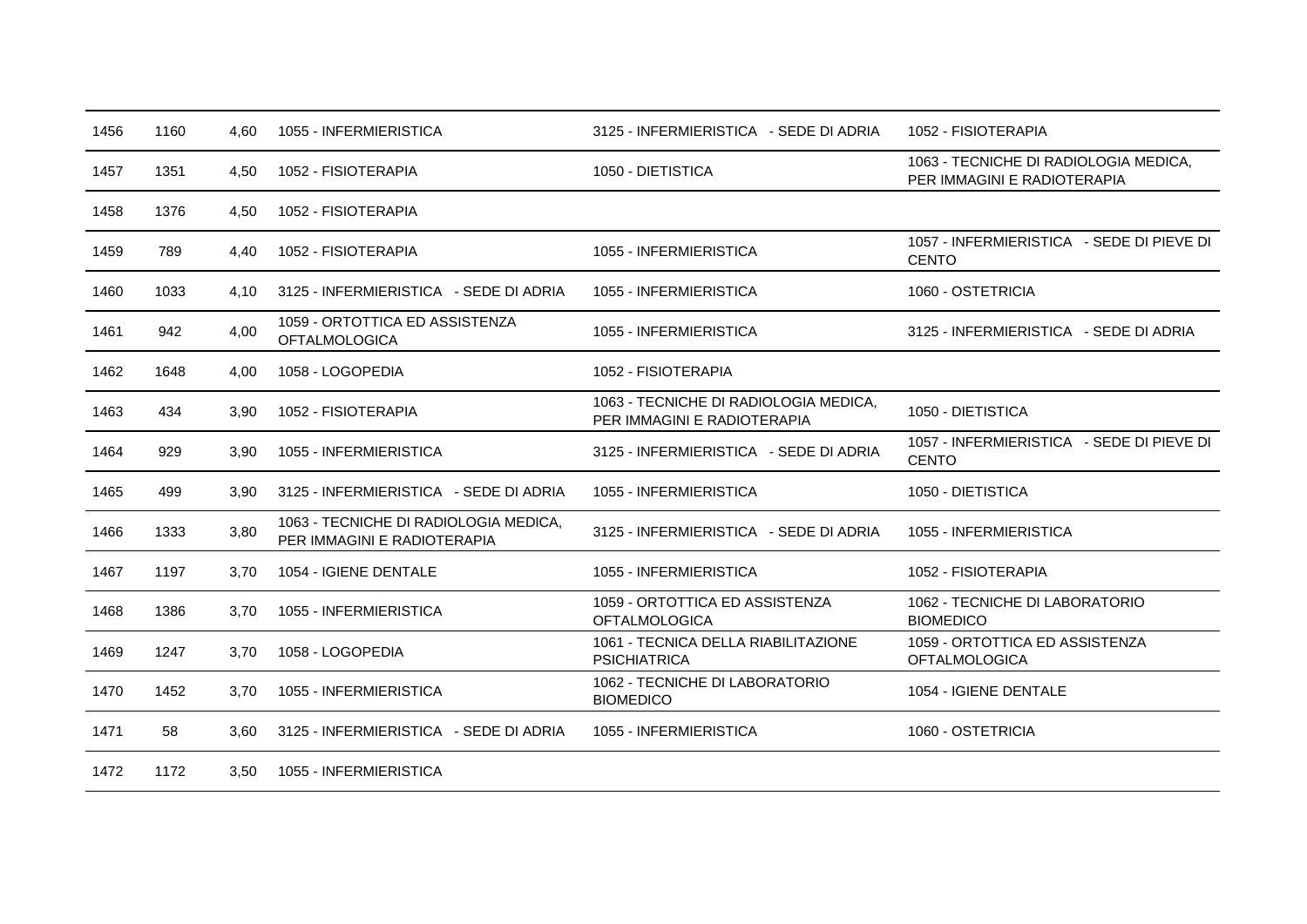| | | | | | |
|---|---|---|---|---|---|
| 1456 | 1160 | 4,60 | 1055 - INFERMIERISTICA | 3125 - INFERMIERISTICA - SEDE DI ADRIA | 1052 - FISIOTERAPIA |
| 1457 | 1351 | 4,50 | 1052 - FISIOTERAPIA | 1050 - DIETISTICA | 1063 - TECNICHE DI RADIOLOGIA MEDICA, PER IMMAGINI E RADIOTERAPIA |
| 1458 | 1376 | 4,50 | 1052 - FISIOTERAPIA | | |
| 1459 | 789 | 4,40 | 1052 - FISIOTERAPIA | 1055 - INFERMIERISTICA | 1057 - INFERMIERISTICA - SEDE DI PIEVE DI CENTO |
| 1460 | 1033 | 4,10 | 3125 - INFERMIERISTICA - SEDE DI ADRIA | 1055 - INFERMIERISTICA | 1060 - OSTETRICIA |
| 1461 | 942 | 4,00 | 1059 - ORTOTTICA ED ASSISTENZA OFTALMOLOGICA | 1055 - INFERMIERISTICA | 3125 - INFERMIERISTICA - SEDE DI ADRIA |
| 1462 | 1648 | 4,00 | 1058 - LOGOPEDIA | 1052 - FISIOTERAPIA | |
| 1463 | 434 | 3,90 | 1052 - FISIOTERAPIA | 1063 - TECNICHE DI RADIOLOGIA MEDICA, PER IMMAGINI E RADIOTERAPIA | 1050 - DIETISTICA |
| 1464 | 929 | 3,90 | 1055 - INFERMIERISTICA | 3125 - INFERMIERISTICA - SEDE DI ADRIA | 1057 - INFERMIERISTICA - SEDE DI PIEVE DI CENTO |
| 1465 | 499 | 3,90 | 3125 - INFERMIERISTICA - SEDE DI ADRIA | 1055 - INFERMIERISTICA | 1050 - DIETISTICA |
| 1466 | 1333 | 3,80 | 1063 - TECNICHE DI RADIOLOGIA MEDICA, PER IMMAGINI E RADIOTERAPIA | 3125 - INFERMIERISTICA - SEDE DI ADRIA | 1055 - INFERMIERISTICA |
| 1467 | 1197 | 3,70 | 1054 - IGIENE DENTALE | 1055 - INFERMIERISTICA | 1052 - FISIOTERAPIA |
| 1468 | 1386 | 3,70 | 1055 - INFERMIERISTICA | 1059 - ORTOTTICA ED ASSISTENZA OFTALMOLOGICA | 1062 - TECNICHE DI LABORATORIO BIOMEDICO |
| 1469 | 1247 | 3,70 | 1058 - LOGOPEDIA | 1061 - TECNICA DELLA RIABILITAZIONE PSICHIATRICA | 1059 - ORTOTTICA ED ASSISTENZA OFTALMOLOGICA |
| 1470 | 1452 | 3,70 | 1055 - INFERMIERISTICA | 1062 - TECNICHE DI LABORATORIO BIOMEDICO | 1054 - IGIENE DENTALE |
| 1471 | 58 | 3,60 | 3125 - INFERMIERISTICA - SEDE DI ADRIA | 1055 - INFERMIERISTICA | 1060 - OSTETRICIA |
| 1472 | 1172 | 3,50 | 1055 - INFERMIERISTICA | | |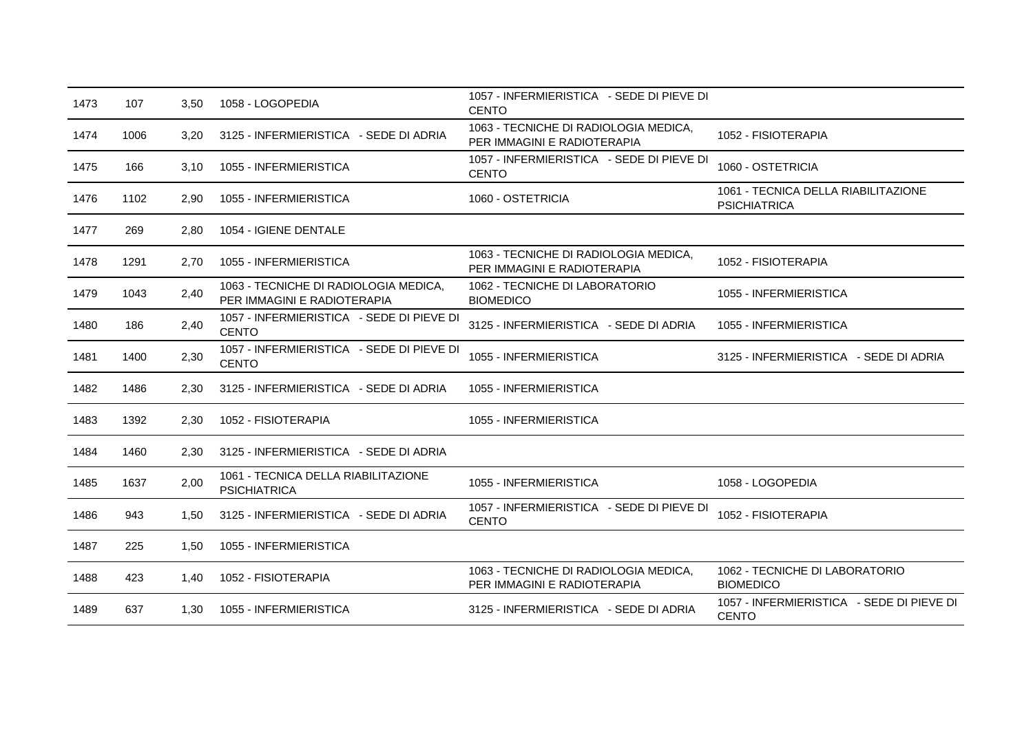| | | | | | |
|---|---|---|---|---|---|
| 1473 | 107 | 3,50 | 1058 - LOGOPEDIA | 1057 - INFERMIERISTICA - SEDE DI PIEVE DI CENTO | |
| 1474 | 1006 | 3,20 | 3125 - INFERMIERISTICA - SEDE DI ADRIA | 1063 - TECNICHE DI RADIOLOGIA MEDICA, PER IMMAGINI E RADIOTERAPIA | 1052 - FISIOTERAPIA |
| 1475 | 166 | 3,10 | 1055 - INFERMIERISTICA | 1057 - INFERMIERISTICA - SEDE DI PIEVE DI CENTO | 1060 - OSTETRICIA |
| 1476 | 1102 | 2,90 | 1055 - INFERMIERISTICA | 1060 - OSTETRICIA | 1061 - TECNICA DELLA RIABILITAZIONE PSICHIATRICA |
| 1477 | 269 | 2,80 | 1054 - IGIENE DENTALE | | |
| 1478 | 1291 | 2,70 | 1055 - INFERMIERISTICA | 1063 - TECNICHE DI RADIOLOGIA MEDICA, PER IMMAGINI E RADIOTERAPIA | 1052 - FISIOTERAPIA |
| 1479 | 1043 | 2,40 | 1063 - TECNICHE DI RADIOLOGIA MEDICA, PER IMMAGINI E RADIOTERAPIA | 1062 - TECNICHE DI LABORATORIO BIOMEDICO | 1055 - INFERMIERISTICA |
| 1480 | 186 | 2,40 | 1057 - INFERMIERISTICA - SEDE DI PIEVE DI CENTO | 3125 - INFERMIERISTICA - SEDE DI ADRIA | 1055 - INFERMIERISTICA |
| 1481 | 1400 | 2,30 | 1057 - INFERMIERISTICA - SEDE DI PIEVE DI CENTO | 1055 - INFERMIERISTICA | 3125 - INFERMIERISTICA - SEDE DI ADRIA |
| 1482 | 1486 | 2,30 | 3125 - INFERMIERISTICA - SEDE DI ADRIA | 1055 - INFERMIERISTICA | |
| 1483 | 1392 | 2,30 | 1052 - FISIOTERAPIA | 1055 - INFERMIERISTICA | |
| 1484 | 1460 | 2,30 | 3125 - INFERMIERISTICA - SEDE DI ADRIA | | |
| 1485 | 1637 | 2,00 | 1061 - TECNICA DELLA RIABILITAZIONE PSICHIATRICA | 1055 - INFERMIERISTICA | 1058 - LOGOPEDIA |
| 1486 | 943 | 1,50 | 3125 - INFERMIERISTICA - SEDE DI ADRIA | 1057 - INFERMIERISTICA - SEDE DI PIEVE DI CENTO | 1052 - FISIOTERAPIA |
| 1487 | 225 | 1,50 | 1055 - INFERMIERISTICA | | |
| 1488 | 423 | 1,40 | 1052 - FISIOTERAPIA | 1063 - TECNICHE DI RADIOLOGIA MEDICA, PER IMMAGINI E RADIOTERAPIA | 1062 - TECNICHE DI LABORATORIO BIOMEDICO |
| 1489 | 637 | 1,30 | 1055 - INFERMIERISTICA | 3125 - INFERMIERISTICA - SEDE DI ADRIA | 1057 - INFERMIERISTICA - SEDE DI PIEVE DI CENTO |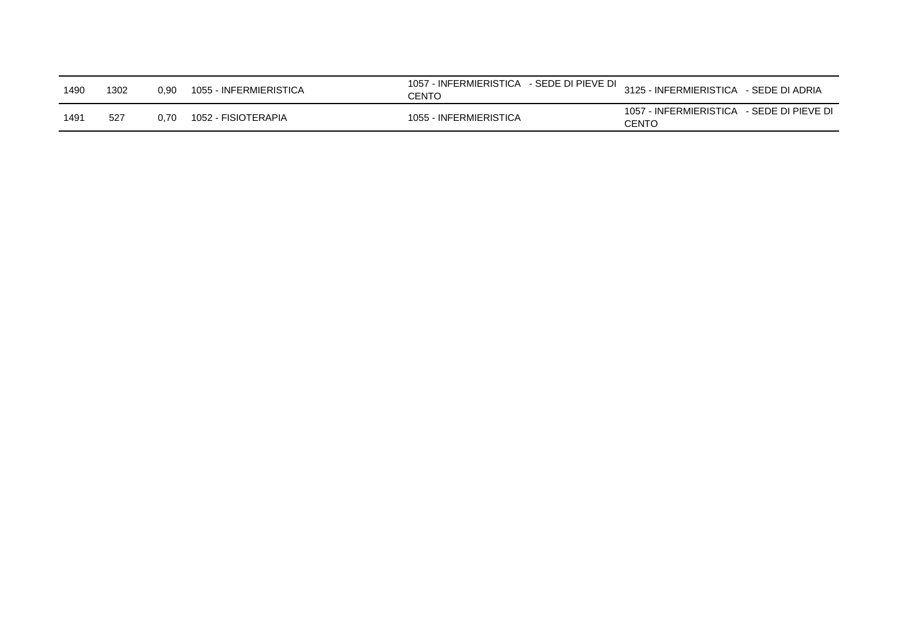| | | | | | |
|---|---|---|---|---|---|
| 1490 | 1302 | 0,90 | 1055 - INFERMIERISTICA | 1057 - INFERMIERISTICA - SEDE DI PIEVE DI CENTO | 3125 - INFERMIERISTICA - SEDE DI ADRIA |
| 1491 | 527 | 0,70 | 1052 - FISIOTERAPIA | 1055 - INFERMIERISTICA | 1057 - INFERMIERISTICA - SEDE DI PIEVE DI CENTO |